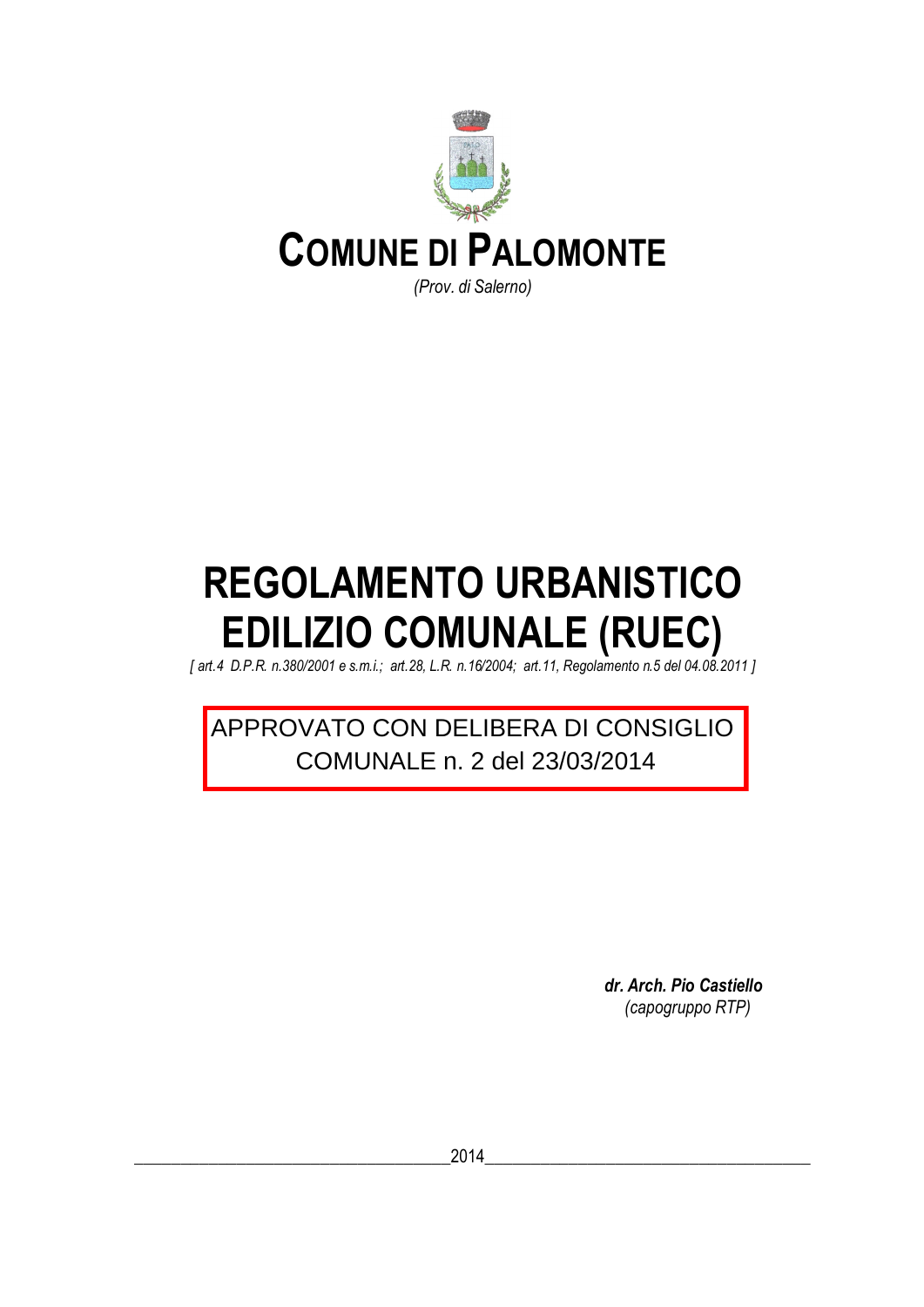# COMUNE DI PALOMONTE

*(Prov. di Salerno)*

# REGOLAMENTO URBANISTICO EDILIZIO COMUNALE (RUEC)

*[ art.4 D.P.R. n.380/2001 e s.m.i.; art.28, L.R. n.16/2004; art.11, Regolamento n.5 del 04.08.2011 ]*

APPROVATO CON DELIBERA DI CONSIGLIO COMUNALE n. 2 del 23/03/2014

***dr. Arch. Pio Castiello***
*(capogruppo RTP)*

2014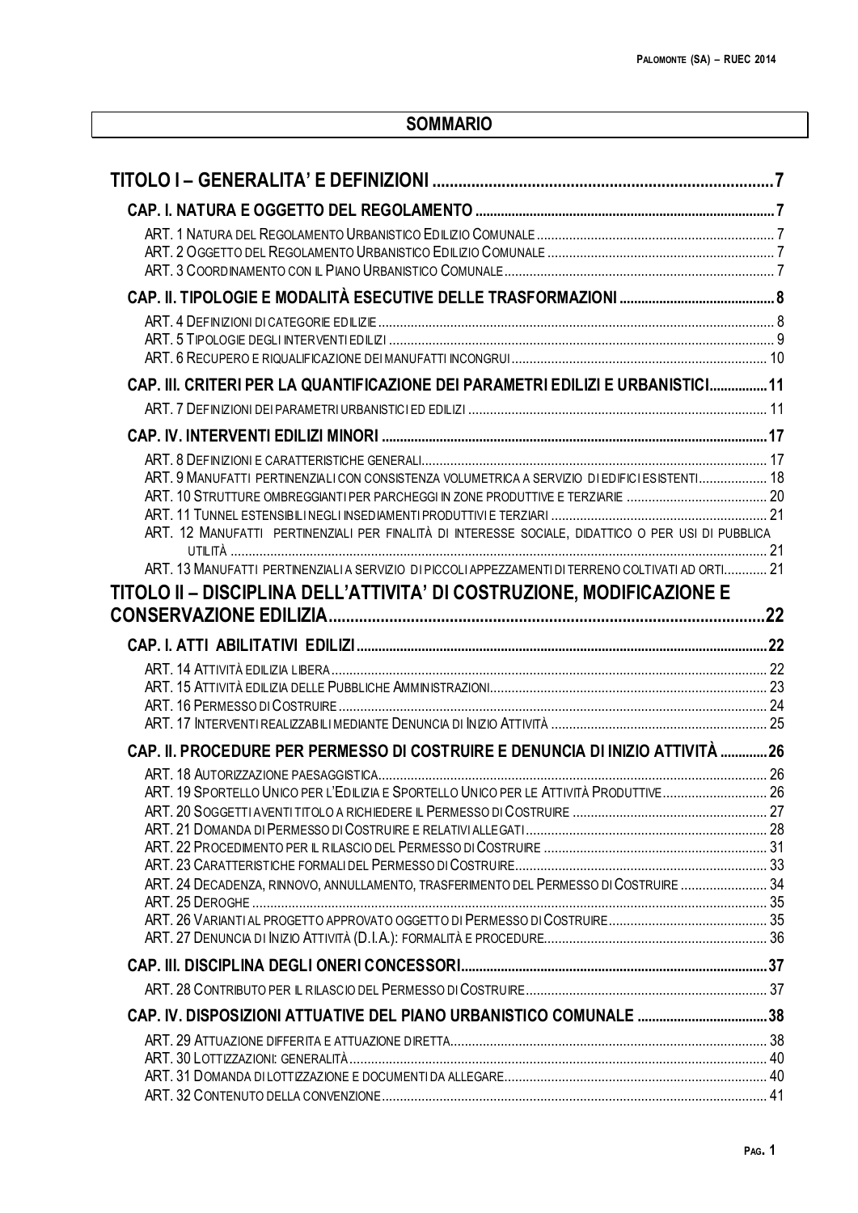## SOMMARIO

**TITOLO I – GENERALITA' E DEFINIZIONI** ..... 7

**CAP. I. NATURA E OGGETTO DEL REGOLAMENTO** ..... 7

ART. 1 NATURA DEL REGOLAMENTO URBANISTICO EDILIZIO COMUNALE ..... 7
ART. 2 OGGETTO DEL REGOLAMENTO URBANISTICO EDILIZIO COMUNALE ..... 7
ART. 3 COORDINAMENTO CON IL PIANO URBANISTICO COMUNALE ..... 7

**CAP. II. TIPOLOGIE E MODALITÀ ESECUTIVE DELLE TRASFORMAZIONI** ..... 8

ART. 4 DEFINIZIONI DI CATEGORIE EDILIZIE ..... 8
ART. 5 TIPOLOGIE DEGLI INTERVENTI EDILIZI ..... 9
ART. 6 RECUPERO E RIQUALIFICAZIONE DEI MANUFATTI INCONGRUI ..... 10

**CAP. III. CRITERI PER LA QUANTIFICAZIONE DEI PARAMETRI EDILIZI E URBANISTICI** ..... 11

ART. 7 DEFINIZIONI DEI PARAMETRI URBANISTICI ED EDILIZI ..... 11

**CAP. IV. INTERVENTI EDILIZI MINORI** ..... 17

ART. 8 DEFINIZIONI E CARATTERISTICHE GENERALI ..... 17
ART. 9 MANUFATTI PERTINENZIALI CON CONSISTENZA VOLUMETRICA A SERVIZIO DI EDIFICI ESISTENTI ..... 18
ART. 10 STRUTTURE OMBREGGIANTI PER PARCHEGGI IN ZONE PRODUTTIVE E TERZIARIE ..... 20
ART. 11 TUNNEL ESTENSIBILI NEGLI INSEDIAMENTI PRODUTTIVI E TERZIARI ..... 21
ART. 12 MANUFATTI PERTINENZIALI PER FINALITÀ DI INTERESSE SOCIALE, DIDATTICO O PER USI DI PUBBLICA UTILITÀ ..... 21
ART. 13 MANUFATTI PERTINENZIALI A SERVIZIO DI PICCOLI APPEZZAMENTI DI TERRENO COLTIVATI AD ORTI ..... 21

**TITOLO II – DISCIPLINA DELL'ATTIVITA' DI COSTRUZIONE, MODIFICAZIONE E CONSERVAZIONE EDILIZIA** ..... 22

**CAP. I. ATTI ABILITATIVI EDILIZI** ..... 22

ART. 14 ATTIVITÀ EDILIZIA LIBERA ..... 22
ART. 15 ATTIVITÀ EDILIZIA DELLE PUBBLICHE AMMINISTRAZIONI ..... 23
ART. 16 PERMESSO DI COSTRUIRE ..... 24
ART. 17 INTERVENTI REALIZZABILI MEDIANTE DENUNCIA DI INIZIO ATTIVITÀ ..... 25

**CAP. II. PROCEDURE PER PERMESSO DI COSTRUIRE E DENUNCIA DI INIZIO ATTIVITÀ** ..... 26

ART. 18 AUTORIZZAZIONE PAESAGGISTICA ..... 26
ART. 19 SPORTELLO UNICO PER L'EDILIZIA E SPORTELLO UNICO PER LE ATTIVITÀ PRODUTTIVE ..... 26
ART. 20 SOGGETTI AVENTI TITOLO A RICHIEDERE IL PERMESSO DI COSTRUIRE ..... 27
ART. 21 DOMANDA DI PERMESSO DI COSTRUIRE E RELATIVI ALLEGATI ..... 28
ART. 22 PROCEDIMENTO PER IL RILASCIO DEL PERMESSO DI COSTRUIRE ..... 31
ART. 23 CARATTERISTICHE FORMALI DEL PERMESSO DI COSTRUIRE ..... 33
ART. 24 DECADENZA, RINNOVO, ANNULLAMENTO, TRASFERIMENTO DEL PERMESSO DI COSTRUIRE ..... 34
ART. 25 DEROGHE ..... 35
ART. 26 VARIANTI AL PROGETTO APPROVATO OGGETTO DI PERMESSO DI COSTRUIRE ..... 35
ART. 27 DENUNCIA DI INIZIO ATTIVITÀ (D.I.A.): FORMALITÀ E PROCEDURE ..... 36

**CAP. III. DISCIPLINA DEGLI ONERI CONCESSORI** ..... 37

ART. 28 CONTRIBUTO PER IL RILASCIO DEL PERMESSO DI COSTRUIRE ..... 37

**CAP. IV. DISPOSIZIONI ATTUATIVE DEL PIANO URBANISTICO COMUNALE** ..... 38

ART. 29 ATTUAZIONE DIFFERITA E ATTUAZIONE DIRETTA ..... 38
ART. 30 LOTTIZZAZIONI: GENERALITÀ ..... 40
ART. 31 DOMANDA DI LOTTIZZAZIONE E DOCUMENTI DA ALLEGARE ..... 40
ART. 32 CONTENUTO DELLA CONVENZIONE ..... 41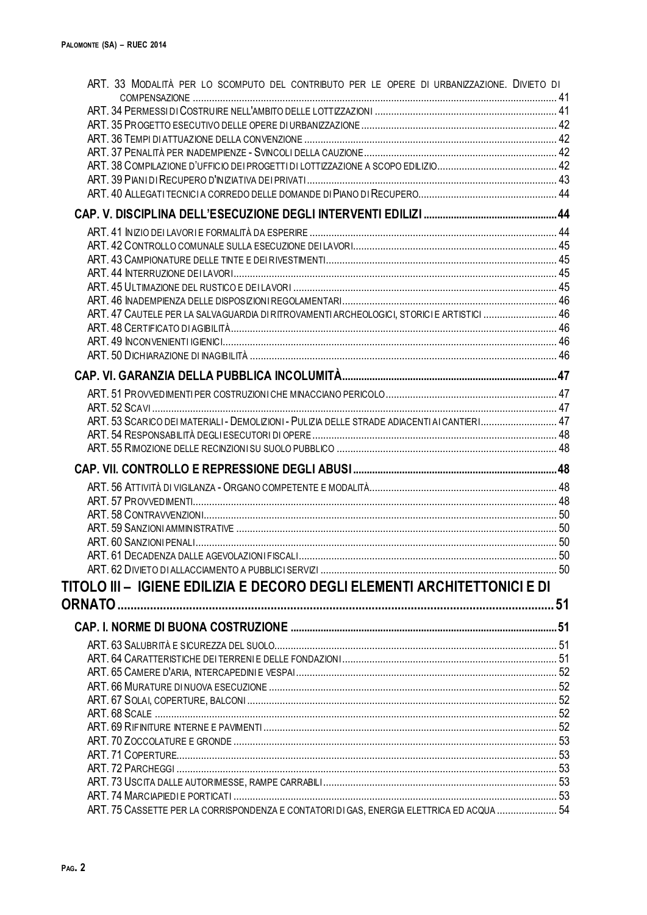ART. 33 MODALITÀ PER LO SCOMPUTO DEL CONTRIBUTO PER LE OPERE DI URBANIZZAZIONE. DIVIETO DI COMPENSAZIONE ..... 41
ART. 34 PERMESSI DI COSTRUIRE NELL'AMBITO DELLE LOTTIZZAZIONI ..... 41
ART. 35 PROGETTO ESECUTIVO DELLE OPERE DI URBANIZZAZIONE ..... 42
ART. 36 TEMPI DI ATTUAZIONE DELLA CONVENZIONE ..... 42
ART. 37 PENALITÀ PER INADEMPIENZE - SVINCOLI DELLA CAUZIONE ..... 42
ART. 38 COMPILAZIONE D'UFFICIO DEI PROGETTI DI LOTTIZZAZIONE A SCOPO EDILIZIO ..... 42
ART. 39 PIANI DI RECUPERO D'INIZIATIVA DEI PRIVATI ..... 43
ART. 40 ALLEGATI TECNICI A CORREDO DELLE DOMANDE DI PIANO DI RECUPERO ..... 44

**CAP. V. DISCIPLINA DELL'ESECUZIONE DEGLI INTERVENTI EDILIZI ..... 44**

ART. 41 INIZIO DEI LAVORI E FORMALITÀ DA ESPERIRE ..... 44
ART. 42 CONTROLLO COMUNALE SULLA ESECUZIONE DEI LAVORI ..... 45
ART. 43 CAMPIONATURE DELLE TINTE E DEI RIVESTIMENTI ..... 45
ART. 44 INTERRUZIONE DEI LAVORI ..... 45
ART. 45 ULTIMAZIONE DEL RUSTICO E DEI LAVORI ..... 45
ART. 46 INADEMPIENZA DELLE DISPOSIZIONI REGOLAMENTARI ..... 46
ART. 47 CAUTELE PER LA SALVAGUARDIA DI RITROVAMENTI ARCHEOLOGICI, STORICI E ARTISTICI ..... 46
ART. 48 CERTIFICATO DI AGIBILITÀ ..... 46
ART. 49 INCONVENIENTI IGIENICI ..... 46
ART. 50 DICHIARAZIONE DI INAGIBILITÀ ..... 46

**CAP. VI. GARANZIA DELLA PUBBLICA INCOLUMITÀ ..... 47**

ART. 51 PROVVEDIMENTI PER COSTRUZIONI CHE MINACCIANO PERICOLO ..... 47
ART. 52 SCAVI ..... 47
ART. 53 SCARICO DEI MATERIALI - DEMOLIZIONI - PULIZIA DELLE STRADE ADIACENTI AI CANTIERI ..... 47
ART. 54 RESPONSABILITÀ DEGLI ESECUTORI DI OPERE ..... 48
ART. 55 RIMOZIONE DELLE RECINZIONI SU SUOLO PUBBLICO ..... 48

**CAP. VII. CONTROLLO E REPRESSIONE DEGLI ABUSI ..... 48**

ART. 56 ATTIVITÀ DI VIGILANZA - ORGANO COMPETENTE E MODALITÀ ..... 48
ART. 57 PROVVEDIMENTI ..... 48
ART. 58 CONTRAVVENZIONI ..... 50
ART. 59 SANZIONI AMMINISTRATIVE ..... 50
ART. 60 SANZIONI PENALI ..... 50
ART. 61 DECADENZA DALLE AGEVOLAZIONI FISCALI ..... 50
ART. 62 DIVIETO DI ALLACCIAMENTO A PUBBLICI SERVIZI ..... 50

# TITOLO III – IGIENE EDILIZIA E DECORO DEGLI ELEMENTI ARCHITETTONICI E DI ORNATO ..... 51

**CAP. I. NORME DI BUONA COSTRUZIONE ..... 51**

ART. 63 SALUBRITÀ E SICUREZZA DEL SUOLO ..... 51
ART. 64 CARATTERISTICHE DEI TERRENI E DELLE FONDAZIONI ..... 51
ART. 65 CAMERE D'ARIA, INTERCAPEDINI E VESPAI ..... 52
ART. 66 MURATURE DI NUOVA ESECUZIONE ..... 52
ART. 67 SOLAI, COPERTURE, BALCONI ..... 52
ART. 68 SCALE ..... 52
ART. 69 RIFINITURE INTERNE E PAVIMENTI ..... 52
ART. 70 ZOCCOLATURE E GRONDE ..... 53
ART. 71 COPERTURE ..... 53
ART. 72 PARCHEGGI ..... 53
ART. 73 USCITA DALLE AUTORIMESSE, RAMPE CARRABILI ..... 53
ART. 74 MARCIAPIEDI E PORTICATI ..... 53
ART. 75 CASSETTE PER LA CORRISPONDENZA E CONTATORI DI GAS, ENERGIA ELETTRICA ED ACQUA ..... 54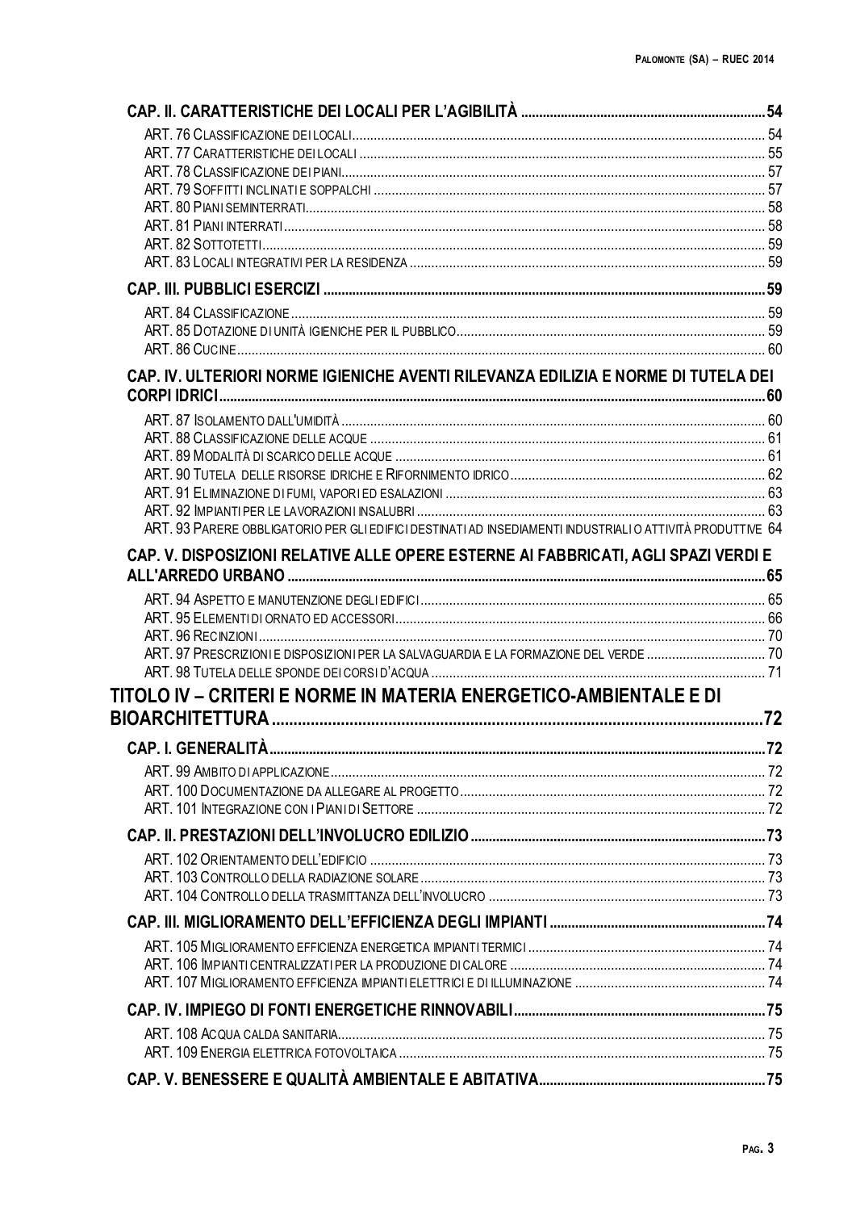**CAP. II. CARATTERISTICHE DEI LOCALI PER L'AGIBILITÀ** .......... 54

ART. 76 CLASSIFICAZIONE DEI LOCALI .......... 54
ART. 77 CARATTERISTICHE DEI LOCALI .......... 55
ART. 78 CLASSIFICAZIONE DEI PIANI .......... 57
ART. 79 SOFFITTI INCLINATI E SOPPALCHI .......... 57
ART. 80 PIANI SEMINTERRATI .......... 58
ART. 81 PIANI INTERRATI .......... 58
ART. 82 SOTTOTETTI .......... 59
ART. 83 LOCALI INTEGRATIVI PER LA RESIDENZA .......... 59

**CAP. III. PUBBLICI ESERCIZI** .......... 59

ART. 84 CLASSIFICAZIONE .......... 59
ART. 85 DOTAZIONE DI UNITÀ IGIENICHE PER IL PUBBLICO .......... 59
ART. 86 CUCINE .......... 60

**CAP. IV. ULTERIORI NORME IGIENICHE AVENTI RILEVANZA EDILIZIA E NORME DI TUTELA DEI CORPI IDRICI** .......... 60

ART. 87 ISOLAMENTO DALL'UMIDITÀ .......... 60
ART. 88 CLASSIFICAZIONE DELLE ACQUE .......... 61
ART. 89 MODALITÀ DI SCARICO DELLE ACQUE .......... 61
ART. 90 TUTELA DELLE RISORSE IDRICHE E RIFORNIMENTO IDRICO .......... 62
ART. 91 ELIMINAZIONE DI FUMI, VAPORI ED ESALAZIONI .......... 63
ART. 92 IMPIANTI PER LE LAVORAZIONI INSALUBRI .......... 63
ART. 93 PARERE OBBLIGATORIO PER GLI EDIFICI DESTINATI AD INSEDIAMENTI INDUSTRIALI O ATTIVITÀ PRODUTTIVE 64

**CAP. V. DISPOSIZIONI RELATIVE ALLE OPERE ESTERNE AI FABBRICATI, AGLI SPAZI VERDI E ALL'ARREDO URBANO** .......... 65

ART. 94 ASPETTO E MANUTENZIONE DEGLI EDIFICI .......... 65
ART. 95 ELEMENTI DI ORNATO ED ACCESSORI .......... 66
ART. 96 RECINZIONI .......... 70
ART. 97 PRESCRIZIONI E DISPOSIZIONI PER LA SALVAGUARDIA E LA FORMAZIONE DEL VERDE .......... 70
ART. 98 TUTELA DELLE SPONDE DEI CORSI D'ACQUA .......... 71

## TITOLO IV – CRITERI E NORME IN MATERIA ENERGETICO-AMBIENTALE E DI BIOARCHITETTURA .......... 72

**CAP. I. GENERALITÀ** .......... 72

ART. 99 AMBITO DI APPLICAZIONE .......... 72
ART. 100 DOCUMENTAZIONE DA ALLEGARE AL PROGETTO .......... 72
ART. 101 INTEGRAZIONE CON I PIANI DI SETTORE .......... 72

**CAP. II. PRESTAZIONI DELL'INVOLUCRO EDILIZIO** .......... 73

ART. 102 ORIENTAMENTO DELL'EDIFICIO .......... 73
ART. 103 CONTROLLO DELLA RADIAZIONE SOLARE .......... 73
ART. 104 CONTROLLO DELLA TRASMITTANZA DELL'INVOLUCRO .......... 73

**CAP. III. MIGLIORAMENTO DELL'EFFICIENZA DEGLI IMPIANTI** .......... 74

ART. 105 MIGLIORAMENTO EFFICIENZA ENERGETICA IMPIANTI TERMICI .......... 74
ART. 106 IMPIANTI CENTRALIZZATI PER LA PRODUZIONE DI CALORE .......... 74
ART. 107 MIGLIORAMENTO EFFICIENZA IMPIANTI ELETTRICI E DI ILLUMINAZIONE .......... 74

**CAP. IV. IMPIEGO DI FONTI ENERGETICHE RINNOVABILI** .......... 75

ART. 108 ACQUA CALDA SANITARIA .......... 75
ART. 109 ENERGIA ELETTRICA FOTOVOLTAICA .......... 75

**CAP. V. BENESSERE E QUALITÀ AMBIENTALE E ABITATIVA** .......... 75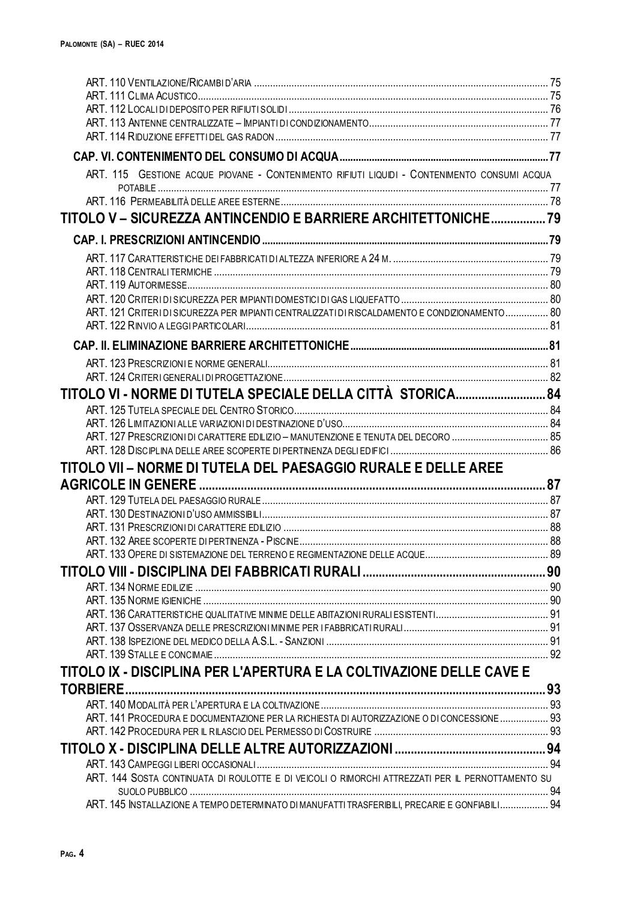ART. 110 VENTILAZIONE/RICAMBI D'ARIA ..... 75
ART. 111 CLIMA ACUSTICO ..... 75
ART. 112 LOCALI DI DEPOSITO PER RIFIUTI SOLIDI ..... 76
ART. 113 ANTENNE CENTRALIZZATE – IMPIANTI DI CONDIZIONAMENTO ..... 77
ART. 114 RIDUZIONE EFFETTI DEL GAS RADON ..... 77

**CAP. VI. CONTENIMENTO DEL CONSUMO DI ACQUA ..... 77**

ART. 115 GESTIONE ACQUE PIOVANE - CONTENIMENTO RIFIUTI LIQUIDI - CONTENIMENTO CONSUMI ACQUA POTABILE ..... 77
ART. 116 PERMEABILITÀ DELLE AREE ESTERNE ..... 78

**TITOLO V – SICUREZZA ANTINCENDIO E BARRIERE ARCHITETTONICHE ..... 79**

**CAP. I. PRESCRIZIONI ANTINCENDIO ..... 79**

ART. 117 CARATTERISTICHE DEI FABBRICATI DI ALTEZZA INFERIORE A 24 M. ..... 79
ART. 118 CENTRALI TERMICHE ..... 79
ART. 119 AUTORIMESSE ..... 80
ART. 120 CRITERI DI SICUREZZA PER IMPIANTI DOMESTICI DI GAS LIQUEFATTO ..... 80
ART. 121 CRITERI DI SICUREZZA PER IMPIANTI CENTRALIZZATI DI RISCALDAMENTO E CONDIZIONAMENTO ..... 80
ART. 122 RINVIO A LEGGI PARTICOLARI ..... 81

**CAP. II. ELIMINAZIONE BARRIERE ARCHITETTONICHE ..... 81**

ART. 123 PRESCRIZIONI E NORME GENERALI ..... 81
ART. 124 CRITERI GENERALI DI PROGETTAZIONE ..... 82

**TITOLO VI - NORME DI TUTELA SPECIALE DELLA CITTÀ STORICA ..... 84**

ART. 125 TUTELA SPECIALE DEL CENTRO STORICO ..... 84
ART. 126 LIMITAZIONI ALLE VARIAZIONI DI DESTINAZIONE D'USO ..... 84
ART. 127 PRESCRIZIONI DI CARATTERE EDILIZIO – MANUTENZIONE E TENUTA DEL DECORO ..... 85
ART. 128 DISCIPLINA DELLE AREE SCOPERTE DI PERTINENZA DEGLI EDIFICI ..... 86

**TITOLO VII – NORME DI TUTELA DEL PAESAGGIO RURALE E DELLE AREE AGRICOLE IN GENERE ..... 87**

ART. 129 TUTELA DEL PAESAGGIO RURALE ..... 87
ART. 130 DESTINAZIONI D'USO AMMISSIBILI ..... 87
ART. 131 PRESCRIZIONI DI CARATTERE EDILIZIO ..... 88
ART. 132 AREE SCOPERTE DI PERTINENZA - PISCINE ..... 88
ART. 133 OPERE DI SISTEMAZIONE DEL TERRENO E REGIMENTAZIONE DELLE ACQUE ..... 89

**TITOLO VIII - DISCIPLINA DEI FABBRICATI RURALI ..... 90**

ART. 134 NORME EDILIZIE ..... 90
ART. 135 NORME IGIENICHE ..... 90
ART. 136 CARATTERISTICHE QUALITATIVE MINIME DELLE ABITAZIONI RURALI ESISTENTI ..... 91
ART. 137 OSSERVANZA DELLE PRESCRIZIONI MINIME PER I FABBRICATI RURALI ..... 91
ART. 138 ISPEZIONE DEL MEDICO DELLA A.S.L. - SANZIONI ..... 91
ART. 139 STALLE E CONCIMAIE ..... 92

**TITOLO IX - DISCIPLINA PER L'APERTURA E LA COLTIVAZIONE DELLE CAVE E TORBIERE ..... 93**

ART. 140 MODALITÀ PER L'APERTURA E LA COLTIVAZIONE ..... 93
ART. 141 PROCEDURA E DOCUMENTAZIONE PER LA RICHIESTA DI AUTORIZZAZIONE O DI CONCESSIONE ..... 93
ART. 142 PROCEDURA PER IL RILASCIO DEL PERMESSO DI COSTRUIRE ..... 93

**TITOLO X - DISCIPLINA DELLE ALTRE AUTORIZZAZIONI ..... 94**

ART. 143 CAMPEGGI LIBERI OCCASIONALI ..... 94
ART. 144 SOSTA CONTINUATA DI ROULOTTE E DI VEICOLI O RIMORCHI ATTREZZATI PER IL PERNOTTAMENTO SU SUOLO PUBBLICO ..... 94
ART. 145 INSTALLAZIONE A TEMPO DETERMINATO DI MANUFATTI TRASFERIBILI, PRECARIE E GONFIABILI ..... 94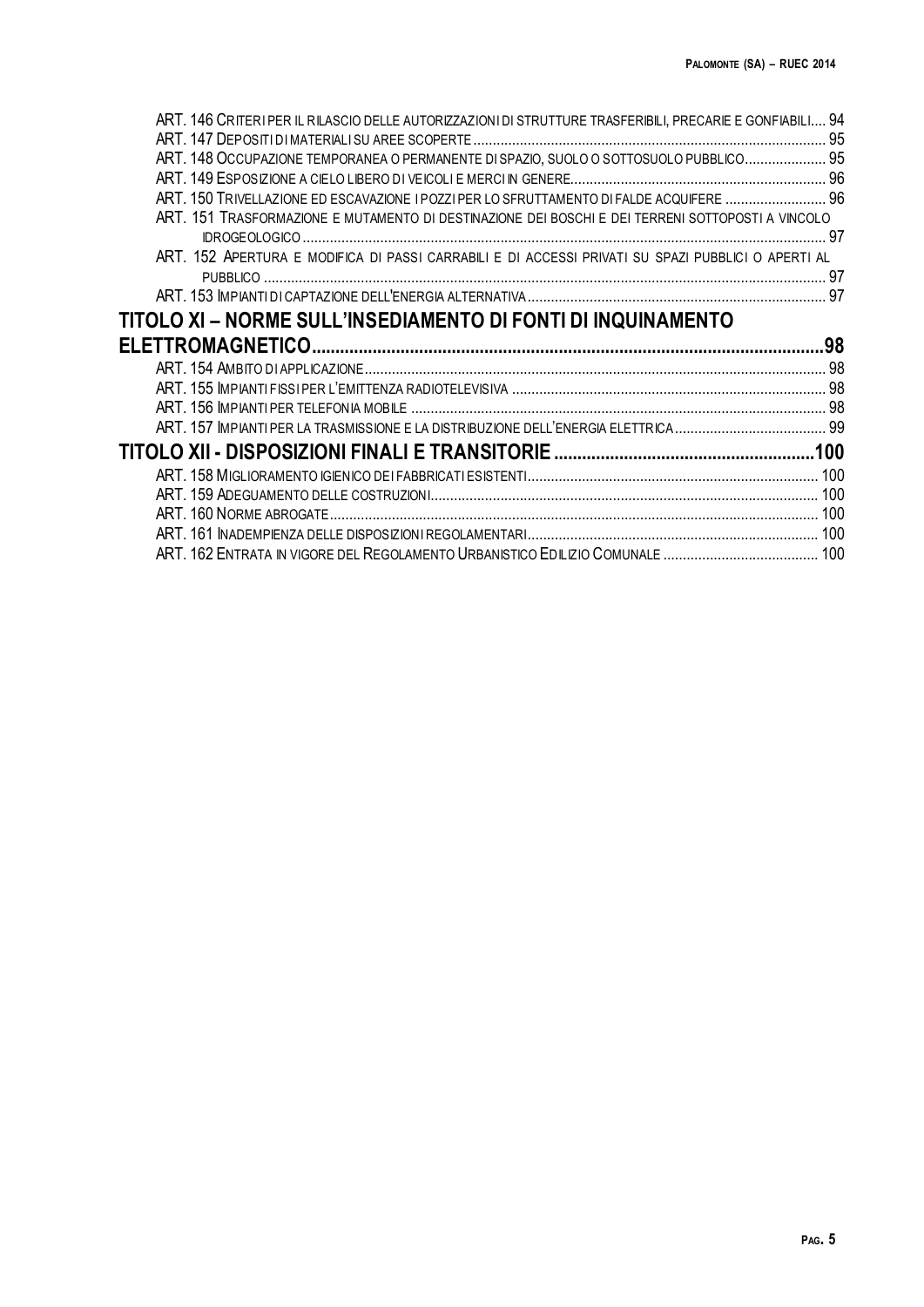ART. 146 CRITERI PER IL RILASCIO DELLE AUTORIZZAZIONI DI STRUTTURE TRASFERIBILI, PRECARIE E GONFIABILI.... 94
ART. 147 DEPOSITI DI MATERIALI SU AREE SCOPERTE ........................................................................................ 95
ART. 148 OCCUPAZIONE TEMPORANEA O PERMANENTE DI SPAZIO, SUOLO O SOTTOSUOLO PUBBLICO..................... 95
ART. 149 ESPOSIZIONE A CIELO LIBERO DI VEICOLI E MERCI IN GENERE.................................................................. 96
ART. 150 TRIVELLAZIONE ED ESCAVAZIONE I POZZI PER LO SFRUTTAMENTO DI FALDE ACQUIFERE .......................... 96
ART. 151 TRASFORMAZIONE E MUTAMENTO DI DESTINAZIONE DEI BOSCHI E DEI TERRENI SOTTOPOSTI A VINCOLO IDROGEOLOGICO ........................................................................................................................................ 97
ART. 152 APERTURA E MODIFICA DI PASSI CARRABILI E DI ACCESSI PRIVATI SU SPAZI PUBBLICI O APERTI AL PUBBLICO ................................................................................................................................................... 97
ART. 153 IMPIANTI DI CAPTAZIONE DELL'ENERGIA ALTERNATIVA ............................................................................. 97

## TITOLO XI – NORME SULL'INSEDIAMENTO DI FONTI DI INQUINAMENTO ELETTROMAGNETICO ........................................................................................................98

ART. 154 AMBITO DI APPLICAZIONE ........................................................................................................................ 98
ART. 155 IMPIANTI FISSI PER L'EMITTENZA RADIOTELEVISIVA ................................................................................ 98
ART. 156 IMPIANTI PER TELEFONIA MOBILE ........................................................................................................... 98
ART. 157 IMPIANTI PER LA TRASMISSIONE E LA DISTRIBUZIONE DELL'ENERGIA ELETTRICA ....................................... 99

## TITOLO XII - DISPOSIZIONI FINALI E TRANSITORIE .......................................................100

ART. 158 MIGLIORAMENTO IGIENICO DEI FABBRICATI ESISTENTI ........................................................................... 100
ART. 159 ADEGUAMENTO DELLE COSTRUZIONI ...................................................................................................... 100
ART. 160 NORME ABROGATE ................................................................................................................................ 100
ART. 161 INADEMPIENZA DELLE DISPOSIZIONI REGOLAMENTARI ........................................................................... 100
ART. 162 ENTRATA IN VIGORE DEL REGOLAMENTO URBANISTICO EDILIZIO COMUNALE ........................................ 100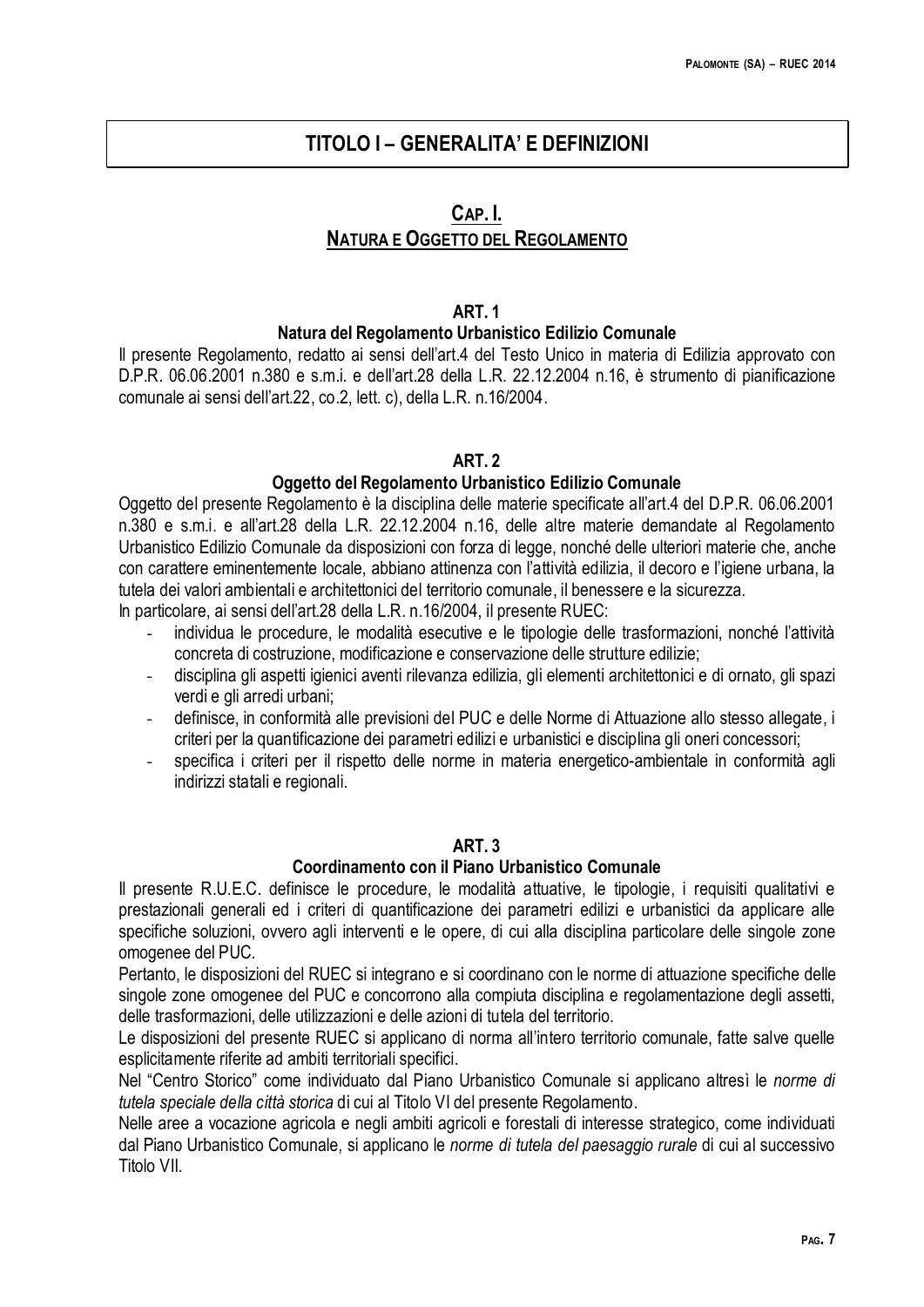# TITOLO I – GENERALITA' E DEFINIZIONI

## CAP. I.
## NATURA E OGGETTO DEL REGOLAMENTO

### ART. 1
### Natura del Regolamento Urbanistico Edilizio Comunale

Il presente Regolamento, redatto ai sensi dell'art.4 del Testo Unico in materia di Edilizia approvato con D.P.R. 06.06.2001 n.380 e s.m.i. e dell'art.28 della L.R. 22.12.2004 n.16, è strumento di pianificazione comunale ai sensi dell'art.22, co.2, lett. c), della L.R. n.16/2004.

### ART. 2
### Oggetto del Regolamento Urbanistico Edilizio Comunale

Oggetto del presente Regolamento è la disciplina delle materie specificate all'art.4 del D.P.R. 06.06.2001 n.380 e s.m.i. e all'art.28 della L.R. 22.12.2004 n.16, delle altre materie demandate al Regolamento Urbanistico Edilizio Comunale da disposizioni con forza di legge, nonché delle ulteriori materie che, anche con carattere eminentemente locale, abbiano attinenza con l'attività edilizia, il decoro e l'igiene urbana, la tutela dei valori ambientali e architettonici del territorio comunale, il benessere e la sicurezza.
In particolare, ai sensi dell'art.28 della L.R. n.16/2004, il presente RUEC:

- individua le procedure, le modalità esecutive e le tipologie delle trasformazioni, nonché l'attività concreta di costruzione, modificazione e conservazione delle strutture edilizie;
- disciplina gli aspetti igienici aventi rilevanza edilizia, gli elementi architettonici e di ornato, gli spazi verdi e gli arredi urbani;
- definisce, in conformità alle previsioni del PUC e delle Norme di Attuazione allo stesso allegate, i criteri per la quantificazione dei parametri edilizi e urbanistici e disciplina gli oneri concessori;
- specifica i criteri per il rispetto delle norme in materia energetico-ambientale in conformità agli indirizzi statali e regionali.

### ART. 3
### Coordinamento con il Piano Urbanistico Comunale

Il presente R.U.E.C. definisce le procedure, le modalità attuative, le tipologie, i requisiti qualitativi e prestazionali generali ed i criteri di quantificazione dei parametri edilizi e urbanistici da applicare alle specifiche soluzioni, ovvero agli interventi e le opere, di cui alla disciplina particolare delle singole zone omogenee del PUC.
Pertanto, le disposizioni del RUEC si integrano e si coordinano con le norme di attuazione specifiche delle singole zone omogenee del PUC e concorrono alla compiuta disciplina e regolamentazione degli assetti, delle trasformazioni, delle utilizzazioni e delle azioni di tutela del territorio.
Le disposizioni del presente RUEC si applicano di norma all'intero territorio comunale, fatte salve quelle esplicitamente riferite ad ambiti territoriali specifici.
Nel "Centro Storico" come individuato dal Piano Urbanistico Comunale si applicano altresì le *norme di tutela speciale della città storica* di cui al Titolo VI del presente Regolamento.
Nelle aree a vocazione agricola e negli ambiti agricoli e forestali di interesse strategico, come individuati dal Piano Urbanistico Comunale, si applicano le *norme di tutela del paesaggio rurale* di cui al successivo Titolo VII.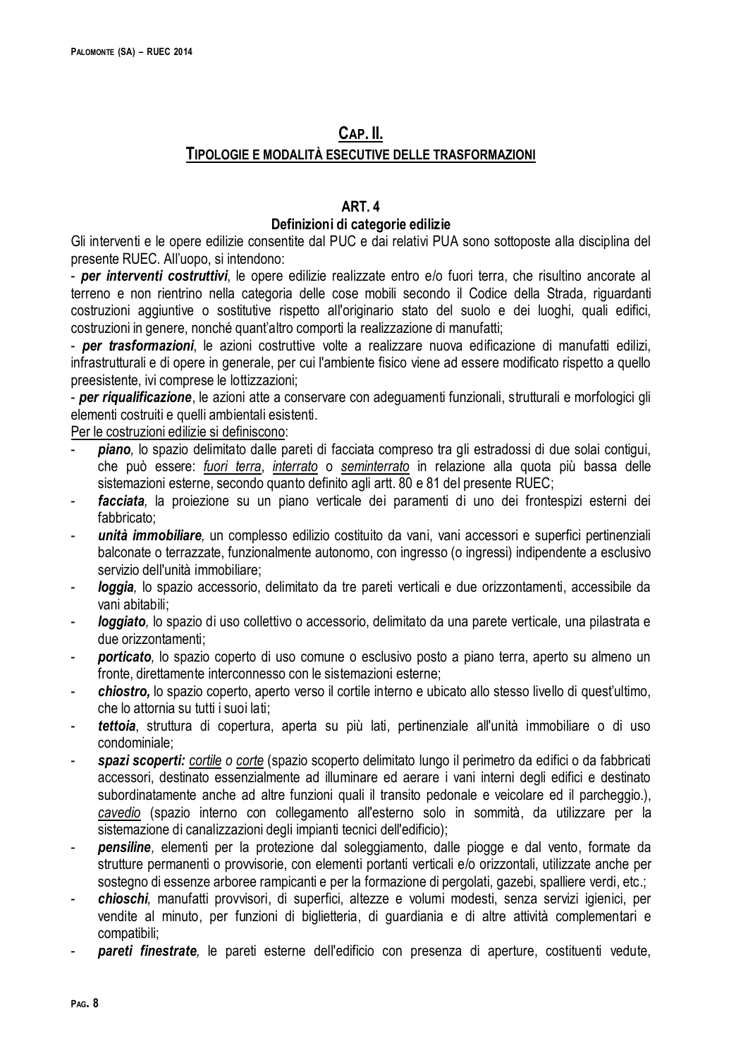## CAP. II.
## TIPOLOGIE E MODALITÀ ESECUTIVE DELLE TRASFORMAZIONI

### ART. 4
### Definizioni di categorie edilizie

Gli interventi e le opere edilizie consentite dal PUC e dai relativi PUA sono sottoposte alla disciplina del presente RUEC. All'uopo, si intendono:

- ***per interventi costruttivi***, le opere edilizie realizzate entro e/o fuori terra, che risultino ancorate al terreno e non rientrino nella categoria delle cose mobili secondo il Codice della Strada, riguardanti costruzioni aggiuntive o sostitutive rispetto all'originario stato del suolo e dei luoghi, quali edifici, costruzioni in genere, nonché quant'altro comporti la realizzazione di manufatti;
- ***per trasformazioni***, le azioni costruttive volte a realizzare nuova edificazione di manufatti edilizi, infrastrutturali e di opere in generale, per cui l'ambiente fisico viene ad essere modificato rispetto a quello preesistente, ivi comprese le lottizzazioni;
- ***per riqualificazione***, le azioni atte a conservare con adeguamenti funzionali, strutturali e morfologici gli elementi costruiti e quelli ambientali esistenti.

<u>Per le costruzioni edilizie si definiscono</u>:

- ***piano***, lo spazio delimitato dalle pareti di facciata compreso tra gli estradossi di due solai contigui, che può essere: <u>*fuori terra*</u>, <u>*interrato*</u> o <u>*seminterrato*</u> in relazione alla quota più bassa delle sistemazioni esterne, secondo quanto definito agli artt. 80 e 81 del presente RUEC;
- ***facciata***, la proiezione su un piano verticale dei paramenti di uno dei frontespizi esterni dei fabbricato;
- ***unità immobiliare***, un complesso edilizio costituito da vani, vani accessori e superfici pertinenziali balconate o terrazzate, funzionalmente autonomo, con ingresso (o ingressi) indipendente a esclusivo servizio dell'unità immobiliare;
- ***loggia***, lo spazio accessorio, delimitato da tre pareti verticali e due orizzontamenti, accessibile da vani abitabili;
- ***loggiato***, lo spazio di uso collettivo o accessorio, delimitato da una parete verticale, una pilastrata e due orizzontamenti;
- ***porticato***, lo spazio coperto di uso comune o esclusivo posto a piano terra, aperto su almeno un fronte, direttamente interconnesso con le sistemazioni esterne;
- ***chiostro,*** lo spazio coperto, aperto verso il cortile interno e ubicato allo stesso livello di quest'ultimo, che lo attornia su tutti i suoi lati;
- ***tettoia***, struttura di copertura, aperta su più lati, pertinenziale all'unità immobiliare o di uso condominiale;
- ***spazi scoperti:*** <u>*cortile*</u> *o* <u>*corte*</u> (spazio scoperto delimitato lungo il perimetro da edifici o da fabbricati accessori, destinato essenzialmente ad illuminare ed aerare i vani interni degli edifici e destinato subordinatamente anche ad altre funzioni quali il transito pedonale e veicolare ed il parcheggio.), <u>*cavedio*</u> (spazio interno con collegamento all'esterno solo in sommità, da utilizzare per la sistemazione di canalizzazioni degli impianti tecnici dell'edificio);
- ***pensiline***, elementi per la protezione dal soleggiamento, dalle piogge e dal vento, formate da strutture permanenti o provvisorie, con elementi portanti verticali e/o orizzontali, utilizzate anche per sostegno di essenze arboree rampicanti e per la formazione di pergolati, gazebi, spalliere verdi, etc.;
- ***chioschi***, manufatti provvisori, di superfici, altezze e volumi modesti, senza servizi igienici, per vendite al minuto, per funzioni di biglietteria, di guardiania e di altre attività complementari e compatibili;
- ***pareti finestrate***, le pareti esterne dell'edificio con presenza di aperture, costituenti vedute,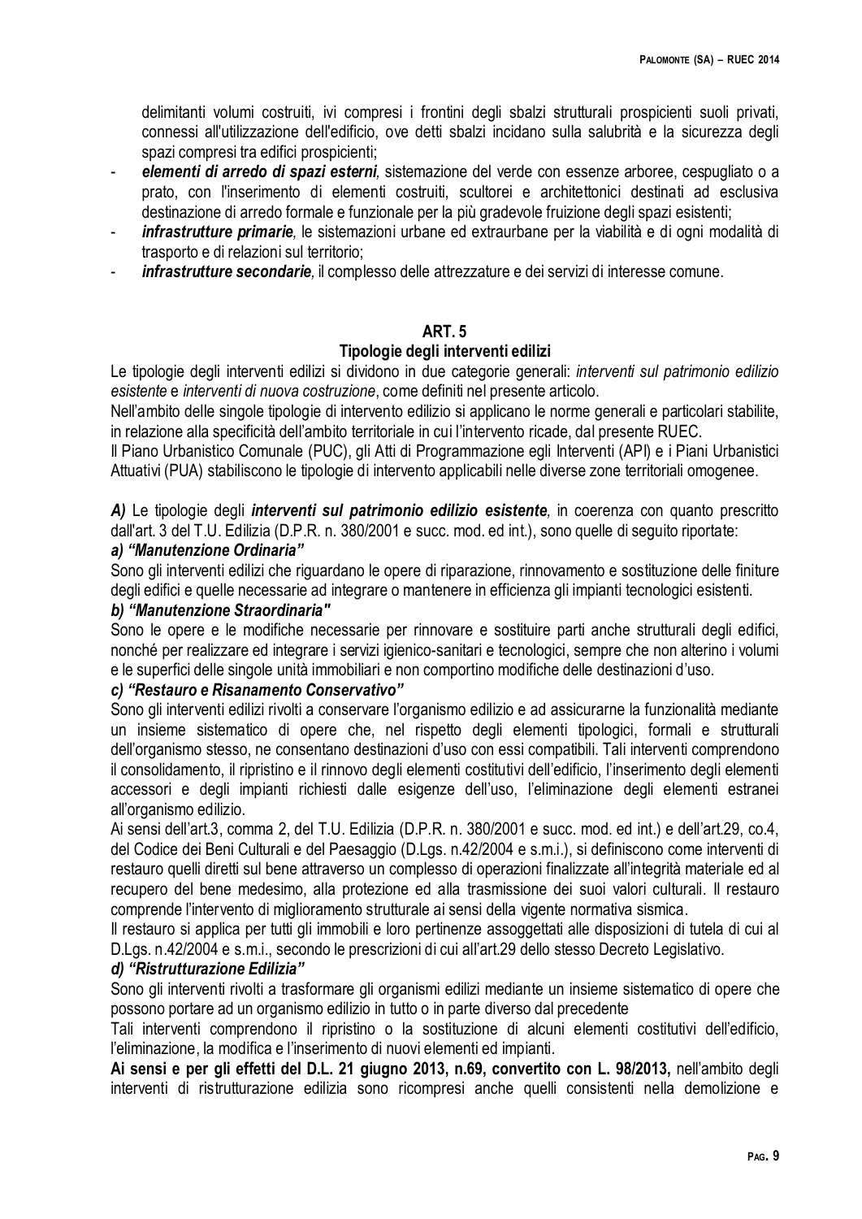delimitanti volumi costruiti, ivi compresi i frontini degli sbalzi strutturali prospicienti suoli privati, connessi all'utilizzazione dell'edificio, ove detti sbalzi incidano sulla salubrità e la sicurezza degli spazi compresi tra edifici prospicienti;

- ***elementi di arredo di spazi esterni**,* sistemazione del verde con essenze arboree, cespugliato o a prato, con l'inserimento di elementi costruiti, scultorei e architettonici destinati ad esclusiva destinazione di arredo formale e funzionale per la più gradevole fruizione degli spazi esistenti;
- ***infrastrutture primarie**,* le sistemazioni urbane ed extraurbane per la viabilità e di ogni modalità di trasporto e di relazioni sul territorio;
- ***infrastrutture secondarie**,* il complesso delle attrezzature e dei servizi di interesse comune.

## ART. 5
## Tipologie degli interventi edilizi

Le tipologie degli interventi edilizi si dividono in due categorie generali: *interventi sul patrimonio edilizio esistente* e *interventi di nuova costruzione*, come definiti nel presente articolo.

Nell'ambito delle singole tipologie di intervento edilizio si applicano le norme generali e particolari stabilite, in relazione alla specificità dell'ambito territoriale in cui l'intervento ricade, dal presente RUEC.

Il Piano Urbanistico Comunale (PUC), gli Atti di Programmazione egli Interventi (API) e i Piani Urbanistici Attuativi (PUA) stabiliscono le tipologie di intervento applicabili nelle diverse zone territoriali omogenee.

***A)*** Le tipologie degli ***interventi sul patrimonio edilizio esistente**,* in coerenza con quanto prescritto dall'art. 3 del T.U. Edilizia (D.P.R. n. 380/2001 e succ. mod. ed int.), sono quelle di seguito riportate:

***a) "Manutenzione Ordinaria"***

Sono gli interventi edilizi che riguardano le opere di riparazione, rinnovamento e sostituzione delle finiture degli edifici e quelle necessarie ad integrare o mantenere in efficienza gli impianti tecnologici esistenti.

***b) "Manutenzione Straordinaria"***

Sono le opere e le modifiche necessarie per rinnovare e sostituire parti anche strutturali degli edifici, nonché per realizzare ed integrare i servizi igienico-sanitari e tecnologici, sempre che non alterino i volumi e le superfici delle singole unità immobiliari e non comportino modifiche delle destinazioni d'uso.

***c) "Restauro e Risanamento Conservativo"***

Sono gli interventi edilizi rivolti a conservare l'organismo edilizio e ad assicurarne la funzionalità mediante un insieme sistematico di opere che, nel rispetto degli elementi tipologici, formali e strutturali dell'organismo stesso, ne consentano destinazioni d'uso con essi compatibili. Tali interventi comprendono il consolidamento, il ripristino e il rinnovo degli elementi costitutivi dell'edificio, l'inserimento degli elementi accessori e degli impianti richiesti dalle esigenze dell'uso, l'eliminazione degli elementi estranei all'organismo edilizio.

Ai sensi dell'art.3, comma 2, del T.U. Edilizia (D.P.R. n. 380/2001 e succ. mod. ed int.) e dell'art.29, co.4, del Codice dei Beni Culturali e del Paesaggio (D.Lgs. n.42/2004 e s.m.i.), si definiscono come interventi di restauro quelli diretti sul bene attraverso un complesso di operazioni finalizzate all'integrità materiale ed al recupero del bene medesimo, alla protezione ed alla trasmissione dei suoi valori culturali. Il restauro comprende l'intervento di miglioramento strutturale ai sensi della vigente normativa sismica.

Il restauro si applica per tutti gli immobili e loro pertinenze assoggettati alle disposizioni di tutela di cui al D.Lgs. n.42/2004 e s.m.i., secondo le prescrizioni di cui all'art.29 dello stesso Decreto Legislativo.

***d) "Ristrutturazione Edilizia"***

Sono gli interventi rivolti a trasformare gli organismi edilizi mediante un insieme sistematico di opere che possono portare ad un organismo edilizio in tutto o in parte diverso dal precedente

Tali interventi comprendono il ripristino o la sostituzione di alcuni elementi costitutivi dell'edificio, l'eliminazione, la modifica e l'inserimento di nuovi elementi ed impianti.

**Ai sensi e per gli effetti del D.L. 21 giugno 2013, n.69, convertito con L. 98/2013,** nell'ambito degli interventi di ristrutturazione edilizia sono ricompresi anche quelli consistenti nella demolizione e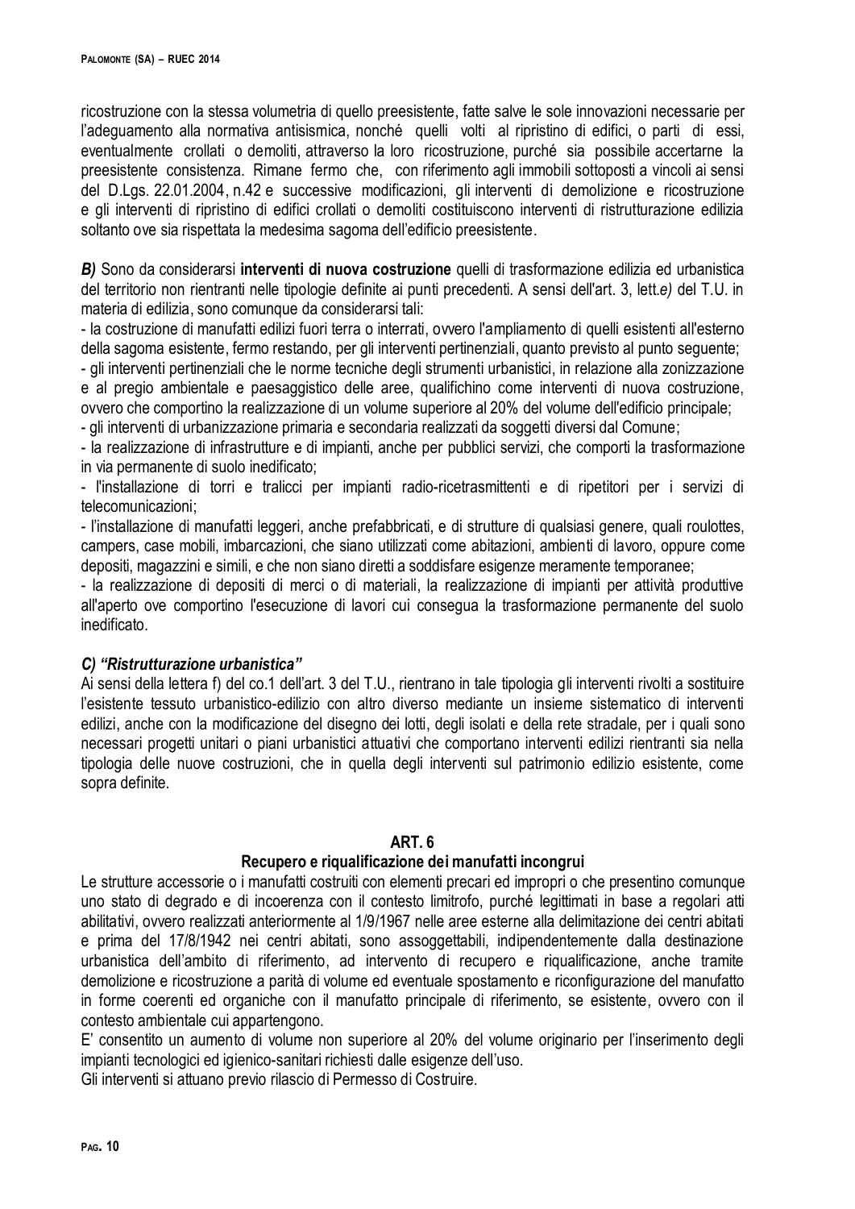ricostruzione con la stessa volumetria di quello preesistente, fatte salve le sole innovazioni necessarie per l'adeguamento alla normativa antisismica, nonché quelli volti al ripristino di edifici, o parti di essi, eventualmente crollati o demoliti, attraverso la loro ricostruzione, purché sia possibile accertarne la preesistente consistenza. Rimane fermo che, con riferimento agli immobili sottoposti a vincoli ai sensi del D.Lgs. 22.01.2004, n.42 e successive modificazioni, gli interventi di demolizione e ricostruzione e gli interventi di ripristino di edifici crollati o demoliti costituiscono interventi di ristrutturazione edilizia soltanto ove sia rispettata la medesima sagoma dell'edificio preesistente.

***B)*** Sono da considerarsi **interventi di nuova costruzione** quelli di trasformazione edilizia ed urbanistica del territorio non rientranti nelle tipologie definite ai punti precedenti. A sensi dell'art. 3, lett.*e)* del T.U. in materia di edilizia, sono comunque da considerarsi tali:

- la costruzione di manufatti edilizi fuori terra o interrati, ovvero l'ampliamento di quelli esistenti all'esterno della sagoma esistente, fermo restando, per gli interventi pertinenziali, quanto previsto al punto seguente;
- gli interventi pertinenziali che le norme tecniche degli strumenti urbanistici, in relazione alla zonizzazione e al pregio ambientale e paesaggistico delle aree, qualifichino come interventi di nuova costruzione, ovvero che comportino la realizzazione di un volume superiore al 20% del volume dell'edificio principale;
- gli interventi di urbanizzazione primaria e secondaria realizzati da soggetti diversi dal Comune;
- la realizzazione di infrastrutture e di impianti, anche per pubblici servizi, che comporti la trasformazione in via permanente di suolo inedificato;
- l'installazione di torri e tralicci per impianti radio-ricetrasmittenti e di ripetitori per i servizi di telecomunicazioni;
- l'installazione di manufatti leggeri, anche prefabbricati, e di strutture di qualsiasi genere, quali roulottes, campers, case mobili, imbarcazioni, che siano utilizzati come abitazioni, ambienti di lavoro, oppure come depositi, magazzini e simili, e che non siano diretti a soddisfare esigenze meramente temporanee;
- la realizzazione di depositi di merci o di materiali, la realizzazione di impianti per attività produttive all'aperto ove comportino l'esecuzione di lavori cui consegua la trasformazione permanente del suolo inedificato.

***C) "Ristrutturazione urbanistica"***

Ai sensi della lettera f) del co.1 dell'art. 3 del T.U., rientrano in tale tipologia gli interventi rivolti a sostituire l'esistente tessuto urbanistico-edilizio con altro diverso mediante un insieme sistematico di interventi edilizi, anche con la modificazione del disegno dei lotti, degli isolati e della rete stradale, per i quali sono necessari progetti unitari o piani urbanistici attuativi che comportano interventi edilizi rientranti sia nella tipologia delle nuove costruzioni, che in quella degli interventi sul patrimonio edilizio esistente, come sopra definite.

## ART. 6
## Recupero e riqualificazione dei manufatti incongrui

Le strutture accessorie o i manufatti costruiti con elementi precari ed impropri o che presentino comunque uno stato di degrado e di incoerenza con il contesto limitrofo, purché legittimati in base a regolari atti abilitativi, ovvero realizzati anteriormente al 1/9/1967 nelle aree esterne alla delimitazione dei centri abitati e prima del 17/8/1942 nei centri abitati, sono assoggettabili, indipendentemente dalla destinazione urbanistica dell'ambito di riferimento, ad intervento di recupero e riqualificazione, anche tramite demolizione e ricostruzione a parità di volume ed eventuale spostamento e riconfigurazione del manufatto in forme coerenti ed organiche con il manufatto principale di riferimento, se esistente, ovvero con il contesto ambientale cui appartengono.

E' consentito un aumento di volume non superiore al 20% del volume originario per l'inserimento degli impianti tecnologici ed igienico-sanitari richiesti dalle esigenze dell'uso.

Gli interventi si attuano previo rilascio di Permesso di Costruire.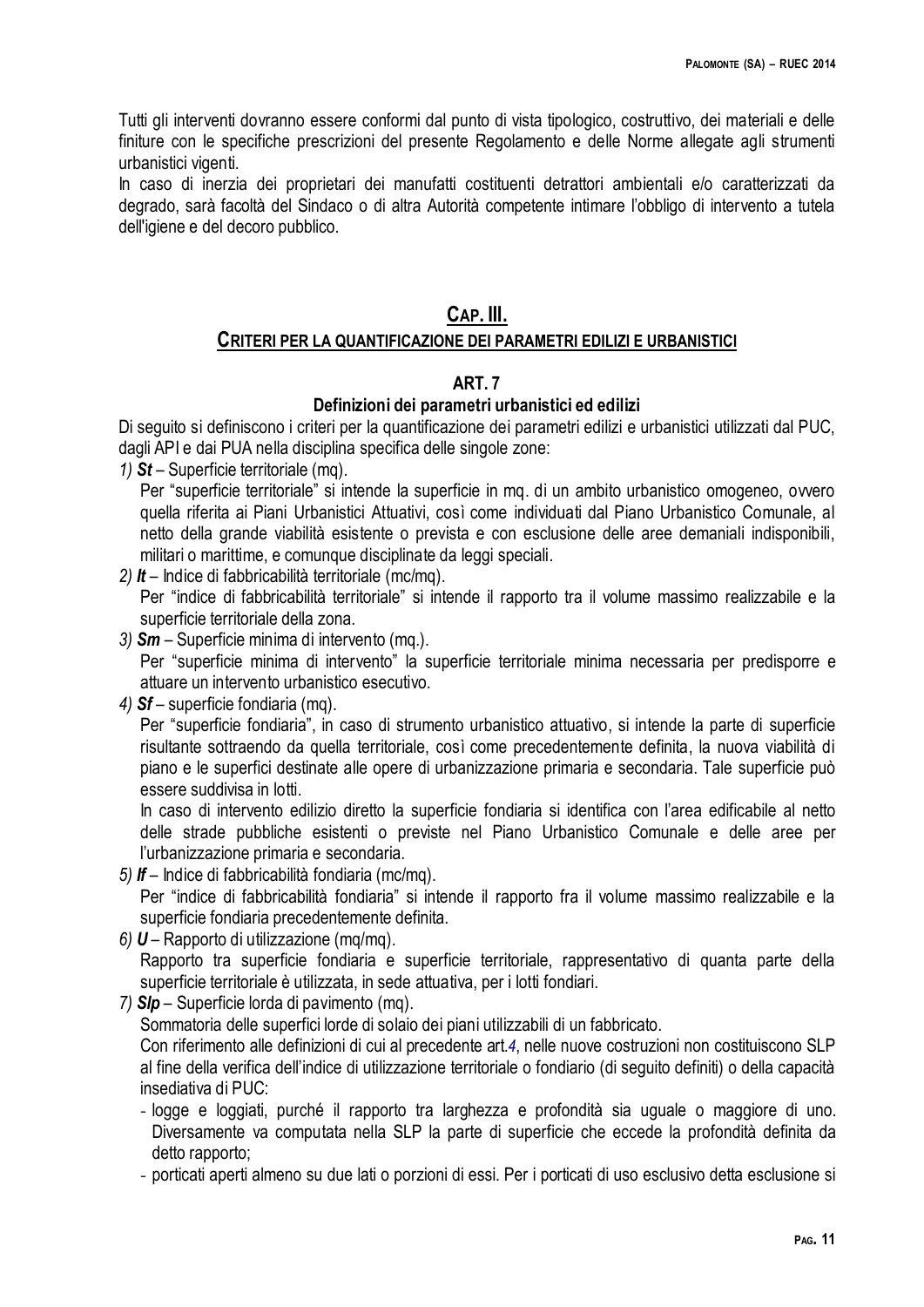Tutti gli interventi dovranno essere conformi dal punto di vista tipologico, costruttivo, dei materiali e delle finiture con le specifiche prescrizioni del presente Regolamento e delle Norme allegate agli strumenti urbanistici vigenti.

In caso di inerzia dei proprietari dei manufatti costituenti detrattori ambientali e/o caratterizzati da degrado, sarà facoltà del Sindaco o di altra Autorità competente intimare l'obbligo di intervento a tutela dell'igiene e del decoro pubblico.

## CAP. III.

## CRITERI PER LA QUANTIFICAZIONE DEI PARAMETRI EDILIZI E URBANISTICI

### ART. 7

### Definizioni dei parametri urbanistici ed edilizi

Di seguito si definiscono i criteri per la quantificazione dei parametri edilizi e urbanistici utilizzati dal PUC, dagli API e dai PUA nella disciplina specifica delle singole zone:

*1)* ***St*** – Superficie territoriale (mq).
Per "superficie territoriale" si intende la superficie in mq. di un ambito urbanistico omogeneo, ovvero quella riferita ai Piani Urbanistici Attuativi, così come individuati dal Piano Urbanistico Comunale, al netto della grande viabilità esistente o prevista e con esclusione delle aree demaniali indisponibili, militari o marittime, e comunque disciplinate da leggi speciali.

*2)* ***It*** – Indice di fabbricabilità territoriale (mc/mq).
Per "indice di fabbricabilità territoriale" si intende il rapporto tra il volume massimo realizzabile e la superficie territoriale della zona.

*3)* ***Sm*** – Superficie minima di intervento (mq.).
Per "superficie minima di intervento" la superficie territoriale minima necessaria per predisporre e attuare un intervento urbanistico esecutivo.

*4)* ***Sf*** – superficie fondiaria (mq).
Per "superficie fondiaria", in caso di strumento urbanistico attuativo, si intende la parte di superficie risultante sottraendo da quella territoriale, così come precedentemente definita, la nuova viabilità di piano e le superfici destinate alle opere di urbanizzazione primaria e secondaria. Tale superficie può essere suddivisa in lotti.
In caso di intervento edilizio diretto la superficie fondiaria si identifica con l'area edificabile al netto delle strade pubbliche esistenti o previste nel Piano Urbanistico Comunale e delle aree per l'urbanizzazione primaria e secondaria.

*5)* ***If*** – Indice di fabbricabilità fondiaria (mc/mq).
Per "indice di fabbricabilità fondiaria" si intende il rapporto fra il volume massimo realizzabile e la superficie fondiaria precedentemente definita.

*6)* ***U*** – Rapporto di utilizzazione (mq/mq).
Rapporto tra superficie fondiaria e superficie territoriale, rappresentativo di quanta parte della superficie territoriale è utilizzata, in sede attuativa, per i lotti fondiari.

*7)* ***Slp*** – Superficie lorda di pavimento (mq).
Sommatoria delle superfici lorde di solaio dei piani utilizzabili di un fabbricato.
Con riferimento alle definizioni di cui al precedente art.*4*, nelle nuove costruzioni non costituiscono SLP al fine della verifica dell'indice di utilizzazione territoriale o fondiario (di seguito definiti) o della capacità insediativa di PUC:
- logge e loggiati, purché il rapporto tra larghezza e profondità sia uguale o maggiore di uno. Diversamente va computata nella SLP la parte di superficie che eccede la profondità definita da detto rapporto;
- porticati aperti almeno su due lati o porzioni di essi. Per i porticati di uso esclusivo detta esclusione si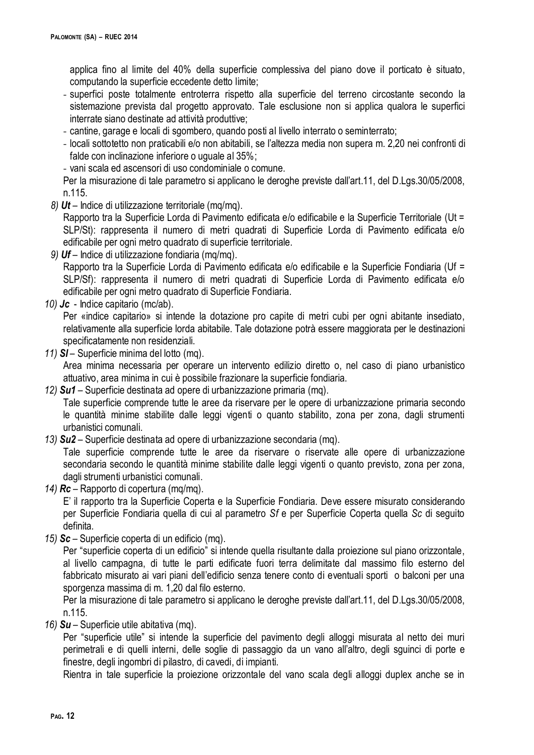applica fino al limite del 40% della superficie complessiva del piano dove il porticato è situato, computando la superficie eccedente detto limite;

- superfici poste totalmente entroterra rispetto alla superficie del terreno circostante secondo la sistemazione prevista dal progetto approvato. Tale esclusione non si applica qualora le superfici interrate siano destinate ad attività produttive;
- cantine, garage e locali di sgombero, quando posti al livello interrato o seminterrato;
- locali sottotetto non praticabili e/o non abitabili, se l'altezza media non supera m. 2,20 nei confronti di falde con inclinazione inferiore o uguale al 35%;
- vani scala ed ascensori di uso condominiale o comune.

Per la misurazione di tale parametro si applicano le deroghe previste dall'art.11, del D.Lgs.30/05/2008, n.115.

8) ***Ut*** – Indice di utilizzazione territoriale (mq/mq).
Rapporto tra la Superficie Lorda di Pavimento edificata e/o edificabile e la Superficie Territoriale (Ut = SLP/St): rappresenta il numero di metri quadrati di Superficie Lorda di Pavimento edificata e/o edificabile per ogni metro quadrato di superficie territoriale.

9) ***Uf*** – Indice di utilizzazione fondiaria (mq/mq).
Rapporto tra la Superficie Lorda di Pavimento edificata e/o edificabile e la Superficie Fondiaria (Uf = SLP/Sf): rappresenta il numero di metri quadrati di Superficie Lorda di Pavimento edificata e/o edificabile per ogni metro quadrato di Superficie Fondiaria.

10) ***Jc*** - Indice capitario (mc/ab).
Per «indice capitario» si intende la dotazione pro capite di metri cubi per ogni abitante insediato, relativamente alla superficie lorda abitabile. Tale dotazione potrà essere maggiorata per le destinazioni specificatamente non residenziali.

11) ***Sl*** – Superficie minima del lotto (mq).
Area minima necessaria per operare un intervento edilizio diretto o, nel caso di piano urbanistico attuativo, area minima in cui è possibile frazionare la superficie fondiaria.

12) ***Su1*** – Superficie destinata ad opere di urbanizzazione primaria (mq).
Tale superficie comprende tutte le aree da riservare per le opere di urbanizzazione primaria secondo le quantità minime stabilite dalle leggi vigenti o quanto stabilito, zona per zona, dagli strumenti urbanistici comunali.

13) ***Su2*** – Superficie destinata ad opere di urbanizzazione secondaria (mq).
Tale superficie comprende tutte le aree da riservare o riservate alle opere di urbanizzazione secondaria secondo le quantità minime stabilite dalle leggi vigenti o quanto previsto, zona per zona, dagli strumenti urbanistici comunali.

14) ***Rc*** – Rapporto di copertura (mq/mq).
E' il rapporto tra la Superficie Coperta e la Superficie Fondiaria. Deve essere misurato considerando per Superficie Fondiaria quella di cui al parametro *Sf* e per Superficie Coperta quella *Sc* di seguito definita.

15) ***Sc*** – Superficie coperta di un edificio (mq).
Per "superficie coperta di un edificio" si intende quella risultante dalla proiezione sul piano orizzontale, al livello campagna, di tutte le parti edificate fuori terra delimitate dal massimo filo esterno del fabbricato misurato ai vari piani dell'edificio senza tenere conto di eventuali sporti o balconi per una sporgenza massima di m. 1,20 dal filo esterno.
Per la misurazione di tale parametro si applicano le deroghe previste dall'art.11, del D.Lgs.30/05/2008, n.115.

16) ***Su*** – Superficie utile abitativa (mq).
Per "superficie utile" si intende la superficie del pavimento degli alloggi misurata al netto dei muri perimetrali e di quelli interni, delle soglie di passaggio da un vano all'altro, degli sguinci di porte e finestre, degli ingombri di pilastro, di cavedi, di impianti.
Rientra in tale superficie la proiezione orizzontale del vano scala degli alloggi duplex anche se in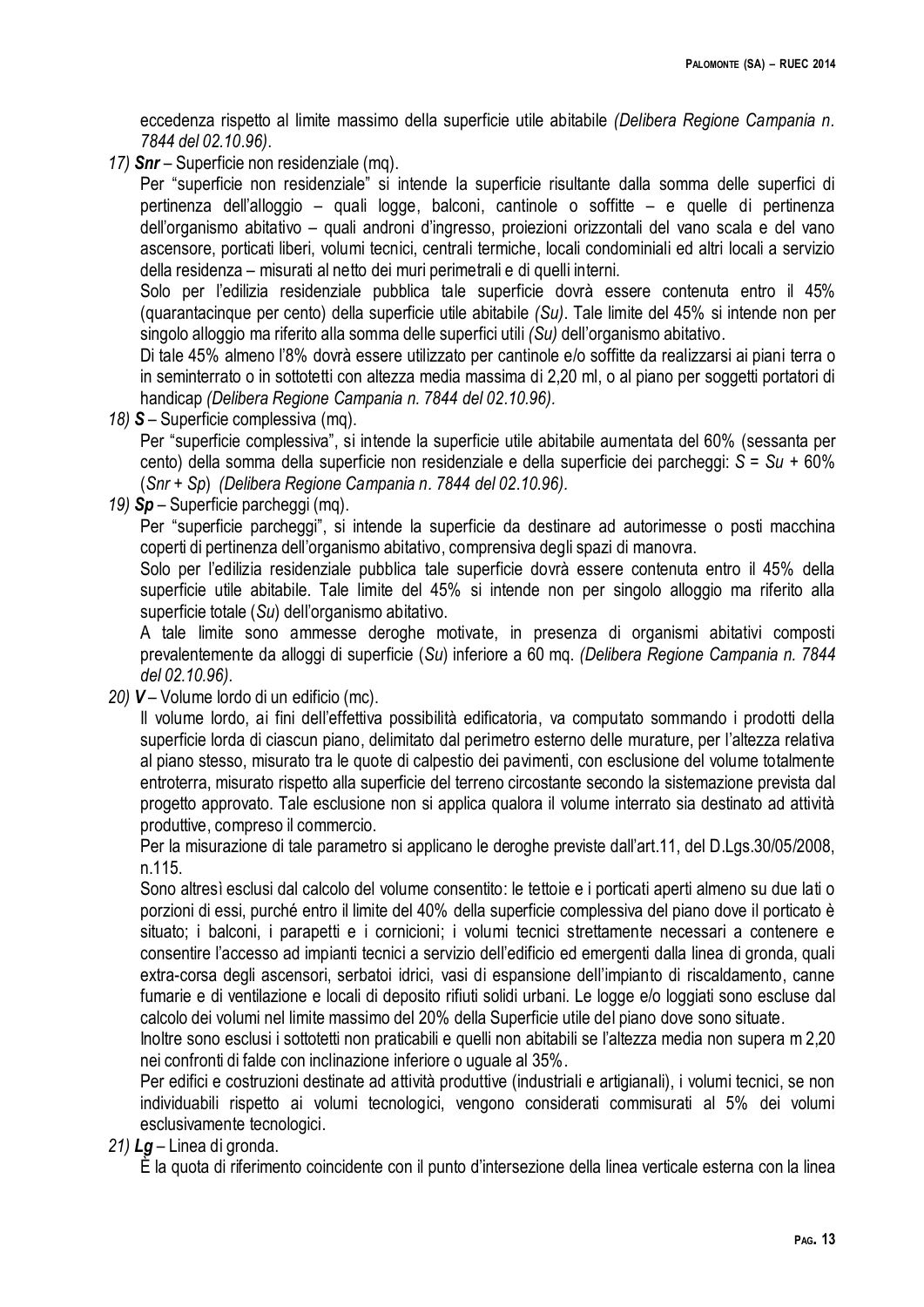eccedenza rispetto al limite massimo della superficie utile abitabile *(Delibera Regione Campania n. 7844 del 02.10.96)*.

17) ***Snr*** – Superficie non residenziale (mq).

Per "superficie non residenziale" si intende la superficie risultante dalla somma delle superfici di pertinenza dell'alloggio – quali logge, balconi, cantinole o soffitte – e quelle di pertinenza dell'organismo abitativo – quali androni d'ingresso, proiezioni orizzontali del vano scala e del vano ascensore, porticati liberi, volumi tecnici, centrali termiche, locali condominiali ed altri locali a servizio della residenza – misurati al netto dei muri perimetrali e di quelli interni.

Solo per l'edilizia residenziale pubblica tale superficie dovrà essere contenuta entro il 45% (quarantacinque per cento) della superficie utile abitabile *(Su)*. Tale limite del 45% si intende non per singolo alloggio ma riferito alla somma delle superfici utili *(Su)* dell'organismo abitativo.

Di tale 45% almeno l'8% dovrà essere utilizzato per cantinole e/o soffitte da realizzarsi ai piani terra o in seminterrato o in sottotetti con altezza media massima di 2,20 ml, o al piano per soggetti portatori di handicap *(Delibera Regione Campania n. 7844 del 02.10.96)*.

18) ***S*** – Superficie complessiva (mq).

Per "superficie complessiva", si intende la superficie utile abitabile aumentata del 60% (sessanta per cento) della somma della superficie non residenziale e della superficie dei parcheggi: *S* = *Su* + 60% (*Snr* + *Sp*) *(Delibera Regione Campania n. 7844 del 02.10.96)*.

19) ***Sp*** – Superficie parcheggi (mq).

Per "superficie parcheggi", si intende la superficie da destinare ad autorimesse o posti macchina coperti di pertinenza dell'organismo abitativo, comprensiva degli spazi di manovra.

Solo per l'edilizia residenziale pubblica tale superficie dovrà essere contenuta entro il 45% della superficie utile abitabile. Tale limite del 45% si intende non per singolo alloggio ma riferito alla superficie totale (*Su*) dell'organismo abitativo.

A tale limite sono ammesse deroghe motivate, in presenza di organismi abitativi composti prevalentemente da alloggi di superficie (*Su*) inferiore a 60 mq. *(Delibera Regione Campania n. 7844 del 02.10.96)*.

20) ***V*** – Volume lordo di un edificio (mc).

Il volume lordo, ai fini dell'effettiva possibilità edificatoria, va computato sommando i prodotti della superficie lorda di ciascun piano, delimitato dal perimetro esterno delle murature, per l'altezza relativa al piano stesso, misurato tra le quote di calpestio dei pavimenti, con esclusione del volume totalmente entroterra, misurato rispetto alla superficie del terreno circostante secondo la sistemazione prevista dal progetto approvato. Tale esclusione non si applica qualora il volume interrato sia destinato ad attività produttive, compreso il commercio.

Per la misurazione di tale parametro si applicano le deroghe previste dall'art.11, del D.Lgs.30/05/2008, n.115.

Sono altresì esclusi dal calcolo del volume consentito: le tettoie e i porticati aperti almeno su due lati o porzioni di essi, purché entro il limite del 40% della superficie complessiva del piano dove il porticato è situato; i balconi, i parapetti e i cornicioni; i volumi tecnici strettamente necessari a contenere e consentire l'accesso ad impianti tecnici a servizio dell'edificio ed emergenti dalla linea di gronda, quali extra-corsa degli ascensori, serbatoi idrici, vasi di espansione dell'impianto di riscaldamento, canne fumarie e di ventilazione e locali di deposito rifiuti solidi urbani. Le logge e/o loggiati sono escluse dal calcolo dei volumi nel limite massimo del 20% della Superficie utile del piano dove sono situate.

Inoltre sono esclusi i sottotetti non praticabili e quelli non abitabili se l'altezza media non supera m 2,20 nei confronti di falde con inclinazione inferiore o uguale al 35%.

Per edifici e costruzioni destinate ad attività produttive (industriali e artigianali), i volumi tecnici, se non individuabili rispetto ai volumi tecnologici, vengono considerati commisurati al 5% dei volumi esclusivamente tecnologici.

21) ***Lg*** – Linea di gronda.

È la quota di riferimento coincidente con il punto d'intersezione della linea verticale esterna con la linea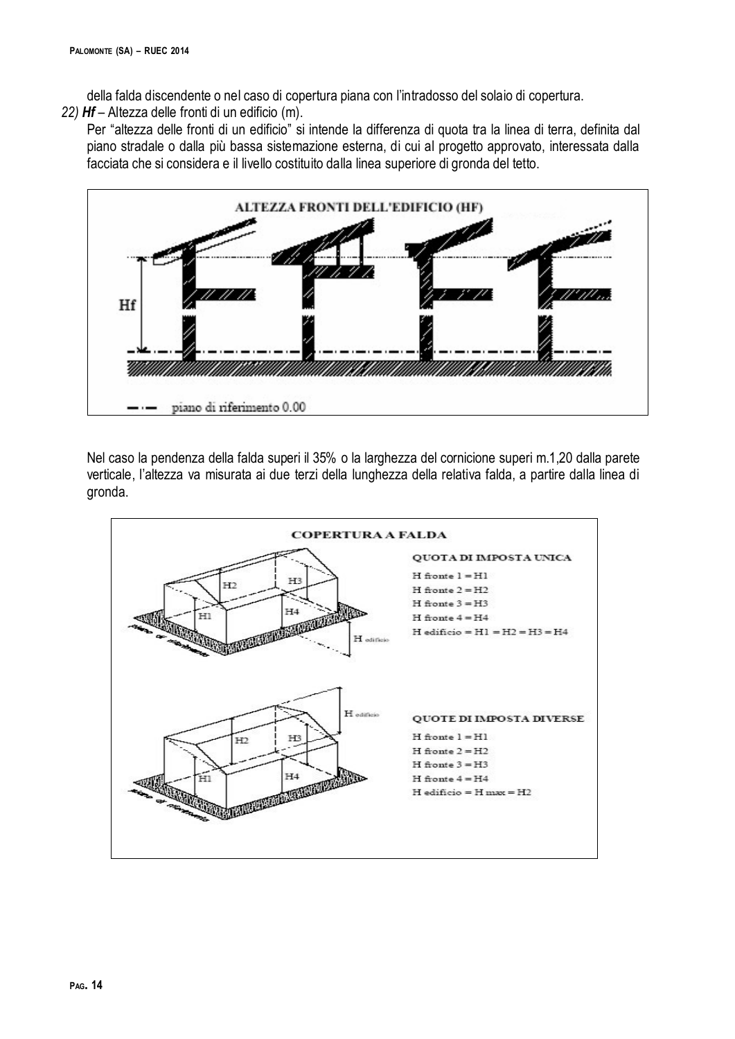della falda discendente o nel caso di copertura piana con l'intradosso del solaio di copertura.

*22)* ***Hf*** *–* Altezza delle fronti di un edificio (m).

Per "altezza delle fronti di un edificio" si intende la differenza di quota tra la linea di terra, definita dal piano stradale o dalla più bassa sistemazione esterna, di cui al progetto approvato, interessata dalla facciata che si considera e il livello costituito dalla linea superiore di gronda del tetto.

Nel caso la pendenza della falda superi il 35% o la larghezza del cornicione superi m.1,20 dalla parete verticale, l'altezza va misurata ai due terzi della lunghezza della relativa falda, a partire dalla linea di gronda.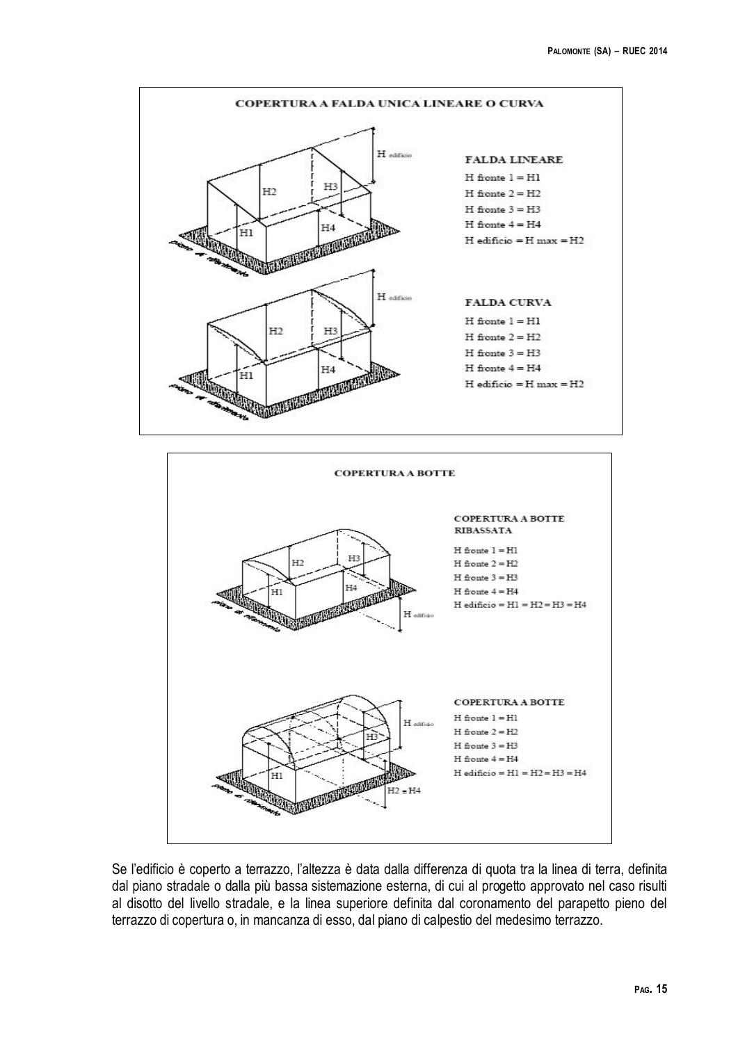**COPERTURA A FALDA UNICA LINEARE O CURVA**

**FALDA LINEARE**

H fronte 1 = H1
H fronte 2 = H2
H fronte 3 = H3
H fronte 4 = H4
H edificio = H max = H2

**FALDA CURVA**

H fronte 1 = H1
H fronte 2 = H2
H fronte 3 = H3
H fronte 4 = H4
H edificio = H max = H2

**COPERTURA A BOTTE**

**COPERTURA A BOTTE RIBASSATA**

H fronte 1 = H1
H fronte 2 = H2
H fronte 3 = H3
H fronte 4 = H4
H edificio = H1 = H2 = H3 = H4

**COPERTURA A BOTTE**

H fronte 1 = H1
H fronte 2 = H2
H fronte 3 = H3
H fronte 4 = H4
H edificio = H1 = H2 = H3 = H4

Se l'edificio è coperto a terrazzo, l'altezza è data dalla differenza di quota tra la linea di terra, definita dal piano stradale o dalla più bassa sistemazione esterna, di cui al progetto approvato nel caso risulti al disotto del livello stradale, e la linea superiore definita dal coronamento del parapetto pieno del terrazzo di copertura o, in mancanza di esso, dal piano di calpestio del medesimo terrazzo.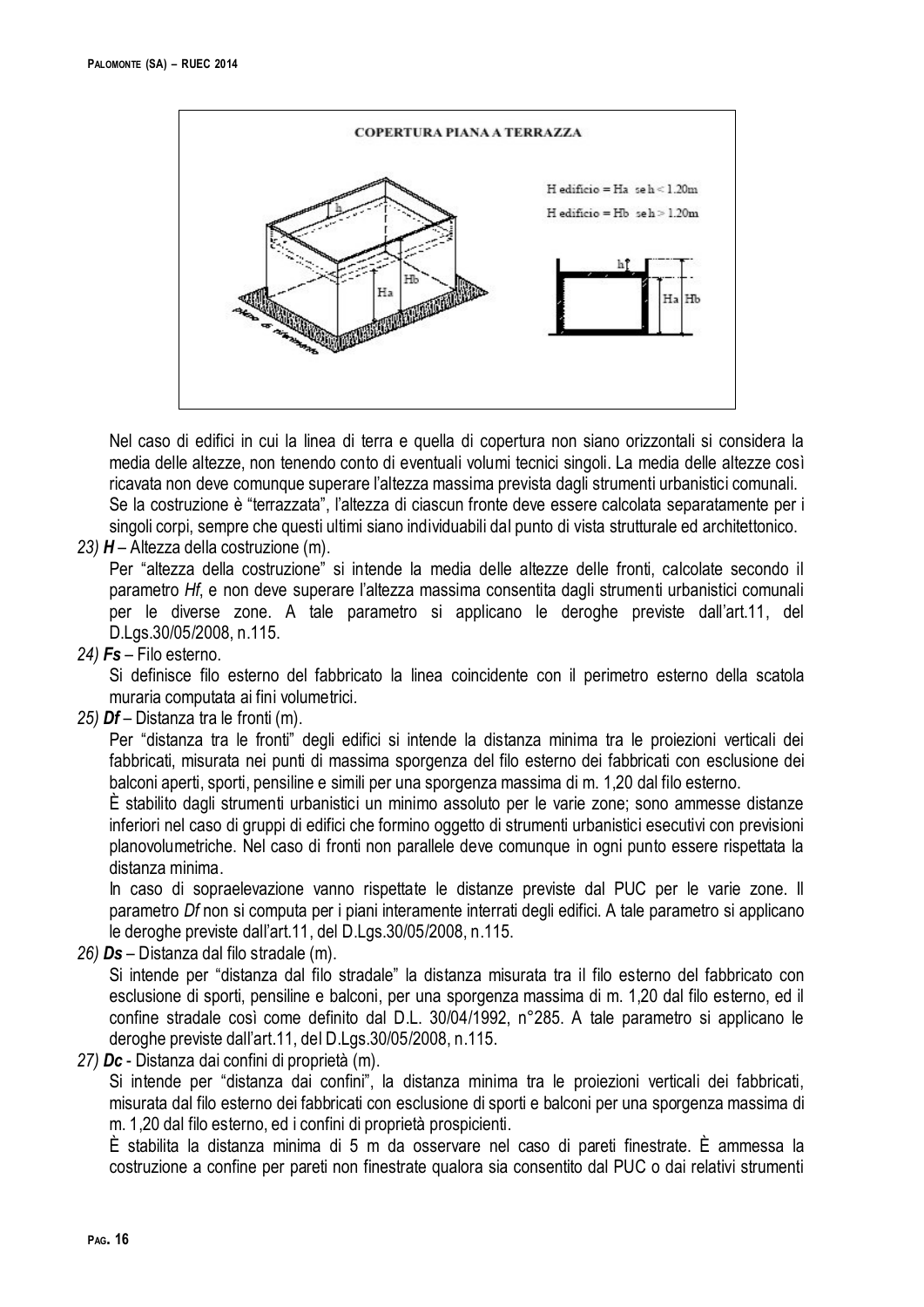Nel caso di edifici in cui la linea di terra e quella di copertura non siano orizzontali si considera la media delle altezze, non tenendo conto di eventuali volumi tecnici singoli. La media delle altezze così ricavata non deve comunque superare l'altezza massima prevista dagli strumenti urbanistici comunali.

Se la costruzione è "terrazzata", l'altezza di ciascun fronte deve essere calcolata separatamente per i singoli corpi, sempre che questi ultimi siano individuabili dal punto di vista strutturale ed architettonico.

23) ***H*** – Altezza della costruzione (m).

Per "altezza della costruzione" si intende la media delle altezze delle fronti, calcolate secondo il parametro *Hf*, e non deve superare l'altezza massima consentita dagli strumenti urbanistici comunali per le diverse zone. A tale parametro si applicano le deroghe previste dall'art.11, del D.Lgs.30/05/2008, n.115.

24) ***Fs*** – Filo esterno.

Si definisce filo esterno del fabbricato la linea coincidente con il perimetro esterno della scatola muraria computata ai fini volumetrici.

25) ***Df*** – Distanza tra le fronti (m).

Per "distanza tra le fronti" degli edifici si intende la distanza minima tra le proiezioni verticali dei fabbricati, misurata nei punti di massima sporgenza del filo esterno dei fabbricati con esclusione dei balconi aperti, sporti, pensiline e simili per una sporgenza massima di m. 1,20 dal filo esterno.

È stabilito dagli strumenti urbanistici un minimo assoluto per le varie zone; sono ammesse distanze inferiori nel caso di gruppi di edifici che formino oggetto di strumenti urbanistici esecutivi con previsioni planovolumetriche. Nel caso di fronti non parallele deve comunque in ogni punto essere rispettata la distanza minima.

In caso di sopraelevazione vanno rispettate le distanze previste dal PUC per le varie zone. Il parametro *Df* non si computa per i piani interamente interrati degli edifici. A tale parametro si applicano le deroghe previste dall'art.11, del D.Lgs.30/05/2008, n.115.

26) ***Ds*** – Distanza dal filo stradale (m).

Si intende per "distanza dal filo stradale" la distanza misurata tra il filo esterno del fabbricato con esclusione di sporti, pensiline e balconi, per una sporgenza massima di m. 1,20 dal filo esterno, ed il confine stradale così come definito dal D.L. 30/04/1992, n°285. A tale parametro si applicano le deroghe previste dall'art.11, del D.Lgs.30/05/2008, n.115.

27) ***Dc*** - Distanza dai confini di proprietà (m).

Si intende per "distanza dai confini", la distanza minima tra le proiezioni verticali dei fabbricati, misurata dal filo esterno dei fabbricati con esclusione di sporti e balconi per una sporgenza massima di m. 1,20 dal filo esterno, ed i confini di proprietà prospicienti.

È stabilita la distanza minima di 5 m da osservare nel caso di pareti finestrate. È ammessa la costruzione a confine per pareti non finestrate qualora sia consentito dal PUC o dai relativi strumenti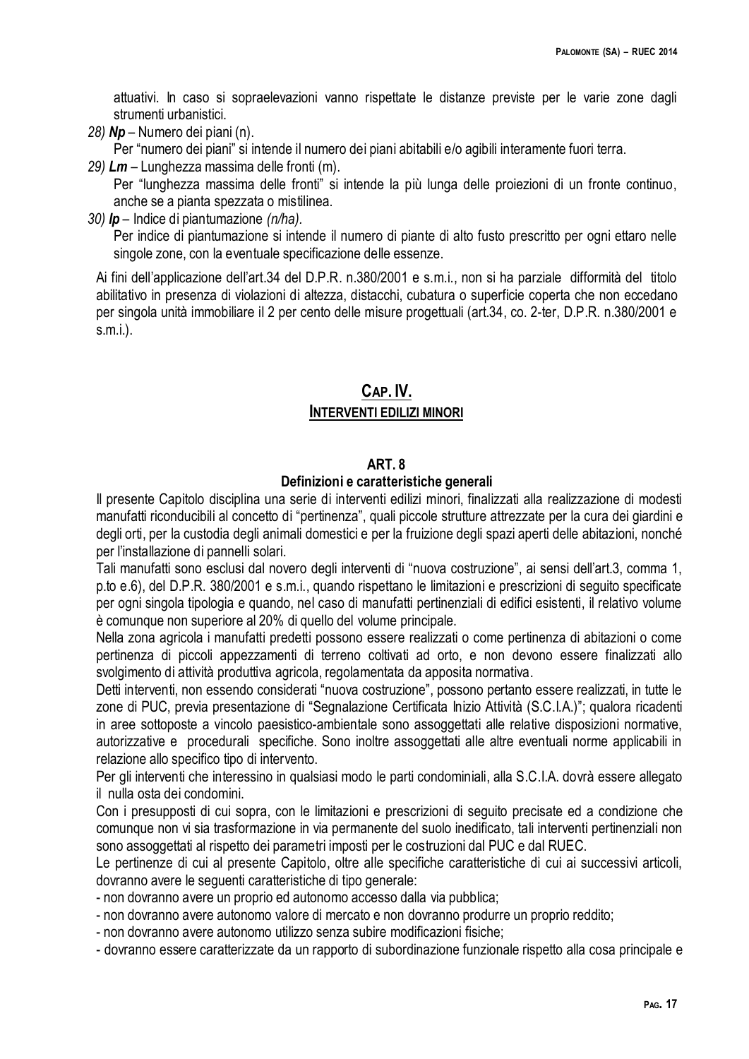attuativi. In caso si sopraelevazioni vanno rispettate le distanze previste per le varie zone dagli strumenti urbanistici.

28) ***Np*** – Numero dei piani (n).
    Per "numero dei piani" si intende il numero dei piani abitabili e/o agibili interamente fuori terra.

29) ***Lm*** – Lunghezza massima delle fronti (m).
    Per "lunghezza massima delle fronti" si intende la più lunga delle proiezioni di un fronte continuo, anche se a pianta spezzata o mistilinea.

30) ***Ip*** – Indice di piantumazione *(n/ha).*
    Per indice di piantumazione si intende il numero di piante di alto fusto prescritto per ogni ettaro nelle singole zone, con la eventuale specificazione delle essenze.

Ai fini dell'applicazione dell'art.34 del D.P.R. n.380/2001 e s.m.i., non si ha parziale difformità del titolo abilitativo in presenza di violazioni di altezza, distacchi, cubatura o superficie coperta che non eccedano per singola unità immobiliare il 2 per cento delle misure progettuali (art.34, co. 2-ter, D.P.R. n.380/2001 e s.m.i.).

# CAP. IV.
# INTERVENTI EDILIZI MINORI

## ART. 8
## Definizioni e caratteristiche generali

Il presente Capitolo disciplina una serie di interventi edilizi minori, finalizzati alla realizzazione di modesti manufatti riconducibili al concetto di "pertinenza", quali piccole strutture attrezzate per la cura dei giardini e degli orti, per la custodia degli animali domestici e per la fruizione degli spazi aperti delle abitazioni, nonché per l'installazione di pannelli solari.

Tali manufatti sono esclusi dal novero degli interventi di "nuova costruzione", ai sensi dell'art.3, comma 1, p.to e.6), del D.P.R. 380/2001 e s.m.i., quando rispettano le limitazioni e prescrizioni di seguito specificate per ogni singola tipologia e quando, nel caso di manufatti pertinenziali di edifici esistenti, il relativo volume è comunque non superiore al 20% di quello del volume principale.

Nella zona agricola i manufatti predetti possono essere realizzati o come pertinenza di abitazioni o come pertinenza di piccoli appezzamenti di terreno coltivati ad orto, e non devono essere finalizzati allo svolgimento di attività produttiva agricola, regolamentata da apposita normativa.

Detti interventi, non essendo considerati "nuova costruzione", possono pertanto essere realizzati, in tutte le zone di PUC, previa presentazione di "Segnalazione Certificata Inizio Attività (S.C.I.A.)"; qualora ricadenti in aree sottoposte a vincolo paesistico-ambientale sono assoggettati alle relative disposizioni normative, autorizzative e procedurali specifiche. Sono inoltre assoggettati alle altre eventuali norme applicabili in relazione allo specifico tipo di intervento.

Per gli interventi che interessino in qualsiasi modo le parti condominiali, alla S.C.I.A. dovrà essere allegato il nulla osta dei condomini.

Con i presupposti di cui sopra, con le limitazioni e prescrizioni di seguito precisate ed a condizione che comunque non vi sia trasformazione in via permanente del suolo inedificato, tali interventi pertinenziali non sono assoggettati al rispetto dei parametri imposti per le costruzioni dal PUC e dal RUEC.

Le pertinenze di cui al presente Capitolo, oltre alle specifiche caratteristiche di cui ai successivi articoli, dovranno avere le seguenti caratteristiche di tipo generale:

- non dovranno avere un proprio ed autonomo accesso dalla via pubblica;
- non dovranno avere autonomo valore di mercato e non dovranno produrre un proprio reddito;
- non dovranno avere autonomo utilizzo senza subire modificazioni fisiche;
- dovranno essere caratterizzate da un rapporto di subordinazione funzionale rispetto alla cosa principale e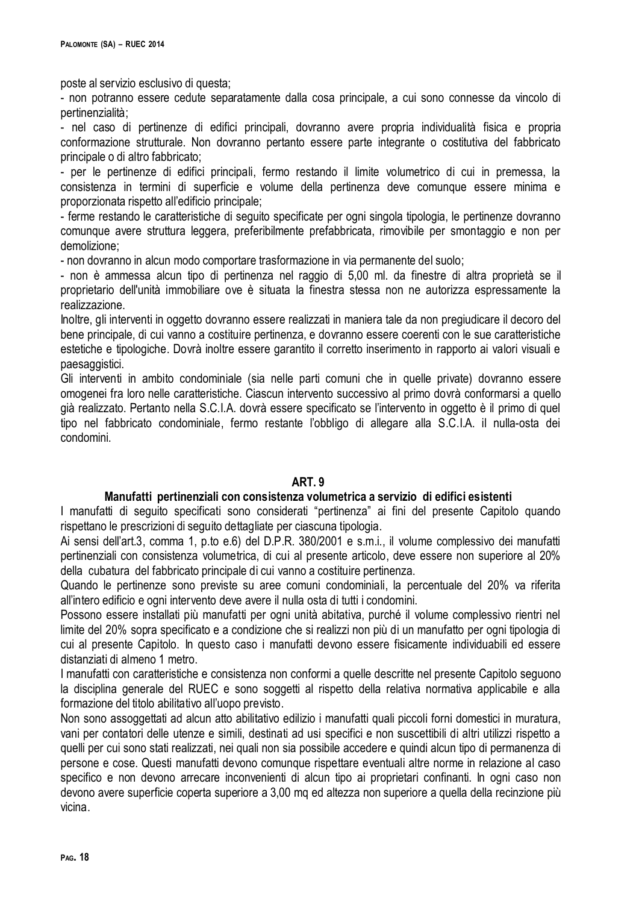poste al servizio esclusivo di questa;

- non potranno essere cedute separatamente dalla cosa principale, a cui sono connesse da vincolo di pertinenzialità;
- nel caso di pertinenze di edifici principali, dovranno avere propria individualità fisica e propria conformazione strutturale. Non dovranno pertanto essere parte integrante o costitutiva del fabbricato principale o di altro fabbricato;
- per le pertinenze di edifici principali, fermo restando il limite volumetrico di cui in premessa, la consistenza in termini di superficie e volume della pertinenza deve comunque essere minima e proporzionata rispetto all'edificio principale;
- ferme restando le caratteristiche di seguito specificate per ogni singola tipologia, le pertinenze dovranno comunque avere struttura leggera, preferibilmente prefabbricata, rimovibile per smontaggio e non per demolizione;
- non dovranno in alcun modo comportare trasformazione in via permanente del suolo;
- non è ammessa alcun tipo di pertinenza nel raggio di 5,00 ml. da finestre di altra proprietà se il proprietario dell'unità immobiliare ove è situata la finestra stessa non ne autorizza espressamente la realizzazione.

Inoltre, gli interventi in oggetto dovranno essere realizzati in maniera tale da non pregiudicare il decoro del bene principale, di cui vanno a costituire pertinenza, e dovranno essere coerenti con le sue caratteristiche estetiche e tipologiche. Dovrà inoltre essere garantito il corretto inserimento in rapporto ai valori visuali e paesaggistici.

Gli interventi in ambito condominiale (sia nelle parti comuni che in quelle private) dovranno essere omogenei fra loro nelle caratteristiche. Ciascun intervento successivo al primo dovrà conformarsi a quello già realizzato. Pertanto nella S.C.I.A. dovrà essere specificato se l'intervento in oggetto è il primo di quel tipo nel fabbricato condominiale, fermo restante l'obbligo di allegare alla S.C.I.A. il nulla-osta dei condomini.

## ART. 9

### Manufatti pertinenziali con consistenza volumetrica a servizio di edifici esistenti

I manufatti di seguito specificati sono considerati "pertinenza" ai fini del presente Capitolo quando rispettano le prescrizioni di seguito dettagliate per ciascuna tipologia.

Ai sensi dell'art.3, comma 1, p.to e.6) del D.P.R. 380/2001 e s.m.i., il volume complessivo dei manufatti pertinenziali con consistenza volumetrica, di cui al presente articolo, deve essere non superiore al 20% della cubatura del fabbricato principale di cui vanno a costituire pertinenza.

Quando le pertinenze sono previste su aree comuni condominiali, la percentuale del 20% va riferita all'intero edificio e ogni intervento deve avere il nulla osta di tutti i condomini.

Possono essere installati più manufatti per ogni unità abitativa, purché il volume complessivo rientri nel limite del 20% sopra specificato e a condizione che si realizzi non più di un manufatto per ogni tipologia di cui al presente Capitolo. In questo caso i manufatti devono essere fisicamente individuabili ed essere distanziati di almeno 1 metro.

I manufatti con caratteristiche e consistenza non conformi a quelle descritte nel presente Capitolo seguono la disciplina generale del RUEC e sono soggetti al rispetto della relativa normativa applicabile e alla formazione del titolo abilitativo all'uopo previsto.

Non sono assoggettati ad alcun atto abilitativo edilizio i manufatti quali piccoli forni domestici in muratura, vani per contatori delle utenze e simili, destinati ad usi specifici e non suscettibili di altri utilizzi rispetto a quelli per cui sono stati realizzati, nei quali non sia possibile accedere e quindi alcun tipo di permanenza di persone e cose. Questi manufatti devono comunque rispettare eventuali altre norme in relazione al caso specifico e non devono arrecare inconvenienti di alcun tipo ai proprietari confinanti. In ogni caso non devono avere superficie coperta superiore a 3,00 mq ed altezza non superiore a quella della recinzione più vicina.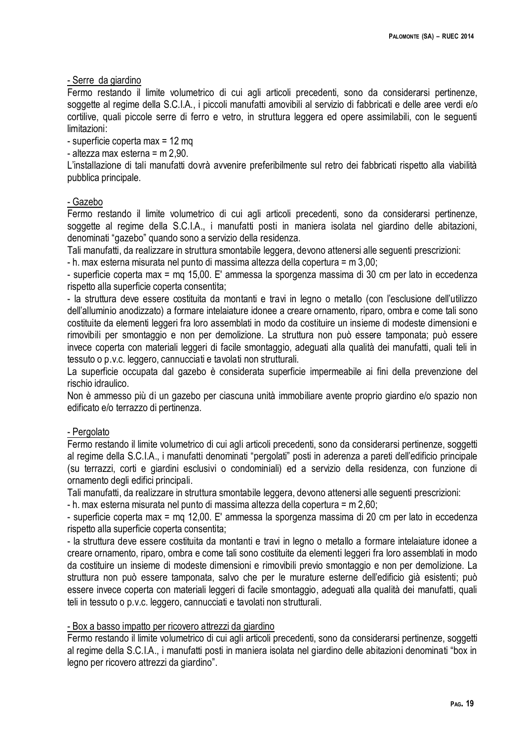- Serre da giardino

Fermo restando il limite volumetrico di cui agli articoli precedenti, sono da considerarsi pertinenze, soggette al regime della S.C.I.A., i piccoli manufatti amovibili al servizio di fabbricati e delle aree verdi e/o cortilive, quali piccole serre di ferro e vetro, in struttura leggera ed opere assimilabili, con le seguenti limitazioni:

- superficie coperta max = 12 mq
- altezza max esterna = m 2,90.

L'installazione di tali manufatti dovrà avvenire preferibilmente sul retro dei fabbricati rispetto alla viabilità pubblica principale.

- Gazebo

Fermo restando il limite volumetrico di cui agli articoli precedenti, sono da considerarsi pertinenze, soggette al regime della S.C.I.A., i manufatti posti in maniera isolata nel giardino delle abitazioni, denominati "gazebo" quando sono a servizio della residenza.

Tali manufatti, da realizzare in struttura smontabile leggera, devono attenersi alle seguenti prescrizioni:

- h. max esterna misurata nel punto di massima altezza della copertura = m 3,00;
- superficie coperta max = mq 15,00. E' ammessa la sporgenza massima di 30 cm per lato in eccedenza rispetto alla superficie coperta consentita;
- la struttura deve essere costituita da montanti e travi in legno o metallo (con l'esclusione dell'utilizzo dell'alluminio anodizzato) a formare intelaiature idonee a creare ornamento, riparo, ombra e come tali sono costituite da elementi leggeri fra loro assemblati in modo da costituire un insieme di modeste dimensioni e rimovibili per smontaggio e non per demolizione. La struttura non può essere tamponata; può essere invece coperta con materiali leggeri di facile smontaggio, adeguati alla qualità dei manufatti, quali teli in tessuto o p.v.c. leggero, cannucciati e tavolati non strutturali.

La superficie occupata dal gazebo è considerata superficie impermeabile ai fini della prevenzione del rischio idraulico.

Non è ammesso più di un gazebo per ciascuna unità immobiliare avente proprio giardino e/o spazio non edificato e/o terrazzo di pertinenza.

- Pergolato

Fermo restando il limite volumetrico di cui agli articoli precedenti, sono da considerarsi pertinenze, soggetti al regime della S.C.I.A., i manufatti denominati "pergolati" posti in aderenza a pareti dell'edificio principale (su terrazzi, corti e giardini esclusivi o condominiali) ed a servizio della residenza, con funzione di ornamento degli edifici principali.

Tali manufatti, da realizzare in struttura smontabile leggera, devono attenersi alle seguenti prescrizioni:

- h. max esterna misurata nel punto di massima altezza della copertura = m 2,60;
- superficie coperta max = mq 12,00. E' ammessa la sporgenza massima di 20 cm per lato in eccedenza rispetto alla superficie coperta consentita;
- la struttura deve essere costituita da montanti e travi in legno o metallo a formare intelaiature idonee a creare ornamento, riparo, ombra e come tali sono costituite da elementi leggeri fra loro assemblati in modo da costituire un insieme di modeste dimensioni e rimovibili previo smontaggio e non per demolizione. La struttura non può essere tamponata, salvo che per le murature esterne dell'edificio già esistenti; può essere invece coperta con materiali leggeri di facile smontaggio, adeguati alla qualità dei manufatti, quali teli in tessuto o p.v.c. leggero, cannucciati e tavolati non strutturali.

- Box a basso impatto per ricovero attrezzi da giardino

Fermo restando il limite volumetrico di cui agli articoli precedenti, sono da considerarsi pertinenze, soggetti al regime della S.C.I.A., i manufatti posti in maniera isolata nel giardino delle abitazioni denominati "box in legno per ricovero attrezzi da giardino".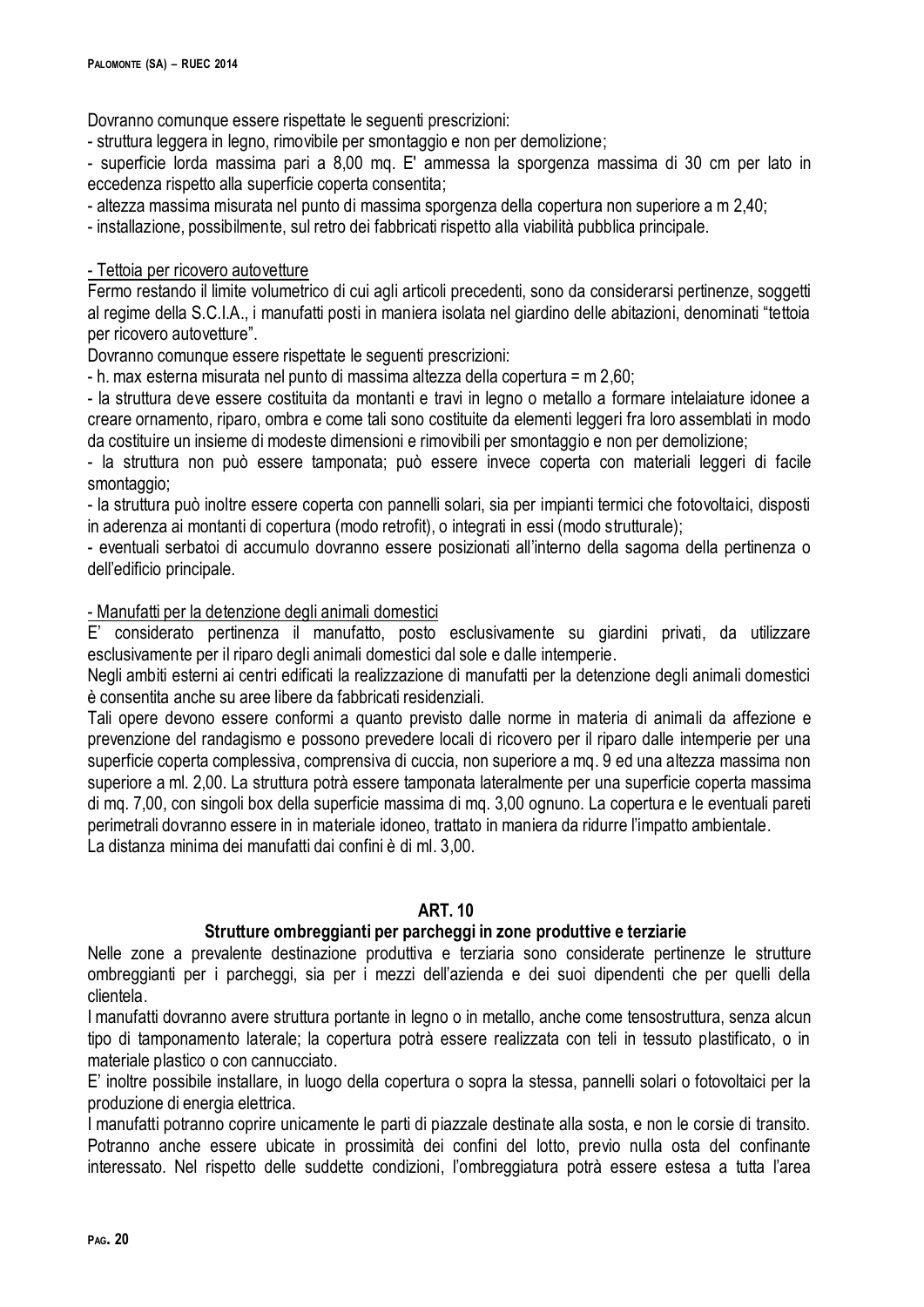Dovranno comunque essere rispettate le seguenti prescrizioni:

- struttura leggera in legno, rimovibile per smontaggio e non per demolizione;
- superficie lorda massima pari a 8,00 mq. E' ammessa la sporgenza massima di 30 cm per lato in eccedenza rispetto alla superficie coperta consentita;
- altezza massima misurata nel punto di massima sporgenza della copertura non superiore a m 2,40;
- installazione, possibilmente, sul retro dei fabbricati rispetto alla viabilità pubblica principale.

<u>- Tettoia per ricovero autovetture</u>

Fermo restando il limite volumetrico di cui agli articoli precedenti, sono da considerarsi pertinenze, soggetti al regime della S.C.I.A., i manufatti posti in maniera isolata nel giardino delle abitazioni, denominati "tettoia per ricovero autovetture".

Dovranno comunque essere rispettate le seguenti prescrizioni:

- h. max esterna misurata nel punto di massima altezza della copertura = m 2,60;
- la struttura deve essere costituita da montanti e travi in legno o metallo a formare intelaiature idonee a creare ornamento, riparo, ombra e come tali sono costituite da elementi leggeri fra loro assemblati in modo da costituire un insieme di modeste dimensioni e rimovibili per smontaggio e non per demolizione;
- la struttura non può essere tamponata; può essere invece coperta con materiali leggeri di facile smontaggio;
- la struttura può inoltre essere coperta con pannelli solari, sia per impianti termici che fotovoltaici, disposti in aderenza ai montanti di copertura (modo retrofit), o integrati in essi (modo strutturale);
- eventuali serbatoi di accumulo dovranno essere posizionati all'interno della sagoma della pertinenza o dell'edificio principale.

<u>- Manufatti per la detenzione degli animali domestici</u>

E' considerato pertinenza il manufatto, posto esclusivamente su giardini privati, da utilizzare esclusivamente per il riparo degli animali domestici dal sole e dalle intemperie.

Negli ambiti esterni ai centri edificati la realizzazione di manufatti per la detenzione degli animali domestici è consentita anche su aree libere da fabbricati residenziali.

Tali opere devono essere conformi a quanto previsto dalle norme in materia di animali da affezione e prevenzione del randagismo e possono prevedere locali di ricovero per il riparo dalle intemperie per una superficie coperta complessiva, comprensiva di cuccia, non superiore a mq. 9 ed una altezza massima non superiore a ml. 2,00. La struttura potrà essere tamponata lateralmente per una superficie coperta massima di mq. 7,00, con singoli box della superficie massima di mq. 3,00 ognuno. La copertura e le eventuali pareti perimetrali dovranno essere in in materiale idoneo, trattato in maniera da ridurre l'impatto ambientale.

La distanza minima dei manufatti dai confini è di ml. 3,00.

## ART. 10

### Strutture ombreggianti per parcheggi in zone produttive e terziarie

Nelle zone a prevalente destinazione produttiva e terziaria sono considerate pertinenze le strutture ombreggianti per i parcheggi, sia per i mezzi dell'azienda e dei suoi dipendenti che per quelli della clientela.

I manufatti dovranno avere struttura portante in legno o in metallo, anche come tensostruttura, senza alcun tipo di tamponamento laterale; la copertura potrà essere realizzata con teli in tessuto plastificato, o in materiale plastico o con cannucciato.

E' inoltre possibile installare, in luogo della copertura o sopra la stessa, pannelli solari o fotovoltaici per la produzione di energia elettrica.

I manufatti potranno coprire unicamente le parti di piazzale destinate alla sosta, e non le corsie di transito. Potranno anche essere ubicate in prossimità dei confini del lotto, previo nulla osta del confinante interessato. Nel rispetto delle suddette condizioni, l'ombreggiatura potrà essere estesa a tutta l'area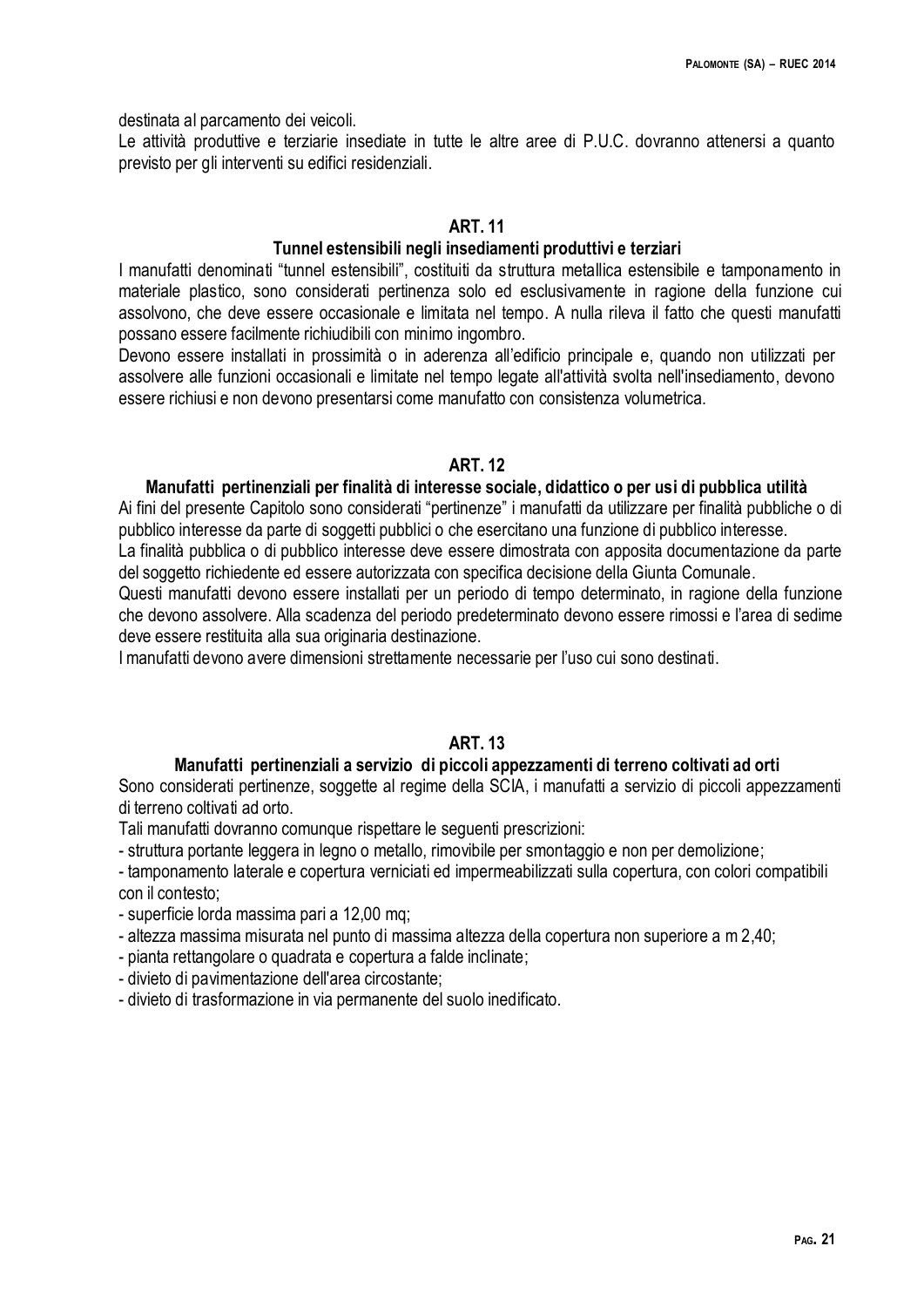destinata al parcamento dei veicoli.
Le attività produttive e terziarie insediate in tutte le altre aree di P.U.C. dovranno attenersi a quanto previsto per gli interventi su edifici residenziali.

## ART. 11

### Tunnel estensibili negli insediamenti produttivi e terziari

I manufatti denominati "tunnel estensibili", costituiti da struttura metallica estensibile e tamponamento in materiale plastico, sono considerati pertinenza solo ed esclusivamente in ragione della funzione cui assolvono, che deve essere occasionale e limitata nel tempo. A nulla rileva il fatto che questi manufatti possano essere facilmente richiudibili con minimo ingombro.
Devono essere installati in prossimità o in aderenza all'edificio principale e, quando non utilizzati per assolvere alle funzioni occasionali e limitate nel tempo legate all'attività svolta nell'insediamento, devono essere richiusi e non devono presentarsi come manufatto con consistenza volumetrica.

## ART. 12

### Manufatti pertinenziali per finalità di interesse sociale, didattico o per usi di pubblica utilità

Ai fini del presente Capitolo sono considerati "pertinenze" i manufatti da utilizzare per finalità pubbliche o di pubblico interesse da parte di soggetti pubblici o che esercitano una funzione di pubblico interesse.
La finalità pubblica o di pubblico interesse deve essere dimostrata con apposita documentazione da parte del soggetto richiedente ed essere autorizzata con specifica decisione della Giunta Comunale.
Questi manufatti devono essere installati per un periodo di tempo determinato, in ragione della funzione che devono assolvere. Alla scadenza del periodo predeterminato devono essere rimossi e l'area di sedime deve essere restituita alla sua originaria destinazione.
I manufatti devono avere dimensioni strettamente necessarie per l'uso cui sono destinati.

## ART. 13

### Manufatti pertinenziali a servizio di piccoli appezzamenti di terreno coltivati ad orti

Sono considerati pertinenze, soggette al regime della SCIA, i manufatti a servizio di piccoli appezzamenti di terreno coltivati ad orto.
Tali manufatti dovranno comunque rispettare le seguenti prescrizioni:

- struttura portante leggera in legno o metallo, rimovibile per smontaggio e non per demolizione;
- tamponamento laterale e copertura verniciati ed impermeabilizzati sulla copertura, con colori compatibili con il contesto;
- superficie lorda massima pari a 12,00 mq;
- altezza massima misurata nel punto di massima altezza della copertura non superiore a m 2,40;
- pianta rettangolare o quadrata e copertura a falde inclinate;
- divieto di pavimentazione dell'area circostante;
- divieto di trasformazione in via permanente del suolo inedificato.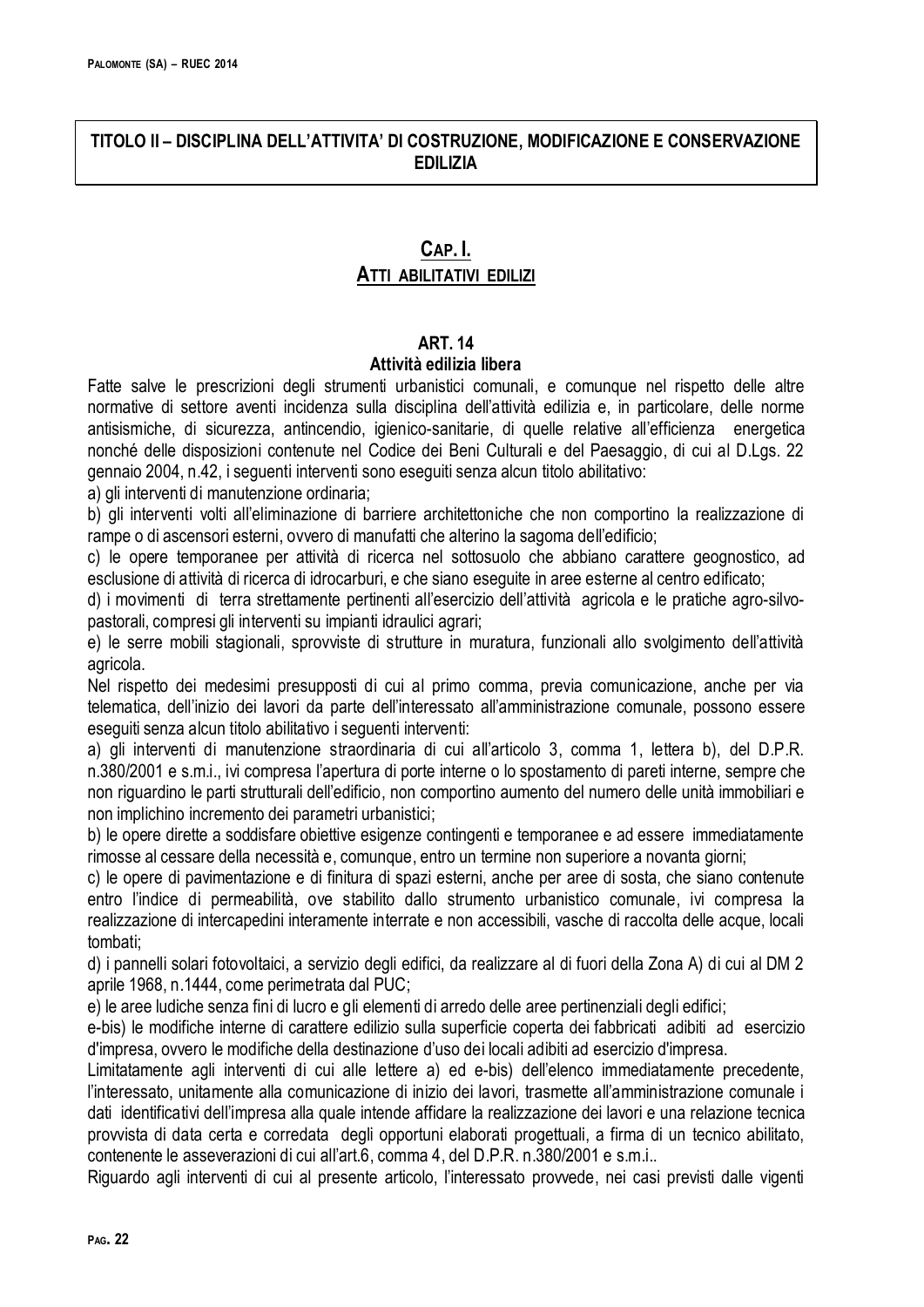## TITOLO II – DISCIPLINA DELL'ATTIVITA' DI COSTRUZIONE, MODIFICAZIONE E CONSERVAZIONE EDILIZIA

### CAP. I.
### ATTI ABILITATIVI EDILIZI

#### ART. 14
#### Attività edilizia libera

Fatte salve le prescrizioni degli strumenti urbanistici comunali, e comunque nel rispetto delle altre normative di settore aventi incidenza sulla disciplina dell'attività edilizia e, in particolare, delle norme antisismiche, di sicurezza, antincendio, igienico-sanitarie, di quelle relative all'efficienza energetica nonché delle disposizioni contenute nel Codice dei Beni Culturali e del Paesaggio, di cui al D.Lgs. 22 gennaio 2004, n.42, i seguenti interventi sono eseguiti senza alcun titolo abilitativo:

a) gli interventi di manutenzione ordinaria;

b) gli interventi volti all'eliminazione di barriere architettoniche che non comportino la realizzazione di rampe o di ascensori esterni, ovvero di manufatti che alterino la sagoma dell'edificio;

c) le opere temporanee per attività di ricerca nel sottosuolo che abbiano carattere geognostico, ad esclusione di attività di ricerca di idrocarburi, e che siano eseguite in aree esterne al centro edificato;

d) i movimenti di terra strettamente pertinenti all'esercizio dell'attività agricola e le pratiche agro-silvo-pastorali, compresi gli interventi su impianti idraulici agrari;

e) le serre mobili stagionali, sprovviste di strutture in muratura, funzionali allo svolgimento dell'attività agricola.

Nel rispetto dei medesimi presupposti di cui al primo comma, previa comunicazione, anche per via telematica, dell'inizio dei lavori da parte dell'interessato all'amministrazione comunale, possono essere eseguiti senza alcun titolo abilitativo i seguenti interventi:

a) gli interventi di manutenzione straordinaria di cui all'articolo 3, comma 1, lettera b), del D.P.R. n.380/2001 e s.m.i., ivi compresa l'apertura di porte interne o lo spostamento di pareti interne, sempre che non riguardino le parti strutturali dell'edificio, non comportino aumento del numero delle unità immobiliari e non implichino incremento dei parametri urbanistici;

b) le opere dirette a soddisfare obiettive esigenze contingenti e temporanee e ad essere immediatamente rimosse al cessare della necessità e, comunque, entro un termine non superiore a novanta giorni;

c) le opere di pavimentazione e di finitura di spazi esterni, anche per aree di sosta, che siano contenute entro l'indice di permeabilità, ove stabilito dallo strumento urbanistico comunale, ivi compresa la realizzazione di intercapedini interamente interrate e non accessibili, vasche di raccolta delle acque, locali tombati;

d) i pannelli solari fotovoltaici, a servizio degli edifici, da realizzare al di fuori della Zona A) di cui al DM 2 aprile 1968, n.1444, come perimetrata dal PUC;

e) le aree ludiche senza fini di lucro e gli elementi di arredo delle aree pertinenziali degli edifici;

e-bis) le modifiche interne di carattere edilizio sulla superficie coperta dei fabbricati adibiti ad esercizio d'impresa, ovvero le modifiche della destinazione d'uso dei locali adibiti ad esercizio d'impresa.

Limitatamente agli interventi di cui alle lettere a) ed e-bis) dell'elenco immediatamente precedente, l'interessato, unitamente alla comunicazione di inizio dei lavori, trasmette all'amministrazione comunale i dati identificativi dell'impresa alla quale intende affidare la realizzazione dei lavori e una relazione tecnica provvista di data certa e corredata degli opportuni elaborati progettuali, a firma di un tecnico abilitato, contenente le asseverazioni di cui all'art.6, comma 4, del D.P.R. n.380/2001 e s.m.i..

Riguardo agli interventi di cui al presente articolo, l'interessato provvede, nei casi previsti dalle vigenti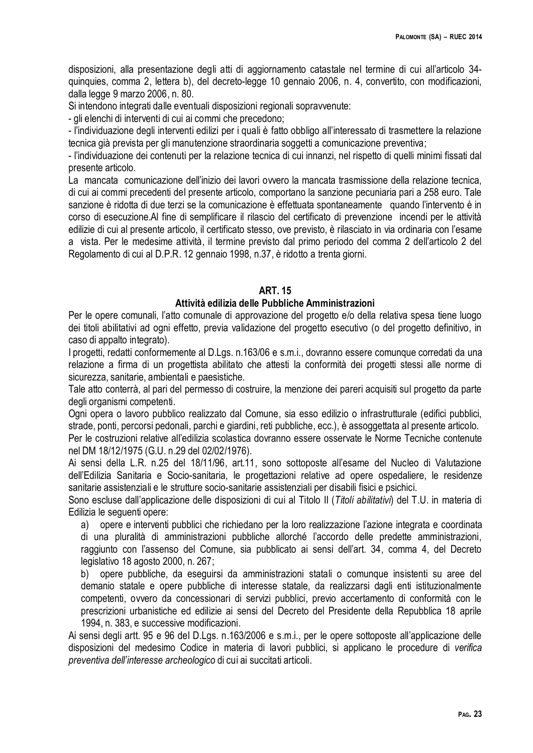disposizioni, alla presentazione degli atti di aggiornamento catastale nel termine di cui all'articolo 34-quinquies, comma 2, lettera b), del decreto-legge 10 gennaio 2006, n. 4, convertito, con modificazioni, dalla legge 9 marzo 2006, n. 80.

Si intendono integrati dalle eventuali disposizioni regionali sopravvenute:

- gli elenchi di interventi di cui ai commi che precedono;
- l'individuazione degli interventi edilizi per i quali è fatto obbligo all'interessato di trasmettere la relazione tecnica già prevista per gli manutenzione straordinaria soggetti a comunicazione preventiva;
- l'individuazione dei contenuti per la relazione tecnica di cui innanzi, nel rispetto di quelli minimi fissati dal presente articolo.

La mancata comunicazione dell'inizio dei lavori ovvero la mancata trasmissione della relazione tecnica, di cui ai commi precedenti del presente articolo, comportano la sanzione pecuniaria pari a 258 euro. Tale sanzione è ridotta di due terzi se la comunicazione è effettuata spontaneamente quando l'intervento è in corso di esecuzione.Al fine di semplificare il rilascio del certificato di prevenzione incendi per le attività edilizie di cui al presente articolo, il certificato stesso, ove previsto, è rilasciato in via ordinaria con l'esame a vista. Per le medesime attività, il termine previsto dal primo periodo del comma 2 dell'articolo 2 del Regolamento di cui al D.P.R. 12 gennaio 1998, n.37, è ridotto a trenta giorni.

## ART. 15

### Attività edilizia delle Pubbliche Amministrazioni

Per le opere comunali, l'atto comunale di approvazione del progetto e/o della relativa spesa tiene luogo dei titoli abilitativi ad ogni effetto, previa validazione del progetto esecutivo (o del progetto definitivo, in caso di appalto integrato).

I progetti, redatti conformemente al D.Lgs. n.163/06 e s.m.i., dovranno essere comunque corredati da una relazione a firma di un progettista abilitato che attesti la conformità dei progetti stessi alle norme di sicurezza, sanitarie, ambientali e paesistiche.

Tale atto conterrà, al pari del permesso di costruire, la menzione dei pareri acquisiti sul progetto da parte degli organismi competenti.

Ogni opera o lavoro pubblico realizzato dal Comune, sia esso edilizio o infrastrutturale (edifici pubblici, strade, ponti, percorsi pedonali, parchi e giardini, reti pubbliche, ecc.), è assoggettata al presente articolo.

Per le costruzioni relative all'edilizia scolastica dovranno essere osservate le Norme Tecniche contenute nel DM 18/12/1975 (G.U. n.29 del 02/02/1976).

Ai sensi della L.R. n.25 del 18/11/96, art.11, sono sottoposte all'esame del Nucleo di Valutazione dell'Edilizia Sanitaria e Socio-sanitaria, le progettazioni relative ad opere ospedaliere, le residenze sanitarie assistenziali e le strutture socio-sanitarie assistenziali per disabili fisici e psichici.

Sono escluse dall'applicazione delle disposizioni di cui al Titolo II (*Titoli abilitativi*) del T.U. in materia di Edilizia le seguenti opere:

a) opere e interventi pubblici che richiedano per la loro realizzazione l'azione integrata e coordinata di una pluralità di amministrazioni pubbliche allorché l'accordo delle predette amministrazioni, raggiunto con l'assenso del Comune, sia pubblicato ai sensi dell'art. 34, comma 4, del Decreto legislativo 18 agosto 2000, n. 267;

b) opere pubbliche, da eseguirsi da amministrazioni statali o comunque insistenti su aree del demanio statale e opere pubbliche di interesse statale, da realizzarsi dagli enti istituzionalmente competenti, ovvero da concessionari di servizi pubblici, previo accertamento di conformità con le prescrizioni urbanistiche ed edilizie ai sensi del Decreto del Presidente della Repubblica 18 aprile 1994, n. 383, e successive modificazioni.

Ai sensi degli artt. 95 e 96 del D.Lgs. n.163/2006 e s.m.i., per le opere sottoposte all'applicazione delle disposizioni del medesimo Codice in materia di lavori pubblici, si applicano le procedure di *verifica preventiva dell'interesse archeologico* di cui ai succitati articoli.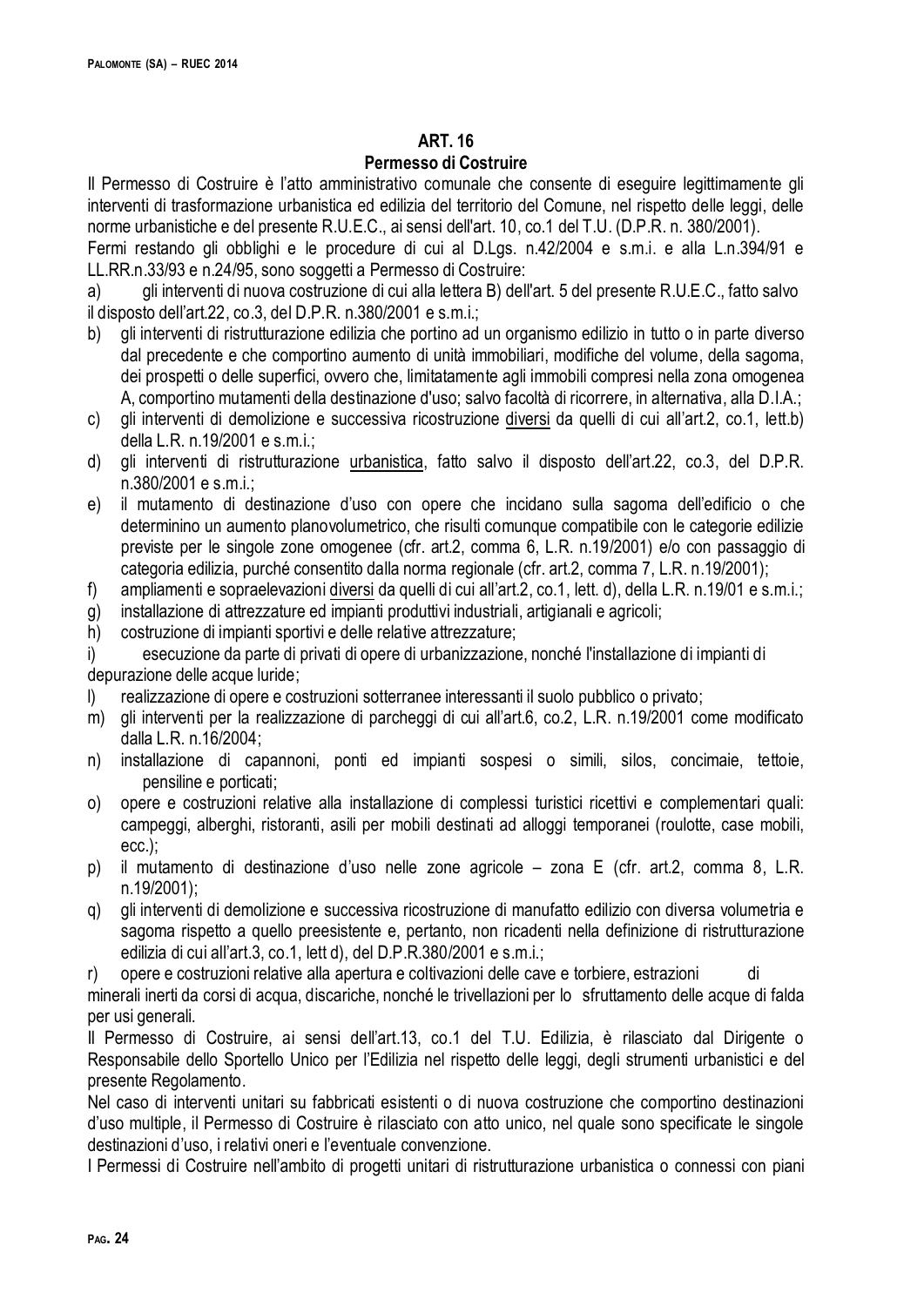## ART. 16
### Permesso di Costruire

Il Permesso di Costruire è l'atto amministrativo comunale che consente di eseguire legittimamente gli interventi di trasformazione urbanistica ed edilizia del territorio del Comune, nel rispetto delle leggi, delle norme urbanistiche e del presente R.U.E.C., ai sensi dell'art. 10, co.1 del T.U. (D.P.R. n. 380/2001).

Fermi restando gli obblighi e le procedure di cui al D.Lgs. n.42/2004 e s.m.i. e alla L.n.394/91 e LL.RR.n.33/93 e n.24/95, sono soggetti a Permesso di Costruire:

a) gli interventi di nuova costruzione di cui alla lettera B) dell'art. 5 del presente R.U.E.C., fatto salvo il disposto dell'art.22, co.3, del D.P.R. n.380/2001 e s.m.i.;

b) gli interventi di ristrutturazione edilizia che portino ad un organismo edilizio in tutto o in parte diverso dal precedente e che comportino aumento di unità immobiliari, modifiche del volume, della sagoma, dei prospetti o delle superfici, ovvero che, limitatamente agli immobili compresi nella zona omogenea A, comportino mutamenti della destinazione d'uso; salvo facoltà di ricorrere, in alternativa, alla D.I.A.;

c) gli interventi di demolizione e successiva ricostruzione diversi da quelli di cui all'art.2, co.1, lett.b) della L.R. n.19/2001 e s.m.i.;

d) gli interventi di ristrutturazione urbanistica, fatto salvo il disposto dell'art.22, co.3, del D.P.R. n.380/2001 e s.m.i.;

e) il mutamento di destinazione d'uso con opere che incidano sulla sagoma dell'edificio o che determinino un aumento planovolumetrico, che risulti comunque compatibile con le categorie edilizie previste per le singole zone omogenee (cfr. art.2, comma 6, L.R. n.19/2001) e/o con passaggio di categoria edilizia, purché consentito dalla norma regionale (cfr. art.2, comma 7, L.R. n.19/2001);

f) ampliamenti e sopraelevazioni diversi da quelli di cui all'art.2, co.1, lett. d), della L.R. n.19/01 e s.m.i.;

g) installazione di attrezzature ed impianti produttivi industriali, artigianali e agricoli;

h) costruzione di impianti sportivi e delle relative attrezzature;

i) esecuzione da parte di privati di opere di urbanizzazione, nonché l'installazione di impianti di depurazione delle acque luride;

l) realizzazione di opere e costruzioni sotterranee interessanti il suolo pubblico o privato;

m) gli interventi per la realizzazione di parcheggi di cui all'art.6, co.2, L.R. n.19/2001 come modificato dalla L.R. n.16/2004;

n) installazione di capannoni, ponti ed impianti sospesi o simili, silos, concimaie, tettoie, pensiline e porticati;

o) opere e costruzioni relative alla installazione di complessi turistici ricettivi e complementari quali: campeggi, alberghi, ristoranti, asili per mobili destinati ad alloggi temporanei (roulotte, case mobili, ecc.);

p) il mutamento di destinazione d'uso nelle zone agricole – zona E (cfr. art.2, comma 8, L.R. n.19/2001);

q) gli interventi di demolizione e successiva ricostruzione di manufatto edilizio con diversa volumetria e sagoma rispetto a quello preesistente e, pertanto, non ricadenti nella definizione di ristrutturazione edilizia di cui all'art.3, co.1, lett d), del D.P.R.380/2001 e s.m.i.;

r) opere e costruzioni relative alla apertura e coltivazioni delle cave e torbiere, estrazioni di minerali inerti da corsi di acqua, discariche, nonché le trivellazioni per lo sfruttamento delle acque di falda per usi generali.

Il Permesso di Costruire, ai sensi dell'art.13, co.1 del T.U. Edilizia, è rilasciato dal Dirigente o Responsabile dello Sportello Unico per l'Edilizia nel rispetto delle leggi, degli strumenti urbanistici e del presente Regolamento.

Nel caso di interventi unitari su fabbricati esistenti o di nuova costruzione che comportino destinazioni d'uso multiple, il Permesso di Costruire è rilasciato con atto unico, nel quale sono specificate le singole destinazioni d'uso, i relativi oneri e l'eventuale convenzione.

I Permessi di Costruire nell'ambito di progetti unitari di ristrutturazione urbanistica o connessi con piani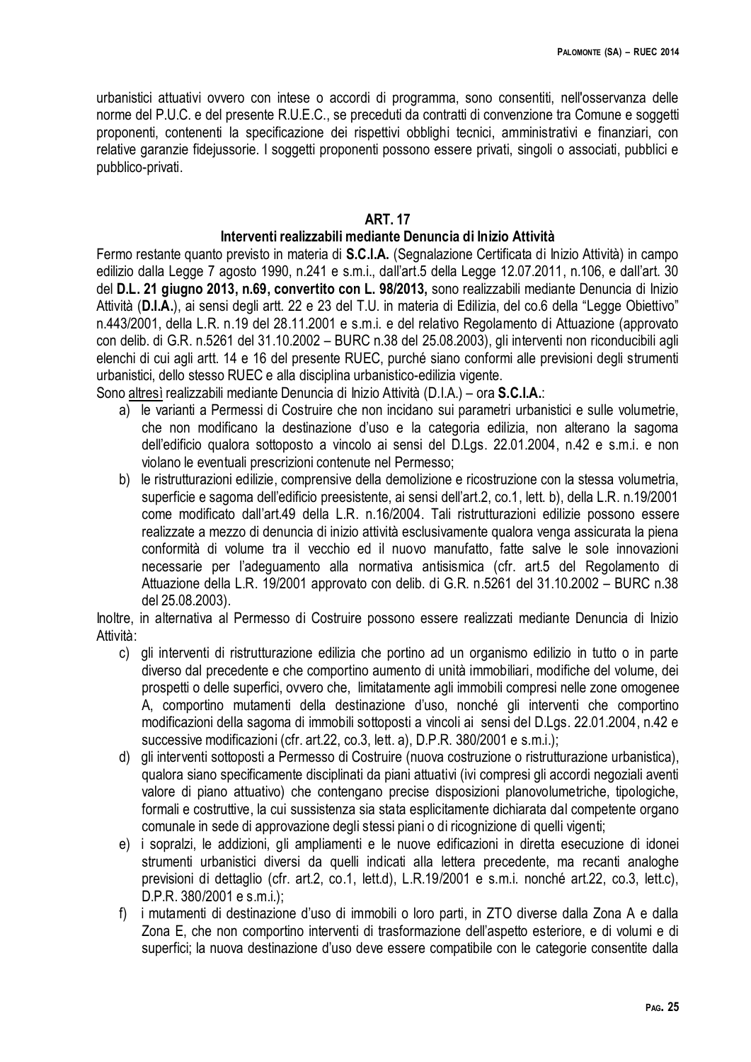urbanistici attuativi ovvero con intese o accordi di programma, sono consentiti, nell'osservanza delle norme del P.U.C. e del presente R.U.E.C., se preceduti da contratti di convenzione tra Comune e soggetti proponenti, contenenti la specificazione dei rispettivi obblighi tecnici, amministrativi e finanziari, con relative garanzie fidejussorie. I soggetti proponenti possono essere privati, singoli o associati, pubblici e pubblico-privati.

## ART. 17

### Interventi realizzabili mediante Denuncia di Inizio Attività

Fermo restante quanto previsto in materia di **S.C.I.A.** (Segnalazione Certificata di Inizio Attività) in campo edilizio dalla Legge 7 agosto 1990, n.241 e s.m.i., dall'art.5 della Legge 12.07.2011, n.106, e dall'art. 30 del **D.L. 21 giugno 2013, n.69, convertito con L. 98/2013,** sono realizzabili mediante Denuncia di Inizio Attività (**D.I.A.**), ai sensi degli artt. 22 e 23 del T.U. in materia di Edilizia, del co.6 della "Legge Obiettivo" n.443/2001, della L.R. n.19 del 28.11.2001 e s.m.i. e del relativo Regolamento di Attuazione (approvato con delib. di G.R. n.5261 del 31.10.2002 – BURC n.38 del 25.08.2003), gli interventi non riconducibili agli elenchi di cui agli artt. 14 e 16 del presente RUEC, purché siano conformi alle previsioni degli strumenti urbanistici, dello stesso RUEC e alla disciplina urbanistico-edilizia vigente.

Sono altresì realizzabili mediante Denuncia di Inizio Attività (D.I.A.) – ora **S.C.I.A.**:

a) le varianti a Permessi di Costruire che non incidano sui parametri urbanistici e sulle volumetrie, che non modificano la destinazione d'uso e la categoria edilizia, non alterano la sagoma dell'edificio qualora sottoposto a vincolo ai sensi del D.Lgs. 22.01.2004, n.42 e s.m.i. e non violano le eventuali prescrizioni contenute nel Permesso;

b) le ristrutturazioni edilizie, comprensive della demolizione e ricostruzione con la stessa volumetria, superficie e sagoma dell'edificio preesistente, ai sensi dell'art.2, co.1, lett. b), della L.R. n.19/2001 come modificato dall'art.49 della L.R. n.16/2004. Tali ristrutturazioni edilizie possono essere realizzate a mezzo di denuncia di inizio attività esclusivamente qualora venga assicurata la piena conformità di volume tra il vecchio ed il nuovo manufatto, fatte salve le sole innovazioni necessarie per l'adeguamento alla normativa antisismica (cfr. art.5 del Regolamento di Attuazione della L.R. 19/2001 approvato con delib. di G.R. n.5261 del 31.10.2002 – BURC n.38 del 25.08.2003).

Inoltre, in alternativa al Permesso di Costruire possono essere realizzati mediante Denuncia di Inizio Attività:

c) gli interventi di ristrutturazione edilizia che portino ad un organismo edilizio in tutto o in parte diverso dal precedente e che comportino aumento di unità immobiliari, modifiche del volume, dei prospetti o delle superfici, ovvero che, limitatamente agli immobili compresi nelle zone omogenee A, comportino mutamenti della destinazione d'uso, nonché gli interventi che comportino modificazioni della sagoma di immobili sottoposti a vincoli ai sensi del D.Lgs. 22.01.2004, n.42 e successive modificazioni (cfr. art.22, co.3, lett. a), D.P.R. 380/2001 e s.m.i.);

d) gli interventi sottoposti a Permesso di Costruire (nuova costruzione o ristrutturazione urbanistica), qualora siano specificamente disciplinati da piani attuativi (ivi compresi gli accordi negoziali aventi valore di piano attuativo) che contengano precise disposizioni planovolumetriche, tipologiche, formali e costruttive, la cui sussistenza sia stata esplicitamente dichiarata dal competente organo comunale in sede di approvazione degli stessi piani o di ricognizione di quelli vigenti;

e) i sopralzi, le addizioni, gli ampliamenti e le nuove edificazioni in diretta esecuzione di idonei strumenti urbanistici diversi da quelli indicati alla lettera precedente, ma recanti analoghe previsioni di dettaglio (cfr. art.2, co.1, lett.d), L.R.19/2001 e s.m.i. nonché art.22, co.3, lett.c), D.P.R. 380/2001 e s.m.i.);

f) i mutamenti di destinazione d'uso di immobili o loro parti, in ZTO diverse dalla Zona A e dalla Zona E, che non comportino interventi di trasformazione dell'aspetto esteriore, e di volumi e di superfici; la nuova destinazione d'uso deve essere compatibile con le categorie consentite dalla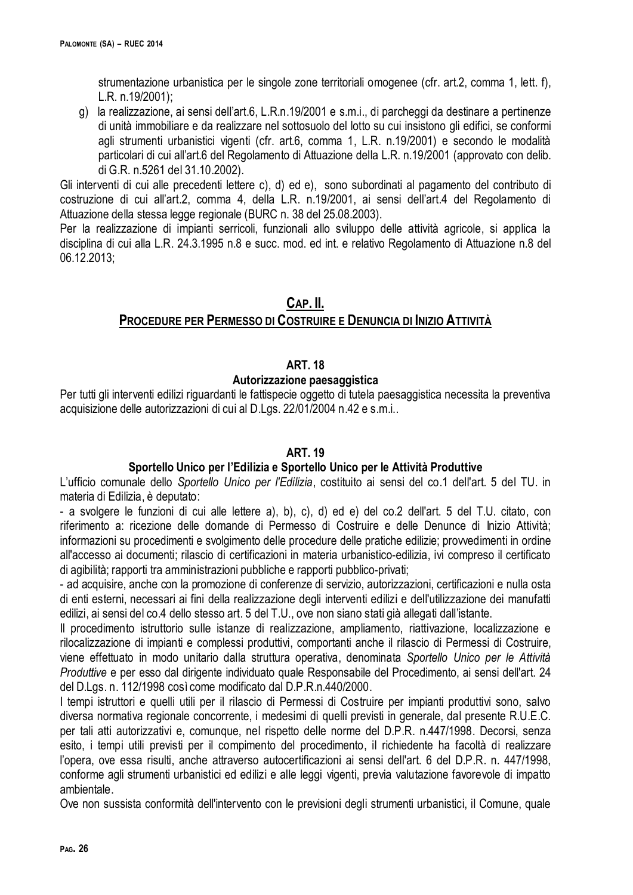strumentazione urbanistica per le singole zone territoriali omogenee (cfr. art.2, comma 1, lett. f), L.R. n.19/2001);

g) la realizzazione, ai sensi dell'art.6, L.R.n.19/2001 e s.m.i., di parcheggi da destinare a pertinenze di unità immobiliare e da realizzare nel sottosuolo del lotto su cui insistono gli edifici, se conformi agli strumenti urbanistici vigenti (cfr. art.6, comma 1, L.R. n.19/2001) e secondo le modalità particolari di cui all'art.6 del Regolamento di Attuazione della L.R. n.19/2001 (approvato con delib. di G.R. n.5261 del 31.10.2002).

Gli interventi di cui alle precedenti lettere c), d) ed e), sono subordinati al pagamento del contributo di costruzione di cui all'art.2, comma 4, della L.R. n.19/2001, ai sensi dell'art.4 del Regolamento di Attuazione della stessa legge regionale (BURC n. 38 del 25.08.2003).

Per la realizzazione di impianti serricoli, funzionali allo sviluppo delle attività agricole, si applica la disciplina di cui alla L.R. 24.3.1995 n.8 e succ. mod. ed int. e relativo Regolamento di Attuazione n.8 del 06.12.2013;

## Cap. II.
## Procedure per Permesso di Costruire e Denuncia di Inizio Attività

### ART. 18
### Autorizzazione paesaggistica

Per tutti gli interventi edilizi riguardanti le fattispecie oggetto di tutela paesaggistica necessita la preventiva acquisizione delle autorizzazioni di cui al D.Lgs. 22/01/2004 n.42 e s.m.i..

### ART. 19
### Sportello Unico per l'Edilizia e Sportello Unico per le Attività Produttive

L'ufficio comunale dello *Sportello Unico per l'Edilizia*, costituito ai sensi del co.1 dell'art. 5 del TU. in materia di Edilizia, è deputato:

- a svolgere le funzioni di cui alle lettere a), b), c), d) ed e) del co.2 dell'art. 5 del T.U. citato, con riferimento a: ricezione delle domande di Permesso di Costruire e delle Denunce di Inizio Attività; informazioni su procedimenti e svolgimento delle procedure delle pratiche edilizie; provvedimenti in ordine all'accesso ai documenti; rilascio di certificazioni in materia urbanistico-edilizia, ivi compreso il certificato di agibilità; rapporti tra amministrazioni pubbliche e rapporti pubblico-privati;
- ad acquisire, anche con la promozione di conferenze di servizio, autorizzazioni, certificazioni e nulla osta di enti esterni, necessari ai fini della realizzazione degli interventi edilizi e dell'utilizzazione dei manufatti edilizi, ai sensi del co.4 dello stesso art. 5 del T.U., ove non siano stati già allegati dall'istante.

Il procedimento istruttorio sulle istanze di realizzazione, ampliamento, riattivazione, localizzazione e rilocalizzazione di impianti e complessi produttivi, comportanti anche il rilascio di Permessi di Costruire, viene effettuato in modo unitario dalla struttura operativa, denominata *Sportello Unico per le Attività Produttive* e per esso dal dirigente individuato quale Responsabile del Procedimento, ai sensi dell'art. 24 del D.Lgs. n. 112/1998 così come modificato dal D.P.R.n.440/2000.

I tempi istruttori e quelli utili per il rilascio di Permessi di Costruire per impianti produttivi sono, salvo diversa normativa regionale concorrente, i medesimi di quelli previsti in generale, dal presente R.U.E.C. per tali atti autorizzativi e, comunque, nel rispetto delle norme del D.P.R. n.447/1998. Decorsi, senza esito, i tempi utili previsti per il compimento del procedimento, il richiedente ha facoltà di realizzare l'opera, ove essa risulti, anche attraverso autocertificazioni ai sensi dell'art. 6 del D.P.R. n. 447/1998, conforme agli strumenti urbanistici ed edilizi e alle leggi vigenti, previa valutazione favorevole di impatto ambientale.

Ove non sussista conformità dell'intervento con le previsioni degli strumenti urbanistici, il Comune, quale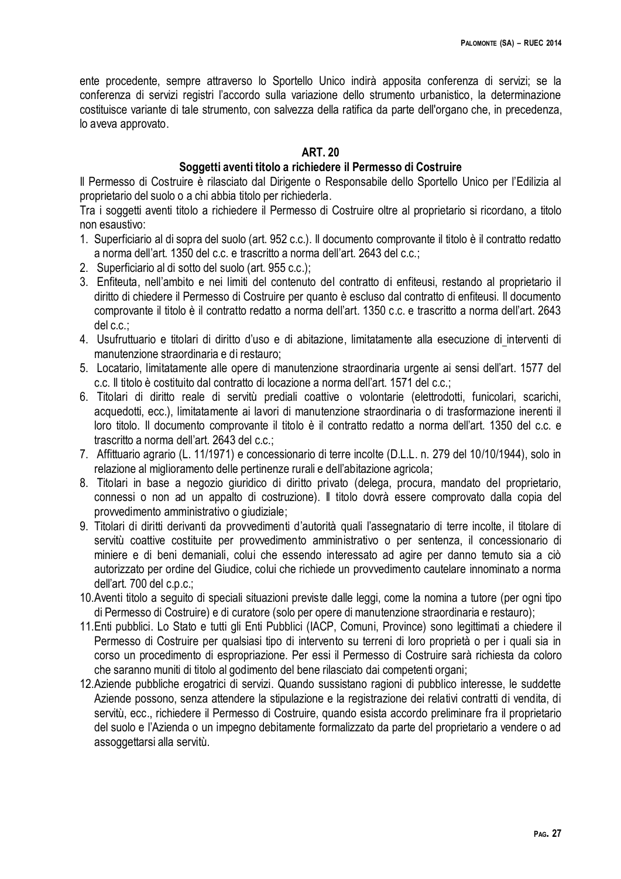ente procedente, sempre attraverso lo Sportello Unico indirà apposita conferenza di servizi; se la conferenza di servizi registri l'accordo sulla variazione dello strumento urbanistico, la determinazione costituisce variante di tale strumento, con salvezza della ratifica da parte dell'organo che, in precedenza, lo aveva approvato.

## ART. 20
### Soggetti aventi titolo a richiedere il Permesso di Costruire

Il Permesso di Costruire è rilasciato dal Dirigente o Responsabile dello Sportello Unico per l'Edilizia al proprietario del suolo o a chi abbia titolo per richiederla.

Tra i soggetti aventi titolo a richiedere il Permesso di Costruire oltre al proprietario si ricordano, a titolo non esaustivo:

1. Superficiario al di sopra del suolo (art. 952 c.c.). Il documento comprovante il titolo è il contratto redatto a norma dell'art. 1350 del c.c. e trascritto a norma dell'art. 2643 del c.c.;
2. Superficiario al di sotto del suolo (art. 955 c.c.);
3. Enfiteuta, nell'ambito e nei limiti del contenuto del contratto di enfiteusi, restando al proprietario il diritto di chiedere il Permesso di Costruire per quanto è escluso dal contratto di enfiteusi. Il documento comprovante il titolo è il contratto redatto a norma dell'art. 1350 c.c. e trascritto a norma dell'art. 2643 del c.c.;
4. Usufruttuario e titolari di diritto d'uso e di abitazione, limitatamente alla esecuzione di interventi di manutenzione straordinaria e di restauro;
5. Locatario, limitatamente alle opere di manutenzione straordinaria urgente ai sensi dell'art. 1577 del c.c. Il titolo è costituito dal contratto di locazione a norma dell'art. 1571 del c.c.;
6. Titolari di diritto reale di servitù prediali coattive o volontarie (elettrodotti, funicolari, scarichi, acquedotti, ecc.), limitatamente ai lavori di manutenzione straordinaria o di trasformazione inerenti il loro titolo. Il documento comprovante il titolo è il contratto redatto a norma dell'art. 1350 del c.c. e trascritto a norma dell'art. 2643 del c.c.;
7. Affittuario agrario (L. 11/1971) e concessionario di terre incolte (D.L.L. n. 279 del 10/10/1944), solo in relazione al miglioramento delle pertinenze rurali e dell'abitazione agricola;
8. Titolari in base a negozio giuridico di diritto privato (delega, procura, mandato del proprietario, connessi o non ad un appalto di costruzione). Il titolo dovrà essere comprovato dalla copia del provvedimento amministrativo o giudiziale;
9. Titolari di diritti derivanti da provvedimenti d'autorità quali l'assegnatario di terre incolte, il titolare di servitù coattive costituite per provvedimento amministrativo o per sentenza, il concessionario di miniere e di beni demaniali, colui che essendo interessato ad agire per danno temuto sia a ciò autorizzato per ordine del Giudice, colui che richiede un provvedimento cautelare innominato a norma dell'art. 700 del c.p.c.;
10. Aventi titolo a seguito di speciali situazioni previste dalle leggi, come la nomina a tutore (per ogni tipo di Permesso di Costruire) e di curatore (solo per opere di manutenzione straordinaria e restauro);
11. Enti pubblici. Lo Stato e tutti gli Enti Pubblici (IACP, Comuni, Province) sono legittimati a chiedere il Permesso di Costruire per qualsiasi tipo di intervento su terreni di loro proprietà o per i quali sia in corso un procedimento di espropriazione. Per essi il Permesso di Costruire sarà richiesta da coloro che saranno muniti di titolo al godimento del bene rilasciato dai competenti organi;
12. Aziende pubbliche erogatrici di servizi. Quando sussistano ragioni di pubblico interesse, le suddette Aziende possono, senza attendere la stipulazione e la registrazione dei relativi contratti di vendita, di servitù, ecc., richiedere il Permesso di Costruire, quando esista accordo preliminare fra il proprietario del suolo e l'Azienda o un impegno debitamente formalizzato da parte del proprietario a vendere o ad assoggettarsi alla servitù.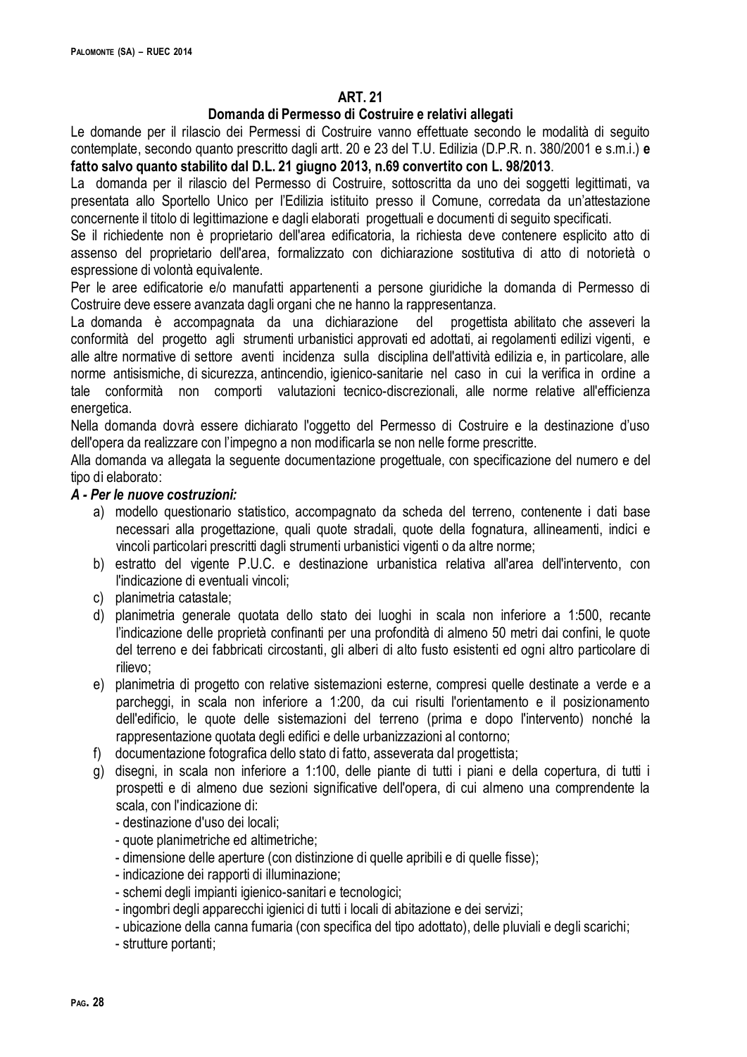## ART. 21

### Domanda di Permesso di Costruire e relativi allegati

Le domande per il rilascio dei Permessi di Costruire vanno effettuate secondo le modalità di seguito contemplate, secondo quanto prescritto dagli artt. 20 e 23 del T.U. Edilizia (D.P.R. n. 380/2001 e s.m.i.) **e fatto salvo quanto stabilito dal D.L. 21 giugno 2013, n.69 convertito con L. 98/2013**.

La domanda per il rilascio del Permesso di Costruire, sottoscritta da uno dei soggetti legittimati, va presentata allo Sportello Unico per l'Edilizia istituito presso il Comune, corredata da un'attestazione concernente il titolo di legittimazione e dagli elaborati progettuali e documenti di seguito specificati.

Se il richiedente non è proprietario dell'area edificatoria, la richiesta deve contenere esplicito atto di assenso del proprietario dell'area, formalizzato con dichiarazione sostitutiva di atto di notorietà o espressione di volontà equivalente.

Per le aree edificatorie e/o manufatti appartenenti a persone giuridiche la domanda di Permesso di Costruire deve essere avanzata dagli organi che ne hanno la rappresentanza.

La domanda è accompagnata da una dichiarazione del progettista abilitato che asseveri la conformità del progetto agli strumenti urbanistici approvati ed adottati, ai regolamenti edilizi vigenti, e alle altre normative di settore aventi incidenza sulla disciplina dell'attività edilizia e, in particolare, alle norme antisismiche, di sicurezza, antincendio, igienico-sanitarie nel caso in cui la verifica in ordine a tale conformità non comporti valutazioni tecnico-discrezionali, alle norme relative all'efficienza energetica.

Nella domanda dovrà essere dichiarato l'oggetto del Permesso di Costruire e la destinazione d'uso dell'opera da realizzare con l'impegno a non modificarla se non nelle forme prescritte.

Alla domanda va allegata la seguente documentazione progettuale, con specificazione del numero e del tipo di elaborato:

***A - Per le nuove costruzioni:***

a) modello questionario statistico, accompagnato da scheda del terreno, contenente i dati base necessari alla progettazione, quali quote stradali, quote della fognatura, allineamenti, indici e vincoli particolari prescritti dagli strumenti urbanistici vigenti o da altre norme;
b) estratto del vigente P.U.C. e destinazione urbanistica relativa all'area dell'intervento, con l'indicazione di eventuali vincoli;
c) planimetria catastale;
d) planimetria generale quotata dello stato dei luoghi in scala non inferiore a 1:500, recante l'indicazione delle proprietà confinanti per una profondità di almeno 50 metri dai confini, le quote del terreno e dei fabbricati circostanti, gli alberi di alto fusto esistenti ed ogni altro particolare di rilievo;
e) planimetria di progetto con relative sistemazioni esterne, compresi quelle destinate a verde e a parcheggi, in scala non inferiore a 1:200, da cui risulti l'orientamento e il posizionamento dell'edificio, le quote delle sistemazioni del terreno (prima e dopo l'intervento) nonché la rappresentazione quotata degli edifici e delle urbanizzazioni al contorno;
f) documentazione fotografica dello stato di fatto, asseverata dal progettista;
g) disegni, in scala non inferiore a 1:100, delle piante di tutti i piani e della copertura, di tutti i prospetti e di almeno due sezioni significative dell'opera, di cui almeno una comprendente la scala, con l'indicazione di:
   - destinazione d'uso dei locali;
   - quote planimetriche ed altimetriche;
   - dimensione delle aperture (con distinzione di quelle apribili e di quelle fisse);
   - indicazione dei rapporti di illuminazione;
   - schemi degli impianti igienico-sanitari e tecnologici;
   - ingombri degli apparecchi igienici di tutti i locali di abitazione e dei servizi;
   - ubicazione della canna fumaria (con specifica del tipo adottato), delle pluviali e degli scarichi;
   - strutture portanti;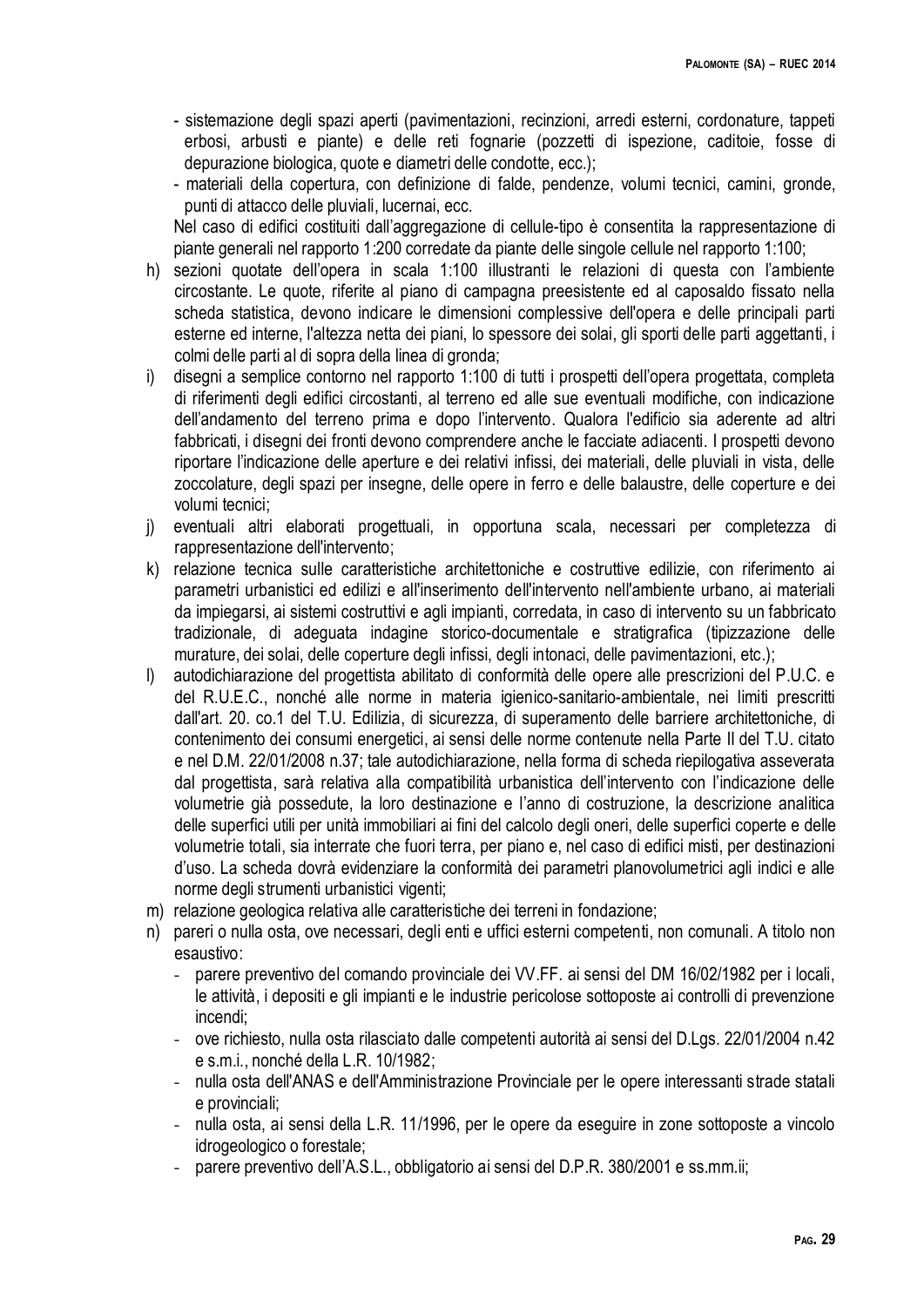- sistemazione degli spazi aperti (pavimentazioni, recinzioni, arredi esterni, cordonature, tappeti erbosi, arbusti e piante) e delle reti fognarie (pozzetti di ispezione, caditoie, fosse di depurazione biologica, quote e diametri delle condotte, ecc.);
- materiali della copertura, con definizione di falde, pendenze, volumi tecnici, camini, gronde, punti di attacco delle pluviali, lucernai, ecc.

Nel caso di edifici costituiti dall'aggregazione di cellule-tipo è consentita la rappresentazione di piante generali nel rapporto 1:200 corredate da piante delle singole cellule nel rapporto 1:100;

h) sezioni quotate dell'opera in scala 1:100 illustranti le relazioni di questa con l'ambiente circostante. Le quote, riferite al piano di campagna preesistente ed al caposaldo fissato nella scheda statistica, devono indicare le dimensioni complessive dell'opera e delle principali parti esterne ed interne, l'altezza netta dei piani, lo spessore dei solai, gli sporti delle parti aggettanti, i colmi delle parti al di sopra della linea di gronda;
i) disegni a semplice contorno nel rapporto 1:100 di tutti i prospetti dell'opera progettata, completa di riferimenti degli edifici circostanti, al terreno ed alle sue eventuali modifiche, con indicazione dell'andamento del terreno prima e dopo l'intervento. Qualora l'edificio sia aderente ad altri fabbricati, i disegni dei fronti devono comprendere anche le facciate adiacenti. I prospetti devono riportare l'indicazione delle aperture e dei relativi infissi, dei materiali, delle pluviali in vista, delle zoccolature, degli spazi per insegne, delle opere in ferro e delle balaustre, delle coperture e dei volumi tecnici;
j) eventuali altri elaborati progettuali, in opportuna scala, necessari per completezza di rappresentazione dell'intervento;
k) relazione tecnica sulle caratteristiche architettoniche e costruttive edilizie, con riferimento ai parametri urbanistici ed edilizi e all'inserimento dell'intervento nell'ambiente urbano, ai materiali da impiegarsi, ai sistemi costruttivi e agli impianti, corredata, in caso di intervento su un fabbricato tradizionale, di adeguata indagine storico-documentale e stratigrafica (tipizzazione delle murature, dei solai, delle coperture degli infissi, degli intonaci, delle pavimentazioni, etc.);
l) autodichiarazione del progettista abilitato di conformità delle opere alle prescrizioni del P.U.C. e del R.U.E.C., nonché alle norme in materia igienico-sanitario-ambientale, nei limiti prescritti dall'art. 20. co.1 del T.U. Edilizia, di sicurezza, di superamento delle barriere architettoniche, di contenimento dei consumi energetici, ai sensi delle norme contenute nella Parte II del T.U. citato e nel D.M. 22/01/2008 n.37; tale autodichiarazione, nella forma di scheda riepilogativa asseverata dal progettista, sarà relativa alla compatibilità urbanistica dell'intervento con l'indicazione delle volumetrie già possedute, la loro destinazione e l'anno di costruzione, la descrizione analitica delle superfici utili per unità immobiliari ai fini del calcolo degli oneri, delle superfici coperte e delle volumetrie totali, sia interrate che fuori terra, per piano e, nel caso di edifici misti, per destinazioni d'uso. La scheda dovrà evidenziare la conformità dei parametri planovolumetrici agli indici e alle norme degli strumenti urbanistici vigenti;
m) relazione geologica relativa alle caratteristiche dei terreni in fondazione;
n) pareri o nulla osta, ove necessari, degli enti e uffici esterni competenti, non comunali. A titolo non esaustivo:
   - parere preventivo del comando provinciale dei VV.FF. ai sensi del DM 16/02/1982 per i locali, le attività, i depositi e gli impianti e le industrie pericolose sottoposte ai controlli di prevenzione incendi;
   - ove richiesto, nulla osta rilasciato dalle competenti autorità ai sensi del D.Lgs. 22/01/2004 n.42 e s.m.i., nonché della L.R. 10/1982;
   - nulla osta dell'ANAS e dell'Amministrazione Provinciale per le opere interessanti strade statali e provinciali;
   - nulla osta, ai sensi della L.R. 11/1996, per le opere da eseguire in zone sottoposte a vincolo idrogeologico o forestale;
   - parere preventivo dell'A.S.L., obbligatorio ai sensi del D.P.R. 380/2001 e ss.mm.ii;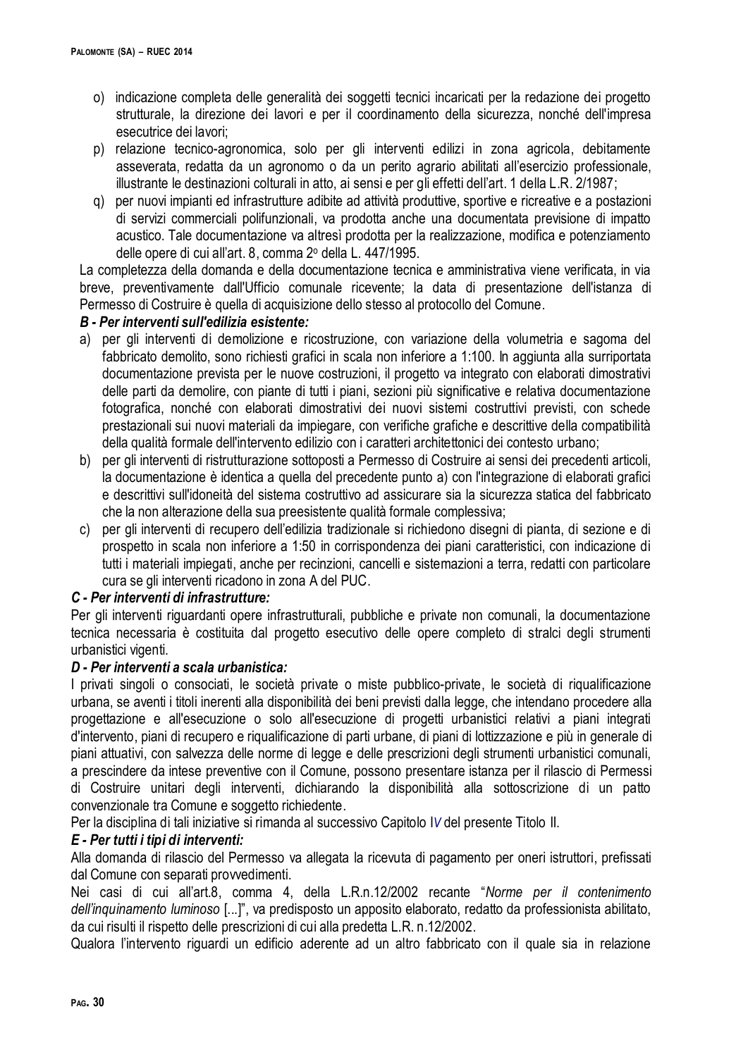o) indicazione completa delle generalità dei soggetti tecnici incaricati per la redazione dei progetto strutturale, la direzione dei lavori e per il coordinamento della sicurezza, nonché dell'impresa esecutrice dei lavori;

p) relazione tecnico-agronomica, solo per gli interventi edilizi in zona agricola, debitamente asseverata, redatta da un agronomo o da un perito agrario abilitati all'esercizio professionale, illustrante le destinazioni colturali in atto, ai sensi e per gli effetti dell'art. 1 della L.R. 2/1987;

q) per nuovi impianti ed infrastrutture adibite ad attività produttive, sportive e ricreative e a postazioni di servizi commerciali polifunzionali, va prodotta anche una documentata previsione di impatto acustico. Tale documentazione va altresì prodotta per la realizzazione, modifica e potenziamento delle opere di cui all'art. 8, comma 2° della L. 447/1995.

La completezza della domanda e della documentazione tecnica e amministrativa viene verificata, in via breve, preventivamente dall'Ufficio comunale ricevente; la data di presentazione dell'istanza di Permesso di Costruire è quella di acquisizione dello stesso al protocollo del Comune.

***B - Per interventi sull'edilizia esistente:***

a) per gli interventi di demolizione e ricostruzione, con variazione della volumetria e sagoma del fabbricato demolito, sono richiesti grafici in scala non inferiore a 1:100. In aggiunta alla surriportata documentazione prevista per le nuove costruzioni, il progetto va integrato con elaborati dimostrativi delle parti da demolire, con piante di tutti i piani, sezioni più significative e relativa documentazione fotografica, nonché con elaborati dimostrativi dei nuovi sistemi costruttivi previsti, con schede prestazionali sui nuovi materiali da impiegare, con verifiche grafiche e descrittive della compatibilità della qualità formale dell'intervento edilizio con i caratteri architettonici dei contesto urbano;

b) per gli interventi di ristrutturazione sottoposti a Permesso di Costruire ai sensi dei precedenti articoli, la documentazione è identica a quella del precedente punto a) con l'integrazione di elaborati grafici e descrittivi sull'idoneità del sistema costruttivo ad assicurare sia la sicurezza statica del fabbricato che la non alterazione della sua preesistente qualità formale complessiva;

c) per gli interventi di recupero dell'edilizia tradizionale si richiedono disegni di pianta, di sezione e di prospetto in scala non inferiore a 1:50 in corrispondenza dei piani caratteristici, con indicazione di tutti i materiali impiegati, anche per recinzioni, cancelli e sistemazioni a terra, redatti con particolare cura se gli interventi ricadono in zona A del PUC.

***C - Per interventi di infrastrutture:***

Per gli interventi riguardanti opere infrastrutturali, pubbliche e private non comunali, la documentazione tecnica necessaria è costituita dal progetto esecutivo delle opere completo di stralci degli strumenti urbanistici vigenti.

***D - Per interventi a scala urbanistica:***

I privati singoli o consociati, le società private o miste pubblico-private, le società di riqualificazione urbana, se aventi i titoli inerenti alla disponibilità dei beni previsti dalla legge, che intendano procedere alla progettazione e all'esecuzione o solo all'esecuzione di progetti urbanistici relativi a piani integrati d'intervento, piani di recupero e riqualificazione di parti urbane, di piani di lottizzazione e più in generale di piani attuativi, con salvezza delle norme di legge e delle prescrizioni degli strumenti urbanistici comunali, a prescindere da intese preventive con il Comune, possono presentare istanza per il rilascio di Permessi di Costruire unitari degli interventi, dichiarando la disponibilità alla sottoscrizione di un patto convenzionale tra Comune e soggetto richiedente.

Per la disciplina di tali iniziative si rimanda al successivo Capitolo IV del presente Titolo II.

***E - Per tutti i tipi di interventi:***

Alla domanda di rilascio del Permesso va allegata la ricevuta di pagamento per oneri istruttori, prefissati dal Comune con separati provvedimenti.

Nei casi di cui all'art.8, comma 4, della L.R.n.12/2002 recante "*Norme per il contenimento dell'inquinamento luminoso* [...]", va predisposto un apposito elaborato, redatto da professionista abilitato, da cui risulti il rispetto delle prescrizioni di cui alla predetta L.R. n.12/2002.

Qualora l'intervento riguardi un edificio aderente ad un altro fabbricato con il quale sia in relazione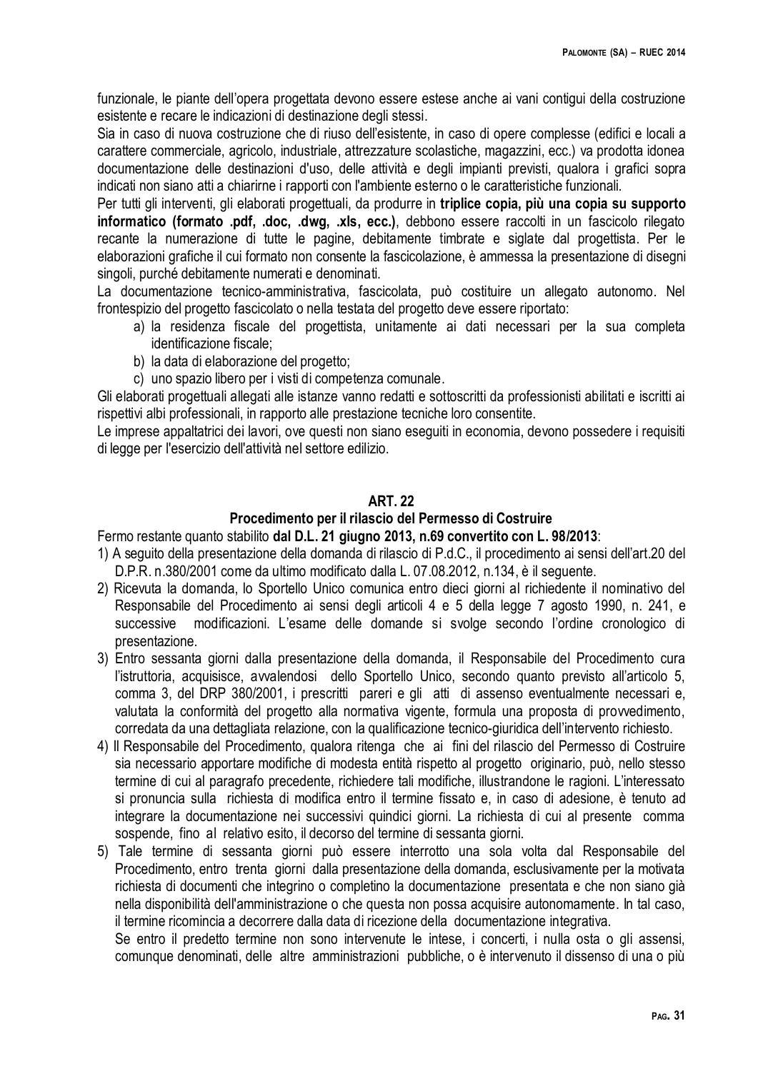funzionale, le piante dell'opera progettata devono essere estese anche ai vani contigui della costruzione esistente e recare le indicazioni di destinazione degli stessi.

Sia in caso di nuova costruzione che di riuso dell'esistente, in caso di opere complesse (edifici e locali a carattere commerciale, agricolo, industriale, attrezzature scolastiche, magazzini, ecc.) va prodotta idonea documentazione delle destinazioni d'uso, delle attività e degli impianti previsti, qualora i grafici sopra indicati non siano atti a chiarirne i rapporti con l'ambiente esterno o le caratteristiche funzionali.

Per tutti gli interventi, gli elaborati progettuali, da produrre in **triplice copia, più una copia su supporto informatico (formato .pdf, .doc, .dwg, .xls, ecc.)**, debbono essere raccolti in un fascicolo rilegato recante la numerazione di tutte le pagine, debitamente timbrate e siglate dal progettista. Per le elaborazioni grafiche il cui formato non consente la fascicolazione, è ammessa la presentazione di disegni singoli, purché debitamente numerati e denominati.

La documentazione tecnico-amministrativa, fascicolata, può costituire un allegato autonomo. Nel frontespizio del progetto fascicolato o nella testata del progetto deve essere riportato:

a) la residenza fiscale del progettista, unitamente ai dati necessari per la sua completa identificazione fiscale;
b) la data di elaborazione del progetto;
c) uno spazio libero per i visti di competenza comunale.

Gli elaborati progettuali allegati alle istanze vanno redatti e sottoscritti da professionisti abilitati e iscritti ai rispettivi albi professionali, in rapporto alle prestazione tecniche loro consentite.

Le imprese appaltatrici dei lavori, ove questi non siano eseguiti in economia, devono possedere i requisiti di legge per l'esercizio dell'attività nel settore edilizio.

## ART. 22
## Procedimento per il rilascio del Permesso di Costruire

Fermo restante quanto stabilito **dal D.L. 21 giugno 2013, n.69 convertito con L. 98/2013**:

1) A seguito della presentazione della domanda di rilascio di P.d.C., il procedimento ai sensi dell'art.20 del D.P.R. n.380/2001 come da ultimo modificato dalla L. 07.08.2012, n.134, è il seguente.
2) Ricevuta la domanda, lo Sportello Unico comunica entro dieci giorni al richiedente il nominativo del Responsabile del Procedimento ai sensi degli articoli 4 e 5 della legge 7 agosto 1990, n. 241, e successive modificazioni. L'esame delle domande si svolge secondo l'ordine cronologico di presentazione.
3) Entro sessanta giorni dalla presentazione della domanda, il Responsabile del Procedimento cura l'istruttoria, acquisisce, avvalendosi dello Sportello Unico, secondo quanto previsto all'articolo 5, comma 3, del DRP 380/2001, i prescritti pareri e gli atti di assenso eventualmente necessari e, valutata la conformità del progetto alla normativa vigente, formula una proposta di provvedimento, corredata da una dettagliata relazione, con la qualificazione tecnico-giuridica dell'intervento richiesto.
4) Il Responsabile del Procedimento, qualora ritenga che ai fini del rilascio del Permesso di Costruire sia necessario apportare modifiche di modesta entità rispetto al progetto originario, può, nello stesso termine di cui al paragrafo precedente, richiedere tali modifiche, illustrandone le ragioni. L'interessato si pronuncia sulla richiesta di modifica entro il termine fissato e, in caso di adesione, è tenuto ad integrare la documentazione nei successivi quindici giorni. La richiesta di cui al presente comma sospende, fino al relativo esito, il decorso del termine di sessanta giorni.
5) Tale termine di sessanta giorni può essere interrotto una sola volta dal Responsabile del Procedimento, entro trenta giorni dalla presentazione della domanda, esclusivamente per la motivata richiesta di documenti che integrino o completino la documentazione presentata e che non siano già nella disponibilità dell'amministrazione o che questa non possa acquisire autonomamente. In tal caso, il termine ricomincia a decorrere dalla data di ricezione della documentazione integrativa.
   Se entro il predetto termine non sono intervenute le intese, i concerti, i nulla osta o gli assensi, comunque denominati, delle altre amministrazioni pubbliche, o è intervenuto il dissenso di una o più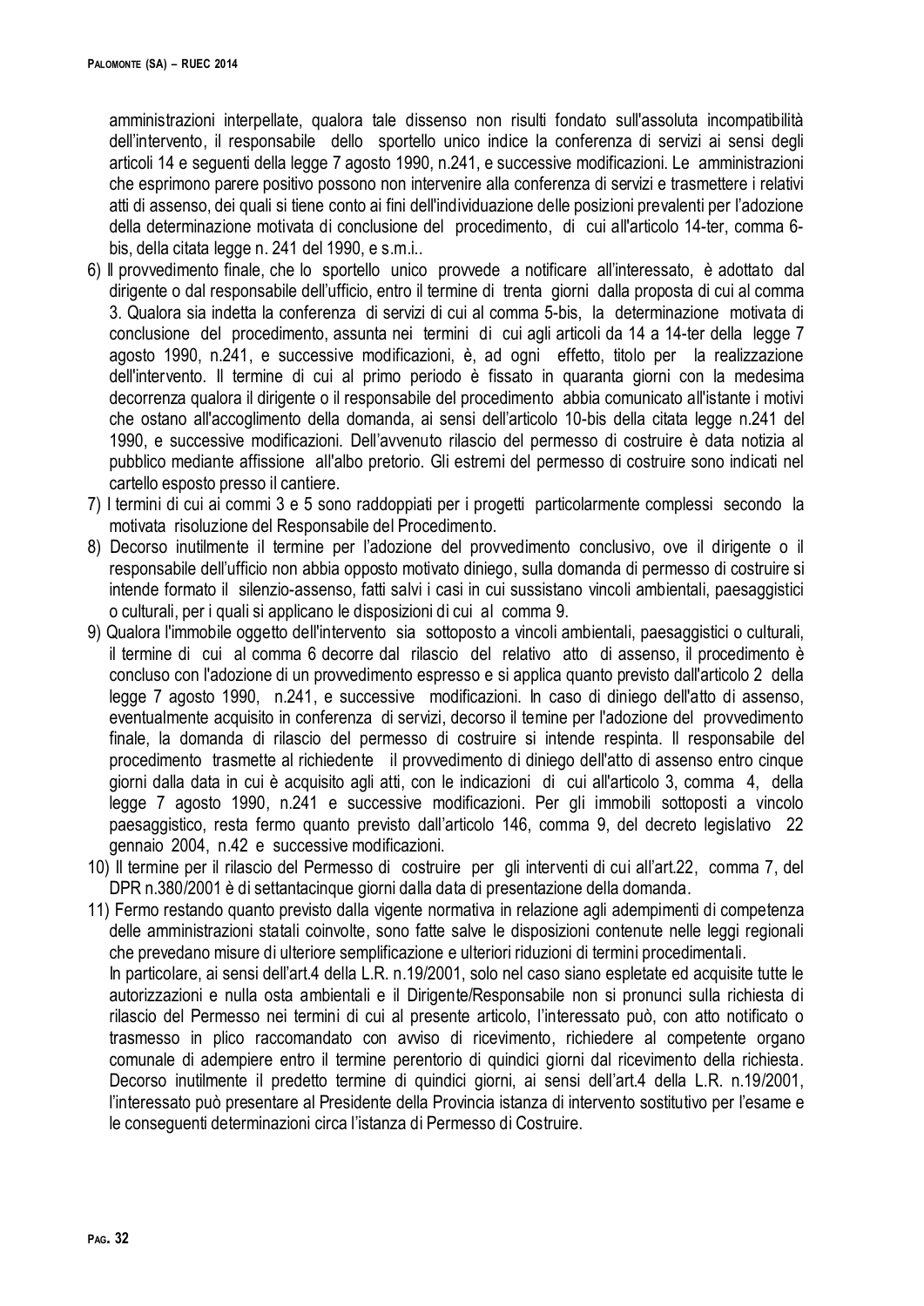amministrazioni interpellate, qualora tale dissenso non risulti fondato sull'assoluta incompatibilità dell'intervento, il responsabile dello sportello unico indice la conferenza di servizi ai sensi degli articoli 14 e seguenti della legge 7 agosto 1990, n.241, e successive modificazioni. Le amministrazioni che esprimono parere positivo possono non intervenire alla conferenza di servizi e trasmettere i relativi atti di assenso, dei quali si tiene conto ai fini dell'individuazione delle posizioni prevalenti per l'adozione della determinazione motivata di conclusione del procedimento, di cui all'articolo 14-ter, comma 6-bis, della citata legge n. 241 del 1990, e s.m.i..

6) Il provvedimento finale, che lo sportello unico provvede a notificare all'interessato, è adottato dal dirigente o dal responsabile dell'ufficio, entro il termine di trenta giorni dalla proposta di cui al comma 3. Qualora sia indetta la conferenza di servizi di cui al comma 5-bis, la determinazione motivata di conclusione del procedimento, assunta nei termini di cui agli articoli da 14 a 14-ter della legge 7 agosto 1990, n.241, e successive modificazioni, è, ad ogni effetto, titolo per la realizzazione dell'intervento. Il termine di cui al primo periodo è fissato in quaranta giorni con la medesima decorrenza qualora il dirigente o il responsabile del procedimento abbia comunicato all'istante i motivi che ostano all'accoglimento della domanda, ai sensi dell'articolo 10-bis della citata legge n.241 del 1990, e successive modificazioni. Dell'avvenuto rilascio del permesso di costruire è data notizia al pubblico mediante affissione all'albo pretorio. Gli estremi del permesso di costruire sono indicati nel cartello esposto presso il cantiere.
7) I termini di cui ai commi 3 e 5 sono raddoppiati per i progetti particolarmente complessi secondo la motivata risoluzione del Responsabile del Procedimento.
8) Decorso inutilmente il termine per l'adozione del provvedimento conclusivo, ove il dirigente o il responsabile dell'ufficio non abbia opposto motivato diniego, sulla domanda di permesso di costruire si intende formato il silenzio-assenso, fatti salvi i casi in cui sussistano vincoli ambientali, paesaggistici o culturali, per i quali si applicano le disposizioni di cui al comma 9.
9) Qualora l'immobile oggetto dell'intervento sia sottoposto a vincoli ambientali, paesaggistici o culturali, il termine di cui al comma 6 decorre dal rilascio del relativo atto di assenso, il procedimento è concluso con l'adozione di un provvedimento espresso e si applica quanto previsto dall'articolo 2 della legge 7 agosto 1990, n.241, e successive modificazioni. In caso di diniego dell'atto di assenso, eventualmente acquisito in conferenza di servizi, decorso il temine per l'adozione del provvedimento finale, la domanda di rilascio del permesso di costruire si intende respinta. Il responsabile del procedimento trasmette al richiedente il provvedimento di diniego dell'atto di assenso entro cinque giorni dalla data in cui è acquisito agli atti, con le indicazioni di cui all'articolo 3, comma 4, della legge 7 agosto 1990, n.241 e successive modificazioni. Per gli immobili sottoposti a vincolo paesaggistico, resta fermo quanto previsto dall'articolo 146, comma 9, del decreto legislativo 22 gennaio 2004, n.42 e successive modificazioni.
10) Il termine per il rilascio del Permesso di costruire per gli interventi di cui all'art.22, comma 7, del DPR n.380/2001 è di settantacinque giorni dalla data di presentazione della domanda.
11) Fermo restando quanto previsto dalla vigente normativa in relazione agli adempimenti di competenza delle amministrazioni statali coinvolte, sono fatte salve le disposizioni contenute nelle leggi regionali che prevedano misure di ulteriore semplificazione e ulteriori riduzioni di termini procedimentali.
   In particolare, ai sensi dell'art.4 della L.R. n.19/2001, solo nel caso siano espletate ed acquisite tutte le autorizzazioni e nulla osta ambientali e il Dirigente/Responsabile non si pronunci sulla richiesta di rilascio del Permesso nei termini di cui al presente articolo, l'interessato può, con atto notificato o trasmesso in plico raccomandato con avviso di ricevimento, richiedere al competente organo comunale di adempiere entro il termine perentorio di quindici giorni dal ricevimento della richiesta. Decorso inutilmente il predetto termine di quindici giorni, ai sensi dell'art.4 della L.R. n.19/2001, l'interessato può presentare al Presidente della Provincia istanza di intervento sostitutivo per l'esame e le conseguenti determinazioni circa l'istanza di Permesso di Costruire.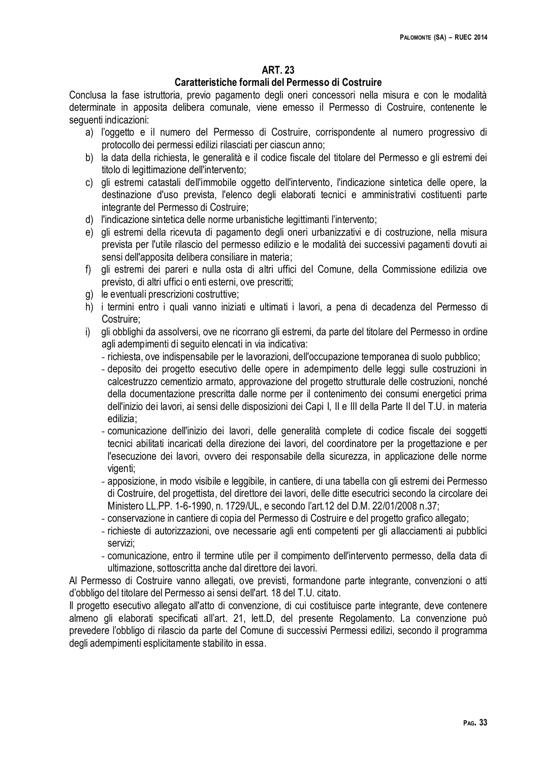## ART. 23

### Caratteristiche formali del Permesso di Costruire

Conclusa la fase istruttoria, previo pagamento degli oneri concessori nella misura e con le modalità determinate in apposita delibera comunale, viene emesso il Permesso di Costruire, contenente le seguenti indicazioni:

a) l'oggetto e il numero del Permesso di Costruire, corrispondente al numero progressivo di protocollo dei permessi edilizi rilasciati per ciascun anno;
b) la data della richiesta, le generalità e il codice fiscale del titolare del Permesso e gli estremi dei titolo di legittimazione dell'intervento;
c) gli estremi catastali dell'immobile oggetto dell'intervento, l'indicazione sintetica delle opere, la destinazione d'uso prevista, l'elenco degli elaborati tecnici e amministrativi costituenti parte integrante del Permesso di Costruire;
d) l'indicazione sintetica delle norme urbanistiche legittimanti l'intervento;
e) gli estremi della ricevuta di pagamento degli oneri urbanizzativi e di costruzione, nella misura prevista per l'utile rilascio del permesso edilizio e le modalità dei successivi pagamenti dovuti ai sensi dell'apposita delibera consiliare in materia;
f) gli estremi dei pareri e nulla osta di altri uffici del Comune, della Commissione edilizia ove previsto, di altri uffici o enti esterni, ove prescritti;
g) le eventuali prescrizioni costruttive;
h) i termini entro i quali vanno iniziati e ultimati i lavori, a pena di decadenza del Permesso di Costruire;
i) gli obblighi da assolversi, ove ne ricorrano gli estremi, da parte del titolare del Permesso in ordine agli adempimenti di seguito elencati in via indicativa:
   - richiesta, ove indispensabile per le lavorazioni, dell'occupazione temporanea di suolo pubblico;
   - deposito dei progetto esecutivo delle opere in adempimento delle leggi sulle costruzioni in calcestruzzo cementizio armato, approvazione del progetto strutturale delle costruzioni, nonché della documentazione prescritta dalle norme per il contenimento dei consumi energetici prima dell'inizio dei lavori, ai sensi delle disposizioni dei Capi I, II e III della Parte II del T.U. in materia edilizia;
   - comunicazione dell'inizio dei lavori, delle generalità complete di codice fiscale dei soggetti tecnici abilitati incaricati della direzione dei lavori, del coordinatore per la progettazione e per l'esecuzione dei lavori, ovvero dei responsabile della sicurezza, in applicazione delle norme vigenti;
   - apposizione, in modo visibile e leggibile, in cantiere, di una tabella con gli estremi dei Permesso di Costruire, del progettista, del direttore dei lavori, delle ditte esecutrici secondo la circolare dei Ministero LL.PP. 1-6-1990, n. 1729/UL, e secondo l'art.12 del D.M. 22/01/2008 n.37;
   - conservazione in cantiere di copia del Permesso di Costruire e del progetto grafico allegato;
   - richieste di autorizzazioni, ove necessarie agli enti competenti per gli allacciamenti ai pubblici servizi;
   - comunicazione, entro il termine utile per il compimento dell'intervento permesso, della data di ultimazione, sottoscritta anche dal direttore dei lavori.

Al Permesso di Costruire vanno allegati, ove previsti, formandone parte integrante, convenzioni o atti d'obbligo del titolare del Permesso ai sensi dell'art. 18 del T.U. citato.

Il progetto esecutivo allegato all'atto di convenzione, di cui costituisce parte integrante, deve contenere almeno gli elaborati specificati all'art. 21, lett.D, del presente Regolamento. La convenzione può prevedere l'obbligo di rilascio da parte del Comune di successivi Permessi edilizi, secondo il programma degli adempimenti esplicitamente stabilito in essa.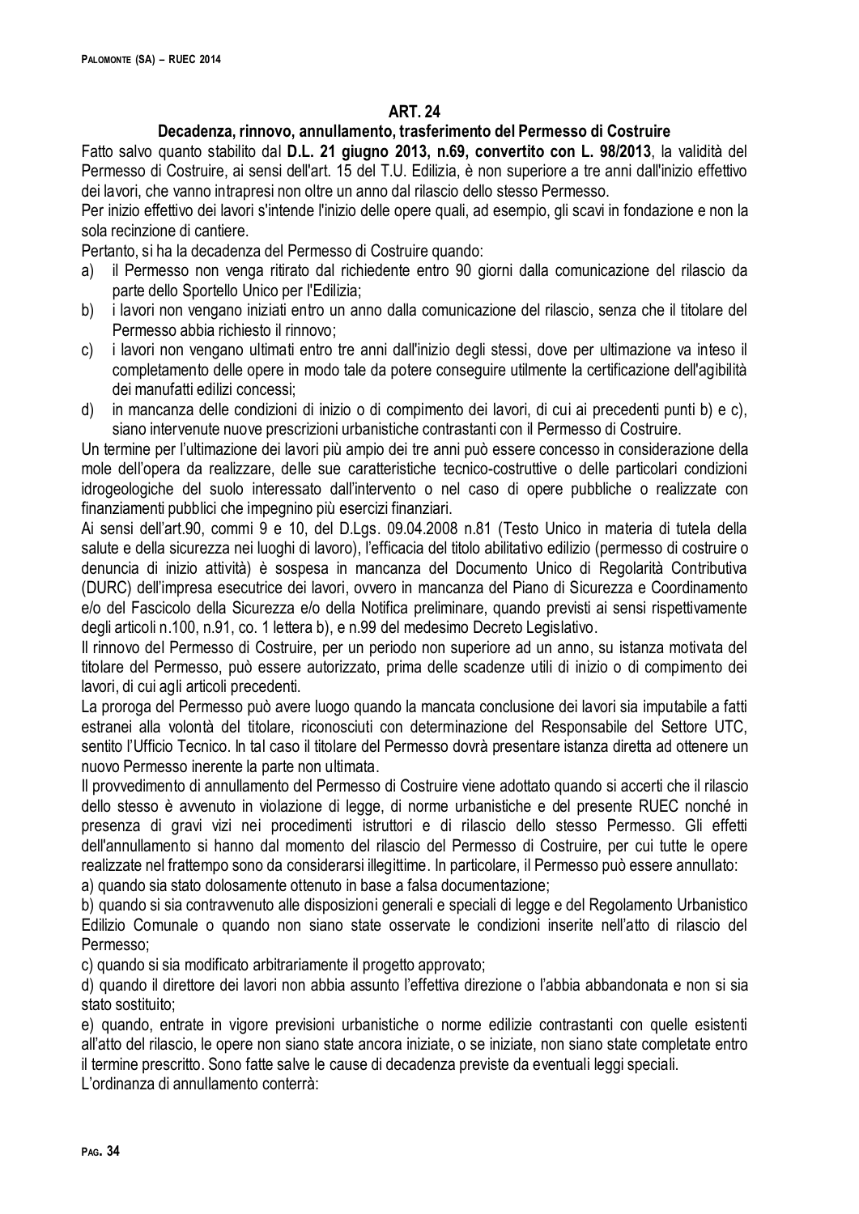## ART. 24

### Decadenza, rinnovo, annullamento, trasferimento del Permesso di Costruire

Fatto salvo quanto stabilito dal **D.L. 21 giugno 2013, n.69, convertito con L. 98/2013**, la validità del Permesso di Costruire, ai sensi dell'art. 15 del T.U. Edilizia, è non superiore a tre anni dall'inizio effettivo dei lavori, che vanno intrapresi non oltre un anno dal rilascio dello stesso Permesso.

Per inizio effettivo dei lavori s'intende l'inizio delle opere quali, ad esempio, gli scavi in fondazione e non la sola recinzione di cantiere.

Pertanto, si ha la decadenza del Permesso di Costruire quando:

a) il Permesso non venga ritirato dal richiedente entro 90 giorni dalla comunicazione del rilascio da parte dello Sportello Unico per l'Edilizia;
b) i lavori non vengano iniziati entro un anno dalla comunicazione del rilascio, senza che il titolare del Permesso abbia richiesto il rinnovo;
c) i lavori non vengano ultimati entro tre anni dall'inizio degli stessi, dove per ultimazione va inteso il completamento delle opere in modo tale da potere conseguire utilmente la certificazione dell'agibilità dei manufatti edilizi concessi;
d) in mancanza delle condizioni di inizio o di compimento dei lavori, di cui ai precedenti punti b) e c), siano intervenute nuove prescrizioni urbanistiche contrastanti con il Permesso di Costruire.

Un termine per l'ultimazione dei lavori più ampio dei tre anni può essere concesso in considerazione della mole dell'opera da realizzare, delle sue caratteristiche tecnico-costruttive o delle particolari condizioni idrogeologiche del suolo interessato dall'intervento o nel caso di opere pubbliche o realizzate con finanziamenti pubblici che impegnino più esercizi finanziari.

Ai sensi dell'art.90, commi 9 e 10, del D.Lgs. 09.04.2008 n.81 (Testo Unico in materia di tutela della salute e della sicurezza nei luoghi di lavoro), l'efficacia del titolo abilitativo edilizio (permesso di costruire o denuncia di inizio attività) è sospesa in mancanza del Documento Unico di Regolarità Contributiva (DURC) dell'impresa esecutrice dei lavori, ovvero in mancanza del Piano di Sicurezza e Coordinamento e/o del Fascicolo della Sicurezza e/o della Notifica preliminare, quando previsti ai sensi rispettivamente degli articoli n.100, n.91, co. 1 lettera b), e n.99 del medesimo Decreto Legislativo.

Il rinnovo del Permesso di Costruire, per un periodo non superiore ad un anno, su istanza motivata del titolare del Permesso, può essere autorizzato, prima delle scadenze utili di inizio o di compimento dei lavori, di cui agli articoli precedenti.

La proroga del Permesso può avere luogo quando la mancata conclusione dei lavori sia imputabile a fatti estranei alla volontà del titolare, riconosciuti con determinazione del Responsabile del Settore UTC, sentito l'Ufficio Tecnico. In tal caso il titolare del Permesso dovrà presentare istanza diretta ad ottenere un nuovo Permesso inerente la parte non ultimata.

Il provvedimento di annullamento del Permesso di Costruire viene adottato quando si accerti che il rilascio dello stesso è avvenuto in violazione di legge, di norme urbanistiche e del presente RUEC nonché in presenza di gravi vizi nei procedimenti istruttori e di rilascio dello stesso Permesso. Gli effetti dell'annullamento si hanno dal momento del rilascio del Permesso di Costruire, per cui tutte le opere realizzate nel frattempo sono da considerarsi illegittime. In particolare, il Permesso può essere annullato:

a) quando sia stato dolosamente ottenuto in base a falsa documentazione;

b) quando si sia contravvenuto alle disposizioni generali e speciali di legge e del Regolamento Urbanistico Edilizio Comunale o quando non siano state osservate le condizioni inserite nell'atto di rilascio del Permesso;

c) quando si sia modificato arbitrariamente il progetto approvato;

d) quando il direttore dei lavori non abbia assunto l'effettiva direzione o l'abbia abbandonata e non si sia stato sostituito;

e) quando, entrate in vigore previsioni urbanistiche o norme edilizie contrastanti con quelle esistenti all'atto del rilascio, le opere non siano state ancora iniziate, o se iniziate, non siano state completate entro il termine prescritto. Sono fatte salve le cause di decadenza previste da eventuali leggi speciali.

L'ordinanza di annullamento conterrà: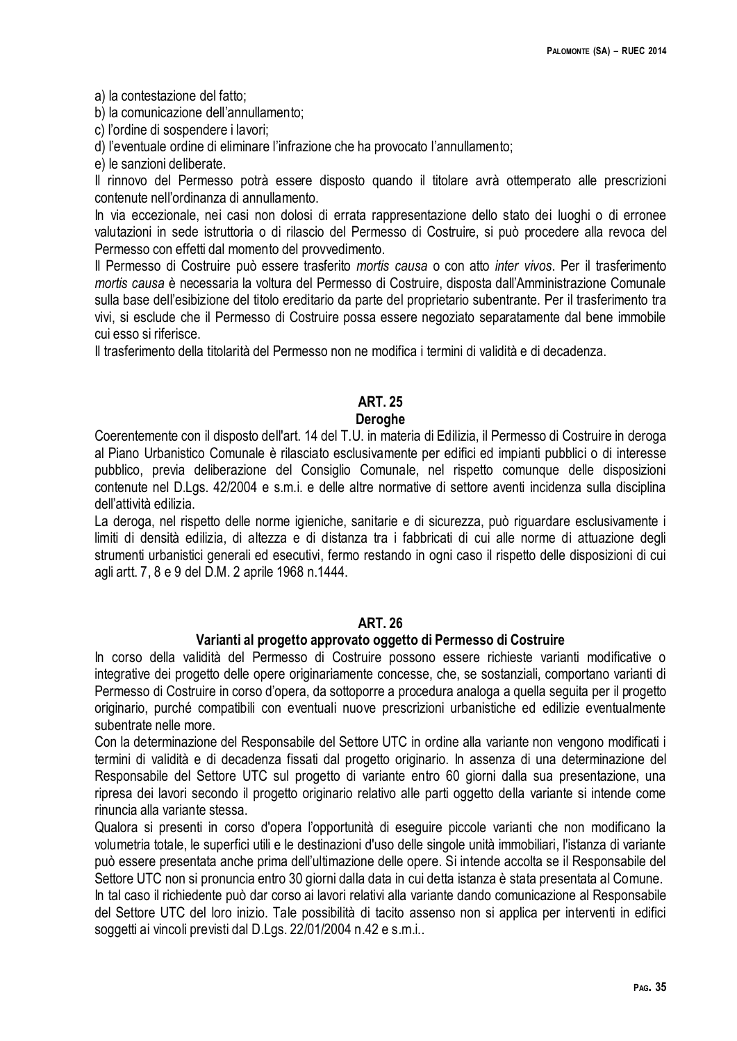a) la contestazione del fatto;
b) la comunicazione dell'annullamento;
c) l'ordine di sospendere i lavori;
d) l'eventuale ordine di eliminare l'infrazione che ha provocato l'annullamento;
e) le sanzioni deliberate.

Il rinnovo del Permesso potrà essere disposto quando il titolare avrà ottemperato alle prescrizioni contenute nell'ordinanza di annullamento.

In via eccezionale, nei casi non dolosi di errata rappresentazione dello stato dei luoghi o di erronee valutazioni in sede istruttoria o di rilascio del Permesso di Costruire, si può procedere alla revoca del Permesso con effetti dal momento del provvedimento.

Il Permesso di Costruire può essere trasferito *mortis causa* o con atto *inter vivos*. Per il trasferimento *mortis causa* è necessaria la voltura del Permesso di Costruire, disposta dall'Amministrazione Comunale sulla base dell'esibizione del titolo ereditario da parte del proprietario subentrante. Per il trasferimento tra vivi, si esclude che il Permesso di Costruire possa essere negoziato separatamente dal bene immobile cui esso si riferisce.

Il trasferimento della titolarità del Permesso non ne modifica i termini di validità e di decadenza.

## ART. 25
### Deroghe

Coerentemente con il disposto dell'art. 14 del T.U. in materia di Edilizia, il Permesso di Costruire in deroga al Piano Urbanistico Comunale è rilasciato esclusivamente per edifici ed impianti pubblici o di interesse pubblico, previa deliberazione del Consiglio Comunale, nel rispetto comunque delle disposizioni contenute nel D.Lgs. 42/2004 e s.m.i. e delle altre normative di settore aventi incidenza sulla disciplina dell'attività edilizia.

La deroga, nel rispetto delle norme igieniche, sanitarie e di sicurezza, può riguardare esclusivamente i limiti di densità edilizia, di altezza e di distanza tra i fabbricati di cui alle norme di attuazione degli strumenti urbanistici generali ed esecutivi, fermo restando in ogni caso il rispetto delle disposizioni di cui agli artt. 7, 8 e 9 del D.M. 2 aprile 1968 n.1444.

## ART. 26
### Varianti al progetto approvato oggetto di Permesso di Costruire

In corso della validità del Permesso di Costruire possono essere richieste varianti modificative o integrative dei progetto delle opere originariamente concesse, che, se sostanziali, comportano varianti di Permesso di Costruire in corso d'opera, da sottoporre a procedura analoga a quella seguita per il progetto originario, purché compatibili con eventuali nuove prescrizioni urbanistiche ed edilizie eventualmente subentrate nelle more.

Con la determinazione del Responsabile del Settore UTC in ordine alla variante non vengono modificati i termini di validità e di decadenza fissati dal progetto originario. In assenza di una determinazione del Responsabile del Settore UTC sul progetto di variante entro 60 giorni dalla sua presentazione, una ripresa dei lavori secondo il progetto originario relativo alle parti oggetto della variante si intende come rinuncia alla variante stessa.

Qualora si presenti in corso d'opera l'opportunità di eseguire piccole varianti che non modificano la volumetria totale, le superfici utili e le destinazioni d'uso delle singole unità immobiliari, l'istanza di variante può essere presentata anche prima dell'ultimazione delle opere. Si intende accolta se il Responsabile del Settore UTC non si pronuncia entro 30 giorni dalla data in cui detta istanza è stata presentata al Comune.

In tal caso il richiedente può dar corso ai lavori relativi alla variante dando comunicazione al Responsabile del Settore UTC del loro inizio. Tale possibilità di tacito assenso non si applica per interventi in edifici soggetti ai vincoli previsti dal D.Lgs. 22/01/2004 n.42 e s.m.i..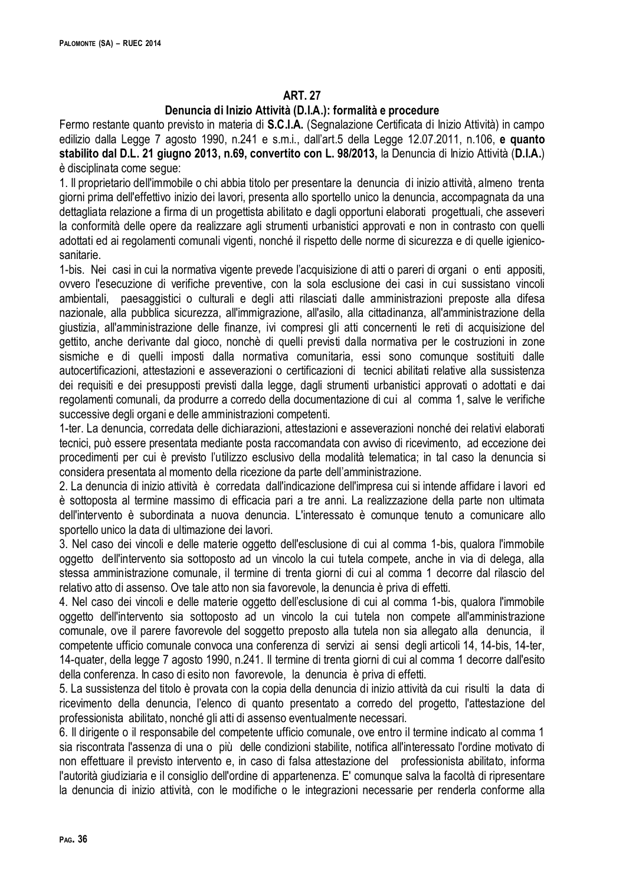## ART. 27

### Denuncia di Inizio Attività (D.I.A.): formalità e procedure

Fermo restante quanto previsto in materia di **S.C.I.A.** (Segnalazione Certificata di Inizio Attività) in campo edilizio dalla Legge 7 agosto 1990, n.241 e s.m.i., dall'art.5 della Legge 12.07.2011, n.106, **e quanto stabilito dal D.L. 21 giugno 2013, n.69, convertito con L. 98/2013,** la Denuncia di Inizio Attività (**D.I.A.**) è disciplinata come segue:

1. Il proprietario dell'immobile o chi abbia titolo per presentare la denuncia di inizio attività, almeno trenta giorni prima dell'effettivo inizio dei lavori, presenta allo sportello unico la denuncia, accompagnata da una dettagliata relazione a firma di un progettista abilitato e dagli opportuni elaborati progettuali, che asseveri la conformità delle opere da realizzare agli strumenti urbanistici approvati e non in contrasto con quelli adottati ed ai regolamenti comunali vigenti, nonché il rispetto delle norme di sicurezza e di quelle igienico-sanitarie.

1-bis. Nei casi in cui la normativa vigente prevede l'acquisizione di atti o pareri di organi o enti appositi, ovvero l'esecuzione di verifiche preventive, con la sola esclusione dei casi in cui sussistano vincoli ambientali, paesaggistici o culturali e degli atti rilasciati dalle amministrazioni preposte alla difesa nazionale, alla pubblica sicurezza, all'immigrazione, all'asilo, alla cittadinanza, all'amministrazione della giustizia, all'amministrazione delle finanze, ivi compresi gli atti concernenti le reti di acquisizione del gettito, anche derivante dal gioco, nonchè di quelli previsti dalla normativa per le costruzioni in zone sismiche e di quelli imposti dalla normativa comunitaria, essi sono comunque sostituiti dalle autocertificazioni, attestazioni e asseverazioni o certificazioni di tecnici abilitati relative alla sussistenza dei requisiti e dei presupposti previsti dalla legge, dagli strumenti urbanistici approvati o adottati e dai regolamenti comunali, da produrre a corredo della documentazione di cui al comma 1, salve le verifiche successive degli organi e delle amministrazioni competenti.

1-ter. La denuncia, corredata delle dichiarazioni, attestazioni e asseverazioni nonché dei relativi elaborati tecnici, può essere presentata mediante posta raccomandata con avviso di ricevimento, ad eccezione dei procedimenti per cui è previsto l'utilizzo esclusivo della modalità telematica; in tal caso la denuncia si considera presentata al momento della ricezione da parte dell'amministrazione.

2. La denuncia di inizio attività è corredata dall'indicazione dell'impresa cui si intende affidare i lavori ed è sottoposta al termine massimo di efficacia pari a tre anni. La realizzazione della parte non ultimata dell'intervento è subordinata a nuova denuncia. L'interessato è comunque tenuto a comunicare allo sportello unico la data di ultimazione dei lavori.

3. Nel caso dei vincoli e delle materie oggetto dell'esclusione di cui al comma 1-bis, qualora l'immobile oggetto dell'intervento sia sottoposto ad un vincolo la cui tutela compete, anche in via di delega, alla stessa amministrazione comunale, il termine di trenta giorni di cui al comma 1 decorre dal rilascio del relativo atto di assenso. Ove tale atto non sia favorevole, la denuncia è priva di effetti.

4. Nel caso dei vincoli e delle materie oggetto dell'esclusione di cui al comma 1-bis, qualora l'immobile oggetto dell'intervento sia sottoposto ad un vincolo la cui tutela non compete all'amministrazione comunale, ove il parere favorevole del soggetto preposto alla tutela non sia allegato alla denuncia, il competente ufficio comunale convoca una conferenza di servizi ai sensi degli articoli 14, 14-bis, 14-ter, 14-quater, della legge 7 agosto 1990, n.241. Il termine di trenta giorni di cui al comma 1 decorre dall'esito della conferenza. In caso di esito non favorevole, la denuncia è priva di effetti.

5. La sussistenza del titolo è provata con la copia della denuncia di inizio attività da cui risulti la data di ricevimento della denuncia, l'elenco di quanto presentato a corredo del progetto, l'attestazione del professionista abilitato, nonché gli atti di assenso eventualmente necessari.

6. Il dirigente o il responsabile del competente ufficio comunale, ove entro il termine indicato al comma 1 sia riscontrata l'assenza di una o più delle condizioni stabilite, notifica all'interessato l'ordine motivato di non effettuare il previsto intervento e, in caso di falsa attestazione del professionista abilitato, informa l'autorità giudiziaria e il consiglio dell'ordine di appartenenza. E' comunque salva la facoltà di ripresentare la denuncia di inizio attività, con le modifiche o le integrazioni necessarie per renderla conforme alla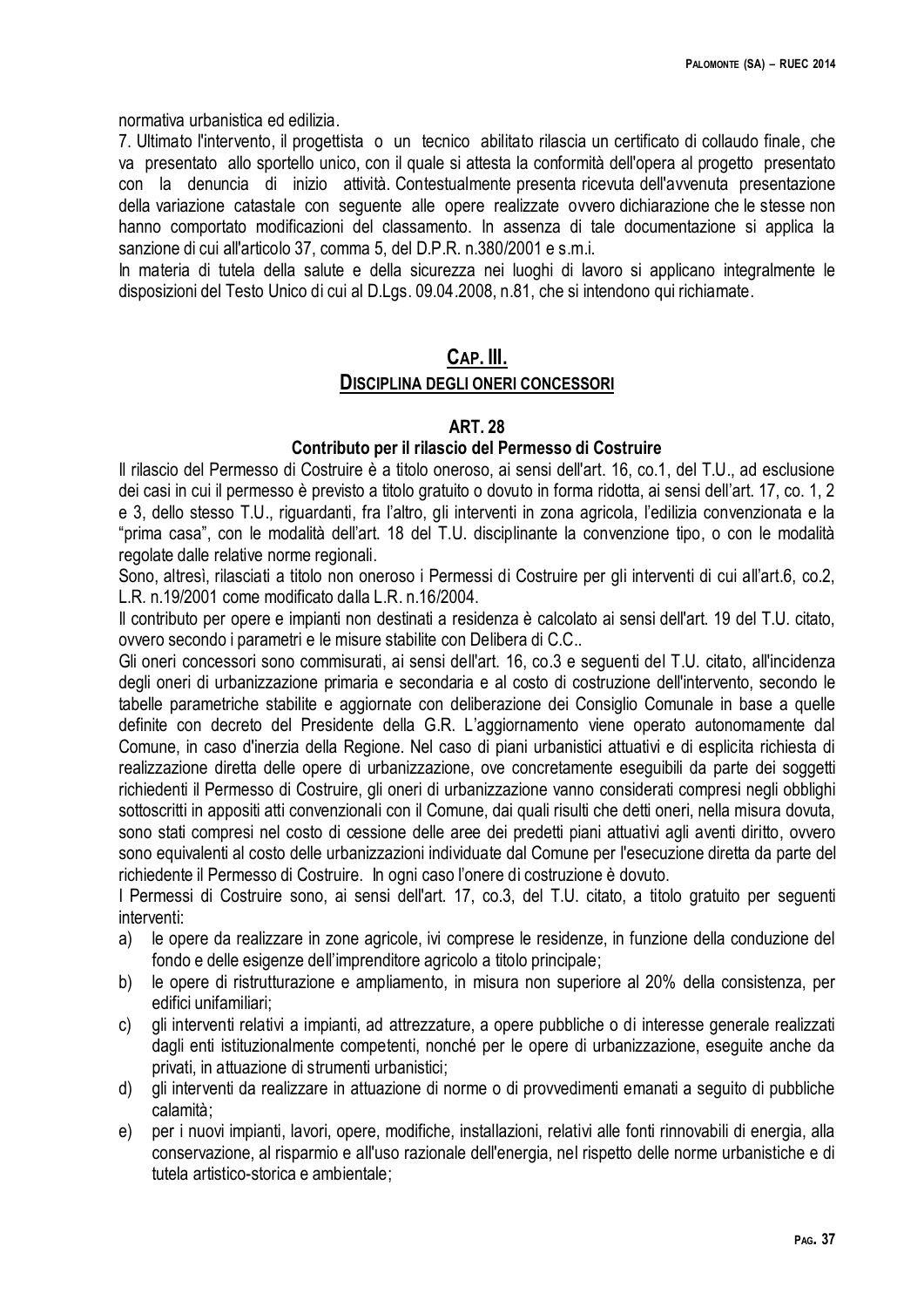normativa urbanistica ed edilizia.

7. Ultimato l'intervento, il progettista o un tecnico abilitato rilascia un certificato di collaudo finale, che va presentato allo sportello unico, con il quale si attesta la conformità dell'opera al progetto presentato con la denuncia di inizio attività. Contestualmente presenta ricevuta dell'avvenuta presentazione della variazione catastale con seguente alle opere realizzate ovvero dichiarazione che le stesse non hanno comportato modificazioni del classamento. In assenza di tale documentazione si applica la sanzione di cui all'articolo 37, comma 5, del D.P.R. n.380/2001 e s.m.i.

In materia di tutela della salute e della sicurezza nei luoghi di lavoro si applicano integralmente le disposizioni del Testo Unico di cui al D.Lgs. 09.04.2008, n.81, che si intendono qui richiamate.

## CAP. III.
## DISCIPLINA DEGLI ONERI CONCESSORI

### ART. 28
### Contributo per il rilascio del Permesso di Costruire

Il rilascio del Permesso di Costruire è a titolo oneroso, ai sensi dell'art. 16, co.1, del T.U., ad esclusione dei casi in cui il permesso è previsto a titolo gratuito o dovuto in forma ridotta, ai sensi dell'art. 17, co. 1, 2 e 3, dello stesso T.U., riguardanti, fra l'altro, gli interventi in zona agricola, l'edilizia convenzionata e la "prima casa", con le modalità dell'art. 18 del T.U. disciplinante la convenzione tipo, o con le modalità regolate dalle relative norme regionali.

Sono, altresì, rilasciati a titolo non oneroso i Permessi di Costruire per gli interventi di cui all'art.6, co.2, L.R. n.19/2001 come modificato dalla L.R. n.16/2004.

Il contributo per opere e impianti non destinati a residenza è calcolato ai sensi dell'art. 19 del T.U. citato, ovvero secondo i parametri e le misure stabilite con Delibera di C.C..

Gli oneri concessori sono commisurati, ai sensi dell'art. 16, co.3 e seguenti del T.U. citato, all'incidenza degli oneri di urbanizzazione primaria e secondaria e al costo di costruzione dell'intervento, secondo le tabelle parametriche stabilite e aggiornate con deliberazione dei Consiglio Comunale in base a quelle definite con decreto del Presidente della G.R. L'aggiornamento viene operato autonomamente dal Comune, in caso d'inerzia della Regione. Nel caso di piani urbanistici attuativi e di esplicita richiesta di realizzazione diretta delle opere di urbanizzazione, ove concretamente eseguibili da parte dei soggetti richiedenti il Permesso di Costruire, gli oneri di urbanizzazione vanno considerati compresi negli obblighi sottoscritti in appositi atti convenzionali con il Comune, dai quali risulti che detti oneri, nella misura dovuta, sono stati compresi nel costo di cessione delle aree dei predetti piani attuativi agli aventi diritto, ovvero sono equivalenti al costo delle urbanizzazioni individuate dal Comune per l'esecuzione diretta da parte del richiedente il Permesso di Costruire. In ogni caso l'onere di costruzione è dovuto.

I Permessi di Costruire sono, ai sensi dell'art. 17, co.3, del T.U. citato, a titolo gratuito per seguenti interventi:

a) le opere da realizzare in zone agricole, ivi comprese le residenze, in funzione della conduzione del fondo e delle esigenze dell'imprenditore agricolo a titolo principale;
b) le opere di ristrutturazione e ampliamento, in misura non superiore al 20% della consistenza, per edifici unifamiliari;
c) gli interventi relativi a impianti, ad attrezzature, a opere pubbliche o di interesse generale realizzati dagli enti istituzionalmente competenti, nonché per le opere di urbanizzazione, eseguite anche da privati, in attuazione di strumenti urbanistici;
d) gli interventi da realizzare in attuazione di norme o di provvedimenti emanati a seguito di pubbliche calamità;
e) per i nuovi impianti, lavori, opere, modifiche, installazioni, relativi alle fonti rinnovabili di energia, alla conservazione, al risparmio e all'uso razionale dell'energia, nel rispetto delle norme urbanistiche e di tutela artistico-storica e ambientale;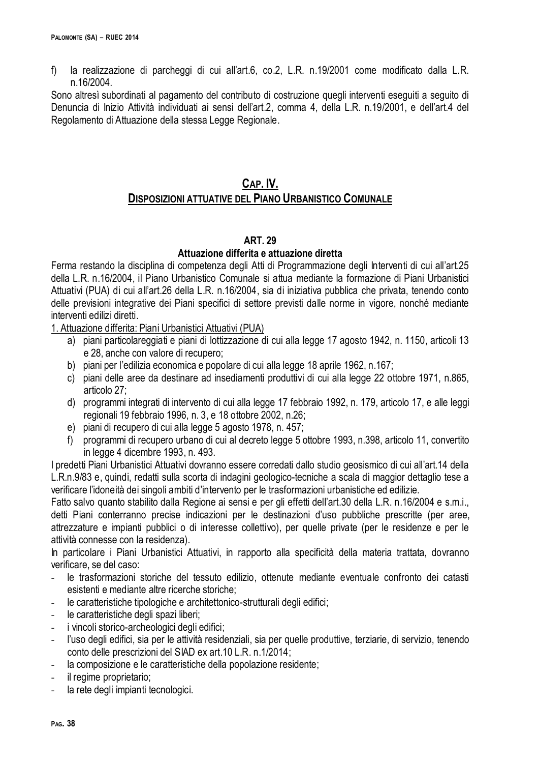f) la realizzazione di parcheggi di cui all'art.6, co.2, L.R. n.19/2001 come modificato dalla L.R. n.16/2004.

Sono altresì subordinati al pagamento del contributo di costruzione quegli interventi eseguiti a seguito di Denuncia di Inizio Attività individuati ai sensi dell'art.2, comma 4, della L.R. n.19/2001, e dell'art.4 del Regolamento di Attuazione della stessa Legge Regionale.

## Cap. IV.
## Disposizioni attuative del Piano Urbanistico Comunale

### ART. 29
### Attuazione differita e attuazione diretta

Ferma restando la disciplina di competenza degli Atti di Programmazione degli Interventi di cui all'art.25 della L.R. n.16/2004, il Piano Urbanistico Comunale si attua mediante la formazione di Piani Urbanistici Attuativi (PUA) di cui all'art.26 della L.R. n.16/2004, sia di iniziativa pubblica che privata, tenendo conto delle previsioni integrative dei Piani specifici di settore previsti dalle norme in vigore, nonché mediante interventi edilizi diretti.

1. Attuazione differita: Piani Urbanistici Attuativi (PUA)

a) piani particolareggiati e piani di lottizzazione di cui alla legge 17 agosto 1942, n. 1150, articoli 13 e 28, anche con valore di recupero;
b) piani per l'edilizia economica e popolare di cui alla legge 18 aprile 1962, n.167;
c) piani delle aree da destinare ad insediamenti produttivi di cui alla legge 22 ottobre 1971, n.865, articolo 27;
d) programmi integrati di intervento di cui alla legge 17 febbraio 1992, n. 179, articolo 17, e alle leggi regionali 19 febbraio 1996, n. 3, e 18 ottobre 2002, n.26;
e) piani di recupero di cui alla legge 5 agosto 1978, n. 457;
f) programmi di recupero urbano di cui al decreto legge 5 ottobre 1993, n.398, articolo 11, convertito in legge 4 dicembre 1993, n. 493.

I predetti Piani Urbanistici Attuativi dovranno essere corredati dallo studio geosismico di cui all'art.14 della L.R.n.9/83 e, quindi, redatti sulla scorta di indagini geologico-tecniche a scala di maggior dettaglio tese a verificare l'idoneità dei singoli ambiti d'intervento per le trasformazioni urbanistiche ed edilizie.

Fatto salvo quanto stabilito dalla Regione ai sensi e per gli effetti dell'art.30 della L.R. n.16/2004 e s.m.i., detti Piani conterranno precise indicazioni per le destinazioni d'uso pubbliche prescritte (per aree, attrezzature e impianti pubblici o di interesse collettivo), per quelle private (per le residenze e per le attività connesse con la residenza).

In particolare i Piani Urbanistici Attuativi, in rapporto alla specificità della materia trattata, dovranno verificare, se del caso:

- le trasformazioni storiche del tessuto edilizio, ottenute mediante eventuale confronto dei catasti esistenti e mediante altre ricerche storiche;
- le caratteristiche tipologiche e architettonico-strutturali degli edifici;
- le caratteristiche degli spazi liberi;
- i vincoli storico-archeologici degli edifici;
- l'uso degli edifici, sia per le attività residenziali, sia per quelle produttive, terziarie, di servizio, tenendo conto delle prescrizioni del SIAD ex art.10 L.R. n.1/2014;
- la composizione e le caratteristiche della popolazione residente;
- il regime proprietario;
- la rete degli impianti tecnologici.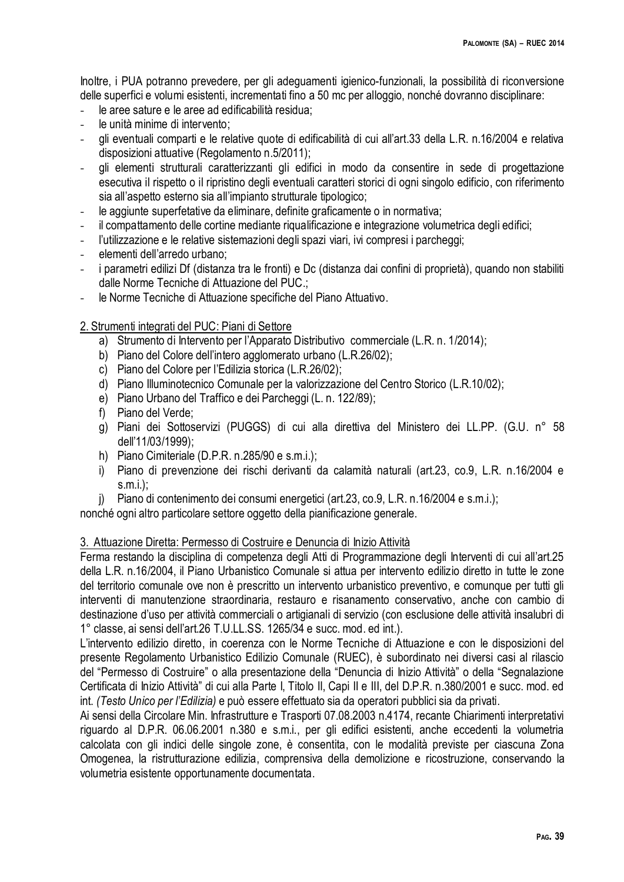Inoltre, i PUA potranno prevedere, per gli adeguamenti igienico-funzionali, la possibilità di riconversione delle superfici e volumi esistenti, incrementati fino a 50 mc per alloggio, nonché dovranno disciplinare:

- le aree sature e le aree ad edificabilità residua;
- le unità minime di intervento;
- gli eventuali comparti e le relative quote di edificabilità di cui all'art.33 della L.R. n.16/2004 e relativa disposizioni attuative (Regolamento n.5/2011);
- gli elementi strutturali caratterizzanti gli edifici in modo da consentire in sede di progettazione esecutiva il rispetto o il ripristino degli eventuali caratteri storici di ogni singolo edificio, con riferimento sia all'aspetto esterno sia all'impianto strutturale tipologico;
- le aggiunte superfetative da eliminare, definite graficamente o in normativa;
- il compattamento delle cortine mediante riqualificazione e integrazione volumetrica degli edifici;
- l'utilizzazione e le relative sistemazioni degli spazi viari, ivi compresi i parcheggi;
- elementi dell'arredo urbano;
- i parametri edilizi Df (distanza tra le fronti) e Dc (distanza dai confini di proprietà), quando non stabiliti dalle Norme Tecniche di Attuazione del PUC.;
- le Norme Tecniche di Attuazione specifiche del Piano Attuativo.

2. Strumenti integrati del PUC: Piani di Settore

a) Strumento di Intervento per l'Apparato Distributivo commerciale (L.R. n. 1/2014);
b) Piano del Colore dell'intero agglomerato urbano (L.R.26/02);
c) Piano del Colore per l'Edilizia storica (L.R.26/02);
d) Piano Illuminotecnico Comunale per la valorizzazione del Centro Storico (L.R.10/02);
e) Piano Urbano del Traffico e dei Parcheggi (L. n. 122/89);
f) Piano del Verde;
g) Piani dei Sottoservizi (PUGGS) di cui alla direttiva del Ministero dei LL.PP. (G.U. n° 58 dell'11/03/1999);
h) Piano Cimiteriale (D.P.R. n.285/90 e s.m.i.);
i) Piano di prevenzione dei rischi derivanti da calamità naturali (art.23, co.9, L.R. n.16/2004 e s.m.i.);
j) Piano di contenimento dei consumi energetici (art.23, co.9, L.R. n.16/2004 e s.m.i.);

nonché ogni altro particolare settore oggetto della pianificazione generale.

3. Attuazione Diretta: Permesso di Costruire e Denuncia di Inizio Attività

Ferma restando la disciplina di competenza degli Atti di Programmazione degli Interventi di cui all'art.25 della L.R. n.16/2004, il Piano Urbanistico Comunale si attua per intervento edilizio diretto in tutte le zone del territorio comunale ove non è prescritto un intervento urbanistico preventivo, e comunque per tutti gli interventi di manutenzione straordinaria, restauro e risanamento conservativo, anche con cambio di destinazione d'uso per attività commerciali o artigianali di servizio (con esclusione delle attività insalubri di 1° classe, ai sensi dell'art.26 T.U.LL.SS. 1265/34 e succ. mod. ed int.).

L'intervento edilizio diretto, in coerenza con le Norme Tecniche di Attuazione e con le disposizioni del presente Regolamento Urbanistico Edilizio Comunale (RUEC), è subordinato nei diversi casi al rilascio del "Permesso di Costruire" o alla presentazione della "Denuncia di Inizio Attività" o della "Segnalazione Certificata di Inizio Attività" di cui alla Parte I, Titolo II, Capi II e III, del D.P.R. n.380/2001 e succ. mod. ed int. *(Testo Unico per l'Edilizia)* e può essere effettuato sia da operatori pubblici sia da privati.

Ai sensi della Circolare Min. Infrastrutture e Trasporti 07.08.2003 n.4174, recante Chiarimenti interpretativi riguardo al D.P.R. 06.06.2001 n.380 e s.m.i., per gli edifici esistenti, anche eccedenti la volumetria calcolata con gli indici delle singole zone, è consentita, con le modalità previste per ciascuna Zona Omogenea, la ristrutturazione edilizia, comprensiva della demolizione e ricostruzione, conservando la volumetria esistente opportunamente documentata.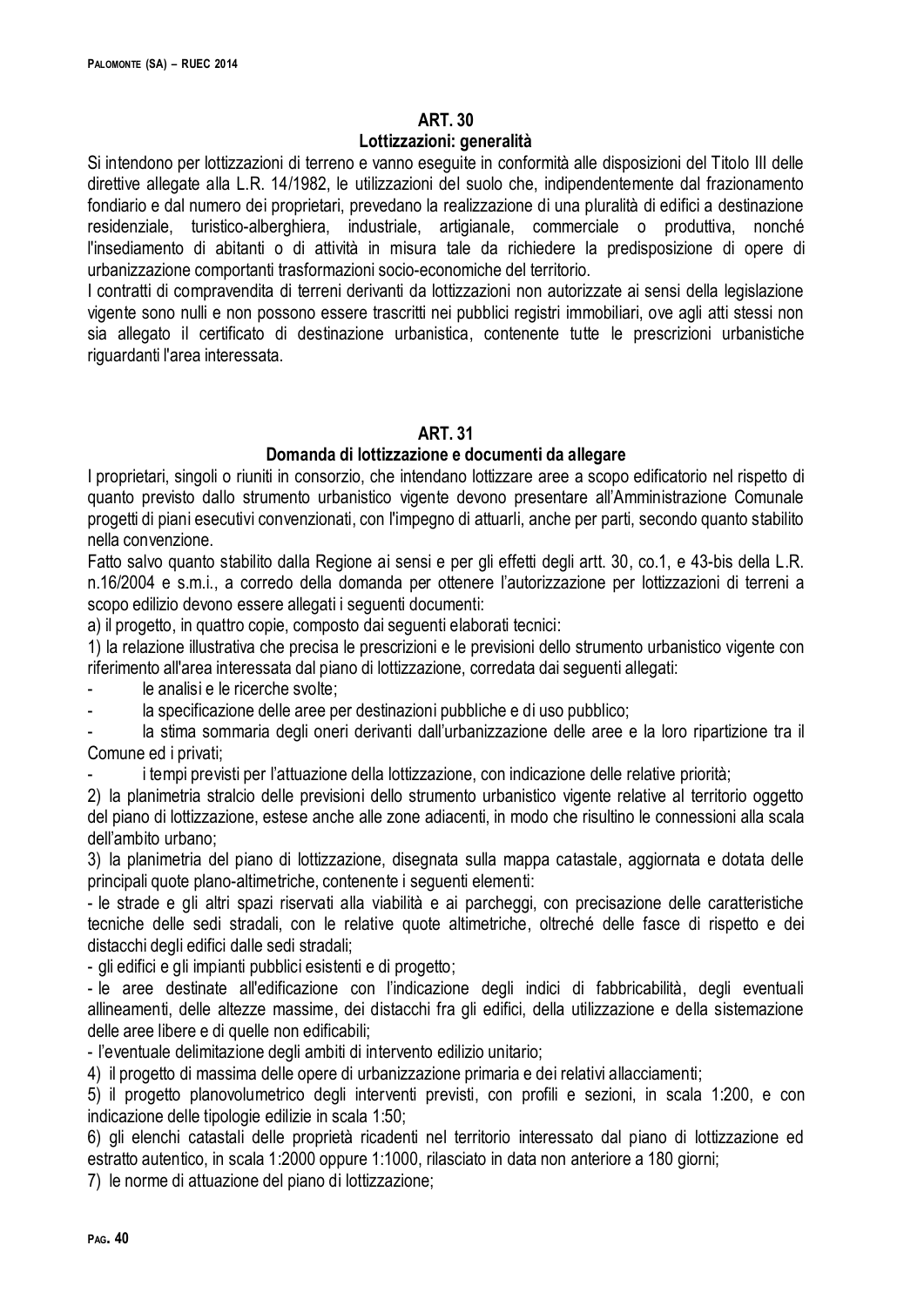## ART. 30

### Lottizzazioni: generalità

Si intendono per lottizzazioni di terreno e vanno eseguite in conformità alle disposizioni del Titolo III delle direttive allegate alla L.R. 14/1982, le utilizzazioni del suolo che, indipendentemente dal frazionamento fondiario e dal numero dei proprietari, prevedano la realizzazione di una pluralità di edifici a destinazione residenziale, turistico-alberghiera, industriale, artigianale, commerciale o produttiva, nonché l'insediamento di abitanti o di attività in misura tale da richiedere la predisposizione di opere di urbanizzazione comportanti trasformazioni socio-economiche del territorio.

I contratti di compravendita di terreni derivanti da lottizzazioni non autorizzate ai sensi della legislazione vigente sono nulli e non possono essere trascritti nei pubblici registri immobiliari, ove agli atti stessi non sia allegato il certificato di destinazione urbanistica, contenente tutte le prescrizioni urbanistiche riguardanti l'area interessata.

## ART. 31

### Domanda di lottizzazione e documenti da allegare

I proprietari, singoli o riuniti in consorzio, che intendano lottizzare aree a scopo edificatorio nel rispetto di quanto previsto dallo strumento urbanistico vigente devono presentare all'Amministrazione Comunale progetti di piani esecutivi convenzionati, con l'impegno di attuarli, anche per parti, secondo quanto stabilito nella convenzione.

Fatto salvo quanto stabilito dalla Regione ai sensi e per gli effetti degli artt. 30, co.1, e 43-bis della L.R. n.16/2004 e s.m.i., a corredo della domanda per ottenere l'autorizzazione per lottizzazioni di terreni a scopo edilizio devono essere allegati i seguenti documenti:

a) il progetto, in quattro copie, composto dai seguenti elaborati tecnici:

1) la relazione illustrativa che precisa le prescrizioni e le previsioni dello strumento urbanistico vigente con riferimento all'area interessata dal piano di lottizzazione, corredata dai seguenti allegati:

- le analisi e le ricerche svolte;
- la specificazione delle aree per destinazioni pubbliche e di uso pubblico;
- la stima sommaria degli oneri derivanti dall'urbanizzazione delle aree e la loro ripartizione tra il Comune ed i privati;
- i tempi previsti per l'attuazione della lottizzazione, con indicazione delle relative priorità;

2) la planimetria stralcio delle previsioni dello strumento urbanistico vigente relative al territorio oggetto del piano di lottizzazione, estese anche alle zone adiacenti, in modo che risultino le connessioni alla scala dell'ambito urbano;

3) la planimetria del piano di lottizzazione, disegnata sulla mappa catastale, aggiornata e dotata delle principali quote plano-altimetriche, contenente i seguenti elementi:

- le strade e gli altri spazi riservati alla viabilità e ai parcheggi, con precisazione delle caratteristiche tecniche delle sedi stradali, con le relative quote altimetriche, oltreché delle fasce di rispetto e dei distacchi degli edifici dalle sedi stradali;
- gli edifici e gli impianti pubblici esistenti e di progetto;
- le aree destinate all'edificazione con l'indicazione degli indici di fabbricabilità, degli eventuali allineamenti, delle altezze massime, dei distacchi fra gli edifici, della utilizzazione e della sistemazione delle aree libere e di quelle non edificabili;
- l'eventuale delimitazione degli ambiti di intervento edilizio unitario;

4) il progetto di massima delle opere di urbanizzazione primaria e dei relativi allacciamenti;

5) il progetto planovolumetrico degli interventi previsti, con profili e sezioni, in scala 1:200, e con indicazione delle tipologie edilizie in scala 1:50;

6) gli elenchi catastali delle proprietà ricadenti nel territorio interessato dal piano di lottizzazione ed estratto autentico, in scala 1:2000 oppure 1:1000, rilasciato in data non anteriore a 180 giorni;

7) le norme di attuazione del piano di lottizzazione;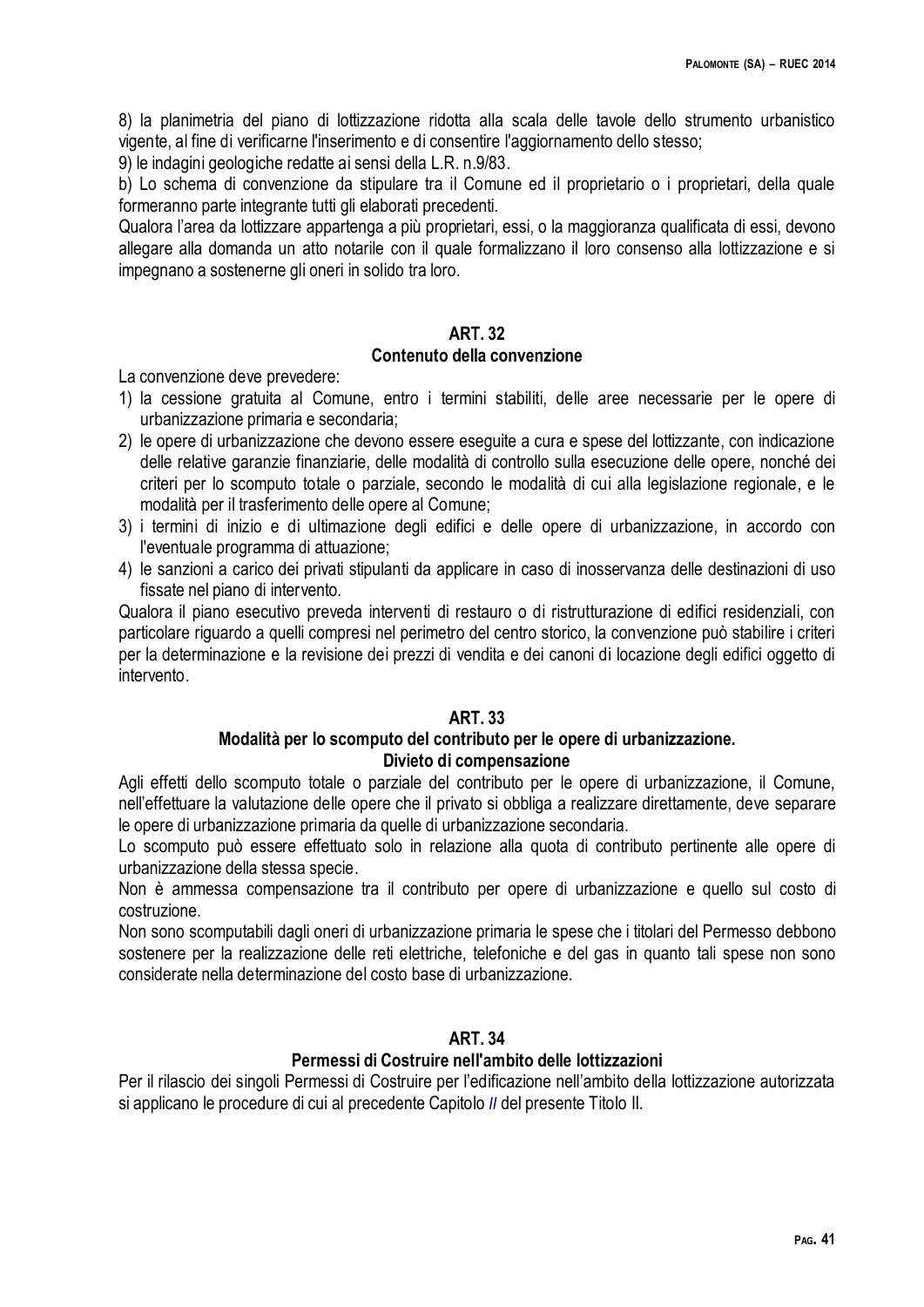8) la planimetria del piano di lottizzazione ridotta alla scala delle tavole dello strumento urbanistico vigente, al fine di verificarne l'inserimento e di consentire l'aggiornamento dello stesso;

9) le indagini geologiche redatte ai sensi della L.R. n.9/83.

b) Lo schema di convenzione da stipulare tra il Comune ed il proprietario o i proprietari, della quale formeranno parte integrante tutti gli elaborati precedenti.

Qualora l'area da lottizzare appartenga a più proprietari, essi, o la maggioranza qualificata di essi, devono allegare alla domanda un atto notarile con il quale formalizzano il loro consenso alla lottizzazione e si impegnano a sostenerne gli oneri in solido tra loro.

## ART. 32
## Contenuto della convenzione

La convenzione deve prevedere:

1) la cessione gratuita al Comune, entro i termini stabiliti, delle aree necessarie per le opere di urbanizzazione primaria e secondaria;
2) le opere di urbanizzazione che devono essere eseguite a cura e spese del lottizzante, con indicazione delle relative garanzie finanziarie, delle modalità di controllo sulla esecuzione delle opere, nonché dei criteri per lo scomputo totale o parziale, secondo le modalità di cui alla legislazione regionale, e le modalità per il trasferimento delle opere al Comune;
3) i termini di inizio e di ultimazione degli edifici e delle opere di urbanizzazione, in accordo con l'eventuale programma di attuazione;
4) le sanzioni a carico dei privati stipulanti da applicare in caso di inosservanza delle destinazioni di uso fissate nel piano di intervento.

Qualora il piano esecutivo preveda interventi di restauro o di ristrutturazione di edifici residenziali, con particolare riguardo a quelli compresi nel perimetro del centro storico, la convenzione può stabilire i criteri per la determinazione e la revisione dei prezzi di vendita e dei canoni di locazione degli edifici oggetto di intervento.

## ART. 33
## Modalità per lo scomputo del contributo per le opere di urbanizzazione. Divieto di compensazione

Agli effetti dello scomputo totale o parziale del contributo per le opere di urbanizzazione, il Comune, nell'effettuare la valutazione delle opere che il privato si obbliga a realizzare direttamente, deve separare le opere di urbanizzazione primaria da quelle di urbanizzazione secondaria.

Lo scomputo può essere effettuato solo in relazione alla quota di contributo pertinente alle opere di urbanizzazione della stessa specie.

Non è ammessa compensazione tra il contributo per opere di urbanizzazione e quello sul costo di costruzione.

Non sono scomputabili dagli oneri di urbanizzazione primaria le spese che i titolari del Permesso debbono sostenere per la realizzazione delle reti elettriche, telefoniche e del gas in quanto tali spese non sono considerate nella determinazione del costo base di urbanizzazione.

## ART. 34
## Permessi di Costruire nell'ambito delle lottizzazioni

Per il rilascio dei singoli Permessi di Costruire per l'edificazione nell'ambito della lottizzazione autorizzata si applicano le procedure di cui al precedente Capitolo *II* del presente Titolo II.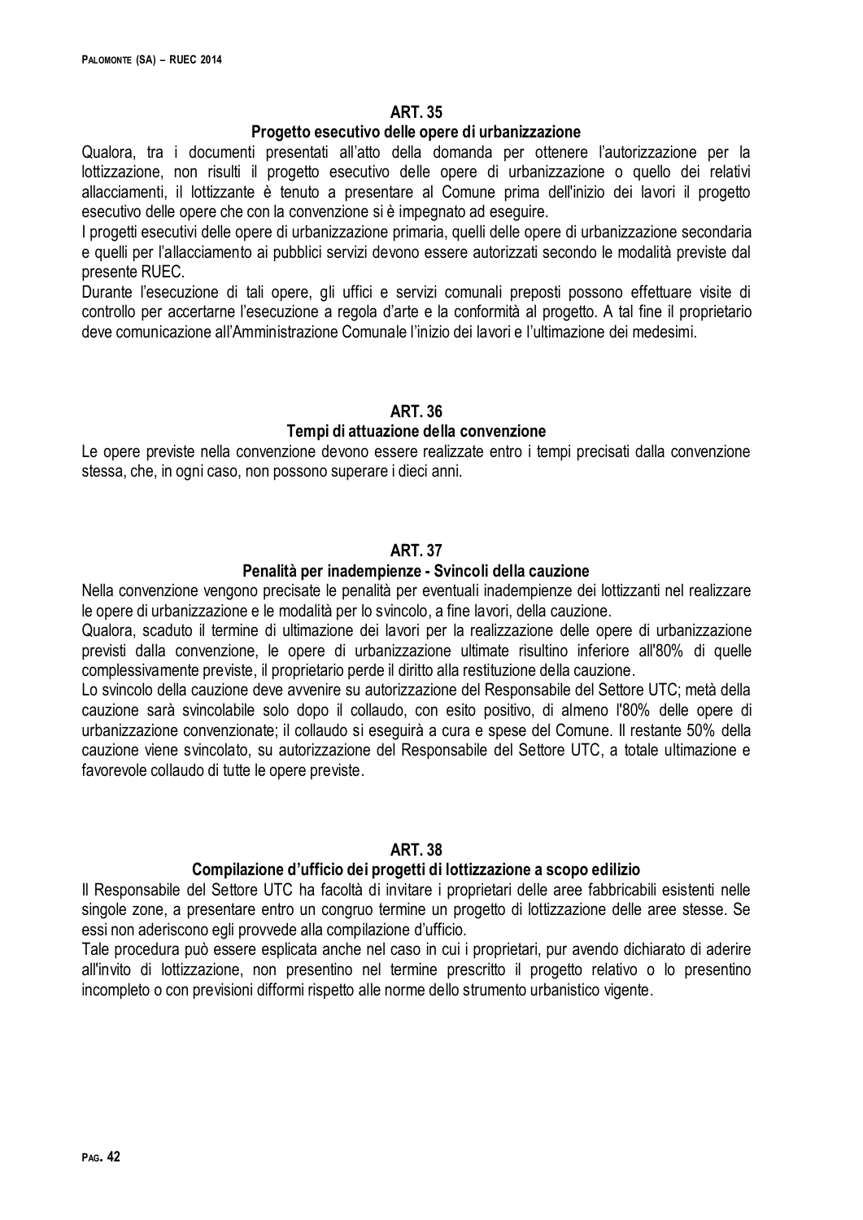## ART. 35

### Progetto esecutivo delle opere di urbanizzazione

Qualora, tra i documenti presentati all'atto della domanda per ottenere l'autorizzazione per la lottizzazione, non risulti il progetto esecutivo delle opere di urbanizzazione o quello dei relativi allacciamenti, il lottizzante è tenuto a presentare al Comune prima dell'inizio dei lavori il progetto esecutivo delle opere che con la convenzione si è impegnato ad eseguire.

I progetti esecutivi delle opere di urbanizzazione primaria, quelli delle opere di urbanizzazione secondaria e quelli per l'allacciamento ai pubblici servizi devono essere autorizzati secondo le modalità previste dal presente RUEC.

Durante l'esecuzione di tali opere, gli uffici e servizi comunali preposti possono effettuare visite di controllo per accertarne l'esecuzione a regola d'arte e la conformità al progetto. A tal fine il proprietario deve comunicazione all'Amministrazione Comunale l'inizio dei lavori e l'ultimazione dei medesimi.

## ART. 36

### Tempi di attuazione della convenzione

Le opere previste nella convenzione devono essere realizzate entro i tempi precisati dalla convenzione stessa, che, in ogni caso, non possono superare i dieci anni.

## ART. 37

### Penalità per inadempienze - Svincoli della cauzione

Nella convenzione vengono precisate le penalità per eventuali inadempienze dei lottizzanti nel realizzare le opere di urbanizzazione e le modalità per lo svincolo, a fine lavori, della cauzione.

Qualora, scaduto il termine di ultimazione dei lavori per la realizzazione delle opere di urbanizzazione previsti dalla convenzione, le opere di urbanizzazione ultimate risultino inferiore all'80% di quelle complessivamente previste, il proprietario perde il diritto alla restituzione della cauzione.

Lo svincolo della cauzione deve avvenire su autorizzazione del Responsabile del Settore UTC; metà della cauzione sarà svincolabile solo dopo il collaudo, con esito positivo, di almeno l'80% delle opere di urbanizzazione convenzionate; il collaudo si eseguirà a cura e spese del Comune. Il restante 50% della cauzione viene svincolato, su autorizzazione del Responsabile del Settore UTC, a totale ultimazione e favorevole collaudo di tutte le opere previste.

## ART. 38

### Compilazione d'ufficio dei progetti di lottizzazione a scopo edilizio

Il Responsabile del Settore UTC ha facoltà di invitare i proprietari delle aree fabbricabili esistenti nelle singole zone, a presentare entro un congruo termine un progetto di lottizzazione delle aree stesse. Se essi non aderiscono egli provvede alla compilazione d'ufficio.

Tale procedura può essere esplicata anche nel caso in cui i proprietari, pur avendo dichiarato di aderire all'invito di lottizzazione, non presentino nel termine prescritto il progetto relativo o lo presentino incompleto o con previsioni difformi rispetto alle norme dello strumento urbanistico vigente.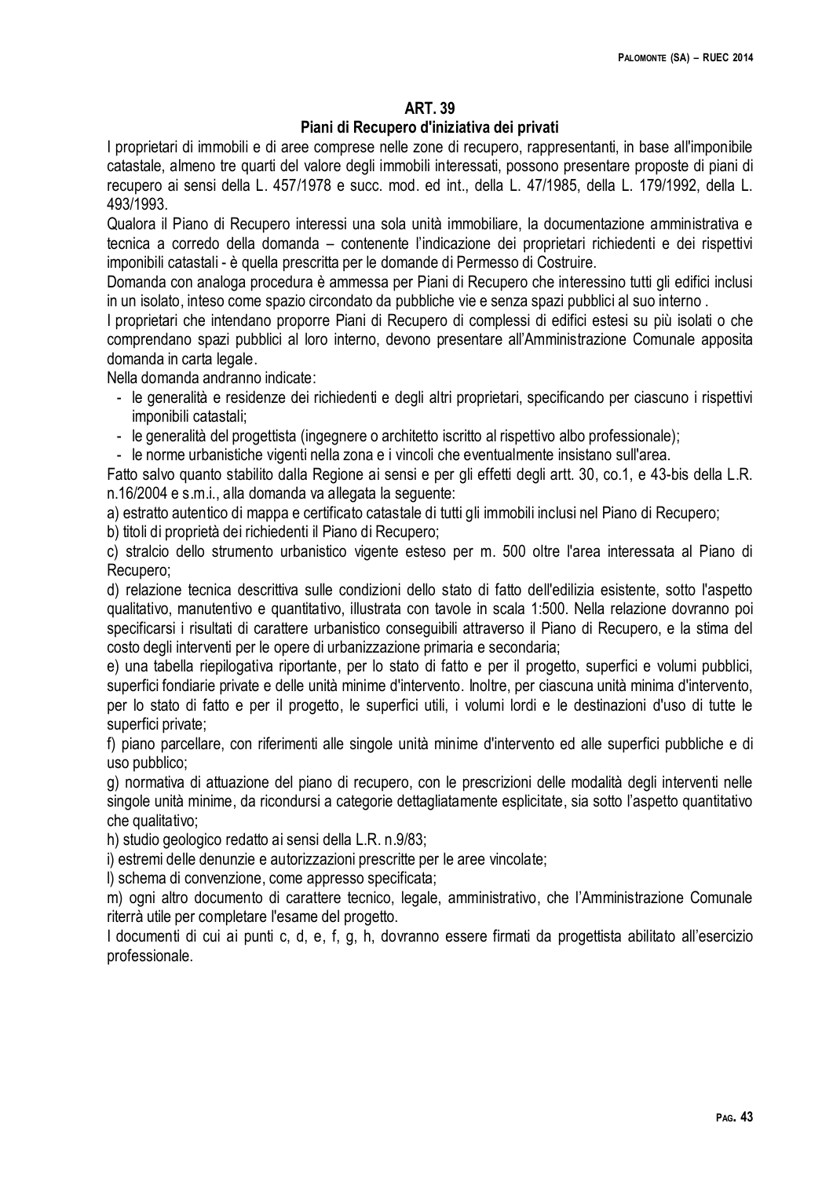## ART. 39

### Piani di Recupero d'iniziativa dei privati

I proprietari di immobili e di aree comprese nelle zone di recupero, rappresentanti, in base all'imponibile catastale, almeno tre quarti del valore degli immobili interessati, possono presentare proposte di piani di recupero ai sensi della L. 457/1978 e succ. mod. ed int., della L. 47/1985, della L. 179/1992, della L. 493/1993.

Qualora il Piano di Recupero interessi una sola unità immobiliare, la documentazione amministrativa e tecnica a corredo della domanda – contenente l'indicazione dei proprietari richiedenti e dei rispettivi imponibili catastali - è quella prescritta per le domande di Permesso di Costruire.

Domanda con analoga procedura è ammessa per Piani di Recupero che interessino tutti gli edifici inclusi in un isolato, inteso come spazio circondato da pubbliche vie e senza spazi pubblici al suo interno .

I proprietari che intendano proporre Piani di Recupero di complessi di edifici estesi su più isolati o che comprendano spazi pubblici al loro interno, devono presentare all'Amministrazione Comunale apposita domanda in carta legale.

Nella domanda andranno indicate:

- le generalità e residenze dei richiedenti e degli altri proprietari, specificando per ciascuno i rispettivi imponibili catastali;
- le generalità del progettista (ingegnere o architetto iscritto al rispettivo albo professionale);
- le norme urbanistiche vigenti nella zona e i vincoli che eventualmente insistano sull'area.

Fatto salvo quanto stabilito dalla Regione ai sensi e per gli effetti degli artt. 30, co.1, e 43-bis della L.R. n.16/2004 e s.m.i., alla domanda va allegata la seguente:

a) estratto autentico di mappa e certificato catastale di tutti gli immobili inclusi nel Piano di Recupero;

b) titoli di proprietà dei richiedenti il Piano di Recupero;

c) stralcio dello strumento urbanistico vigente esteso per m. 500 oltre l'area interessata al Piano di Recupero;

d) relazione tecnica descrittiva sulle condizioni dello stato di fatto dell'edilizia esistente, sotto l'aspetto qualitativo, manutentivo e quantitativo, illustrata con tavole in scala 1:500. Nella relazione dovranno poi specificarsi i risultati di carattere urbanistico conseguibili attraverso il Piano di Recupero, e la stima del costo degli interventi per le opere di urbanizzazione primaria e secondaria;

e) una tabella riepilogativa riportante, per lo stato di fatto e per il progetto, superfici e volumi pubblici, superfici fondiarie private e delle unità minime d'intervento. Inoltre, per ciascuna unità minima d'intervento, per lo stato di fatto e per il progetto, le superfici utili, i volumi lordi e le destinazioni d'uso di tutte le superfici private;

f) piano parcellare, con riferimenti alle singole unità minime d'intervento ed alle superfici pubbliche e di uso pubblico;

g) normativa di attuazione del piano di recupero, con le prescrizioni delle modalità degli interventi nelle singole unità minime, da ricondursi a categorie dettagliatamente esplicitate, sia sotto l'aspetto quantitativo che qualitativo;

h) studio geologico redatto ai sensi della L.R. n.9/83;

i) estremi delle denunzie e autorizzazioni prescritte per le aree vincolate;

l) schema di convenzione, come appresso specificata;

m) ogni altro documento di carattere tecnico, legale, amministrativo, che l'Amministrazione Comunale riterrà utile per completare l'esame del progetto.

I documenti di cui ai punti c, d, e, f, g, h, dovranno essere firmati da progettista abilitato all'esercizio professionale.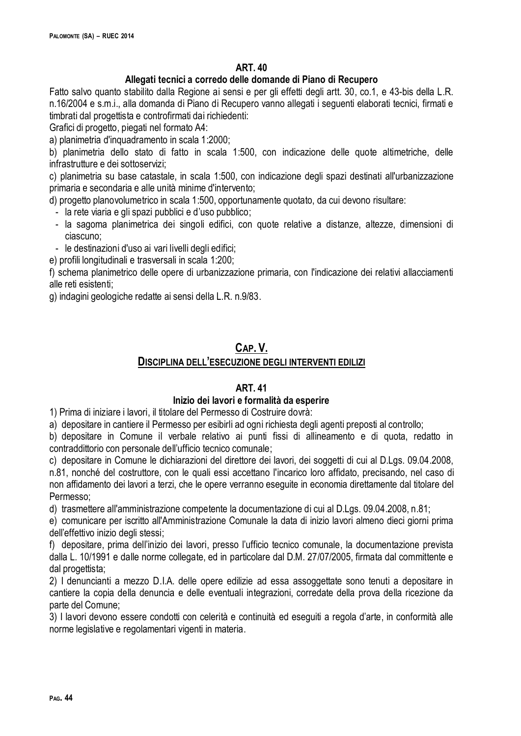### ART. 40

### Allegati tecnici a corredo delle domande di Piano di Recupero

Fatto salvo quanto stabilito dalla Regione ai sensi e per gli effetti degli artt. 30, co.1, e 43-bis della L.R. n.16/2004 e s.m.i., alla domanda di Piano di Recupero vanno allegati i seguenti elaborati tecnici, firmati e timbrati dal progettista e controfirmati dai richiedenti:

Grafici di progetto, piegati nel formato A4:

a) planimetria d'inquadramento in scala 1:2000;

b) planimetria dello stato di fatto in scala 1:500, con indicazione delle quote altimetriche, delle infrastrutture e dei sottoservizi;

c) planimetria su base catastale, in scala 1:500, con indicazione degli spazi destinati all'urbanizzazione primaria e secondaria e alle unità minime d'intervento;

d) progetto planovolumetrico in scala 1:500, opportunamente quotato, da cui devono risultare:

- la rete viaria e gli spazi pubblici e d'uso pubblico;
- la sagoma planimetrica dei singoli edifici, con quote relative a distanze, altezze, dimensioni di ciascuno;
- le destinazioni d'uso ai vari livelli degli edifici;

e) profili longitudinali e trasversali in scala 1:200;

f) schema planimetrico delle opere di urbanizzazione primaria, con l'indicazione dei relativi allacciamenti alle reti esistenti;

g) indagini geologiche redatte ai sensi della L.R. n.9/83.

## CAP. V.

## DISCIPLINA DELL'ESECUZIONE DEGLI INTERVENTI EDILIZI

### ART. 41

### Inizio dei lavori e formalità da esperire

1) Prima di iniziare i lavori, il titolare del Permesso di Costruire dovrà:

a) depositare in cantiere il Permesso per esibirli ad ogni richiesta degli agenti preposti al controllo;

b) depositare in Comune il verbale relativo ai punti fissi di allineamento e di quota, redatto in contraddittorio con personale dell'ufficio tecnico comunale;

c) depositare in Comune le dichiarazioni del direttore dei lavori, dei soggetti di cui al D.Lgs. 09.04.2008, n.81, nonché del costruttore, con le quali essi accettano l'incarico loro affidato, precisando, nel caso di non affidamento dei lavori a terzi, che le opere verranno eseguite in economia direttamente dal titolare del Permesso;

d) trasmettere all'amministrazione competente la documentazione di cui al D.Lgs. 09.04.2008, n.81;

e) comunicare per iscritto all'Amministrazione Comunale la data di inizio lavori almeno dieci giorni prima dell'effettivo inizio degli stessi;

f) depositare, prima dell'inizio dei lavori, presso l'ufficio tecnico comunale, la documentazione prevista dalla L. 10/1991 e dalle norme collegate, ed in particolare dal D.M. 27/07/2005, firmata dal committente e dal progettista;

2) I denuncianti a mezzo D.I.A. delle opere edilizie ad essa assoggettate sono tenuti a depositare in cantiere la copia della denuncia e delle eventuali integrazioni, corredate della prova della ricezione da parte del Comune;

3) I lavori devono essere condotti con celerità e continuità ed eseguiti a regola d'arte, in conformità alle norme legislative e regolamentari vigenti in materia.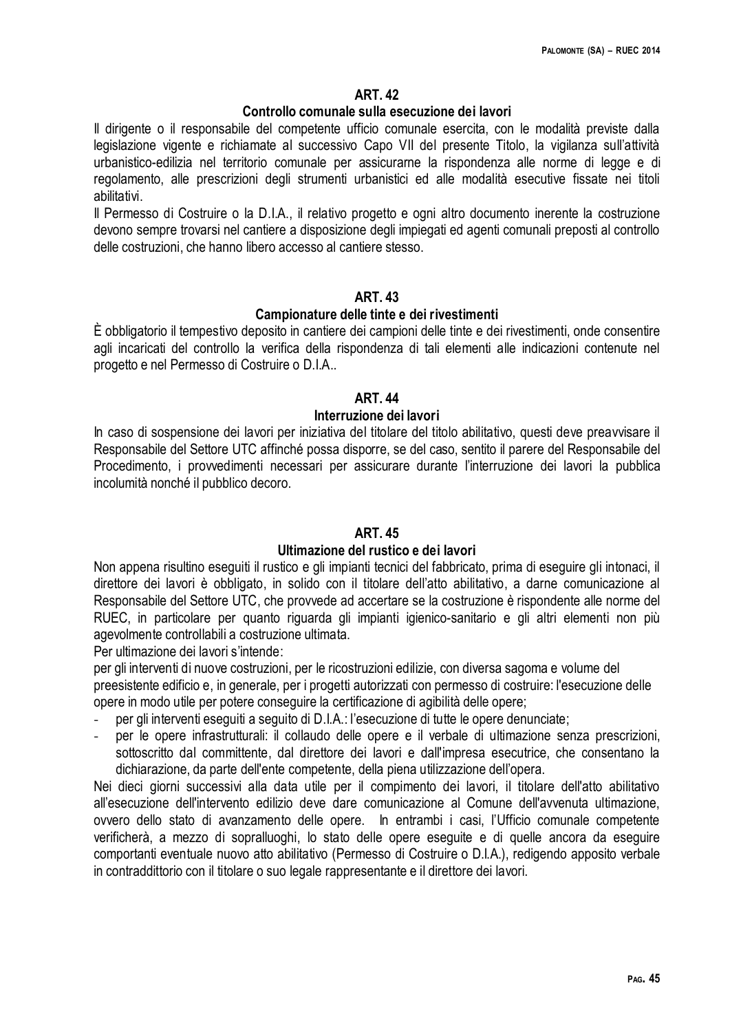## ART. 42

### Controllo comunale sulla esecuzione dei lavori

Il dirigente o il responsabile del competente ufficio comunale esercita, con le modalità previste dalla legislazione vigente e richiamate al successivo Capo VII del presente Titolo, la vigilanza sull'attività urbanistico-edilizia nel territorio comunale per assicurarne la rispondenza alle norme di legge e di regolamento, alle prescrizioni degli strumenti urbanistici ed alle modalità esecutive fissate nei titoli abilitativi.

Il Permesso di Costruire o la D.I.A., il relativo progetto e ogni altro documento inerente la costruzione devono sempre trovarsi nel cantiere a disposizione degli impiegati ed agenti comunali preposti al controllo delle costruzioni, che hanno libero accesso al cantiere stesso.

## ART. 43

### Campionature delle tinte e dei rivestimenti

È obbligatorio il tempestivo deposito in cantiere dei campioni delle tinte e dei rivestimenti, onde consentire agli incaricati del controllo la verifica della rispondenza di tali elementi alle indicazioni contenute nel progetto e nel Permesso di Costruire o D.I.A..

## ART. 44

### Interruzione dei lavori

In caso di sospensione dei lavori per iniziativa del titolare del titolo abilitativo, questi deve preavvisare il Responsabile del Settore UTC affinché possa disporre, se del caso, sentito il parere del Responsabile del Procedimento, i provvedimenti necessari per assicurare durante l'interruzione dei lavori la pubblica incolumità nonché il pubblico decoro.

## ART. 45

### Ultimazione del rustico e dei lavori

Non appena risultino eseguiti il rustico e gli impianti tecnici del fabbricato, prima di eseguire gli intonaci, il direttore dei lavori è obbligato, in solido con il titolare dell'atto abilitativo, a darne comunicazione al Responsabile del Settore UTC, che provvede ad accertare se la costruzione è rispondente alle norme del RUEC, in particolare per quanto riguarda gli impianti igienico-sanitario e gli altri elementi non più agevolmente controllabili a costruzione ultimata.

Per ultimazione dei lavori s'intende:

per gli interventi di nuove costruzioni, per le ricostruzioni edilizie, con diversa sagoma e volume del preesistente edificio e, in generale, per i progetti autorizzati con permesso di costruire: l'esecuzione delle opere in modo utile per potere conseguire la certificazione di agibilità delle opere;

- per gli interventi eseguiti a seguito di D.I.A.: l'esecuzione di tutte le opere denunciate;
- per le opere infrastrutturali: il collaudo delle opere e il verbale di ultimazione senza prescrizioni, sottoscritto dal committente, dal direttore dei lavori e dall'impresa esecutrice, che consentano la dichiarazione, da parte dell'ente competente, della piena utilizzazione dell'opera.

Nei dieci giorni successivi alla data utile per il compimento dei lavori, il titolare dell'atto abilitativo all'esecuzione dell'intervento edilizio deve dare comunicazione al Comune dell'avvenuta ultimazione, ovvero dello stato di avanzamento delle opere. In entrambi i casi, l'Ufficio comunale competente verificherà, a mezzo di sopralluoghi, lo stato delle opere eseguite e di quelle ancora da eseguire comportanti eventuale nuovo atto abilitativo (Permesso di Costruire o D.I.A.), redigendo apposito verbale in contraddittorio con il titolare o suo legale rappresentante e il direttore dei lavori.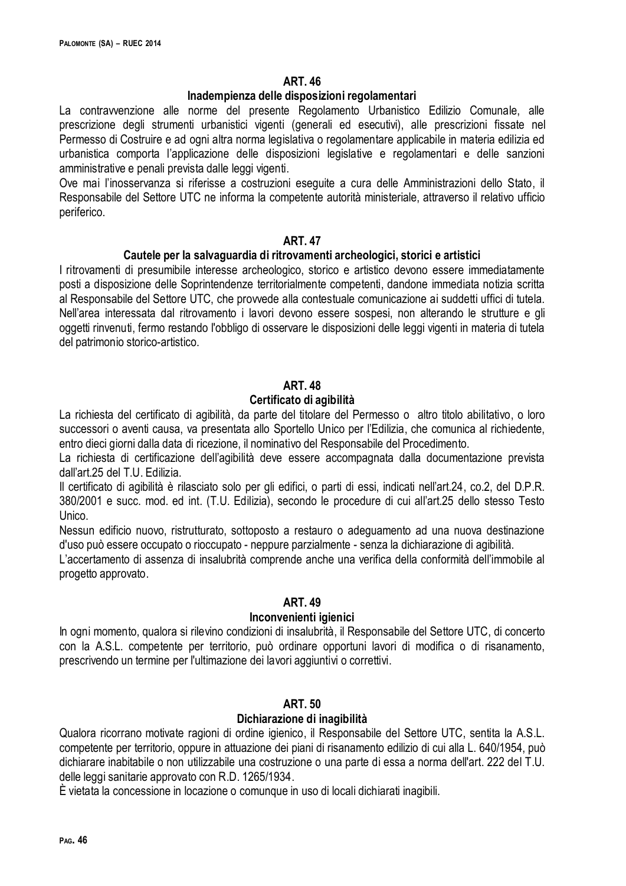## ART. 46

### Inadempienza delle disposizioni regolamentari

La contravvenzione alle norme del presente Regolamento Urbanistico Edilizio Comunale, alle prescrizione degli strumenti urbanistici vigenti (generali ed esecutivi), alle prescrizioni fissate nel Permesso di Costruire e ad ogni altra norma legislativa o regolamentare applicabile in materia edilizia ed urbanistica comporta l'applicazione delle disposizioni legislative e regolamentari e delle sanzioni amministrative e penali prevista dalle leggi vigenti.

Ove mai l'inosservanza si riferisse a costruzioni eseguite a cura delle Amministrazioni dello Stato, il Responsabile del Settore UTC ne informa la competente autorità ministeriale, attraverso il relativo ufficio periferico.

## ART. 47

### Cautele per la salvaguardia di ritrovamenti archeologici, storici e artistici

I ritrovamenti di presumibile interesse archeologico, storico e artistico devono essere immediatamente posti a disposizione delle Soprintendenze territorialmente competenti, dandone immediata notizia scritta al Responsabile del Settore UTC, che provvede alla contestuale comunicazione ai suddetti uffici di tutela.

Nell'area interessata dal ritrovamento i lavori devono essere sospesi, non alterando le strutture e gli oggetti rinvenuti, fermo restando l'obbligo di osservare le disposizioni delle leggi vigenti in materia di tutela del patrimonio storico-artistico.

## ART. 48

### Certificato di agibilità

La richiesta del certificato di agibilità, da parte del titolare del Permesso o altro titolo abilitativo, o loro successori o aventi causa, va presentata allo Sportello Unico per l'Edilizia, che comunica al richiedente, entro dieci giorni dalla data di ricezione, il nominativo del Responsabile del Procedimento.

La richiesta di certificazione dell'agibilità deve essere accompagnata dalla documentazione prevista dall'art.25 del T.U. Edilizia.

Il certificato di agibilità è rilasciato solo per gli edifici, o parti di essi, indicati nell'art.24, co.2, del D.P.R. 380/2001 e succ. mod. ed int. (T.U. Edilizia), secondo le procedure di cui all'art.25 dello stesso Testo Unico.

Nessun edificio nuovo, ristrutturato, sottoposto a restauro o adeguamento ad una nuova destinazione d'uso può essere occupato o rioccupato - neppure parzialmente - senza la dichiarazione di agibilità.

L'accertamento di assenza di insalubrità comprende anche una verifica della conformità dell'immobile al progetto approvato.

## ART. 49

### Inconvenienti igienici

In ogni momento, qualora si rilevino condizioni di insalubrità, il Responsabile del Settore UTC, di concerto con la A.S.L. competente per territorio, può ordinare opportuni lavori di modifica o di risanamento, prescrivendo un termine per l'ultimazione dei lavori aggiuntivi o correttivi.

## ART. 50

### Dichiarazione di inagibilità

Qualora ricorrano motivate ragioni di ordine igienico, il Responsabile del Settore UTC, sentita la A.S.L. competente per territorio, oppure in attuazione dei piani di risanamento edilizio di cui alla L. 640/1954, può dichiarare inabitabile o non utilizzabile una costruzione o una parte di essa a norma dell'art. 222 del T.U. delle leggi sanitarie approvato con R.D. 1265/1934.

È vietata la concessione in locazione o comunque in uso di locali dichiarati inagibili.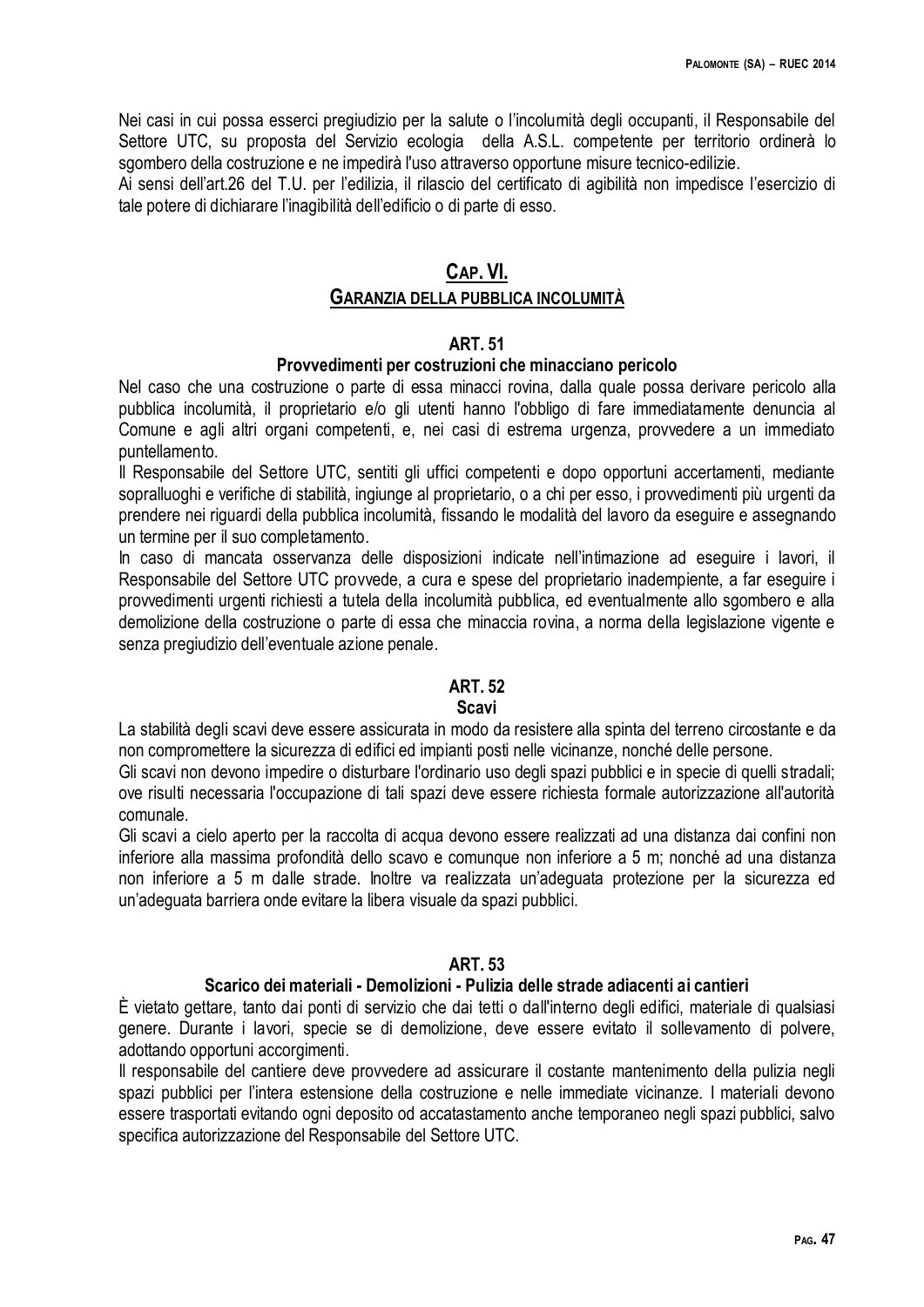Nei casi in cui possa esserci pregiudizio per la salute o l'incolumità degli occupanti, il Responsabile del Settore UTC, su proposta del Servizio ecologia della A.S.L. competente per territorio ordinerà lo sgombero della costruzione e ne impedirà l'uso attraverso opportune misure tecnico-edilizie.
Ai sensi dell'art.26 del T.U. per l'edilizia, il rilascio del certificato di agibilità non impedisce l'esercizio di tale potere di dichiarare l'inagibilità dell'edificio o di parte di esso.

## CAP. VI.
## GARANZIA DELLA PUBBLICA INCOLUMITÀ

### ART. 51
### Provvedimenti per costruzioni che minacciano pericolo

Nel caso che una costruzione o parte di essa minacci rovina, dalla quale possa derivare pericolo alla pubblica incolumità, il proprietario e/o gli utenti hanno l'obbligo di fare immediatamente denuncia al Comune e agli altri organi competenti, e, nei casi di estrema urgenza, provvedere a un immediato puntellamento.
Il Responsabile del Settore UTC, sentiti gli uffici competenti e dopo opportuni accertamenti, mediante sopralluoghi e verifiche di stabilità, ingiunge al proprietario, o a chi per esso, i provvedimenti più urgenti da prendere nei riguardi della pubblica incolumità, fissando le modalità del lavoro da eseguire e assegnando un termine per il suo completamento.
In caso di mancata osservanza delle disposizioni indicate nell'intimazione ad eseguire i lavori, il Responsabile del Settore UTC provvede, a cura e spese del proprietario inadempiente, a far eseguire i provvedimenti urgenti richiesti a tutela della incolumità pubblica, ed eventualmente allo sgombero e alla demolizione della costruzione o parte di essa che minaccia rovina, a norma della legislazione vigente e senza pregiudizio dell'eventuale azione penale.

### ART. 52
### Scavi

La stabilità degli scavi deve essere assicurata in modo da resistere alla spinta del terreno circostante e da non compromettere la sicurezza di edifici ed impianti posti nelle vicinanze, nonché delle persone.
Gli scavi non devono impedire o disturbare l'ordinario uso degli spazi pubblici e in specie di quelli stradali; ove risulti necessaria l'occupazione di tali spazi deve essere richiesta formale autorizzazione all'autorità comunale.
Gli scavi a cielo aperto per la raccolta di acqua devono essere realizzati ad una distanza dai confini non inferiore alla massima profondità dello scavo e comunque non inferiore a 5 m; nonché ad una distanza non inferiore a 5 m dalle strade. Inoltre va realizzata un'adeguata protezione per la sicurezza ed un'adeguata barriera onde evitare la libera visuale da spazi pubblici.

### ART. 53
### Scarico dei materiali - Demolizioni - Pulizia delle strade adiacenti ai cantieri

È vietato gettare, tanto dai ponti di servizio che dai tetti o dall'interno degli edifici, materiale di qualsiasi genere. Durante i lavori, specie se di demolizione, deve essere evitato il sollevamento di polvere, adottando opportuni accorgimenti.
Il responsabile del cantiere deve provvedere ad assicurare il costante mantenimento della pulizia negli spazi pubblici per l'intera estensione della costruzione e nelle immediate vicinanze. I materiali devono essere trasportati evitando ogni deposito od accatastamento anche temporaneo negli spazi pubblici, salvo specifica autorizzazione del Responsabile del Settore UTC.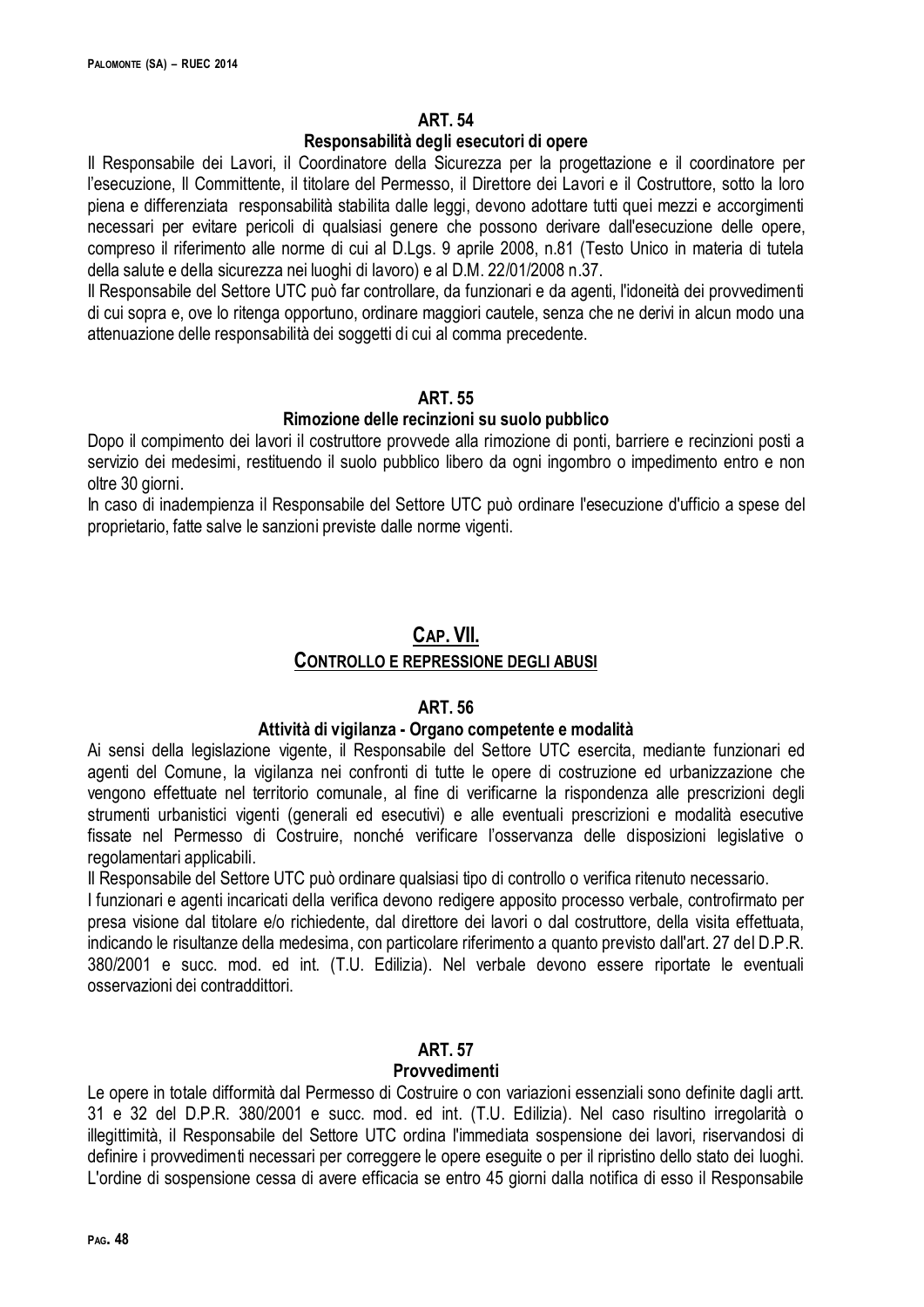### ART. 54
### Responsabilità degli esecutori di opere

Il Responsabile dei Lavori, il Coordinatore della Sicurezza per la progettazione e il coordinatore per l'esecuzione, Il Committente, il titolare del Permesso, il Direttore dei Lavori e il Costruttore, sotto la loro piena e differenziata responsabilità stabilita dalle leggi, devono adottare tutti quei mezzi e accorgimenti necessari per evitare pericoli di qualsiasi genere che possono derivare dall'esecuzione delle opere, compreso il riferimento alle norme di cui al D.Lgs. 9 aprile 2008, n.81 (Testo Unico in materia di tutela della salute e della sicurezza nei luoghi di lavoro) e al D.M. 22/01/2008 n.37.

Il Responsabile del Settore UTC può far controllare, da funzionari e da agenti, l'idoneità dei provvedimenti di cui sopra e, ove lo ritenga opportuno, ordinare maggiori cautele, senza che ne derivi in alcun modo una attenuazione delle responsabilità dei soggetti di cui al comma precedente.

### ART. 55
### Rimozione delle recinzioni su suolo pubblico

Dopo il compimento dei lavori il costruttore provvede alla rimozione di ponti, barriere e recinzioni posti a servizio dei medesimi, restituendo il suolo pubblico libero da ogni ingombro o impedimento entro e non oltre 30 giorni.

In caso di inadempienza il Responsabile del Settore UTC può ordinare l'esecuzione d'ufficio a spese del proprietario, fatte salve le sanzioni previste dalle norme vigenti.

## CAP. VII.
## CONTROLLO E REPRESSIONE DEGLI ABUSI

### ART. 56
### Attività di vigilanza - Organo competente e modalità

Ai sensi della legislazione vigente, il Responsabile del Settore UTC esercita, mediante funzionari ed agenti del Comune, la vigilanza nei confronti di tutte le opere di costruzione ed urbanizzazione che vengono effettuate nel territorio comunale, al fine di verificarne la rispondenza alle prescrizioni degli strumenti urbanistici vigenti (generali ed esecutivi) e alle eventuali prescrizioni e modalità esecutive fissate nel Permesso di Costruire, nonché verificare l'osservanza delle disposizioni legislative o regolamentari applicabili.

Il Responsabile del Settore UTC può ordinare qualsiasi tipo di controllo o verifica ritenuto necessario.

I funzionari e agenti incaricati della verifica devono redigere apposito processo verbale, controfirmato per presa visione dal titolare e/o richiedente, dal direttore dei lavori o dal costruttore, della visita effettuata, indicando le risultanze della medesima, con particolare riferimento a quanto previsto dall'art. 27 del D.P.R. 380/2001 e succ. mod. ed int. (T.U. Edilizia). Nel verbale devono essere riportate le eventuali osservazioni dei contraddittori.

### ART. 57
### Provvedimenti

Le opere in totale difformità dal Permesso di Costruire o con variazioni essenziali sono definite dagli artt. 31 e 32 del D.P.R. 380/2001 e succ. mod. ed int. (T.U. Edilizia). Nel caso risultino irregolarità o illegittimità, il Responsabile del Settore UTC ordina l'immediata sospensione dei lavori, riservandosi di definire i provvedimenti necessari per correggere le opere eseguite o per il ripristino dello stato dei luoghi. L'ordine di sospensione cessa di avere efficacia se entro 45 giorni dalla notifica di esso il Responsabile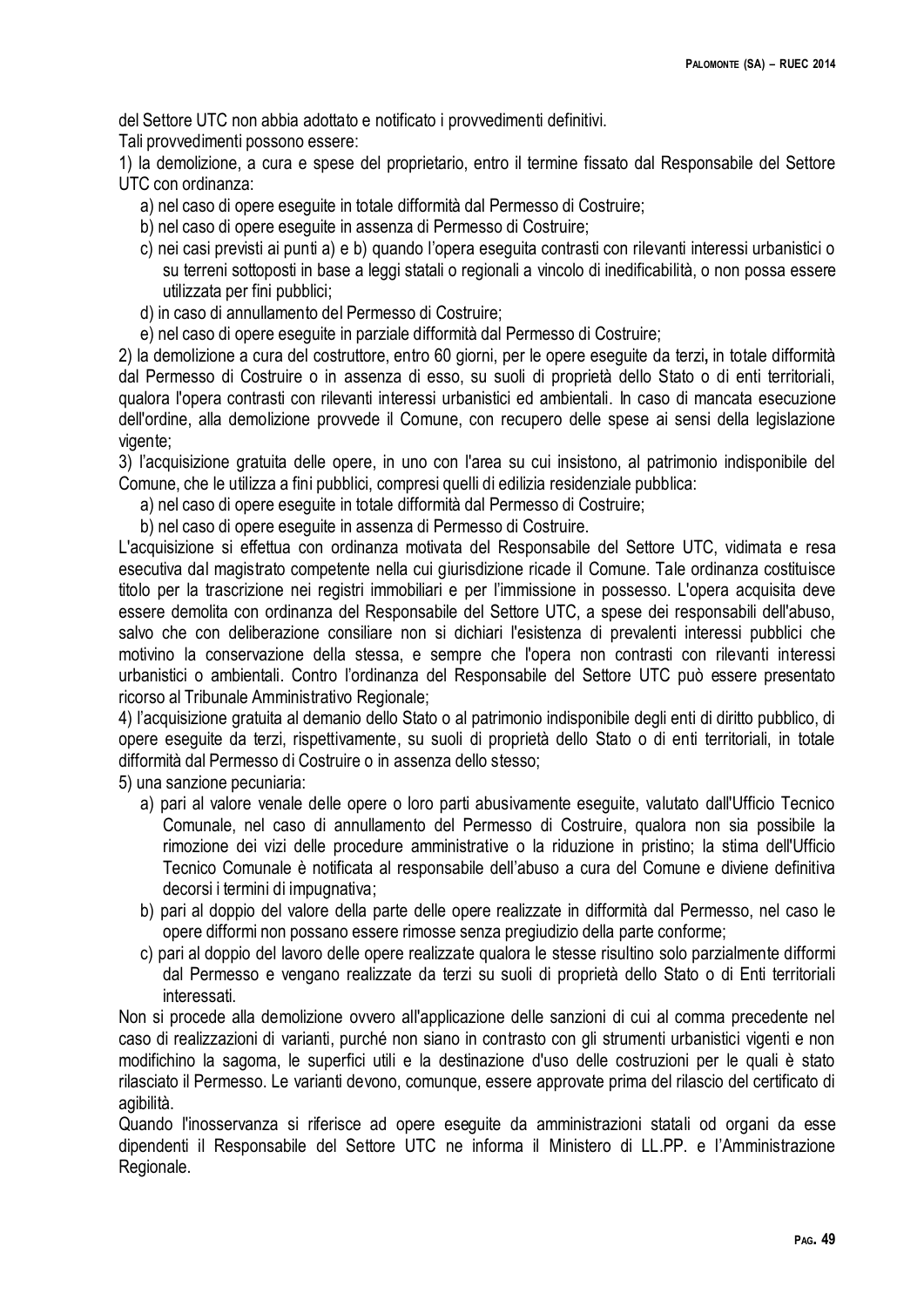del Settore UTC non abbia adottato e notificato i provvedimenti definitivi.

Tali provvedimenti possono essere:

1) la demolizione, a cura e spese del proprietario, entro il termine fissato dal Responsabile del Settore UTC con ordinanza:

   a) nel caso di opere eseguite in totale difformità dal Permesso di Costruire;
   b) nel caso di opere eseguite in assenza di Permesso di Costruire;
   c) nei casi previsti ai punti a) e b) quando l'opera eseguita contrasti con rilevanti interessi urbanistici o su terreni sottoposti in base a leggi statali o regionali a vincolo di inedificabilità, o non possa essere utilizzata per fini pubblici;
   d) in caso di annullamento del Permesso di Costruire;
   e) nel caso di opere eseguite in parziale difformità dal Permesso di Costruire;

2) la demolizione a cura del costruttore, entro 60 giorni, per le opere eseguite da terzi, in totale difformità dal Permesso di Costruire o in assenza di esso, su suoli di proprietà dello Stato o di enti territoriali, qualora l'opera contrasti con rilevanti interessi urbanistici ed ambientali. In caso di mancata esecuzione dell'ordine, alla demolizione provvede il Comune, con recupero delle spese ai sensi della legislazione vigente;

3) l'acquisizione gratuita delle opere, in uno con l'area su cui insistono, al patrimonio indisponibile del Comune, che le utilizza a fini pubblici, compresi quelli di edilizia residenziale pubblica:

   a) nel caso di opere eseguite in totale difformità dal Permesso di Costruire;
   b) nel caso di opere eseguite in assenza di Permesso di Costruire.

L'acquisizione si effettua con ordinanza motivata del Responsabile del Settore UTC, vidimata e resa esecutiva dal magistrato competente nella cui giurisdizione ricade il Comune. Tale ordinanza costituisce titolo per la trascrizione nei registri immobiliari e per l'immissione in possesso. L'opera acquisita deve essere demolita con ordinanza del Responsabile del Settore UTC, a spese dei responsabili dell'abuso, salvo che con deliberazione consiliare non si dichiari l'esistenza di prevalenti interessi pubblici che motivino la conservazione della stessa, e sempre che l'opera non contrasti con rilevanti interessi urbanistici o ambientali. Contro l'ordinanza del Responsabile del Settore UTC può essere presentato ricorso al Tribunale Amministrativo Regionale;

4) l'acquisizione gratuita al demanio dello Stato o al patrimonio indisponibile degli enti di diritto pubblico, di opere eseguite da terzi, rispettivamente, su suoli di proprietà dello Stato o di enti territoriali, in totale difformità dal Permesso di Costruire o in assenza dello stesso;

5) una sanzione pecuniaria:

   a) pari al valore venale delle opere o loro parti abusivamente eseguite, valutato dall'Ufficio Tecnico Comunale, nel caso di annullamento del Permesso di Costruire, qualora non sia possibile la rimozione dei vizi delle procedure amministrative o la riduzione in pristino; la stima dell'Ufficio Tecnico Comunale è notificata al responsabile dell'abuso a cura del Comune e diviene definitiva decorsi i termini di impugnativa;
   b) pari al doppio del valore della parte delle opere realizzate in difformità dal Permesso, nel caso le opere difformi non possano essere rimosse senza pregiudizio della parte conforme;
   c) pari al doppio del lavoro delle opere realizzate qualora le stesse risultino solo parzialmente difformi dal Permesso e vengano realizzate da terzi su suoli di proprietà dello Stato o di Enti territoriali interessati.

Non si procede alla demolizione ovvero all'applicazione delle sanzioni di cui al comma precedente nel caso di realizzazioni di varianti, purché non siano in contrasto con gli strumenti urbanistici vigenti e non modifichino la sagoma, le superfici utili e la destinazione d'uso delle costruzioni per le quali è stato rilasciato il Permesso. Le varianti devono, comunque, essere approvate prima del rilascio del certificato di agibilità.

Quando l'inosservanza si riferisce ad opere eseguite da amministrazioni statali od organi da esse dipendenti il Responsabile del Settore UTC ne informa il Ministero di LL.PP. e l'Amministrazione Regionale.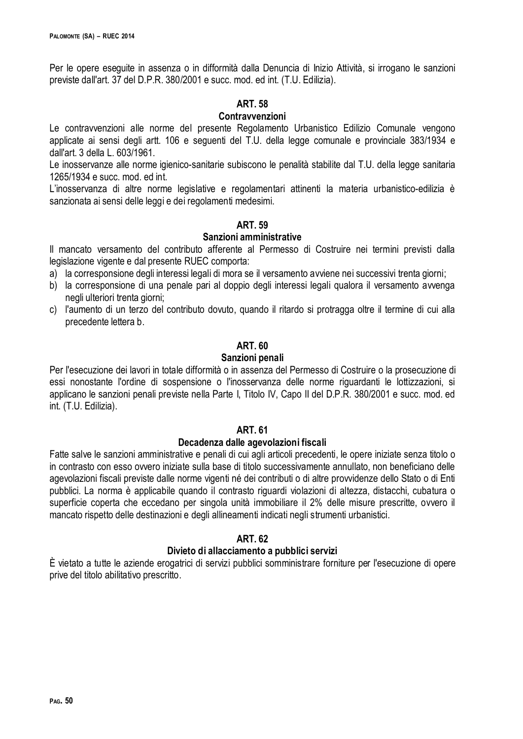Per le opere eseguite in assenza o in difformità dalla Denuncia di Inizio Attività, si irrogano le sanzioni previste dall'art. 37 del D.P.R. 380/2001 e succ. mod. ed int. (T.U. Edilizia).

## ART. 58
### Contravvenzioni

Le contravvenzioni alle norme del presente Regolamento Urbanistico Edilizio Comunale vengono applicate ai sensi degli artt. 106 e seguenti del T.U. della legge comunale e provinciale 383/1934 e dall'art. 3 della L. 603/1961.

Le inosservanze alle norme igienico-sanitarie subiscono le penalità stabilite dal T.U. della legge sanitaria 1265/1934 e succ. mod. ed int.

L'inosservanza di altre norme legislative e regolamentari attinenti la materia urbanistico-edilizia è sanzionata ai sensi delle leggi e dei regolamenti medesimi.

## ART. 59
### Sanzioni amministrative

Il mancato versamento del contributo afferente al Permesso di Costruire nei termini previsti dalla legislazione vigente e dal presente RUEC comporta:

a) la corresponsione degli interessi legali di mora se il versamento avviene nei successivi trenta giorni;
b) la corresponsione di una penale pari al doppio degli interessi legali qualora il versamento avvenga negli ulteriori trenta giorni;
c) l'aumento di un terzo del contributo dovuto, quando il ritardo si protragga oltre il termine di cui alla precedente lettera b.

## ART. 60
### Sanzioni penali

Per l'esecuzione dei lavori in totale difformità o in assenza del Permesso di Costruire o la prosecuzione di essi nonostante l'ordine di sospensione o l'inosservanza delle norme riguardanti le lottizzazioni, si applicano le sanzioni penali previste nella Parte I, Titolo IV, Capo II del D.P.R. 380/2001 e succ. mod. ed int. (T.U. Edilizia).

## ART. 61
### Decadenza dalle agevolazioni fiscali

Fatte salve le sanzioni amministrative e penali di cui agli articoli precedenti, le opere iniziate senza titolo o in contrasto con esso ovvero iniziate sulla base di titolo successivamente annullato, non beneficiano delle agevolazioni fiscali previste dalle norme vigenti né dei contributi o di altre provvidenze dello Stato o di Enti pubblici. La norma è applicabile quando il contrasto riguardi violazioni di altezza, distacchi, cubatura o superficie coperta che eccedano per singola unità immobiliare il 2% delle misure prescritte, ovvero il mancato rispetto delle destinazioni e degli allineamenti indicati negli strumenti urbanistici.

## ART. 62
### Divieto di allacciamento a pubblici servizi

È vietato a tutte le aziende erogatrici di servizi pubblici somministrare forniture per l'esecuzione di opere prive del titolo abilitativo prescritto.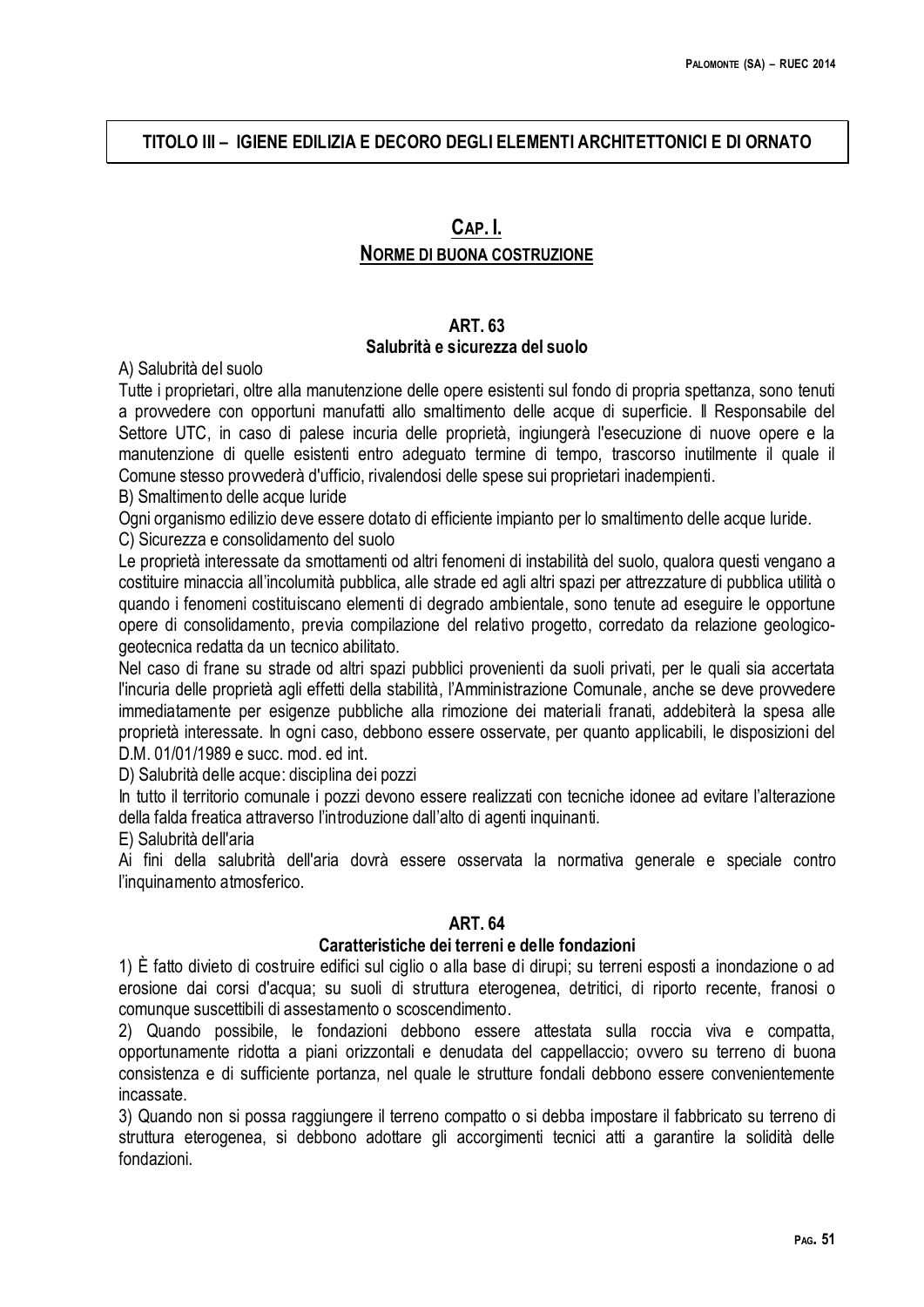## TITOLO III – IGIENE EDILIZIA E DECORO DEGLI ELEMENTI ARCHITETTONICI E DI ORNATO

### CAP. I.
### NORME DI BUONA COSTRUZIONE

#### ART. 63
#### Salubrità e sicurezza del suolo

A) Salubrità del suolo

Tutte i proprietari, oltre alla manutenzione delle opere esistenti sul fondo di propria spettanza, sono tenuti a provvedere con opportuni manufatti allo smaltimento delle acque di superficie. Il Responsabile del Settore UTC, in caso di palese incuria delle proprietà, ingiungerà l'esecuzione di nuove opere e la manutenzione di quelle esistenti entro adeguato termine di tempo, trascorso inutilmente il quale il Comune stesso provvederà d'ufficio, rivalendosi delle spese sui proprietari inadempienti.

B) Smaltimento delle acque luride

Ogni organismo edilizio deve essere dotato di efficiente impianto per lo smaltimento delle acque luride.

C) Sicurezza e consolidamento del suolo

Le proprietà interessate da smottamenti od altri fenomeni di instabilità del suolo, qualora questi vengano a costituire minaccia all'incolumità pubblica, alle strade ed agli altri spazi per attrezzature di pubblica utilità o quando i fenomeni costituiscano elementi di degrado ambientale, sono tenute ad eseguire le opportune opere di consolidamento, previa compilazione del relativo progetto, corredato da relazione geologico-geotecnica redatta da un tecnico abilitato.

Nel caso di frane su strade od altri spazi pubblici provenienti da suoli privati, per le quali sia accertata l'incuria delle proprietà agli effetti della stabilità, l'Amministrazione Comunale, anche se deve provvedere immediatamente per esigenze pubbliche alla rimozione dei materiali franati, addebiterà la spesa alle proprietà interessate. In ogni caso, debbono essere osservate, per quanto applicabili, le disposizioni del D.M. 01/01/1989 e succ. mod. ed int.

D) Salubrità delle acque: disciplina dei pozzi

In tutto il territorio comunale i pozzi devono essere realizzati con tecniche idonee ad evitare l'alterazione della falda freatica attraverso l'introduzione dall'alto di agenti inquinanti.

E) Salubrità dell'aria

Ai fini della salubrità dell'aria dovrà essere osservata la normativa generale e speciale contro l'inquinamento atmosferico.

#### ART. 64
#### Caratteristiche dei terreni e delle fondazioni

1) È fatto divieto di costruire edifici sul ciglio o alla base di dirupi; su terreni esposti a inondazione o ad erosione dai corsi d'acqua; su suoli di struttura eterogenea, detritici, di riporto recente, franosi o comunque suscettibili di assestamento o scoscendimento.

2) Quando possibile, le fondazioni debbono essere attestata sulla roccia viva e compatta, opportunamente ridotta a piani orizzontali e denudata del cappellaccio; ovvero su terreno di buona consistenza e di sufficiente portanza, nel quale le strutture fondali debbono essere convenientemente incassate.

3) Quando non si possa raggiungere il terreno compatto o si debba impostare il fabbricato su terreno di struttura eterogenea, si debbono adottare gli accorgimenti tecnici atti a garantire la solidità delle fondazioni.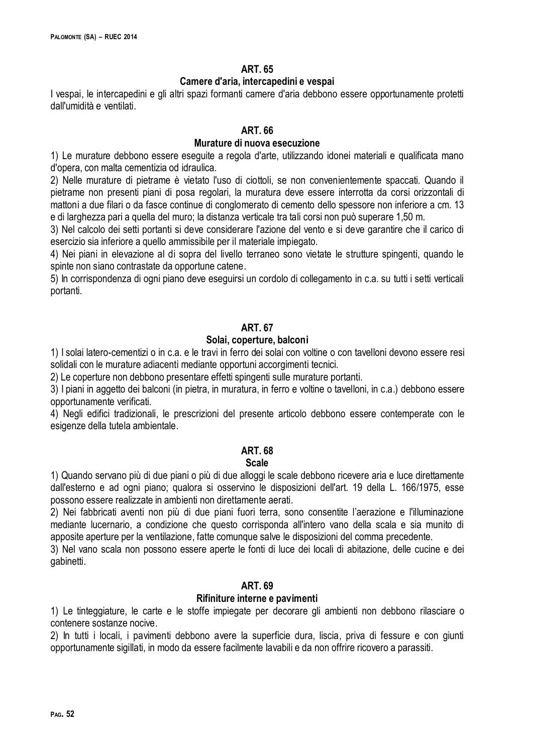## ART. 65

### Camere d'aria, intercapedini e vespai

I vespai, le intercapedini e gli altri spazi formanti camere d'aria debbono essere opportunamente protetti dall'umidità e ventilati.

## ART. 66

### Murature di nuova esecuzione

1) Le murature debbono essere eseguite a regola d'arte, utilizzando idonei materiali e qualificata mano d'opera, con malta cementizia od idraulica.

2) Nelle murature di pietrame è vietato l'uso di ciottoli, se non convenientemente spaccati. Quando il pietrame non presenti piani di posa regolari, la muratura deve essere interrotta da corsi orizzontali di mattoni a due filari o da fasce continue di conglomerato di cemento dello spessore non inferiore a cm. 13 e di larghezza pari a quella del muro; la distanza verticale tra tali corsi non può superare 1,50 m.

3) Nel calcolo dei setti portanti si deve considerare l'azione del vento e si deve garantire che il carico di esercizio sia inferiore a quello ammissibile per il materiale impiegato.

4) Nei piani in elevazione al di sopra del livello terraneo sono vietate le strutture spingenti, quando le spinte non siano contrastate da opportune catene.

5) In corrispondenza di ogni piano deve eseguirsi un cordolo di collegamento in c.a. su tutti i setti verticali portanti.

## ART. 67

### Solai, coperture, balconi

1) I solai latero-cementizi o in c.a. e le travi in ferro dei solai con voltine o con tavelloni devono essere resi solidali con le murature adiacenti mediante opportuni accorgimenti tecnici.

2) Le coperture non debbono presentare effetti spingenti sulle murature portanti.

3) I piani in aggetto dei balconi (in pietra, in muratura, in ferro e voltine o tavelloni, in c.a.) debbono essere opportunamente verificati.

4) Negli edifici tradizionali, le prescrizioni del presente articolo debbono essere contemperate con le esigenze della tutela ambientale.

## ART. 68

### Scale

1) Quando servano più di due piani o più di due alloggi le scale debbono ricevere aria e luce direttamente dall'esterno e ad ogni piano; qualora si osservino le disposizioni dell'art. 19 della L. 166/1975, esse possono essere realizzate in ambienti non direttamente aerati.

2) Nei fabbricati aventi non più di due piani fuori terra, sono consentite l'aerazione e l'illuminazione mediante lucernario, a condizione che questo corrisponda all'intero vano della scala e sia munito di apposite aperture per la ventilazione, fatte comunque salve le disposizioni del comma precedente.

3) Nel vano scala non possono essere aperte le fonti di luce dei locali di abitazione, delle cucine e dei gabinetti.

## ART. 69

### Rifiniture interne e pavimenti

1) Le tinteggiature, le carte e le stoffe impiegate per decorare gli ambienti non debbono rilasciare o contenere sostanze nocive.

2) In tutti i locali, i pavimenti debbono avere la superficie dura, liscia, priva di fessure e con giunti opportunamente sigillati, in modo da essere facilmente lavabili e da non offrire ricovero a parassiti.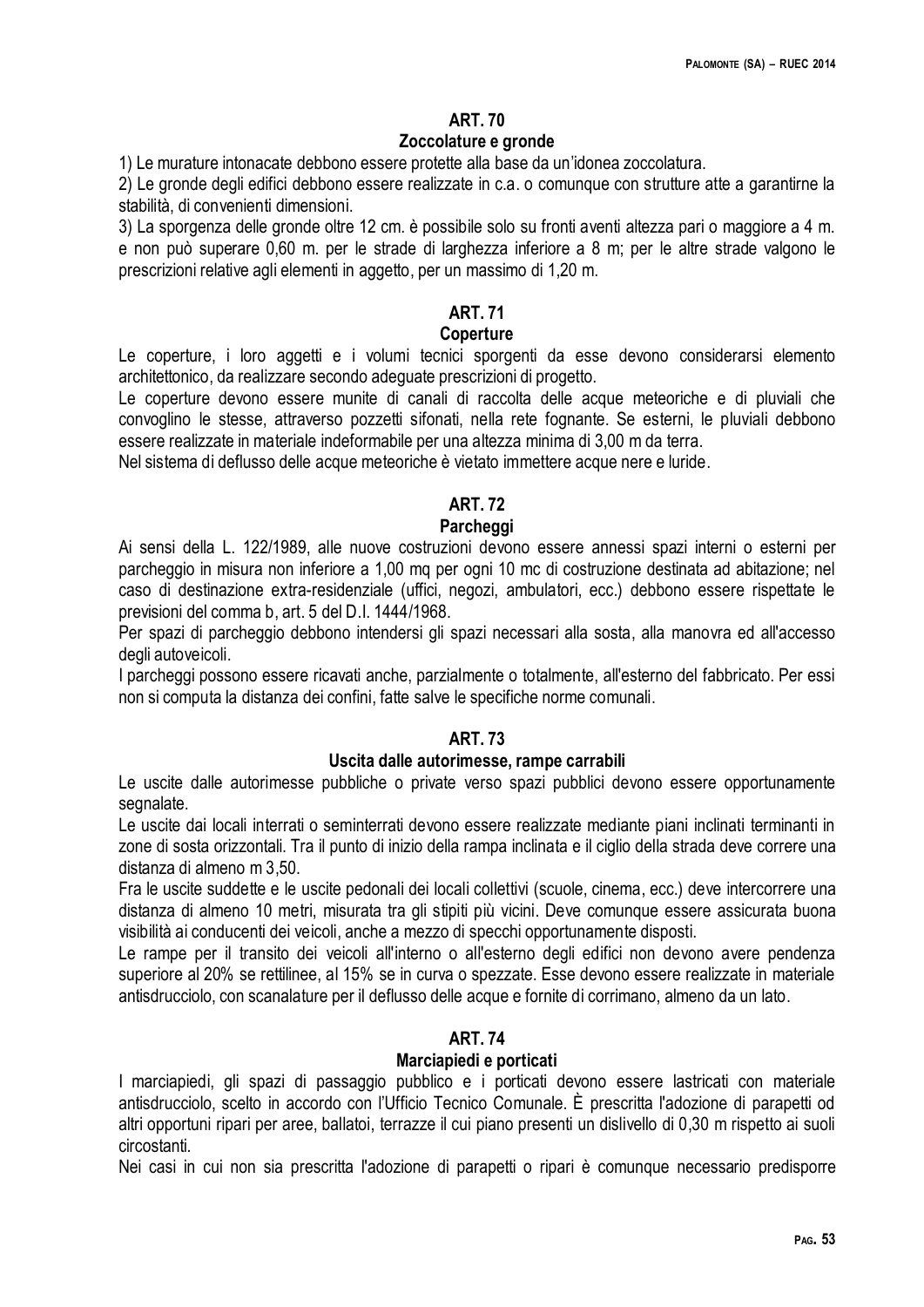## ART. 70

### Zoccolature e gronde

1) Le murature intonacate debbono essere protette alla base da un'idonea zoccolatura.

2) Le gronde degli edifici debbono essere realizzate in c.a. o comunque con strutture atte a garantirne la stabilità, di convenienti dimensioni.

3) La sporgenza delle gronde oltre 12 cm. è possibile solo su fronti aventi altezza pari o maggiore a 4 m. e non può superare 0,60 m. per le strade di larghezza inferiore a 8 m; per le altre strade valgono le prescrizioni relative agli elementi in aggetto, per un massimo di 1,20 m.

## ART. 71

### Coperture

Le coperture, i loro aggetti e i volumi tecnici sporgenti da esse devono considerarsi elemento architettonico, da realizzare secondo adeguate prescrizioni di progetto.

Le coperture devono essere munite di canali di raccolta delle acque meteoriche e di pluviali che convoglino le stesse, attraverso pozzetti sifonati, nella rete fognante. Se esterni, le pluviali debbono essere realizzate in materiale indeformabile per una altezza minima di 3,00 m da terra.

Nel sistema di deflusso delle acque meteoriche è vietato immettere acque nere e luride.

## ART. 72

### Parcheggi

Ai sensi della L. 122/1989, alle nuove costruzioni devono essere annessi spazi interni o esterni per parcheggio in misura non inferiore a 1,00 mq per ogni 10 mc di costruzione destinata ad abitazione; nel caso di destinazione extra-residenziale (uffici, negozi, ambulatori, ecc.) debbono essere rispettate le previsioni del comma b, art. 5 del D.I. 1444/1968.

Per spazi di parcheggio debbono intendersi gli spazi necessari alla sosta, alla manovra ed all'accesso degli autoveicoli.

I parcheggi possono essere ricavati anche, parzialmente o totalmente, all'esterno del fabbricato. Per essi non si computa la distanza dei confini, fatte salve le specifiche norme comunali.

## ART. 73

### Uscita dalle autorimesse, rampe carrabili

Le uscite dalle autorimesse pubbliche o private verso spazi pubblici devono essere opportunamente segnalate.

Le uscite dai locali interrati o seminterrati devono essere realizzate mediante piani inclinati terminanti in zone di sosta orizzontali. Tra il punto di inizio della rampa inclinata e il ciglio della strada deve correre una distanza di almeno m 3,50.

Fra le uscite suddette e le uscite pedonali dei locali collettivi (scuole, cinema, ecc.) deve intercorrere una distanza di almeno 10 metri, misurata tra gli stipiti più vicini. Deve comunque essere assicurata buona visibilità ai conducenti dei veicoli, anche a mezzo di specchi opportunamente disposti.

Le rampe per il transito dei veicoli all'interno o all'esterno degli edifici non devono avere pendenza superiore al 20% se rettilinee, al 15% se in curva o spezzate. Esse devono essere realizzate in materiale antisdrucciolo, con scanalature per il deflusso delle acque e fornite di corrimano, almeno da un lato.

## ART. 74

### Marciapiedi e porticati

I marciapiedi, gli spazi di passaggio pubblico e i porticati devono essere lastricati con materiale antisdrucciolo, scelto in accordo con l'Ufficio Tecnico Comunale. È prescritta l'adozione di parapetti od altri opportuni ripari per aree, ballatoi, terrazze il cui piano presenti un dislivello di 0,30 m rispetto ai suoli circostanti.

Nei casi in cui non sia prescritta l'adozione di parapetti o ripari è comunque necessario predisporre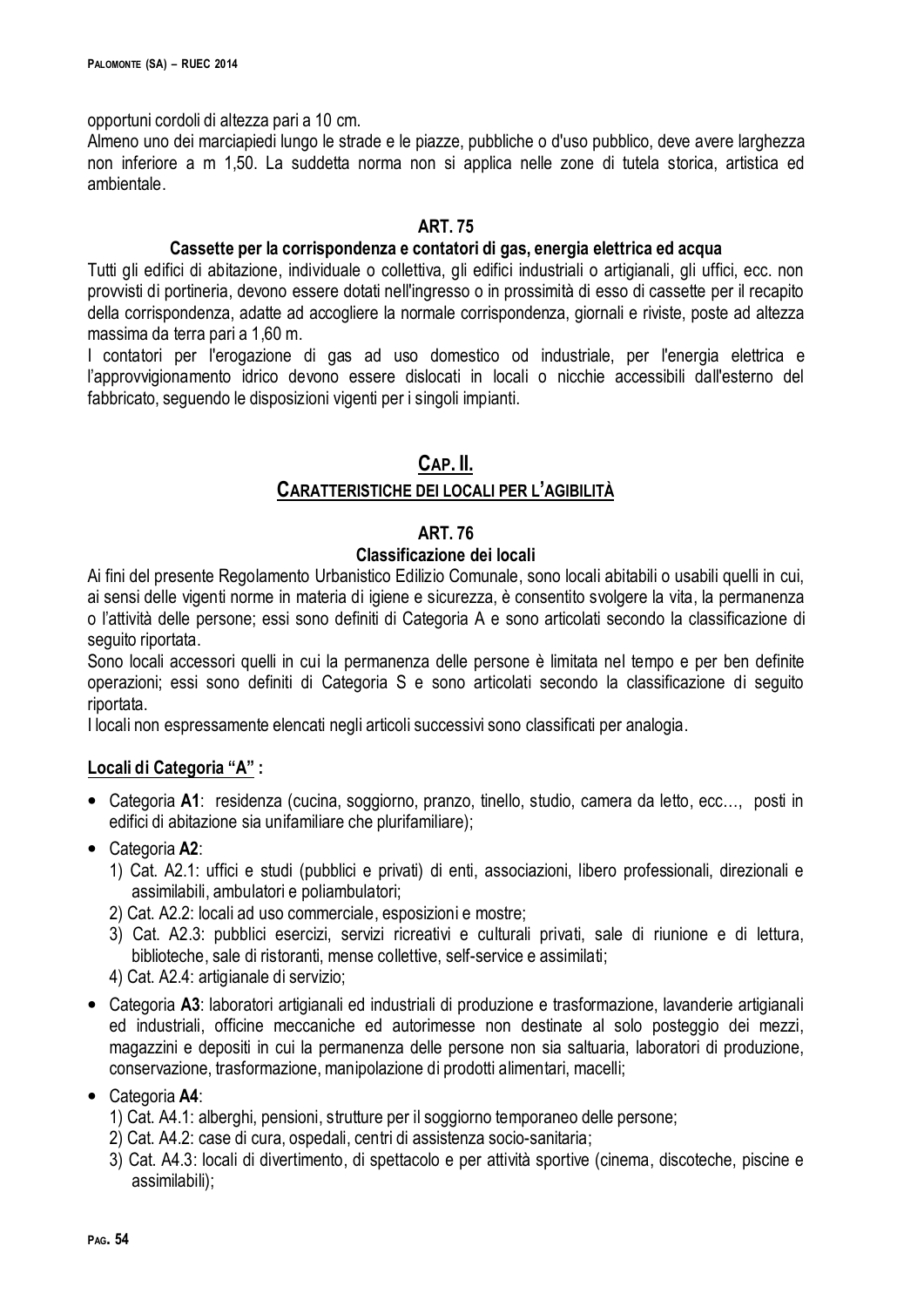opportuni cordoli di altezza pari a 10 cm.

Almeno uno dei marciapiedi lungo le strade e le piazze, pubbliche o d'uso pubblico, deve avere larghezza non inferiore a m 1,50. La suddetta norma non si applica nelle zone di tutela storica, artistica ed ambientale.

### ART. 75

### Cassette per la corrispondenza e contatori di gas, energia elettrica ed acqua

Tutti gli edifici di abitazione, individuale o collettiva, gli edifici industriali o artigianali, gli uffici, ecc. non provvisti di portineria, devono essere dotati nell'ingresso o in prossimità di esso di cassette per il recapito della corrispondenza, adatte ad accogliere la normale corrispondenza, giornali e riviste, poste ad altezza massima da terra pari a 1,60 m.

I contatori per l'erogazione di gas ad uso domestico od industriale, per l'energia elettrica e l'approvvigionamento idrico devono essere dislocati in locali o nicchie accessibili dall'esterno del fabbricato, seguendo le disposizioni vigenti per i singoli impianti.

## CAP. II.

## CARATTERISTICHE DEI LOCALI PER L'AGIBILITÀ

### ART. 76

### Classificazione dei locali

Ai fini del presente Regolamento Urbanistico Edilizio Comunale, sono locali abitabili o usabili quelli in cui, ai sensi delle vigenti norme in materia di igiene e sicurezza, è consentito svolgere la vita, la permanenza o l'attività delle persone; essi sono definiti di Categoria A e sono articolati secondo la classificazione di seguito riportata.

Sono locali accessori quelli in cui la permanenza delle persone è limitata nel tempo e per ben definite operazioni; essi sono definiti di Categoria S e sono articolati secondo la classificazione di seguito riportata.

I locali non espressamente elencati negli articoli successivi sono classificati per analogia.

**Locali di Categoria "A" :**

- Categoria **A1**: residenza (cucina, soggiorno, pranzo, tinello, studio, camera da letto, ecc…, posti in edifici di abitazione sia unifamiliare che plurifamiliare);
- Categoria **A2**:
  1) Cat. A2.1: uffici e studi (pubblici e privati) di enti, associazioni, libero professionali, direzionali e assimilabili, ambulatori e poliambulatori;
  2) Cat. A2.2: locali ad uso commerciale, esposizioni e mostre;
  3) Cat. A2.3: pubblici esercizi, servizi ricreativi e culturali privati, sale di riunione e di lettura, biblioteche, sale di ristoranti, mense collettive, self-service e assimilati;
  4) Cat. A2.4: artigianale di servizio;
- Categoria **A3**: laboratori artigianali ed industriali di produzione e trasformazione, lavanderie artigianali ed industriali, officine meccaniche ed autorimesse non destinate al solo posteggio dei mezzi, magazzini e depositi in cui la permanenza delle persone non sia saltuaria, laboratori di produzione, conservazione, trasformazione, manipolazione di prodotti alimentari, macelli;
- Categoria **A4**:
  1) Cat. A4.1: alberghi, pensioni, strutture per il soggiorno temporaneo delle persone;
  2) Cat. A4.2: case di cura, ospedali, centri di assistenza socio-sanitaria;
  3) Cat. A4.3: locali di divertimento, di spettacolo e per attività sportive (cinema, discoteche, piscine e assimilabili);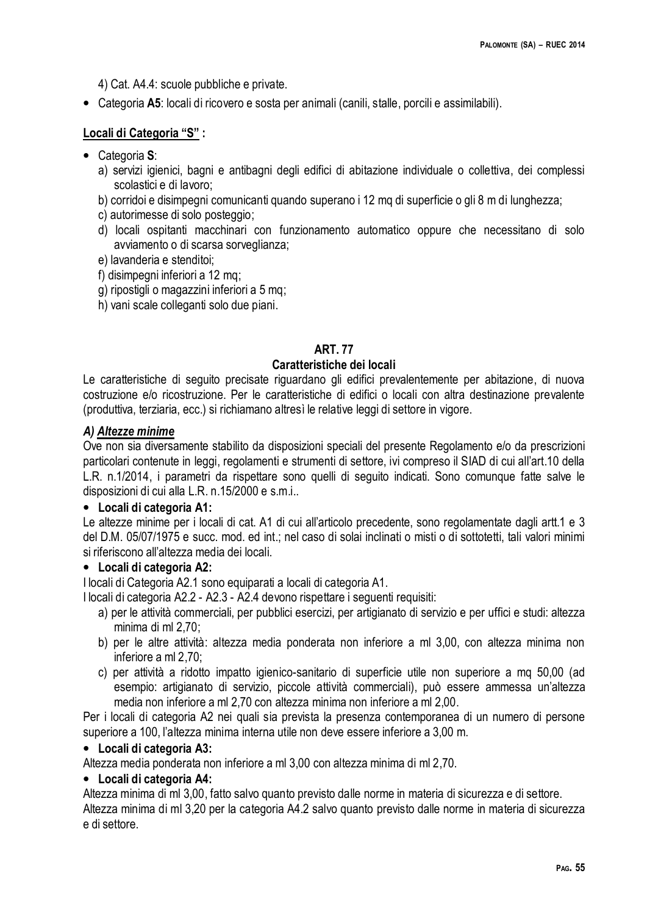4) Cat. A4.4: scuole pubbliche e private.

- Categoria **A5**: locali di ricovero e sosta per animali (canili, stalle, porcili e assimilabili).

**Locali di Categoria "S" :**

- Categoria **S**:
  a) servizi igienici, bagni e antibagni degli edifici di abitazione individuale o collettiva, dei complessi scolastici e di lavoro;
  b) corridoi e disimpegni comunicanti quando superano i 12 mq di superficie o gli 8 m di lunghezza;
  c) autorimesse di solo posteggio;
  d) locali ospitanti macchinari con funzionamento automatico oppure che necessitano di solo avviamento o di scarsa sorveglianza;
  e) lavanderia e stenditoi;
  f) disimpegni inferiori a 12 mq;
  g) ripostigli o magazzini inferiori a 5 mq;
  h) vani scale colleganti solo due piani.

## ART. 77
## Caratteristiche dei locali

Le caratteristiche di seguito precisate riguardano gli edifici prevalentemente per abitazione, di nuova costruzione e/o ricostruzione. Per le caratteristiche di edifici o locali con altra destinazione prevalente (produttiva, terziaria, ecc.) si richiamano altresì le relative leggi di settore in vigore.

### *A) Altezze minime*

Ove non sia diversamente stabilito da disposizioni speciali del presente Regolamento e/o da prescrizioni particolari contenute in leggi, regolamenti e strumenti di settore, ivi compreso il SIAD di cui all'art.10 della L.R. n.1/2014, i parametri da rispettare sono quelli di seguito indicati. Sono comunque fatte salve le disposizioni di cui alla L.R. n.15/2000 e s.m.i..

- **Locali di categoria A1:**

Le altezze minime per i locali di cat. A1 di cui all'articolo precedente, sono regolamentate dagli artt.1 e 3 del D.M. 05/07/1975 e succ. mod. ed int.; nel caso di solai inclinati o misti o di sottotetti, tali valori minimi si riferiscono all'altezza media dei locali.

- **Locali di categoria A2:**

I locali di Categoria A2.1 sono equiparati a locali di categoria A1.

I locali di categoria A2.2 - A2.3 - A2.4 devono rispettare i seguenti requisiti:

a) per le attività commerciali, per pubblici esercizi, per artigianato di servizio e per uffici e studi: altezza minima di ml 2,70;
b) per le altre attività: altezza media ponderata non inferiore a ml 3,00, con altezza minima non inferiore a ml 2,70;
c) per attività a ridotto impatto igienico-sanitario di superficie utile non superiore a mq 50,00 (ad esempio: artigianato di servizio, piccole attività commerciali), può essere ammessa un'altezza media non inferiore a ml 2,70 con altezza minima non inferiore a ml 2,00.

Per i locali di categoria A2 nei quali sia prevista la presenza contemporanea di un numero di persone superiore a 100, l'altezza minima interna utile non deve essere inferiore a 3,00 m.

- **Locali di categoria A3:**

Altezza media ponderata non inferiore a ml 3,00 con altezza minima di ml 2,70.

- **Locali di categoria A4:**

Altezza minima di ml 3,00, fatto salvo quanto previsto dalle norme in materia di sicurezza e di settore.

Altezza minima di ml 3,20 per la categoria A4.2 salvo quanto previsto dalle norme in materia di sicurezza e di settore.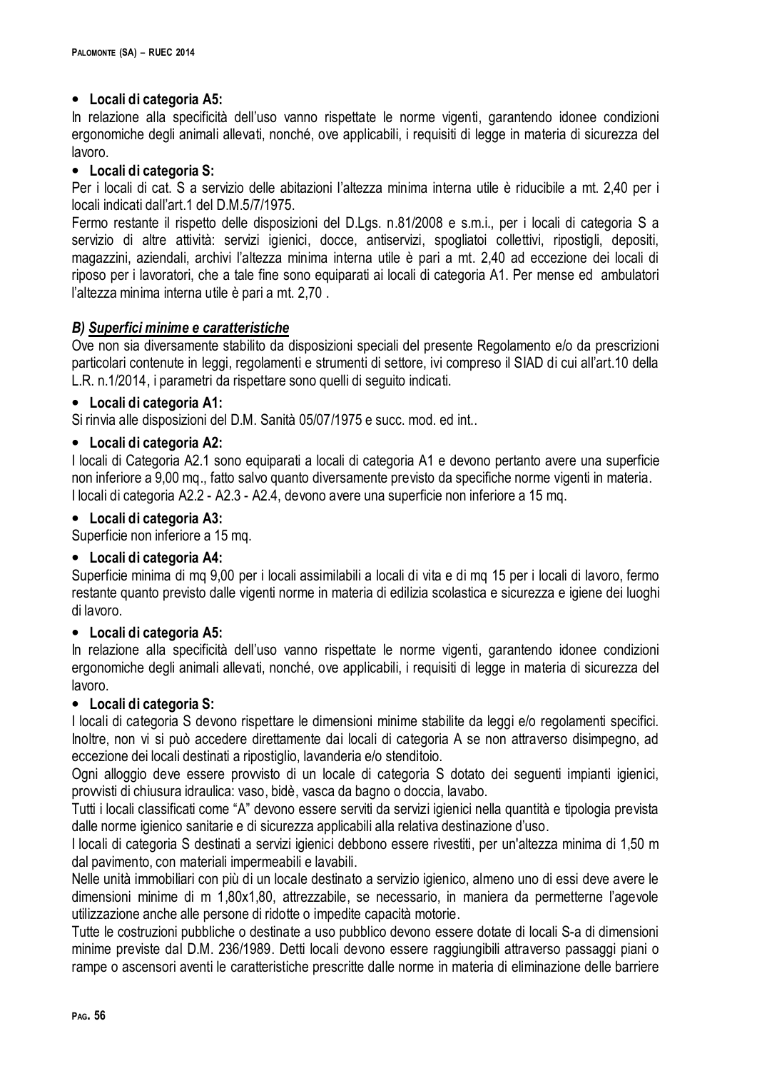- **Locali di categoria A5:**

In relazione alla specificità dell'uso vanno rispettate le norme vigenti, garantendo idonee condizioni ergonomiche degli animali allevati, nonché, ove applicabili, i requisiti di legge in materia di sicurezza del lavoro.

- **Locali di categoria S:**

Per i locali di cat. S a servizio delle abitazioni l'altezza minima interna utile è riducibile a mt. 2,40 per i locali indicati dall'art.1 del D.M.5/7/1975.

Fermo restante il rispetto delle disposizioni del D.Lgs. n.81/2008 e s.m.i., per i locali di categoria S a servizio di altre attività: servizi igienici, docce, antiservizi, spogliatoi collettivi, ripostigli, depositi, magazzini, aziendali, archivi l'altezza minima interna utile è pari a mt. 2,40 ad eccezione dei locali di riposo per i lavoratori, che a tale fine sono equiparati ai locali di categoria A1. Per mense ed ambulatori l'altezza minima interna utile è pari a mt. 2,70 .

### ***B) Superfici minime e caratteristiche***

Ove non sia diversamente stabilito da disposizioni speciali del presente Regolamento e/o da prescrizioni particolari contenute in leggi, regolamenti e strumenti di settore, ivi compreso il SIAD di cui all'art.10 della L.R. n.1/2014, i parametri da rispettare sono quelli di seguito indicati.

- **Locali di categoria A1:**

Si rinvia alle disposizioni del D.M. Sanità 05/07/1975 e succ. mod. ed int..

- **Locali di categoria A2:**

I locali di Categoria A2.1 sono equiparati a locali di categoria A1 e devono pertanto avere una superficie non inferiore a 9,00 mq., fatto salvo quanto diversamente previsto da specifiche norme vigenti in materia.
I locali di categoria A2.2 - A2.3 - A2.4, devono avere una superficie non inferiore a 15 mq.

- **Locali di categoria A3:**

Superficie non inferiore a 15 mq.

- **Locali di categoria A4:**

Superficie minima di mq 9,00 per i locali assimilabili a locali di vita e di mq 15 per i locali di lavoro, fermo restante quanto previsto dalle vigenti norme in materia di edilizia scolastica e sicurezza e igiene dei luoghi di lavoro.

- **Locali di categoria A5:**

In relazione alla specificità dell'uso vanno rispettate le norme vigenti, garantendo idonee condizioni ergonomiche degli animali allevati, nonché, ove applicabili, i requisiti di legge in materia di sicurezza del lavoro.

- **Locali di categoria S:**

I locali di categoria S devono rispettare le dimensioni minime stabilite da leggi e/o regolamenti specifici. Inoltre, non vi si può accedere direttamente dai locali di categoria A se non attraverso disimpegno, ad eccezione dei locali destinati a ripostiglio, lavanderia e/o stenditoio.

Ogni alloggio deve essere provvisto di un locale di categoria S dotato dei seguenti impianti igienici, provvisti di chiusura idraulica: vaso, bidè, vasca da bagno o doccia, lavabo.

Tutti i locali classificati come "A" devono essere serviti da servizi igienici nella quantità e tipologia prevista dalle norme igienico sanitarie e di sicurezza applicabili alla relativa destinazione d'uso.

I locali di categoria S destinati a servizi igienici debbono essere rivestiti, per un'altezza minima di 1,50 m dal pavimento, con materiali impermeabili e lavabili.

Nelle unità immobiliari con più di un locale destinato a servizio igienico, almeno uno di essi deve avere le dimensioni minime di m 1,80x1,80, attrezzabile, se necessario, in maniera da permetterne l'agevole utilizzazione anche alle persone di ridotte o impedite capacità motorie.

Tutte le costruzioni pubbliche o destinate a uso pubblico devono essere dotate di locali S-a di dimensioni minime previste dal D.M. 236/1989. Detti locali devono essere raggiungibili attraverso passaggi piani o rampe o ascensori aventi le caratteristiche prescritte dalle norme in materia di eliminazione delle barriere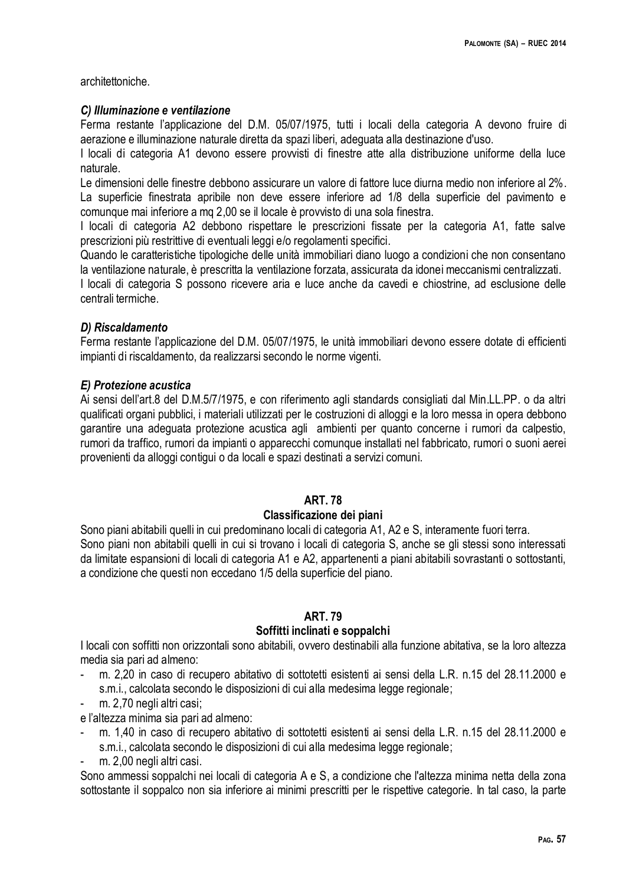architettoniche.

***C) Illuminazione e ventilazione***

Ferma restante l'applicazione del D.M. 05/07/1975, tutti i locali della categoria A devono fruire di aerazione e illuminazione naturale diretta da spazi liberi, adeguata alla destinazione d'uso.

I locali di categoria A1 devono essere provvisti di finestre atte alla distribuzione uniforme della luce naturale.

Le dimensioni delle finestre debbono assicurare un valore di fattore luce diurna medio non inferiore al 2%.

La superficie finestrata apribile non deve essere inferiore ad 1/8 della superficie del pavimento e comunque mai inferiore a mq 2,00 se il locale è provvisto di una sola finestra.

I locali di categoria A2 debbono rispettare le prescrizioni fissate per la categoria A1, fatte salve prescrizioni più restrittive di eventuali leggi e/o regolamenti specifici.

Quando le caratteristiche tipologiche delle unità immobiliari diano luogo a condizioni che non consentano la ventilazione naturale, è prescritta la ventilazione forzata, assicurata da idonei meccanismi centralizzati.

I locali di categoria S possono ricevere aria e luce anche da cavedi e chiostrine, ad esclusione delle centrali termiche.

***D) Riscaldamento***

Ferma restante l'applicazione del D.M. 05/07/1975, le unità immobiliari devono essere dotate di efficienti impianti di riscaldamento, da realizzarsi secondo le norme vigenti.

***E) Protezione acustica***

Ai sensi dell'art.8 del D.M.5/7/1975, e con riferimento agli standards consigliati dal Min.LL.PP. o da altri qualificati organi pubblici, i materiali utilizzati per le costruzioni di alloggi e la loro messa in opera debbono garantire una adeguata protezione acustica agli ambienti per quanto concerne i rumori da calpestio, rumori da traffico, rumori da impianti o apparecchi comunque installati nel fabbricato, rumori o suoni aerei provenienti da alloggi contigui o da locali e spazi destinati a servizi comuni.

## ART. 78
## Classificazione dei piani

Sono piani abitabili quelli in cui predominano locali di categoria A1, A2 e S, interamente fuori terra.

Sono piani non abitabili quelli in cui si trovano i locali di categoria S, anche se gli stessi sono interessati da limitate espansioni di locali di categoria A1 e A2, appartenenti a piani abitabili sovrastanti o sottostanti, a condizione che questi non eccedano 1/5 della superficie del piano.

## ART. 79
## Soffitti inclinati e soppalchi

I locali con soffitti non orizzontali sono abitabili, ovvero destinabili alla funzione abitativa, se la loro altezza media sia pari ad almeno:

- m. 2,20 in caso di recupero abitativo di sottotetti esistenti ai sensi della L.R. n.15 del 28.11.2000 e s.m.i., calcolata secondo le disposizioni di cui alla medesima legge regionale;
- m. 2,70 negli altri casi;

e l'altezza minima sia pari ad almeno:

- m. 1,40 in caso di recupero abitativo di sottotetti esistenti ai sensi della L.R. n.15 del 28.11.2000 e s.m.i., calcolata secondo le disposizioni di cui alla medesima legge regionale;
- m. 2,00 negli altri casi.

Sono ammessi soppalchi nei locali di categoria A e S, a condizione che l'altezza minima netta della zona sottostante il soppalco non sia inferiore ai minimi prescritti per le rispettive categorie. In tal caso, la parte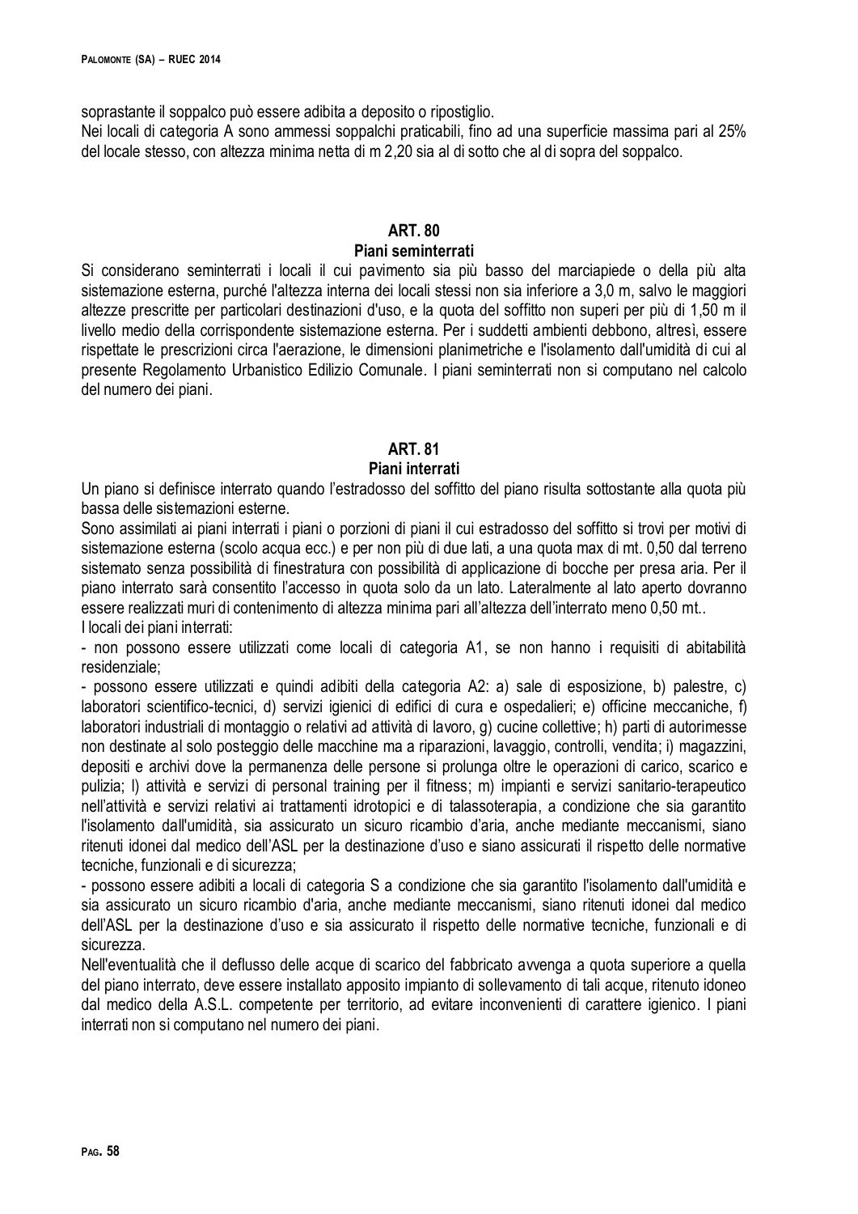soprastante il soppalco può essere adibita a deposito o ripostiglio.
Nei locali di categoria A sono ammessi soppalchi praticabili, fino ad una superficie massima pari al 25% del locale stesso, con altezza minima netta di m 2,20 sia al di sotto che al di sopra del soppalco.

## ART. 80
## Piani seminterrati

Si considerano seminterrati i locali il cui pavimento sia più basso del marciapiede o della più alta sistemazione esterna, purché l'altezza interna dei locali stessi non sia inferiore a 3,0 m, salvo le maggiori altezze prescritte per particolari destinazioni d'uso, e la quota del soffitto non superi per più di 1,50 m il livello medio della corrispondente sistemazione esterna. Per i suddetti ambienti debbono, altresì, essere rispettate le prescrizioni circa l'aerazione, le dimensioni planimetriche e l'isolamento dall'umidità di cui al presente Regolamento Urbanistico Edilizio Comunale. I piani seminterrati non si computano nel calcolo del numero dei piani.

## ART. 81
## Piani interrati

Un piano si definisce interrato quando l'estradosso del soffitto del piano risulta sottostante alla quota più bassa delle sistemazioni esterne.
Sono assimilati ai piani interrati i piani o porzioni di piani il cui estradosso del soffitto si trovi per motivi di sistemazione esterna (scolo acqua ecc.) e per non più di due lati, a una quota max di mt. 0,50 dal terreno sistemato senza possibilità di finestratura con possibilità di applicazione di bocche per presa aria. Per il piano interrato sarà consentito l'accesso in quota solo da un lato. Lateralmente al lato aperto dovranno essere realizzati muri di contenimento di altezza minima pari all'altezza dell'interrato meno 0,50 mt..
I locali dei piani interrati:

- non possono essere utilizzati come locali di categoria A1, se non hanno i requisiti di abitabilità residenziale;
- possono essere utilizzati e quindi adibiti della categoria A2: a) sale di esposizione, b) palestre, c) laboratori scientifico-tecnici, d) servizi igienici di edifici di cura e ospedalieri; e) officine meccaniche, f) laboratori industriali di montaggio o relativi ad attività di lavoro, g) cucine collettive; h) parti di autorimesse non destinate al solo posteggio delle macchine ma a riparazioni, lavaggio, controlli, vendita; i) magazzini, depositi e archivi dove la permanenza delle persone si prolunga oltre le operazioni di carico, scarico e pulizia; l) attività e servizi di personal training per il fitness; m) impianti e servizi sanitario-terapeutico nell'attività e servizi relativi ai trattamenti idrotopici e di talassoterapia, a condizione che sia garantito l'isolamento dall'umidità, sia assicurato un sicuro ricambio d'aria, anche mediante meccanismi, siano ritenuti idonei dal medico dell'ASL per la destinazione d'uso e siano assicurati il rispetto delle normative tecniche, funzionali e di sicurezza;
- possono essere adibiti a locali di categoria S a condizione che sia garantito l'isolamento dall'umidità e sia assicurato un sicuro ricambio d'aria, anche mediante meccanismi, siano ritenuti idonei dal medico dell'ASL per la destinazione d'uso e sia assicurato il rispetto delle normative tecniche, funzionali e di sicurezza.

Nell'eventualità che il deflusso delle acque di scarico del fabbricato avvenga a quota superiore a quella del piano interrato, deve essere installato apposito impianto di sollevamento di tali acque, ritenuto idoneo dal medico della A.S.L. competente per territorio, ad evitare inconvenienti di carattere igienico. I piani interrati non si computano nel numero dei piani.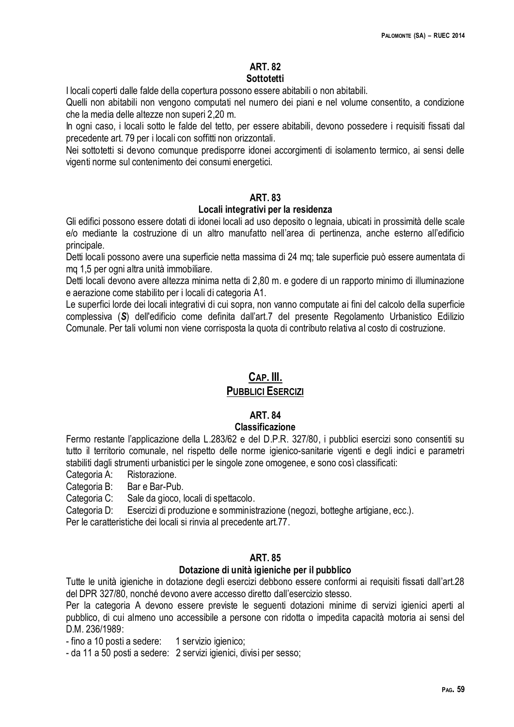## ART. 82
### Sottotetti

I locali coperti dalle falde della copertura possono essere abitabili o non abitabili.

Quelli non abitabili non vengono computati nel numero dei piani e nel volume consentito, a condizione che la media delle altezze non superi 2,20 m.

In ogni caso, i locali sotto le falde del tetto, per essere abitabili, devono possedere i requisiti fissati dal precedente art. 79 per i locali con soffitti non orizzontali.

Nei sottotetti si devono comunque predisporre idonei accorgimenti di isolamento termico, ai sensi delle vigenti norme sul contenimento dei consumi energetici.

## ART. 83
### Locali integrativi per la residenza

Gli edifici possono essere dotati di idonei locali ad uso deposito o legnaia, ubicati in prossimità delle scale e/o mediante la costruzione di un altro manufatto nell'area di pertinenza, anche esterno all'edificio principale.

Detti locali possono avere una superficie netta massima di 24 mq; tale superficie può essere aumentata di mq 1,5 per ogni altra unità immobiliare.

Detti locali devono avere altezza minima netta di 2,80 m. e godere di un rapporto minimo di illuminazione e aerazione come stabilito per i locali di categoria A1.

Le superfici lorde dei locali integrativi di cui sopra, non vanno computate ai fini del calcolo della superficie complessiva (***S***) dell'edificio come definita dall'art.7 del presente Regolamento Urbanistico Edilizio Comunale. Per tali volumi non viene corrisposta la quota di contributo relativa al costo di costruzione.

# CAP. III.
# PUBBLICI ESERCIZI

## ART. 84
### Classificazione

Fermo restante l'applicazione della L.283/62 e del D.P.R. 327/80, i pubblici esercizi sono consentiti su tutto il territorio comunale, nel rispetto delle norme igienico-sanitarie vigenti e degli indici e parametri stabiliti dagli strumenti urbanistici per le singole zone omogenee, e sono così classificati:

Categoria A: Ristorazione.
Categoria B: Bar e Bar-Pub.
Categoria C: Sale da gioco, locali di spettacolo.
Categoria D: Esercizi di produzione e somministrazione (negozi, botteghe artigiane, ecc.).

Per le caratteristiche dei locali si rinvia al precedente art.77.

## ART. 85
### Dotazione di unità igieniche per il pubblico

Tutte le unità igieniche in dotazione degli esercizi debbono essere conformi ai requisiti fissati dall'art.28 del DPR 327/80, nonché devono avere accesso diretto dall'esercizio stesso.

Per la categoria A devono essere previste le seguenti dotazioni minime di servizi igienici aperti al pubblico, di cui almeno uno accessibile a persone con ridotta o impedita capacità motoria ai sensi del D.M. 236/1989:

- fino a 10 posti a sedere: 1 servizio igienico;
- da 11 a 50 posti a sedere: 2 servizi igienici, divisi per sesso;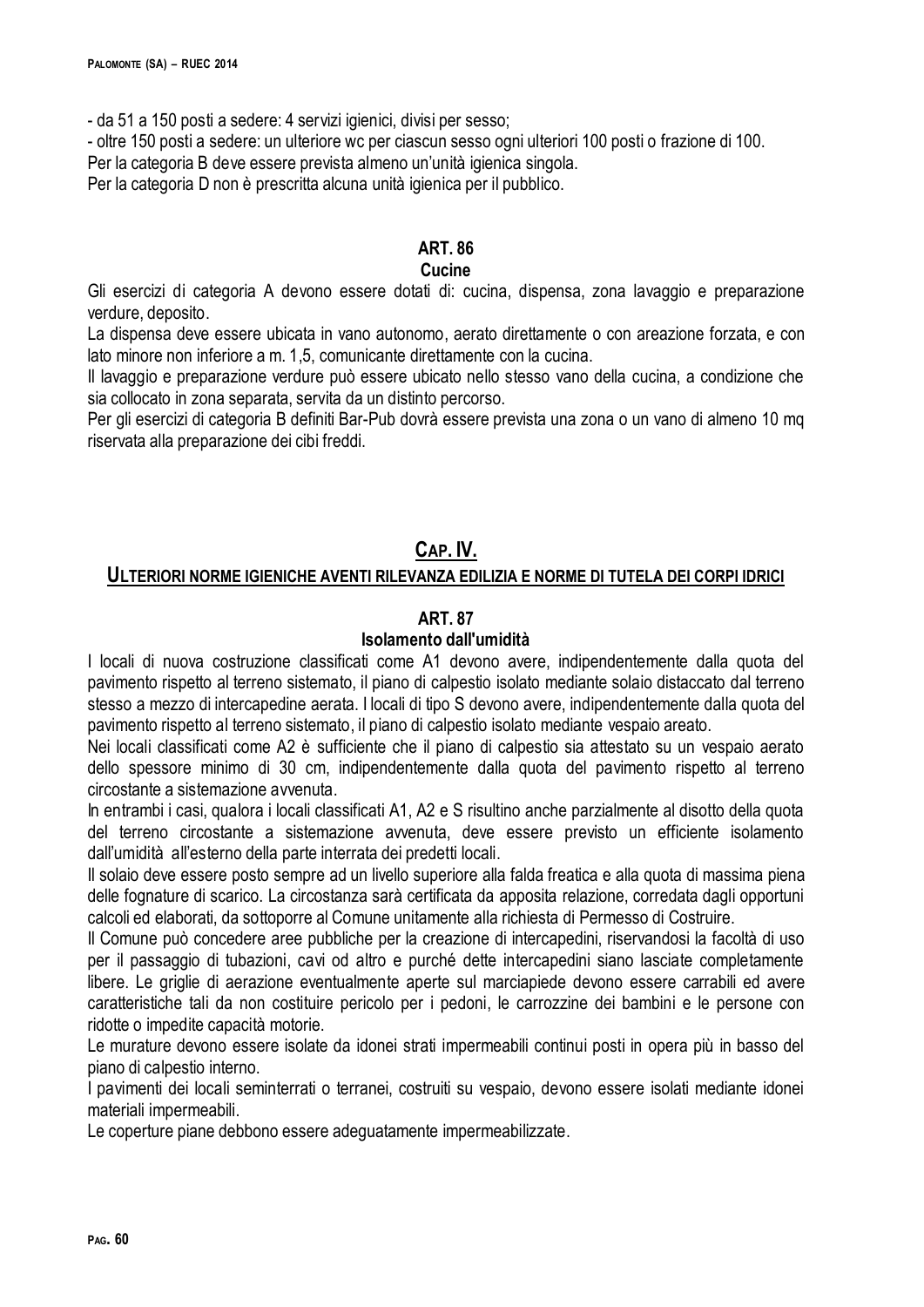- da 51 a 150 posti a sedere: 4 servizi igienici, divisi per sesso;
- oltre 150 posti a sedere: un ulteriore wc per ciascun sesso ogni ulteriori 100 posti o frazione di 100.

Per la categoria B deve essere prevista almeno un'unità igienica singola.

Per la categoria D non è prescritta alcuna unità igienica per il pubblico.

### ART. 86
### Cucine

Gli esercizi di categoria A devono essere dotati di: cucina, dispensa, zona lavaggio e preparazione verdure, deposito.

La dispensa deve essere ubicata in vano autonomo, aerato direttamente o con areazione forzata, e con lato minore non inferiore a m. 1,5, comunicante direttamente con la cucina.

Il lavaggio e preparazione verdure può essere ubicato nello stesso vano della cucina, a condizione che sia collocato in zona separata, servita da un distinto percorso.

Per gli esercizi di categoria B definiti Bar-Pub dovrà essere prevista una zona o un vano di almeno 10 mq riservata alla preparazione dei cibi freddi.

## CAP. IV.
## ULTERIORI NORME IGIENICHE AVENTI RILEVANZA EDILIZIA E NORME DI TUTELA DEI CORPI IDRICI

### ART. 87
### Isolamento dall'umidità

I locali di nuova costruzione classificati come A1 devono avere, indipendentemente dalla quota del pavimento rispetto al terreno sistemato, il piano di calpestio isolato mediante solaio distaccato dal terreno stesso a mezzo di intercapedine aerata. I locali di tipo S devono avere, indipendentemente dalla quota del pavimento rispetto al terreno sistemato, il piano di calpestio isolato mediante vespaio areato.

Nei locali classificati come A2 è sufficiente che il piano di calpestio sia attestato su un vespaio aerato dello spessore minimo di 30 cm, indipendentemente dalla quota del pavimento rispetto al terreno circostante a sistemazione avvenuta.

In entrambi i casi, qualora i locali classificati A1, A2 e S risultino anche parzialmente al disotto della quota del terreno circostante a sistemazione avvenuta, deve essere previsto un efficiente isolamento dall'umidità all'esterno della parte interrata dei predetti locali.

Il solaio deve essere posto sempre ad un livello superiore alla falda freatica e alla quota di massima piena delle fognature di scarico. La circostanza sarà certificata da apposita relazione, corredata dagli opportuni calcoli ed elaborati, da sottoporre al Comune unitamente alla richiesta di Permesso di Costruire.

Il Comune può concedere aree pubbliche per la creazione di intercapedini, riservandosi la facoltà di uso per il passaggio di tubazioni, cavi od altro e purché dette intercapedini siano lasciate completamente libere. Le griglie di aerazione eventualmente aperte sul marciapiede devono essere carrabili ed avere caratteristiche tali da non costituire pericolo per i pedoni, le carrozzine dei bambini e le persone con ridotte o impedite capacità motorie.

Le murature devono essere isolate da idonei strati impermeabili continui posti in opera più in basso del piano di calpestio interno.

I pavimenti dei locali seminterrati o terranei, costruiti su vespaio, devono essere isolati mediante idonei materiali impermeabili.

Le coperture piane debbono essere adeguatamente impermeabilizzate.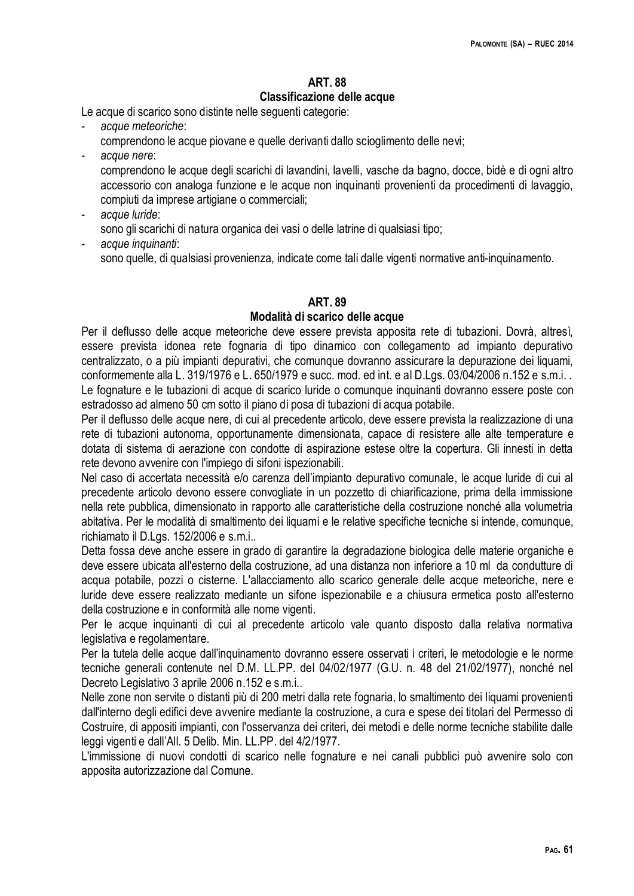## ART. 88
### Classificazione delle acque

Le acque di scarico sono distinte nelle seguenti categorie:

- *acque meteoriche*:
  comprendono le acque piovane e quelle derivanti dallo scioglimento delle nevi;
- *acque nere*:
  comprendono le acque degli scarichi di lavandini, lavelli, vasche da bagno, docce, bidè e di ogni altro accessorio con analoga funzione e le acque non inquinanti provenienti da procedimenti di lavaggio, compiuti da imprese artigiane o commerciali;
- *acque luride*:
  sono gli scarichi di natura organica dei vasi o delle latrine di qualsiasi tipo;
- *acque inquinanti*:
  sono quelle, di qualsiasi provenienza, indicate come tali dalle vigenti normative anti-inquinamento.

## ART. 89
### Modalità di scarico delle acque

Per il deflusso delle acque meteoriche deve essere prevista apposita rete di tubazioni. Dovrà, altresì, essere prevista idonea rete fognaria di tipo dinamico con collegamento ad impianto depurativo centralizzato, o a più impianti depurativi, che comunque dovranno assicurare la depurazione dei liquami, conformemente alla L. 319/1976 e L. 650/1979 e succ. mod. ed int. e al D.Lgs. 03/04/2006 n.152 e s.m.i. .
Le fognature e le tubazioni di acque di scarico luride o comunque inquinanti dovranno essere poste con estradosso ad almeno 50 cm sotto il piano di posa di tubazioni di acqua potabile.
Per il deflusso delle acque nere, di cui al precedente articolo, deve essere prevista la realizzazione di una rete di tubazioni autonoma, opportunamente dimensionata, capace di resistere alle alte temperature e dotata di sistema di aerazione con condotte di aspirazione estese oltre la copertura. Gli innesti in detta rete devono avvenire con l'impiego di sifoni ispezionabili.
Nel caso di accertata necessità e/o carenza dell'impianto depurativo comunale, le acque luride di cui al precedente articolo devono essere convogliate in un pozzetto di chiarificazione, prima della immissione nella rete pubblica, dimensionato in rapporto alle caratteristiche della costruzione nonché alla volumetria abitativa. Per le modalità di smaltimento dei liquami e le relative specifiche tecniche si intende, comunque, richiamato il D.Lgs. 152/2006 e s.m.i..
Detta fossa deve anche essere in grado di garantire la degradazione biologica delle materie organiche e deve essere ubicata all'esterno della costruzione, ad una distanza non inferiore a 10 ml da condutture di acqua potabile, pozzi o cisterne. L'allacciamento allo scarico generale delle acque meteoriche, nere e luride deve essere realizzato mediante un sifone ispezionabile e a chiusura ermetica posto all'esterno della costruzione e in conformità alle nome vigenti.
Per le acque inquinanti di cui al precedente articolo vale quanto disposto dalla relativa normativa legislativa e regolamentare.
Per la tutela delle acque dall'inquinamento dovranno essere osservati i criteri, le metodologie e le norme tecniche generali contenute nel D.M. LL.PP. del 04/02/1977 (G.U. n. 48 del 21/02/1977), nonché nel Decreto Legislativo 3 aprile 2006 n.152 e s.m.i..
Nelle zone non servite o distanti più di 200 metri dalla rete fognaria, lo smaltimento dei liquami provenienti dall'interno degli edifici deve avvenire mediante la costruzione, a cura e spese dei titolari del Permesso di Costruire, di appositi impianti, con l'osservanza dei criteri, dei metodi e delle norme tecniche stabilite dalle leggi vigenti e dall'All. 5 Delib. Min. LL.PP. del 4/2/1977.
L'immissione di nuovi condotti di scarico nelle fognature e nei canali pubblici può avvenire solo con apposita autorizzazione dal Comune.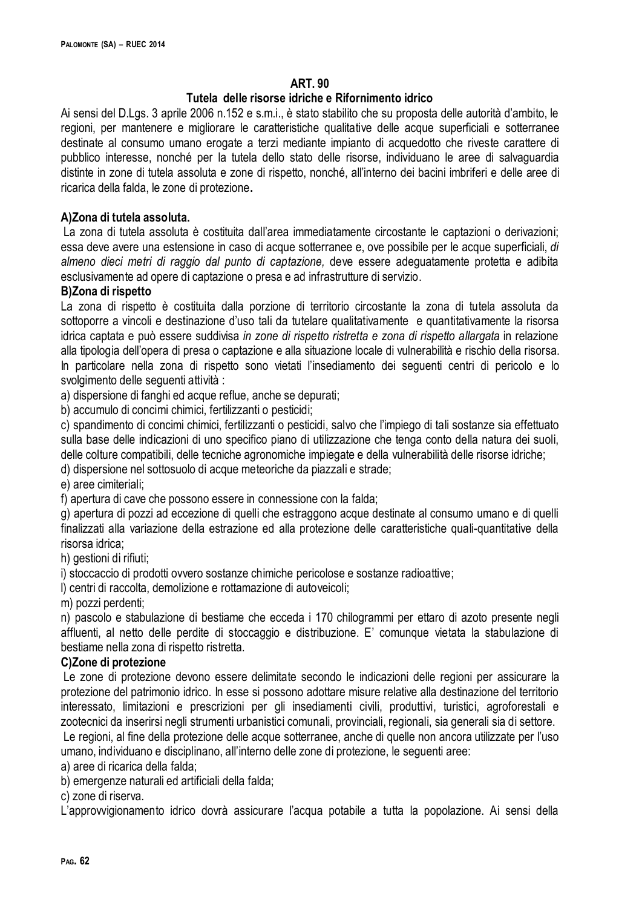## ART. 90

### Tutela delle risorse idriche e Rifornimento idrico

Ai sensi del D.Lgs. 3 aprile 2006 n.152 e s.m.i., è stato stabilito che su proposta delle autorità d'ambito, le regioni, per mantenere e migliorare le caratteristiche qualitative delle acque superficiali e sotterranee destinate al consumo umano erogate a terzi mediante impianto di acquedotto che riveste carattere di pubblico interesse, nonché per la tutela dello stato delle risorse, individuano le aree di salvaguardia distinte in zone di tutela assoluta e zone di rispetto, nonché, all'interno dei bacini imbriferi e delle aree di ricarica della falda, le zone di protezione**.**

**A)Zona di tutela assoluta.**

La zona di tutela assoluta è costituita dall'area immediatamente circostante le captazioni o derivazioni; essa deve avere una estensione in caso di acque sotterranee e, ove possibile per le acque superficiali, *di almeno dieci metri di raggio dal punto di captazione,* deve essere adeguatamente protetta e adibita esclusivamente ad opere di captazione o presa e ad infrastrutture di servizio.

**B)Zona di rispetto**

La zona di rispetto è costituita dalla porzione di territorio circostante la zona di tutela assoluta da sottoporre a vincoli e destinazione d'uso tali da tutelare qualitativamente e quantitativamente la risorsa idrica captata e può essere suddivisa *in zone di rispetto ristretta e zona di rispetto allargata* in relazione alla tipologia dell'opera di presa o captazione e alla situazione locale di vulnerabilità e rischio della risorsa. In particolare nella zona di rispetto sono vietati l'insediamento dei seguenti centri di pericolo e lo svolgimento delle seguenti attività :

a) dispersione di fanghi ed acque reflue, anche se depurati;
b) accumulo di concimi chimici, fertilizzanti o pesticidi;
c) spandimento di concimi chimici, fertilizzanti o pesticidi, salvo che l'impiego di tali sostanze sia effettuato sulla base delle indicazioni di uno specifico piano di utilizzazione che tenga conto della natura dei suoli, delle colture compatibili, delle tecniche agronomiche impiegate e della vulnerabilità delle risorse idriche;
d) dispersione nel sottosuolo di acque meteoriche da piazzali e strade;
e) aree cimiteriali;
f) apertura di cave che possono essere in connessione con la falda;
g) apertura di pozzi ad eccezione di quelli che estraggono acque destinate al consumo umano e di quelli finalizzati alla variazione della estrazione ed alla protezione delle caratteristiche quali-quantitative della risorsa idrica;
h) gestioni di rifiuti;
i) stoccaccio di prodotti ovvero sostanze chimiche pericolose e sostanze radioattive;
l) centri di raccolta, demolizione e rottamazione di autoveicoli;
m) pozzi perdenti;
n) pascolo e stabulazione di bestiame che ecceda i 170 chilogrammi per ettaro di azoto presente negli affluenti, al netto delle perdite di stoccaggio e distribuzione. E' comunque vietata la stabulazione di bestiame nella zona di rispetto ristretta.

**C)Zone di protezione**

Le zone di protezione devono essere delimitate secondo le indicazioni delle regioni per assicurare la protezione del patrimonio idrico. In esse si possono adottare misure relative alla destinazione del territorio interessato, limitazioni e prescrizioni per gli insediamenti civili, produttivi, turistici, agroforestali e zootecnici da inserirsi negli strumenti urbanistici comunali, provinciali, regionali, sia generali sia di settore.

Le regioni, al fine della protezione delle acque sotterranee, anche di quelle non ancora utilizzate per l'uso umano, individuano e disciplinano, all'interno delle zone di protezione, le seguenti aree:

a) aree di ricarica della falda;
b) emergenze naturali ed artificiali della falda;
c) zone di riserva.

L'approvvigionamento idrico dovrà assicurare l'acqua potabile a tutta la popolazione. Ai sensi della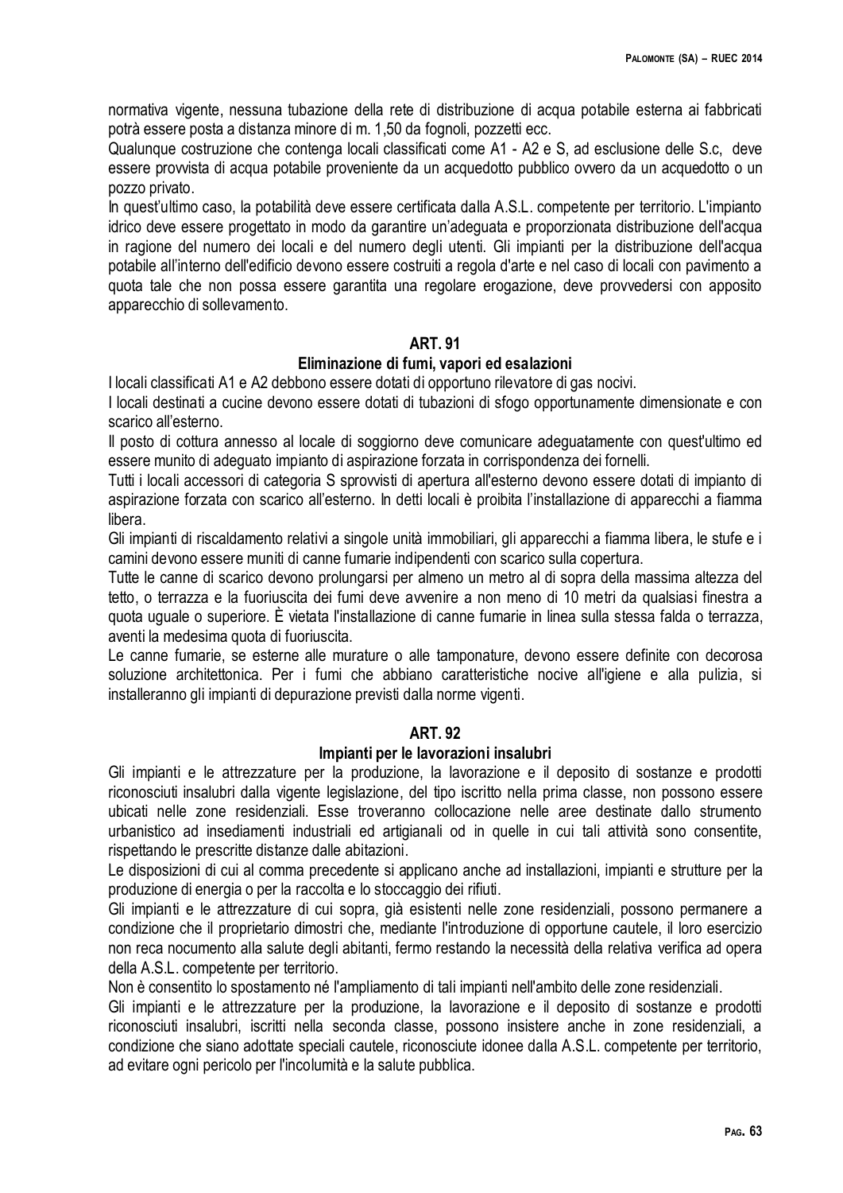normativa vigente, nessuna tubazione della rete di distribuzione di acqua potabile esterna ai fabbricati potrà essere posta a distanza minore di m. 1,50 da fognoli, pozzetti ecc.

Qualunque costruzione che contenga locali classificati come A1 - A2 e S, ad esclusione delle S.c, deve essere provvista di acqua potabile proveniente da un acquedotto pubblico ovvero da un acquedotto o un pozzo privato.

In quest'ultimo caso, la potabilità deve essere certificata dalla A.S.L. competente per territorio. L'impianto idrico deve essere progettato in modo da garantire un'adeguata e proporzionata distribuzione dell'acqua in ragione del numero dei locali e del numero degli utenti. Gli impianti per la distribuzione dell'acqua potabile all'interno dell'edificio devono essere costruiti a regola d'arte e nel caso di locali con pavimento a quota tale che non possa essere garantita una regolare erogazione, deve provvedersi con apposito apparecchio di sollevamento.

## ART. 91
### Eliminazione di fumi, vapori ed esalazioni

I locali classificati A1 e A2 debbono essere dotati di opportuno rilevatore di gas nocivi.

I locali destinati a cucine devono essere dotati di tubazioni di sfogo opportunamente dimensionate e con scarico all'esterno.

Il posto di cottura annesso al locale di soggiorno deve comunicare adeguatamente con quest'ultimo ed essere munito di adeguato impianto di aspirazione forzata in corrispondenza dei fornelli.

Tutti i locali accessori di categoria S sprovvisti di apertura all'esterno devono essere dotati di impianto di aspirazione forzata con scarico all'esterno. In detti locali è proibita l'installazione di apparecchi a fiamma libera.

Gli impianti di riscaldamento relativi a singole unità immobiliari, gli apparecchi a fiamma libera, le stufe e i camini devono essere muniti di canne fumarie indipendenti con scarico sulla copertura.

Tutte le canne di scarico devono prolungarsi per almeno un metro al di sopra della massima altezza del tetto, o terrazza e la fuoriuscita dei fumi deve avvenire a non meno di 10 metri da qualsiasi finestra a quota uguale o superiore. È vietata l'installazione di canne fumarie in linea sulla stessa falda o terrazza, aventi la medesima quota di fuoriuscita.

Le canne fumarie, se esterne alle murature o alle tamponature, devono essere definite con decorosa soluzione architettonica. Per i fumi che abbiano caratteristiche nocive all'igiene e alla pulizia, si installeranno gli impianti di depurazione previsti dalla norme vigenti.

## ART. 92
### Impianti per le lavorazioni insalubri

Gli impianti e le attrezzature per la produzione, la lavorazione e il deposito di sostanze e prodotti riconosciuti insalubri dalla vigente legislazione, del tipo iscritto nella prima classe, non possono essere ubicati nelle zone residenziali. Esse troveranno collocazione nelle aree destinate dallo strumento urbanistico ad insediamenti industriali ed artigianali od in quelle in cui tali attività sono consentite, rispettando le prescritte distanze dalle abitazioni.

Le disposizioni di cui al comma precedente si applicano anche ad installazioni, impianti e strutture per la produzione di energia o per la raccolta e lo stoccaggio dei rifiuti.

Gli impianti e le attrezzature di cui sopra, già esistenti nelle zone residenziali, possono permanere a condizione che il proprietario dimostri che, mediante l'introduzione di opportune cautele, il loro esercizio non reca nocumento alla salute degli abitanti, fermo restando la necessità della relativa verifica ad opera della A.S.L. competente per territorio.

Non è consentito lo spostamento né l'ampliamento di tali impianti nell'ambito delle zone residenziali.

Gli impianti e le attrezzature per la produzione, la lavorazione e il deposito di sostanze e prodotti riconosciuti insalubri, iscritti nella seconda classe, possono insistere anche in zone residenziali, a condizione che siano adottate speciali cautele, riconosciute idonee dalla A.S.L. competente per territorio, ad evitare ogni pericolo per l'incolumità e la salute pubblica.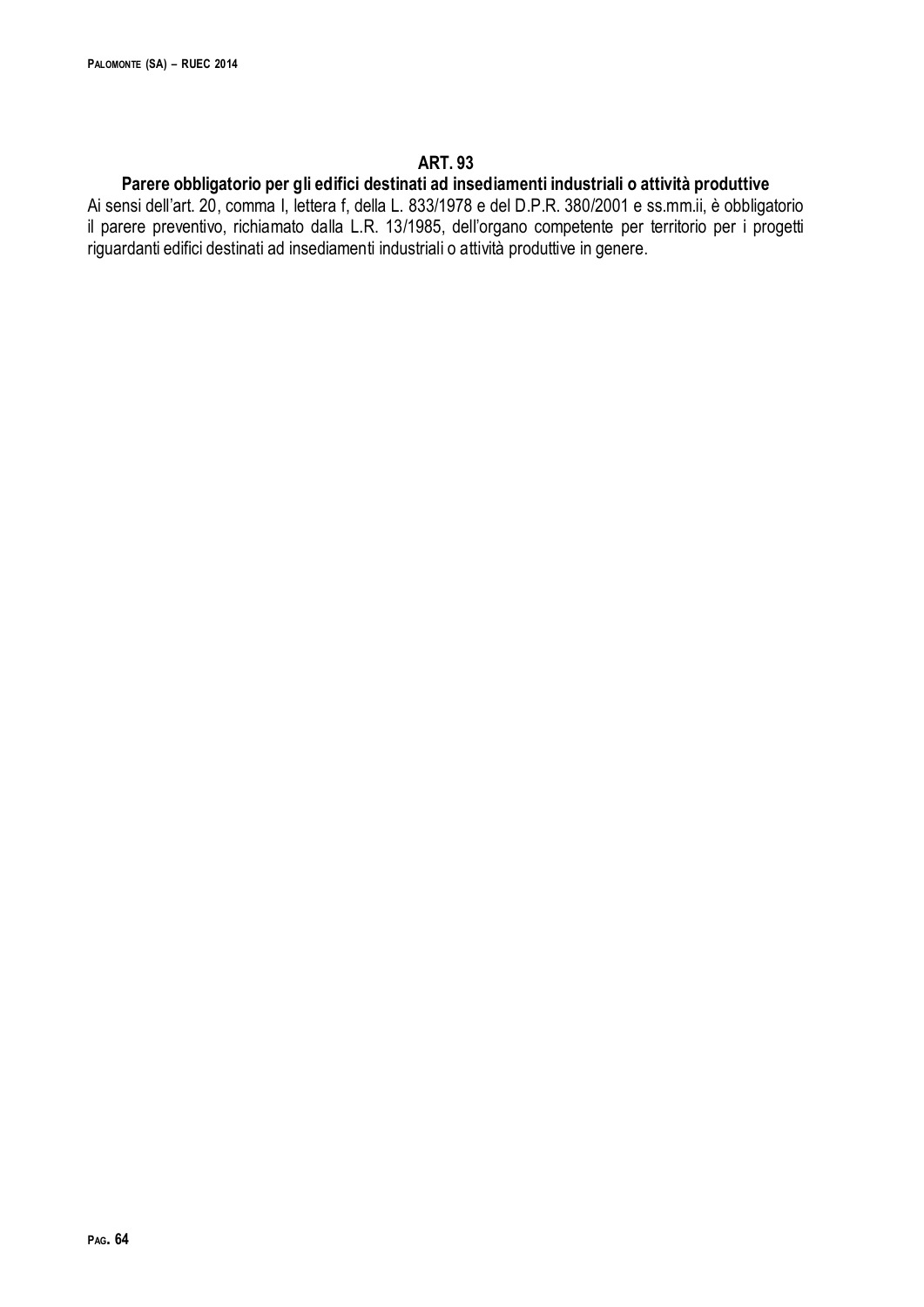## ART. 93

### Parere obbligatorio per gli edifici destinati ad insediamenti industriali o attività produttive

Ai sensi dell'art. 20, comma I, lettera f, della L. 833/1978 e del D.P.R. 380/2001 e ss.mm.ii, è obbligatorio il parere preventivo, richiamato dalla L.R. 13/1985, dell'organo competente per territorio per i progetti riguardanti edifici destinati ad insediamenti industriali o attività produttive in genere.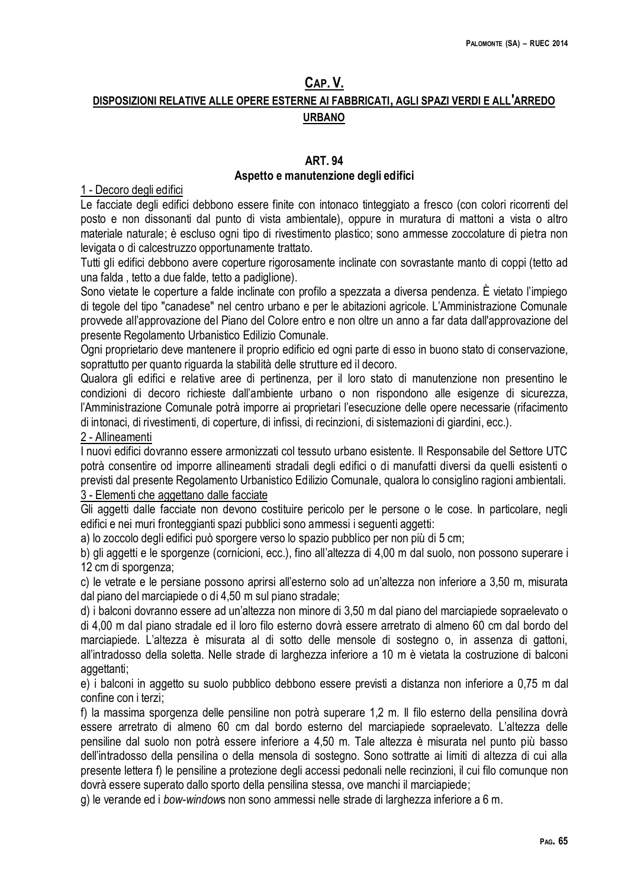# CAP. V.

## DISPOSIZIONI RELATIVE ALLE OPERE ESTERNE AI FABBRICATI, AGLI SPAZI VERDI E ALL'ARREDO URBANO

### ART. 94

### Aspetto e manutenzione degli edifici

1 - Decoro degli edifici

Le facciate degli edifici debbono essere finite con intonaco tinteggiato a fresco (con colori ricorrenti del posto e non dissonanti dal punto di vista ambientale), oppure in muratura di mattoni a vista o altro materiale naturale; è escluso ogni tipo di rivestimento plastico; sono ammesse zoccolature di pietra non levigata o di calcestruzzo opportunamente trattato.

Tutti gli edifici debbono avere coperture rigorosamente inclinate con sovrastante manto di coppi (tetto ad una falda , tetto a due falde, tetto a padiglione).

Sono vietate le coperture a falde inclinate con profilo a spezzata a diversa pendenza. È vietato l'impiego di tegole del tipo "canadese" nel centro urbano e per le abitazioni agricole. L'Amministrazione Comunale provvede all'approvazione del Piano del Colore entro e non oltre un anno a far data dall'approvazione del presente Regolamento Urbanistico Edilizio Comunale.

Ogni proprietario deve mantenere il proprio edificio ed ogni parte di esso in buono stato di conservazione, soprattutto per quanto riguarda la stabilità delle strutture ed il decoro.

Qualora gli edifici e relative aree di pertinenza, per il loro stato di manutenzione non presentino le condizioni di decoro richieste dall'ambiente urbano o non rispondono alle esigenze di sicurezza, l'Amministrazione Comunale potrà imporre ai proprietari l'esecuzione delle opere necessarie (rifacimento di intonaci, di rivestimenti, di coperture, di infissi, di recinzioni, di sistemazioni di giardini, ecc.).

2 - Allineamenti

I nuovi edifici dovranno essere armonizzati col tessuto urbano esistente. Il Responsabile del Settore UTC potrà consentire od imporre allineamenti stradali degli edifici o di manufatti diversi da quelli esistenti o previsti dal presente Regolamento Urbanistico Edilizio Comunale, qualora lo consiglino ragioni ambientali.

3 - Elementi che aggettano dalle facciate

Gli aggetti dalle facciate non devono costituire pericolo per le persone o le cose. In particolare, negli edifici e nei muri fronteggianti spazi pubblici sono ammessi i seguenti aggetti:

a) lo zoccolo degli edifici può sporgere verso lo spazio pubblico per non più di 5 cm;

b) gli aggetti e le sporgenze (cornicioni, ecc.), fino all'altezza di 4,00 m dal suolo, non possono superare i 12 cm di sporgenza;

c) le vetrate e le persiane possono aprirsi all'esterno solo ad un'altezza non inferiore a 3,50 m, misurata dal piano del marciapiede o di 4,50 m sul piano stradale;

d) i balconi dovranno essere ad un'altezza non minore di 3,50 m dal piano del marciapiede sopraelevato o di 4,00 m dal piano stradale ed il loro filo esterno dovrà essere arretrato di almeno 60 cm dal bordo del marciapiede. L'altezza è misurata al di sotto delle mensole di sostegno o, in assenza di gattoni, all'intradosso della soletta. Nelle strade di larghezza inferiore a 10 m è vietata la costruzione di balconi aggettanti;

e) i balconi in aggetto su suolo pubblico debbono essere previsti a distanza non inferiore a 0,75 m dal confine con i terzi;

f) la massima sporgenza delle pensiline non potrà superare 1,2 m. Il filo esterno della pensilina dovrà essere arretrato di almeno 60 cm dal bordo esterno del marciapiede sopraelevato. L'altezza delle pensiline dal suolo non potrà essere inferiore a 4,50 m. Tale altezza è misurata nel punto più basso dell'intradosso della pensilina o della mensola di sostegno. Sono sottratte ai limiti di altezza di cui alla presente lettera f) le pensiline a protezione degli accessi pedonali nelle recinzioni, il cui filo comunque non dovrà essere superato dallo sporto della pensilina stessa, ove manchi il marciapiede;

g) le verande ed i *bow-window*s non sono ammessi nelle strade di larghezza inferiore a 6 m.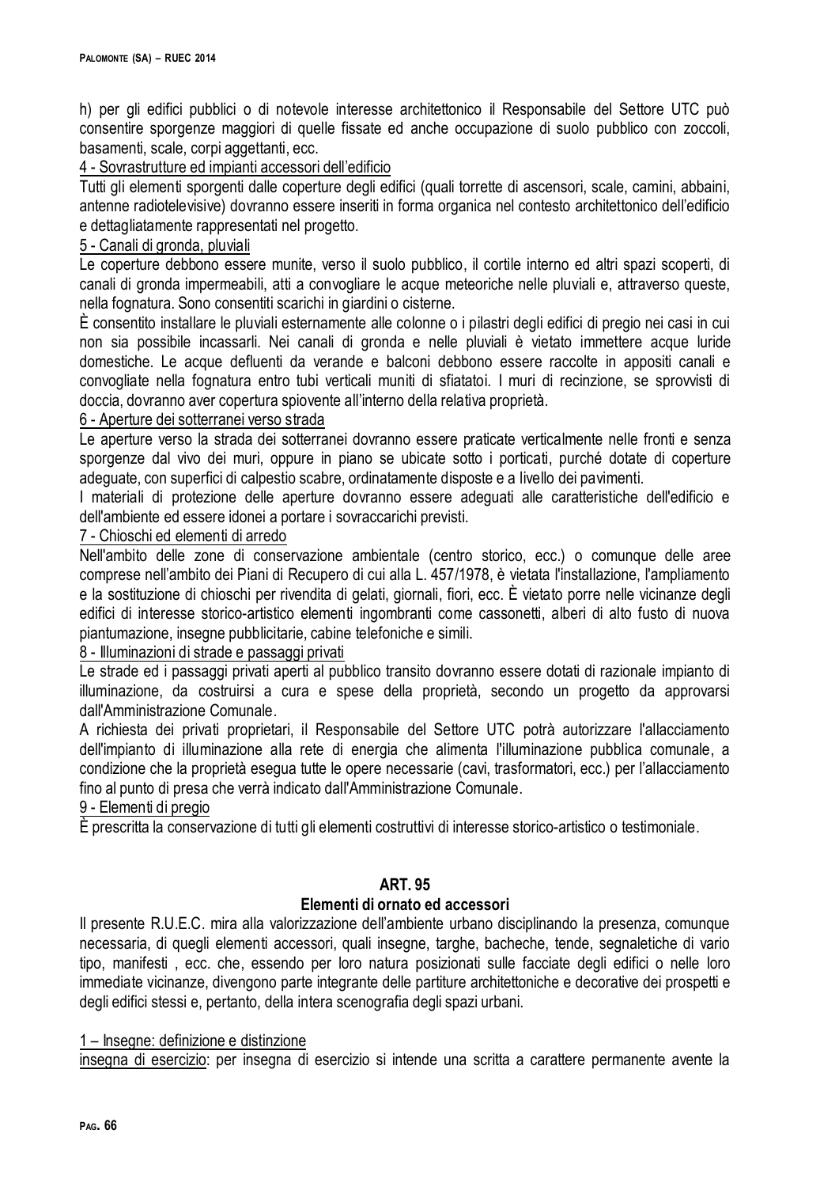h) per gli edifici pubblici o di notevole interesse architettonico il Responsabile del Settore UTC può consentire sporgenze maggiori di quelle fissate ed anche occupazione di suolo pubblico con zoccoli, basamenti, scale, corpi aggettanti, ecc.

4 - Sovrastrutture ed impianti accessori dell'edificio

Tutti gli elementi sporgenti dalle coperture degli edifici (quali torrette di ascensori, scale, camini, abbaini, antenne radiotelevisive) dovranno essere inseriti in forma organica nel contesto architettonico dell'edificio e dettagliatamente rappresentati nel progetto.

5 - Canali di gronda, pluviali

Le coperture debbono essere munite, verso il suolo pubblico, il cortile interno ed altri spazi scoperti, di canali di gronda impermeabili, atti a convogliare le acque meteoriche nelle pluviali e, attraverso queste, nella fognatura. Sono consentiti scarichi in giardini o cisterne.

È consentito installare le pluviali esternamente alle colonne o i pilastri degli edifici di pregio nei casi in cui non sia possibile incassarli. Nei canali di gronda e nelle pluviali è vietato immettere acque luride domestiche. Le acque defluenti da verande e balconi debbono essere raccolte in appositi canali e convogliate nella fognatura entro tubi verticali muniti di sfiatatoi. I muri di recinzione, se sprovvisti di doccia, dovranno aver copertura spiovente all'interno della relativa proprietà.

6 - Aperture dei sotterranei verso strada

Le aperture verso la strada dei sotterranei dovranno essere praticate verticalmente nelle fronti e senza sporgenze dal vivo dei muri, oppure in piano se ubicate sotto i porticati, purché dotate di coperture adeguate, con superfici di calpestio scabre, ordinatamente disposte e a livello dei pavimenti.

I materiali di protezione delle aperture dovranno essere adeguati alle caratteristiche dell'edificio e dell'ambiente ed essere idonei a portare i sovraccarichi previsti.

7 - Chioschi ed elementi di arredo

Nell'ambito delle zone di conservazione ambientale (centro storico, ecc.) o comunque delle aree comprese nell'ambito dei Piani di Recupero di cui alla L. 457/1978, è vietata l'installazione, l'ampliamento e la sostituzione di chioschi per rivendita di gelati, giornali, fiori, ecc. È vietato porre nelle vicinanze degli edifici di interesse storico-artistico elementi ingombranti come cassonetti, alberi di alto fusto di nuova piantumazione, insegne pubblicitarie, cabine telefoniche e simili.

8 - Illuminazioni di strade e passaggi privati

Le strade ed i passaggi privati aperti al pubblico transito dovranno essere dotati di razionale impianto di illuminazione, da costruirsi a cura e spese della proprietà, secondo un progetto da approvarsi dall'Amministrazione Comunale.

A richiesta dei privati proprietari, il Responsabile del Settore UTC potrà autorizzare l'allacciamento dell'impianto di illuminazione alla rete di energia che alimenta l'illuminazione pubblica comunale, a condizione che la proprietà esegua tutte le opere necessarie (cavi, trasformatori, ecc.) per l'allacciamento fino al punto di presa che verrà indicato dall'Amministrazione Comunale.

9 - Elementi di pregio

È prescritta la conservazione di tutti gli elementi costruttivi di interesse storico-artistico o testimoniale.

## ART. 95
## Elementi di ornato ed accessori

Il presente R.U.E.C. mira alla valorizzazione dell'ambiente urbano disciplinando la presenza, comunque necessaria, di quegli elementi accessori, quali insegne, targhe, bacheche, tende, segnaletiche di vario tipo, manifesti , ecc. che, essendo per loro natura posizionati sulle facciate degli edifici o nelle loro immediate vicinanze, divengono parte integrante delle partiture architettoniche e decorative dei prospetti e degli edifici stessi e, pertanto, della intera scenografia degli spazi urbani.

1 – Insegne: definizione e distinzione

insegna di esercizio: per insegna di esercizio si intende una scritta a carattere permanente avente la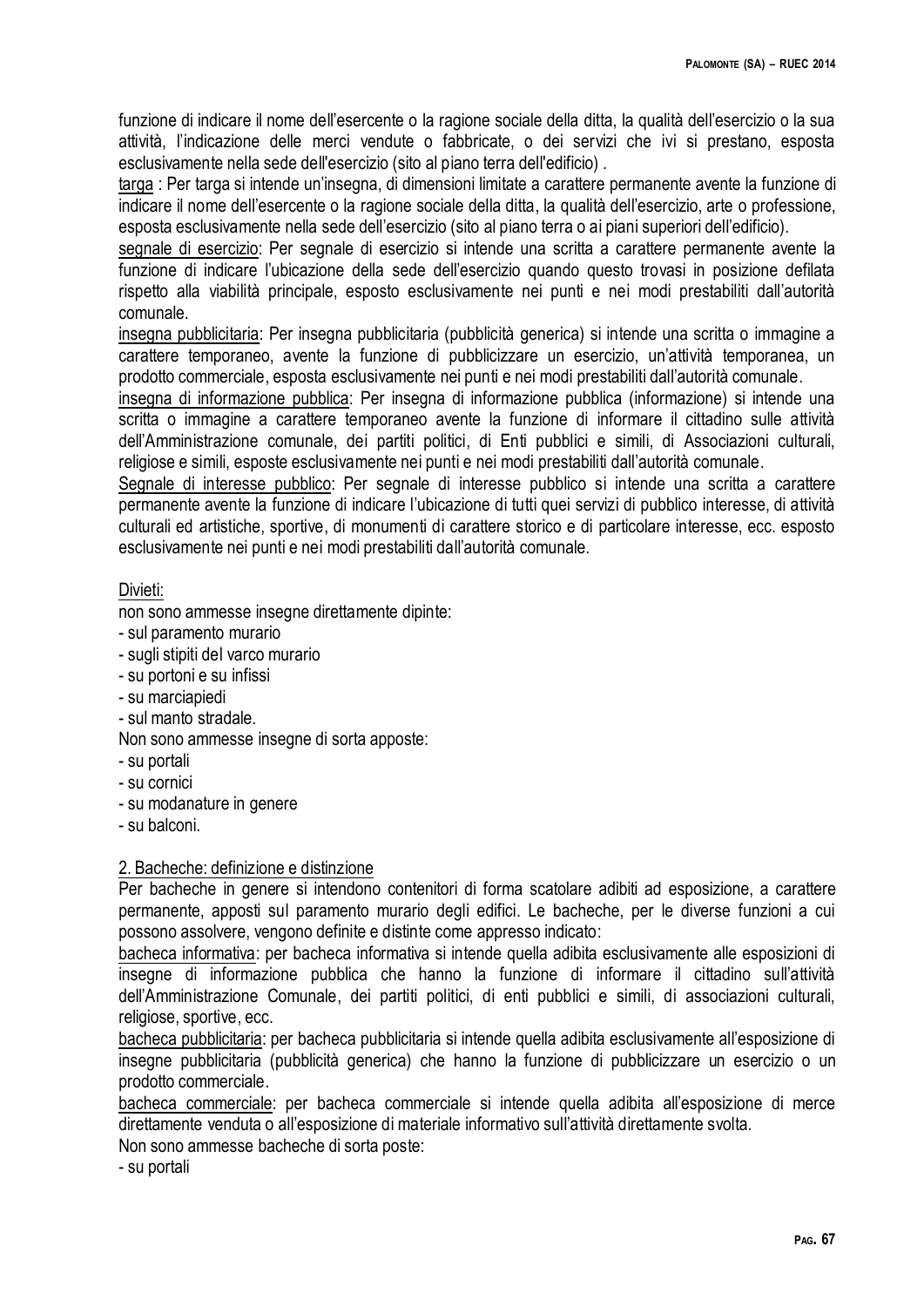funzione di indicare il nome dell'esercente o la ragione sociale della ditta, la qualità dell'esercizio o la sua attività, l'indicazione delle merci vendute o fabbricate, o dei servizi che ivi si prestano, esposta esclusivamente nella sede dell'esercizio (sito al piano terra dell'edificio) .

targa : Per targa si intende un'insegna, di dimensioni limitate a carattere permanente avente la funzione di indicare il nome dell'esercente o la ragione sociale della ditta, la qualità dell'esercizio, arte o professione, esposta esclusivamente nella sede dell'esercizio (sito al piano terra o ai piani superiori dell'edificio).

segnale di esercizio: Per segnale di esercizio si intende una scritta a carattere permanente avente la funzione di indicare l'ubicazione della sede dell'esercizio quando questo trovasi in posizione defilata rispetto alla viabilità principale, esposto esclusivamente nei punti e nei modi prestabiliti dall'autorità comunale.

insegna pubblicitaria: Per insegna pubblicitaria (pubblicità generica) si intende una scritta o immagine a carattere temporaneo, avente la funzione di pubblicizzare un esercizio, un'attività temporanea, un prodotto commerciale, esposta esclusivamente nei punti e nei modi prestabiliti dall'autorità comunale.

insegna di informazione pubblica: Per insegna di informazione pubblica (informazione) si intende una scritta o immagine a carattere temporaneo avente la funzione di informare il cittadino sulle attività dell'Amministrazione comunale, dei partiti politici, di Enti pubblici e simili, di Associazioni culturali, religiose e simili, esposte esclusivamente nei punti e nei modi prestabiliti dall'autorità comunale.

Segnale di interesse pubblico: Per segnale di interesse pubblico si intende una scritta a carattere permanente avente la funzione di indicare l'ubicazione di tutti quei servizi di pubblico interesse, di attività culturali ed artistiche, sportive, di monumenti di carattere storico e di particolare interesse, ecc. esposto esclusivamente nei punti e nei modi prestabiliti dall'autorità comunale.

Divieti:

non sono ammesse insegne direttamente dipinte:
- sul paramento murario
- sugli stipiti del varco murario
- su portoni e su infissi
- su marciapiedi
- sul manto stradale.

Non sono ammesse insegne di sorta apposte:
- su portali
- su cornici
- su modanature in genere
- su balconi.

2. Bacheche: definizione e distinzione

Per bacheche in genere si intendono contenitori di forma scatolare adibiti ad esposizione, a carattere permanente, apposti sul paramento murario degli edifici. Le bacheche, per le diverse funzioni a cui possono assolvere, vengono definite e distinte come appresso indicato:

bacheca informativa: per bacheca informativa si intende quella adibita esclusivamente alle esposizioni di insegne di informazione pubblica che hanno la funzione di informare il cittadino sull'attività dell'Amministrazione Comunale, dei partiti politici, di enti pubblici e simili, di associazioni culturali, religiose, sportive, ecc.

bacheca pubblicitaria: per bacheca pubblicitaria si intende quella adibita esclusivamente all'esposizione di insegne pubblicitaria (pubblicità generica) che hanno la funzione di pubblicizzare un esercizio o un prodotto commerciale.

bacheca commerciale: per bacheca commerciale si intende quella adibita all'esposizione di merce direttamente venduta o all'esposizione di materiale informativo sull'attività direttamente svolta.

Non sono ammesse bacheche di sorta poste:
- su portali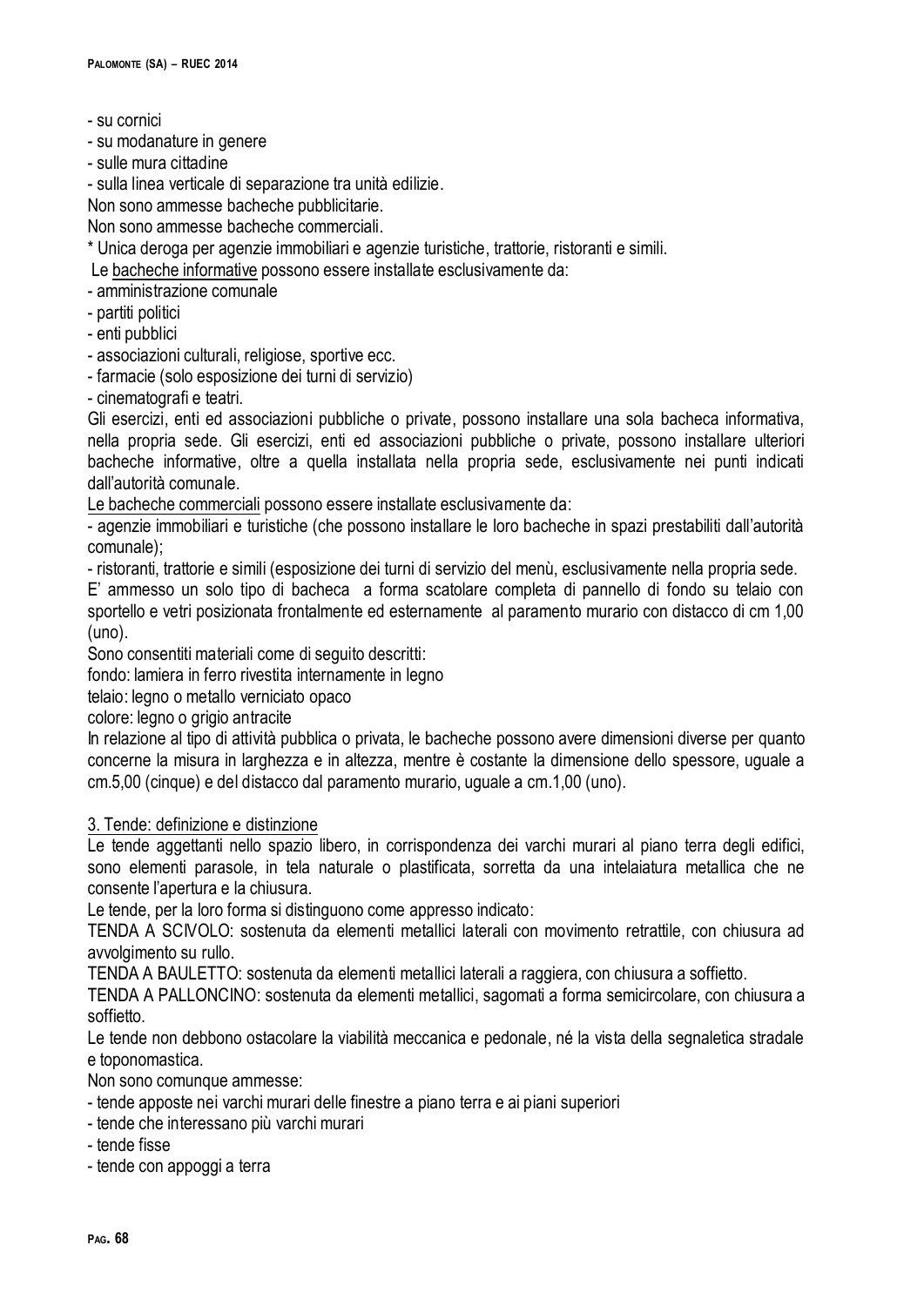- su cornici
- su modanature in genere
- sulle mura cittadine
- sulla linea verticale di separazione tra unità edilizie.

Non sono ammesse bacheche pubblicitarie.

Non sono ammesse bacheche commerciali.

* Unica deroga per agenzie immobiliari e agenzie turistiche, trattorie, ristoranti e simili.

Le <u>bacheche informative</u> possono essere installate esclusivamente da:

- amministrazione comunale
- partiti politici
- enti pubblici
- associazioni culturali, religiose, sportive ecc.
- farmacie (solo esposizione dei turni di servizio)
- cinematografi e teatri.

Gli esercizi, enti ed associazioni pubbliche o private, possono installare una sola bacheca informativa, nella propria sede. Gli esercizi, enti ed associazioni pubbliche o private, possono installare ulteriori bacheche informative, oltre a quella installata nella propria sede, esclusivamente nei punti indicati dall'autorità comunale.

<u>Le bacheche commerciali</u> possono essere installate esclusivamente da:

- agenzie immobiliari e turistiche (che possono installare le loro bacheche in spazi prestabiliti dall'autorità comunale);
- ristoranti, trattorie e simili (esposizione dei turni di servizio del menù, esclusivamente nella propria sede.

E' ammesso un solo tipo di bacheca a forma scatolare completa di pannello di fondo su telaio con sportello e vetri posizionata frontalmente ed esternamente al paramento murario con distacco di cm 1,00 (uno).

Sono consentiti materiali come di seguito descritti:

fondo: lamiera in ferro rivestita internamente in legno

telaio: legno o metallo verniciato opaco

colore: legno o grigio antracite

In relazione al tipo di attività pubblica o privata, le bacheche possono avere dimensioni diverse per quanto concerne la misura in larghezza e in altezza, mentre è costante la dimensione dello spessore, uguale a cm.5,00 (cinque) e del distacco dal paramento murario, uguale a cm.1,00 (uno).

<u>3. Tende: definizione e distinzione</u>

Le tende aggettanti nello spazio libero, in corrispondenza dei varchi murari al piano terra degli edifici, sono elementi parasole, in tela naturale o plastificata, sorretta da una intelaiatura metallica che ne consente l'apertura e la chiusura.

Le tende, per la loro forma si distinguono come appresso indicato:

TENDA A SCIVOLO: sostenuta da elementi metallici laterali con movimento retrattile, con chiusura ad avvolgimento su rullo.

TENDA A BAULETTO: sostenuta da elementi metallici laterali a raggiera, con chiusura a soffietto.

TENDA A PALLONCINO: sostenuta da elementi metallici, sagomati a forma semicircolare, con chiusura a soffietto.

Le tende non debbono ostacolare la viabilità meccanica e pedonale, né la vista della segnaletica stradale e toponomastica.

Non sono comunque ammesse:

- tende apposte nei varchi murari delle finestre a piano terra e ai piani superiori
- tende che interessano più varchi murari
- tende fisse
- tende con appoggi a terra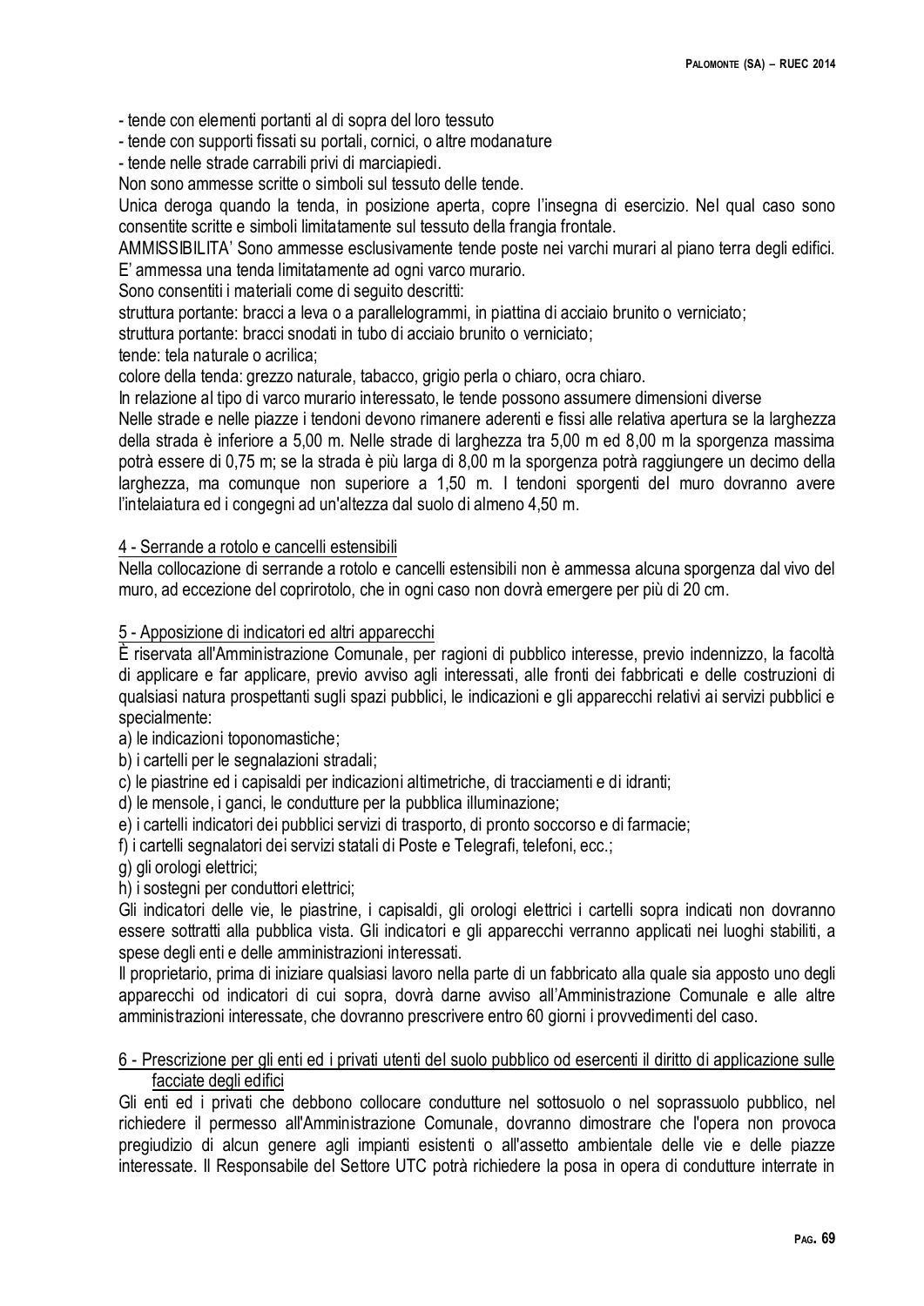- tende con elementi portanti al di sopra del loro tessuto
- tende con supporti fissati su portali, cornici, o altre modanature
- tende nelle strade carrabili privi di marciapiedi.

Non sono ammesse scritte o simboli sul tessuto delle tende.

Unica deroga quando la tenda, in posizione aperta, copre l'insegna di esercizio. Nel qual caso sono consentite scritte e simboli limitatamente sul tessuto della frangia frontale.

AMMISSIBILITA' Sono ammesse esclusivamente tende poste nei varchi murari al piano terra degli edifici.
E' ammessa una tenda limitatamente ad ogni varco murario.

Sono consentiti i materiali come di seguito descritti:

struttura portante: bracci a leva o a parallelogrammi, in piattina di acciaio brunito o verniciato;
struttura portante: bracci snodati in tubo di acciaio brunito o verniciato;
tende: tela naturale o acrilica;
colore della tenda: grezzo naturale, tabacco, grigio perla o chiaro, ocra chiaro.

In relazione al tipo di varco murario interessato, le tende possono assumere dimensioni diverse

Nelle strade e nelle piazze i tendoni devono rimanere aderenti e fissi alle relativa apertura se la larghezza della strada è inferiore a 5,00 m. Nelle strade di larghezza tra 5,00 m ed 8,00 m la sporgenza massima potrà essere di 0,75 m; se la strada è più larga di 8,00 m la sporgenza potrà raggiungere un decimo della larghezza, ma comunque non superiore a 1,50 m. I tendoni sporgenti del muro dovranno avere l'intelaiatura ed i congegni ad un'altezza dal suolo di almeno 4,50 m.

4 - Serrande a rotolo e cancelli estensibili

Nella collocazione di serrande a rotolo e cancelli estensibili non è ammessa alcuna sporgenza dal vivo del muro, ad eccezione del coprirotolo, che in ogni caso non dovrà emergere per più di 20 cm.

5 - Apposizione di indicatori ed altri apparecchi

È riservata all'Amministrazione Comunale, per ragioni di pubblico interesse, previo indennizzo, la facoltà di applicare e far applicare, previo avviso agli interessati, alle fronti dei fabbricati e delle costruzioni di qualsiasi natura prospettanti sugli spazi pubblici, le indicazioni e gli apparecchi relativi ai servizi pubblici e specialmente:

a) le indicazioni toponomastiche;
b) i cartelli per le segnalazioni stradali;
c) le piastrine ed i capisaldi per indicazioni altimetriche, di tracciamenti e di idranti;
d) le mensole, i ganci, le condutture per la pubblica illuminazione;
e) i cartelli indicatori dei pubblici servizi di trasporto, di pronto soccorso e di farmacie;
f) i cartelli segnalatori dei servizi statali di Poste e Telegrafi, telefoni, ecc.;
g) gli orologi elettrici;
h) i sostegni per conduttori elettrici;

Gli indicatori delle vie, le piastrine, i capisaldi, gli orologi elettrici i cartelli sopra indicati non dovranno essere sottratti alla pubblica vista. Gli indicatori e gli apparecchi verranno applicati nei luoghi stabiliti, a spese degli enti e delle amministrazioni interessati.

Il proprietario, prima di iniziare qualsiasi lavoro nella parte di un fabbricato alla quale sia apposto uno degli apparecchi od indicatori di cui sopra, dovrà darne avviso all'Amministrazione Comunale e alle altre amministrazioni interessate, che dovranno prescrivere entro 60 giorni i provvedimenti del caso.

6 - Prescrizione per gli enti ed i privati utenti del suolo pubblico od esercenti il diritto di applicazione sulle facciate degli edifici

Gli enti ed i privati che debbono collocare condutture nel sottosuolo o nel soprassuolo pubblico, nel richiedere il permesso all'Amministrazione Comunale, dovranno dimostrare che l'opera non provoca pregiudizio di alcun genere agli impianti esistenti o all'assetto ambientale delle vie e delle piazze interessate. Il Responsabile del Settore UTC potrà richiedere la posa in opera di condutture interrate in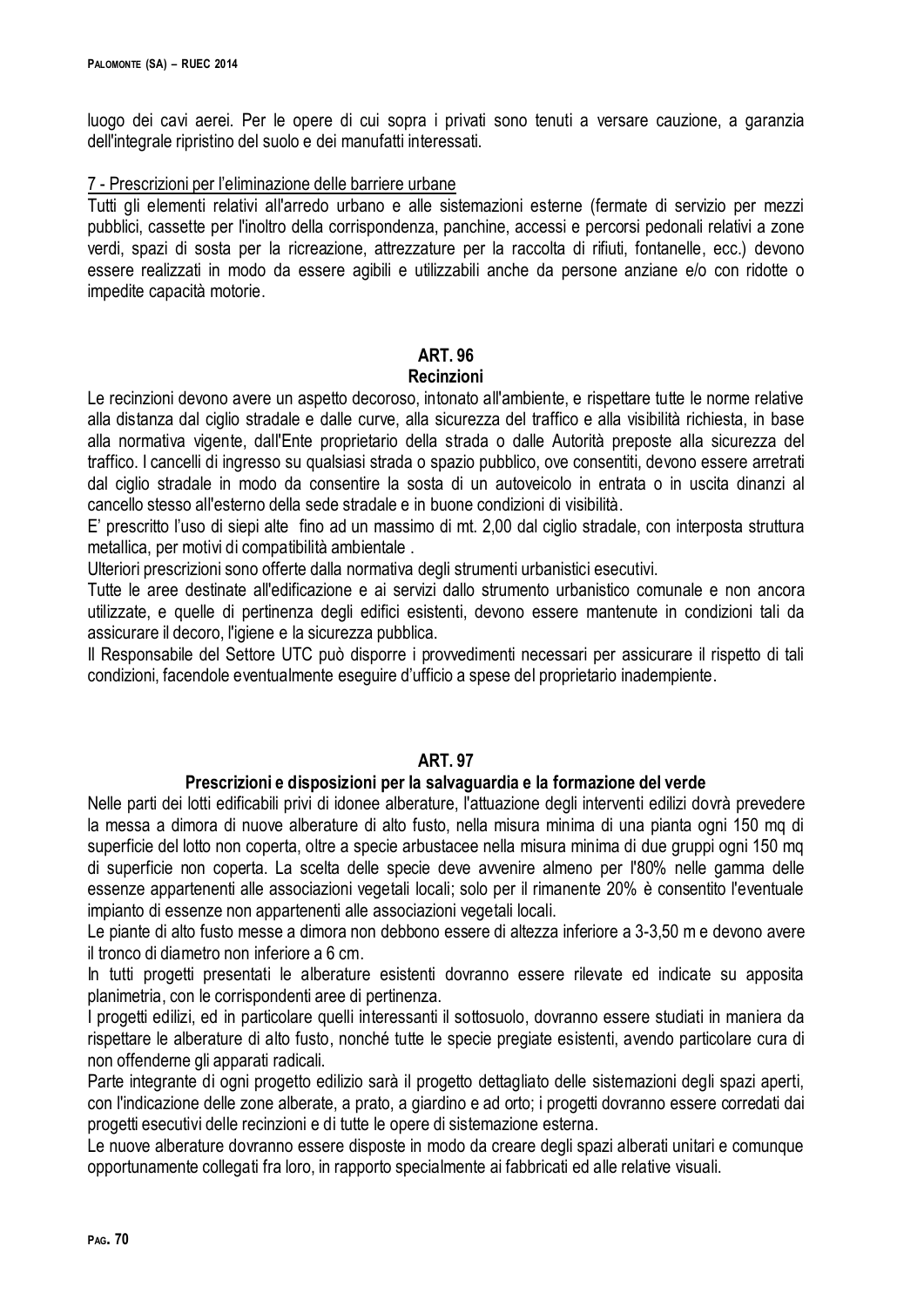luogo dei cavi aerei. Per le opere di cui sopra i privati sono tenuti a versare cauzione, a garanzia dell'integrale ripristino del suolo e dei manufatti interessati.

7 - Prescrizioni per l'eliminazione delle barriere urbane

Tutti gli elementi relativi all'arredo urbano e alle sistemazioni esterne (fermate di servizio per mezzi pubblici, cassette per l'inoltro della corrispondenza, panchine, accessi e percorsi pedonali relativi a zone verdi, spazi di sosta per la ricreazione, attrezzature per la raccolta di rifiuti, fontanelle, ecc.) devono essere realizzati in modo da essere agibili e utilizzabili anche da persone anziane e/o con ridotte o impedite capacità motorie.

## ART. 96
## Recinzioni

Le recinzioni devono avere un aspetto decoroso, intonato all'ambiente, e rispettare tutte le norme relative alla distanza dal ciglio stradale e dalle curve, alla sicurezza del traffico e alla visibilità richiesta, in base alla normativa vigente, dall'Ente proprietario della strada o dalle Autorità preposte alla sicurezza del traffico. I cancelli di ingresso su qualsiasi strada o spazio pubblico, ove consentiti, devono essere arretrati dal ciglio stradale in modo da consentire la sosta di un autoveicolo in entrata o in uscita dinanzi al cancello stesso all'esterno della sede stradale e in buone condizioni di visibilità.

E' prescritto l'uso di siepi alte fino ad un massimo di mt. 2,00 dal ciglio stradale, con interposta struttura metallica, per motivi di compatibilità ambientale .

Ulteriori prescrizioni sono offerte dalla normativa degli strumenti urbanistici esecutivi.

Tutte le aree destinate all'edificazione e ai servizi dallo strumento urbanistico comunale e non ancora utilizzate, e quelle di pertinenza degli edifici esistenti, devono essere mantenute in condizioni tali da assicurare il decoro, l'igiene e la sicurezza pubblica.

Il Responsabile del Settore UTC può disporre i provvedimenti necessari per assicurare il rispetto di tali condizioni, facendole eventualmente eseguire d'ufficio a spese del proprietario inadempiente.

## ART. 97
## Prescrizioni e disposizioni per la salvaguardia e la formazione del verde

Nelle parti dei lotti edificabili privi di idonee alberature, l'attuazione degli interventi edilizi dovrà prevedere la messa a dimora di nuove alberature di alto fusto, nella misura minima di una pianta ogni 150 mq di superficie del lotto non coperta, oltre a specie arbustacee nella misura minima di due gruppi ogni 150 mq di superficie non coperta. La scelta delle specie deve avvenire almeno per l'80% nelle gamma delle essenze appartenenti alle associazioni vegetali locali; solo per il rimanente 20% è consentito l'eventuale impianto di essenze non appartenenti alle associazioni vegetali locali.

Le piante di alto fusto messe a dimora non debbono essere di altezza inferiore a 3-3,50 m e devono avere il tronco di diametro non inferiore a 6 cm.

In tutti progetti presentati le alberature esistenti dovranno essere rilevate ed indicate su apposita planimetria, con le corrispondenti aree di pertinenza.

I progetti edilizi, ed in particolare quelli interessanti il sottosuolo, dovranno essere studiati in maniera da rispettare le alberature di alto fusto, nonché tutte le specie pregiate esistenti, avendo particolare cura di non offenderne gli apparati radicali.

Parte integrante di ogni progetto edilizio sarà il progetto dettagliato delle sistemazioni degli spazi aperti, con l'indicazione delle zone alberate, a prato, a giardino e ad orto; i progetti dovranno essere corredati dai progetti esecutivi delle recinzioni e di tutte le opere di sistemazione esterna.

Le nuove alberature dovranno essere disposte in modo da creare degli spazi alberati unitari e comunque opportunamente collegati fra loro, in rapporto specialmente ai fabbricati ed alle relative visuali.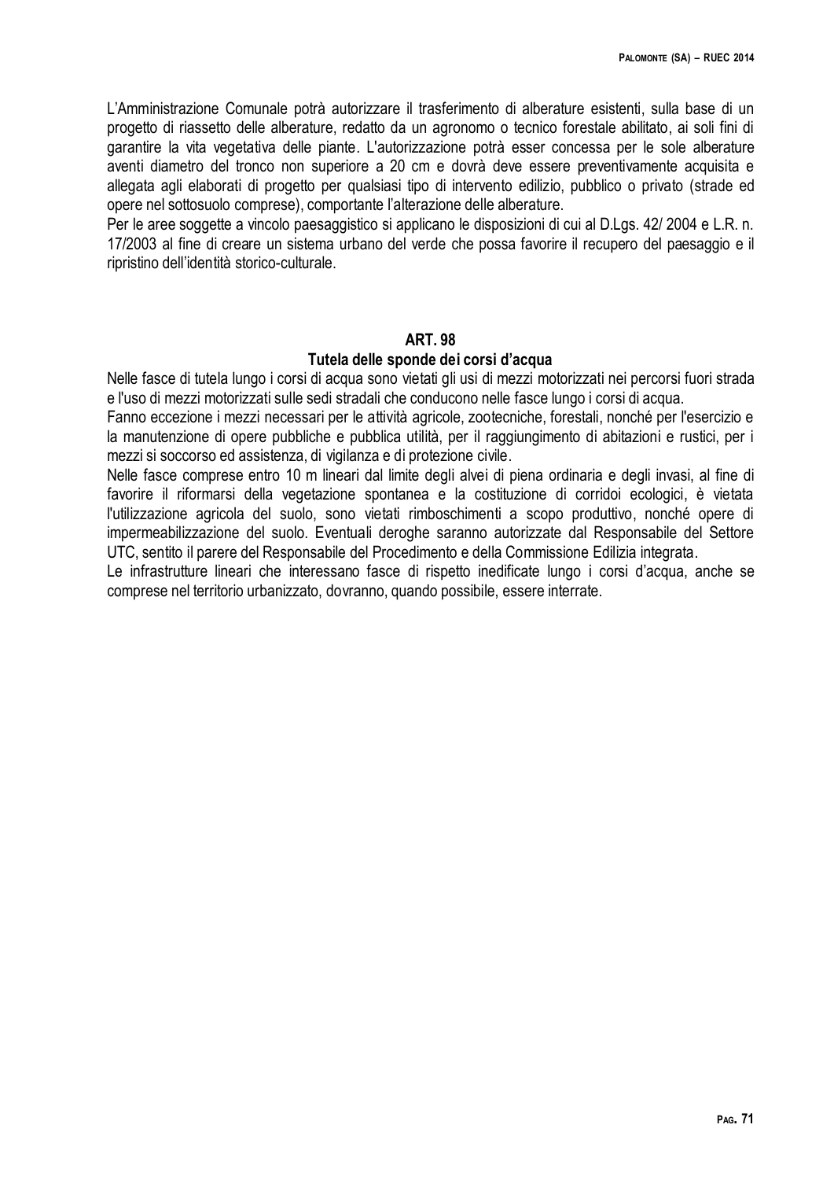L'Amministrazione Comunale potrà autorizzare il trasferimento di alberature esistenti, sulla base di un progetto di riassetto delle alberature, redatto da un agronomo o tecnico forestale abilitato, ai soli fini di garantire la vita vegetativa delle piante. L'autorizzazione potrà esser concessa per le sole alberature aventi diametro del tronco non superiore a 20 cm e dovrà deve essere preventivamente acquisita e allegata agli elaborati di progetto per qualsiasi tipo di intervento edilizio, pubblico o privato (strade ed opere nel sottosuolo comprese), comportante l'alterazione delle alberature.

Per le aree soggette a vincolo paesaggistico si applicano le disposizioni di cui al D.Lgs. 42/ 2004 e L.R. n. 17/2003 al fine di creare un sistema urbano del verde che possa favorire il recupero del paesaggio e il ripristino dell'identità storico-culturale.

## ART. 98
### Tutela delle sponde dei corsi d'acqua

Nelle fasce di tutela lungo i corsi di acqua sono vietati gli usi di mezzi motorizzati nei percorsi fuori strada e l'uso di mezzi motorizzati sulle sedi stradali che conducono nelle fasce lungo i corsi di acqua.

Fanno eccezione i mezzi necessari per le attività agricole, zootecniche, forestali, nonché per l'esercizio e la manutenzione di opere pubbliche e pubblica utilità, per il raggiungimento di abitazioni e rustici, per i mezzi si soccorso ed assistenza, di vigilanza e di protezione civile.

Nelle fasce comprese entro 10 m lineari dal limite degli alvei di piena ordinaria e degli invasi, al fine di favorire il riformarsi della vegetazione spontanea e la costituzione di corridoi ecologici, è vietata l'utilizzazione agricola del suolo, sono vietati rimboschimenti a scopo produttivo, nonché opere di impermeabilizzazione del suolo. Eventuali deroghe saranno autorizzate dal Responsabile del Settore UTC, sentito il parere del Responsabile del Procedimento e della Commissione Edilizia integrata.

Le infrastrutture lineari che interessano fasce di rispetto inedificate lungo i corsi d'acqua, anche se comprese nel territorio urbanizzato, dovranno, quando possibile, essere interrate.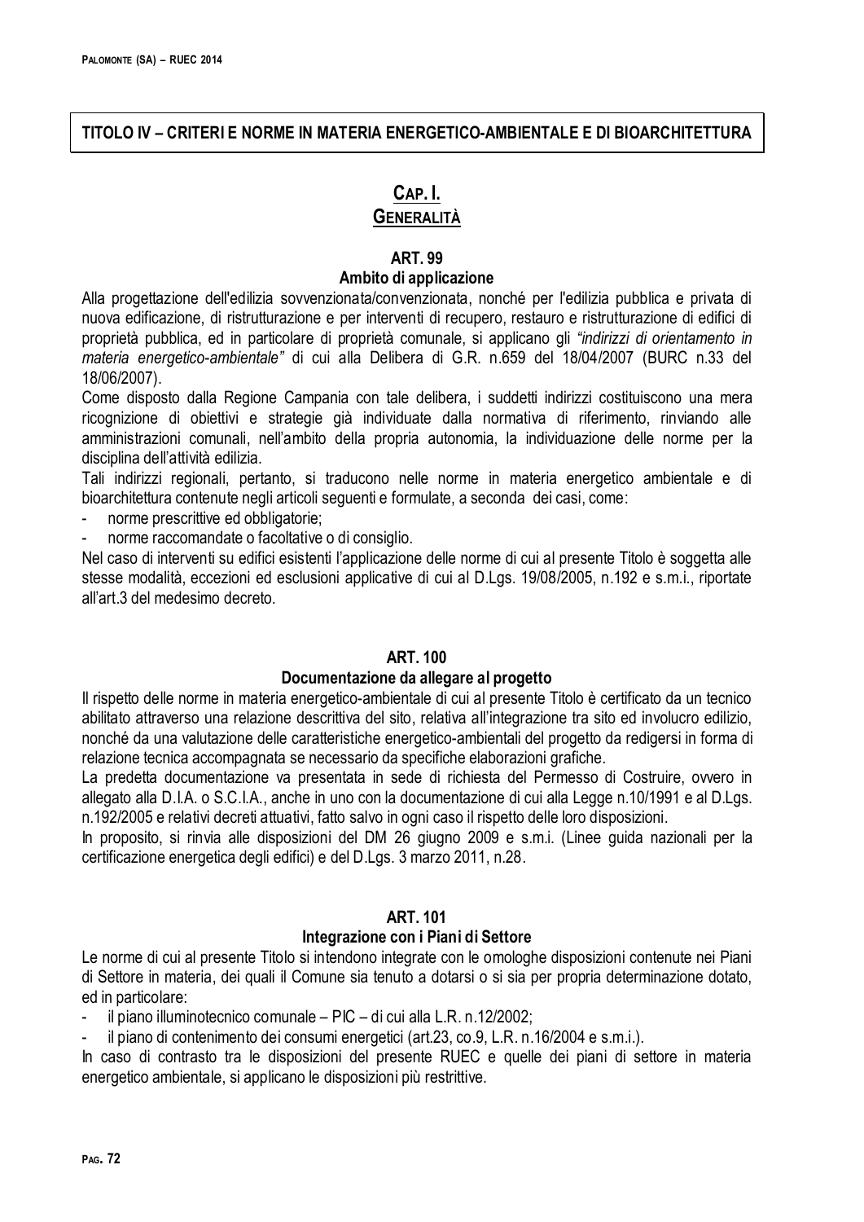## TITOLO IV – CRITERI E NORME IN MATERIA ENERGETICO-AMBIENTALE E DI BIOARCHITETTURA

### CAP. I.
### GENERALITÀ

#### ART. 99
#### Ambito di applicazione

Alla progettazione dell'edilizia sovvenzionata/convenzionata, nonché per l'edilizia pubblica e privata di nuova edificazione, di ristrutturazione e per interventi di recupero, restauro e ristrutturazione di edifici di proprietà pubblica, ed in particolare di proprietà comunale, si applicano gli *"indirizzi di orientamento in materia energetico-ambientale"* di cui alla Delibera di G.R. n.659 del 18/04/2007 (BURC n.33 del 18/06/2007).

Come disposto dalla Regione Campania con tale delibera, i suddetti indirizzi costituiscono una mera ricognizione di obiettivi e strategie già individuate dalla normativa di riferimento, rinviando alle amministrazioni comunali, nell'ambito della propria autonomia, la individuazione delle norme per la disciplina dell'attività edilizia.

Tali indirizzi regionali, pertanto, si traducono nelle norme in materia energetico ambientale e di bioarchitettura contenute negli articoli seguenti e formulate, a seconda dei casi, come:

- norme prescrittive ed obbligatorie;
- norme raccomandate o facoltative o di consiglio.

Nel caso di interventi su edifici esistenti l'applicazione delle norme di cui al presente Titolo è soggetta alle stesse modalità, eccezioni ed esclusioni applicative di cui al D.Lgs. 19/08/2005, n.192 e s.m.i., riportate all'art.3 del medesimo decreto.

#### ART. 100
#### Documentazione da allegare al progetto

Il rispetto delle norme in materia energetico-ambientale di cui al presente Titolo è certificato da un tecnico abilitato attraverso una relazione descrittiva del sito, relativa all'integrazione tra sito ed involucro edilizio, nonché da una valutazione delle caratteristiche energetico-ambientali del progetto da redigersi in forma di relazione tecnica accompagnata se necessario da specifiche elaborazioni grafiche.

La predetta documentazione va presentata in sede di richiesta del Permesso di Costruire, ovvero in allegato alla D.I.A. o S.C.I.A., anche in uno con la documentazione di cui alla Legge n.10/1991 e al D.Lgs. n.192/2005 e relativi decreti attuativi, fatto salvo in ogni caso il rispetto delle loro disposizioni.

In proposito, si rinvia alle disposizioni del DM 26 giugno 2009 e s.m.i. (Linee guida nazionali per la certificazione energetica degli edifici) e del D.Lgs. 3 marzo 2011, n.28.

#### ART. 101
#### Integrazione con i Piani di Settore

Le norme di cui al presente Titolo si intendono integrate con le omologhe disposizioni contenute nei Piani di Settore in materia, dei quali il Comune sia tenuto a dotarsi o si sia per propria determinazione dotato, ed in particolare:

- il piano illuminotecnico comunale – PIC – di cui alla L.R. n.12/2002;
- il piano di contenimento dei consumi energetici (art.23, co.9, L.R. n.16/2004 e s.m.i.).

In caso di contrasto tra le disposizioni del presente RUEC e quelle dei piani di settore in materia energetico ambientale, si applicano le disposizioni più restrittive.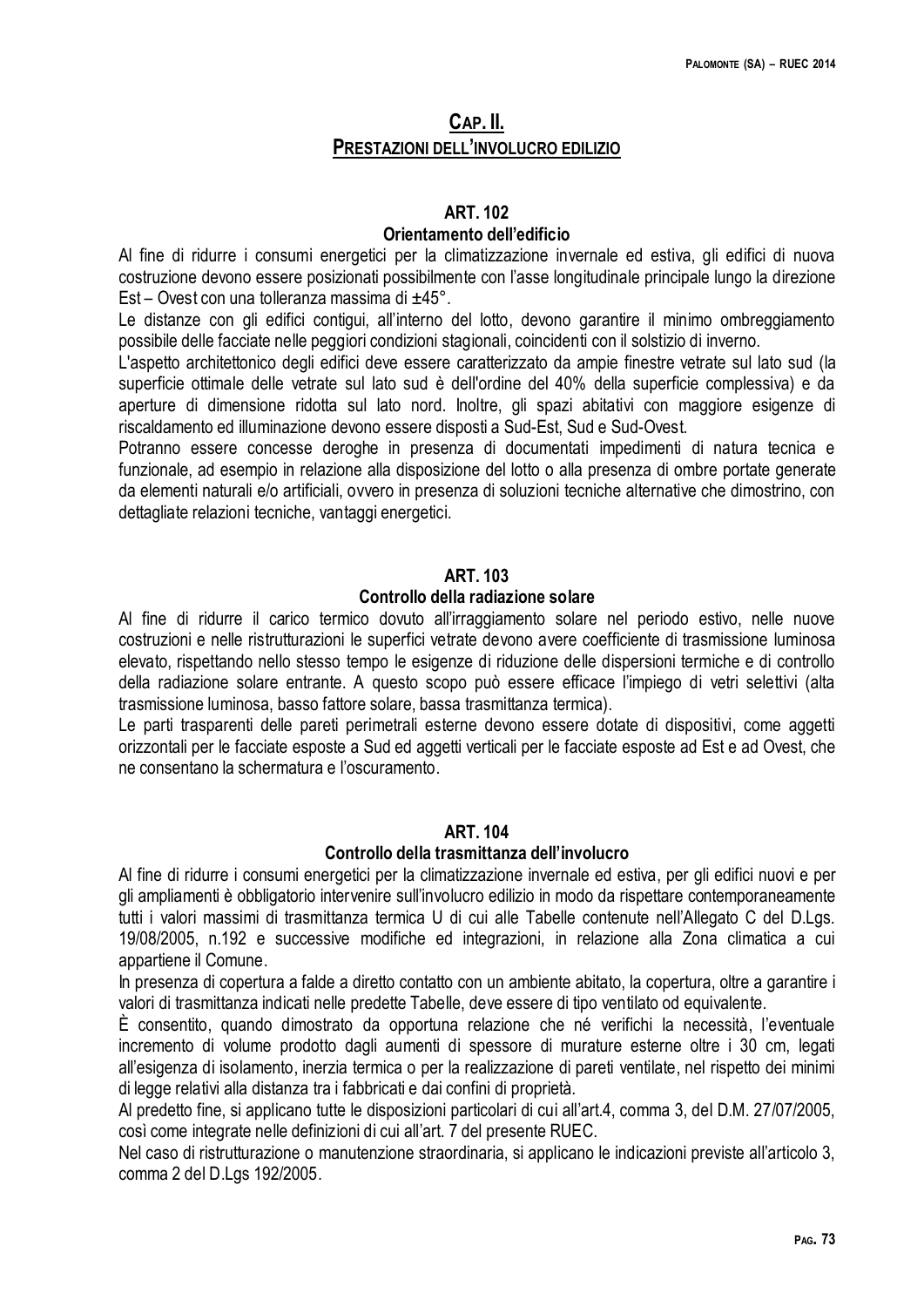## CAP. II.
## PRESTAZIONI DELL'INVOLUCRO EDILIZIO

### ART. 102
### Orientamento dell'edificio

Al fine di ridurre i consumi energetici per la climatizzazione invernale ed estiva, gli edifici di nuova costruzione devono essere posizionati possibilmente con l'asse longitudinale principale lungo la direzione Est – Ovest con una tolleranza massima di ±45°.

Le distanze con gli edifici contigui, all'interno del lotto, devono garantire il minimo ombreggiamento possibile delle facciate nelle peggiori condizioni stagionali, coincidenti con il solstizio di inverno.

L'aspetto architettonico degli edifici deve essere caratterizzato da ampie finestre vetrate sul lato sud (la superficie ottimale delle vetrate sul lato sud è dell'ordine del 40% della superficie complessiva) e da aperture di dimensione ridotta sul lato nord. Inoltre, gli spazi abitativi con maggiore esigenze di riscaldamento ed illuminazione devono essere disposti a Sud-Est, Sud e Sud-Ovest.

Potranno essere concesse deroghe in presenza di documentati impedimenti di natura tecnica e funzionale, ad esempio in relazione alla disposizione del lotto o alla presenza di ombre portate generate da elementi naturali e/o artificiali, ovvero in presenza di soluzioni tecniche alternative che dimostrino, con dettagliate relazioni tecniche, vantaggi energetici.

### ART. 103
### Controllo della radiazione solare

Al fine di ridurre il carico termico dovuto all'irraggiamento solare nel periodo estivo, nelle nuove costruzioni e nelle ristrutturazioni le superfici vetrate devono avere coefficiente di trasmissione luminosa elevato, rispettando nello stesso tempo le esigenze di riduzione delle dispersioni termiche e di controllo della radiazione solare entrante. A questo scopo può essere efficace l'impiego di vetri selettivi (alta trasmissione luminosa, basso fattore solare, bassa trasmittanza termica).

Le parti trasparenti delle pareti perimetrali esterne devono essere dotate di dispositivi, come aggetti orizzontali per le facciate esposte a Sud ed aggetti verticali per le facciate esposte ad Est e ad Ovest, che ne consentano la schermatura e l'oscuramento.

### ART. 104
### Controllo della trasmittanza dell'involucro

Al fine di ridurre i consumi energetici per la climatizzazione invernale ed estiva, per gli edifici nuovi e per gli ampliamenti è obbligatorio intervenire sull'involucro edilizio in modo da rispettare contemporaneamente tutti i valori massimi di trasmittanza termica U di cui alle Tabelle contenute nell'Allegato C del D.Lgs. 19/08/2005, n.192 e successive modifiche ed integrazioni, in relazione alla Zona climatica a cui appartiene il Comune.

In presenza di copertura a falde a diretto contatto con un ambiente abitato, la copertura, oltre a garantire i valori di trasmittanza indicati nelle predette Tabelle, deve essere di tipo ventilato od equivalente.

È consentito, quando dimostrato da opportuna relazione che né verifichi la necessità, l'eventuale incremento di volume prodotto dagli aumenti di spessore di murature esterne oltre i 30 cm, legati all'esigenza di isolamento, inerzia termica o per la realizzazione di pareti ventilate, nel rispetto dei minimi di legge relativi alla distanza tra i fabbricati e dai confini di proprietà.

Al predetto fine, si applicano tutte le disposizioni particolari di cui all'art.4, comma 3, del D.M. 27/07/2005, così come integrate nelle definizioni di cui all'art. 7 del presente RUEC.

Nel caso di ristrutturazione o manutenzione straordinaria, si applicano le indicazioni previste all'articolo 3, comma 2 del D.Lgs 192/2005.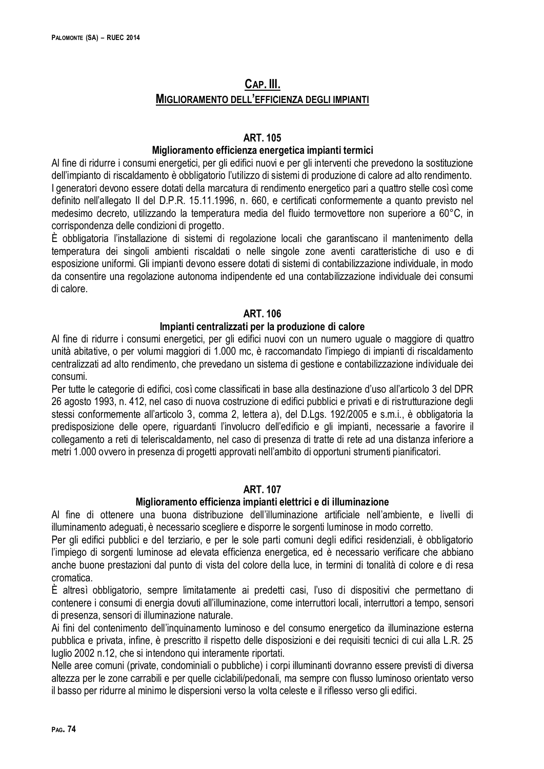## CAP. III.
## MIGLIORAMENTO DELL'EFFICIENZA DEGLI IMPIANTI

### ART. 105
#### Miglioramento efficienza energetica impianti termici

Al fine di ridurre i consumi energetici, per gli edifici nuovi e per gli interventi che prevedono la sostituzione dell'impianto di riscaldamento è obbligatorio l'utilizzo di sistemi di produzione di calore ad alto rendimento.
I generatori devono essere dotati della marcatura di rendimento energetico pari a quattro stelle così come definito nell'allegato II del D.P.R. 15.11.1996, n. 660, e certificati conformemente a quanto previsto nel medesimo decreto, utilizzando la temperatura media del fluido termovettore non superiore a 60°C, in corrispondenza delle condizioni di progetto.
È obbligatoria l'installazione di sistemi di regolazione locali che garantiscano il mantenimento della temperatura dei singoli ambienti riscaldati o nelle singole zone aventi caratteristiche di uso e di esposizione uniformi. Gli impianti devono essere dotati di sistemi di contabilizzazione individuale, in modo da consentire una regolazione autonoma indipendente ed una contabilizzazione individuale dei consumi di calore.

### ART. 106
#### Impianti centralizzati per la produzione di calore

Al fine di ridurre i consumi energetici, per gli edifici nuovi con un numero uguale o maggiore di quattro unità abitative, o per volumi maggiori di 1.000 mc, è raccomandato l'impiego di impianti di riscaldamento centralizzati ad alto rendimento, che prevedano un sistema di gestione e contabilizzazione individuale dei consumi.
Per tutte le categorie di edifici, così come classificati in base alla destinazione d'uso all'articolo 3 del DPR 26 agosto 1993, n. 412, nel caso di nuova costruzione di edifici pubblici e privati e di ristrutturazione degli stessi conformemente all'articolo 3, comma 2, lettera a), del D.Lgs. 192/2005 e s.m.i., è obbligatoria la predisposizione delle opere, riguardanti l'involucro dell'edificio e gli impianti, necessarie a favorire il collegamento a reti di teleriscaldamento, nel caso di presenza di tratte di rete ad una distanza inferiore a metri 1.000 ovvero in presenza di progetti approvati nell'ambito di opportuni strumenti pianificatori.

### ART. 107
#### Miglioramento efficienza impianti elettrici e di illuminazione

Al fine di ottenere una buona distribuzione dell'illuminazione artificiale nell'ambiente, e livelli di illuminamento adeguati, è necessario scegliere e disporre le sorgenti luminose in modo corretto.
Per gli edifici pubblici e del terziario, e per le sole parti comuni degli edifici residenziali, è obbligatorio l'impiego di sorgenti luminose ad elevata efficienza energetica, ed è necessario verificare che abbiano anche buone prestazioni dal punto di vista del colore della luce, in termini di tonalità di colore e di resa cromatica.
È altresì obbligatorio, sempre limitatamente ai predetti casi, l'uso di dispositivi che permettano di contenere i consumi di energia dovuti all'illuminazione, come interruttori locali, interruttori a tempo, sensori di presenza, sensori di illuminazione naturale.
Ai fini del contenimento dell'inquinamento luminoso e del consumo energetico da illuminazione esterna pubblica e privata, infine, è prescritto il rispetto delle disposizioni e dei requisiti tecnici di cui alla L.R. 25 luglio 2002 n.12, che si intendono qui interamente riportati.
Nelle aree comuni (private, condominiali o pubbliche) i corpi illuminanti dovranno essere previsti di diversa altezza per le zone carrabili e per quelle ciclabili/pedonali, ma sempre con flusso luminoso orientato verso il basso per ridurre al minimo le dispersioni verso la volta celeste e il riflesso verso gli edifici.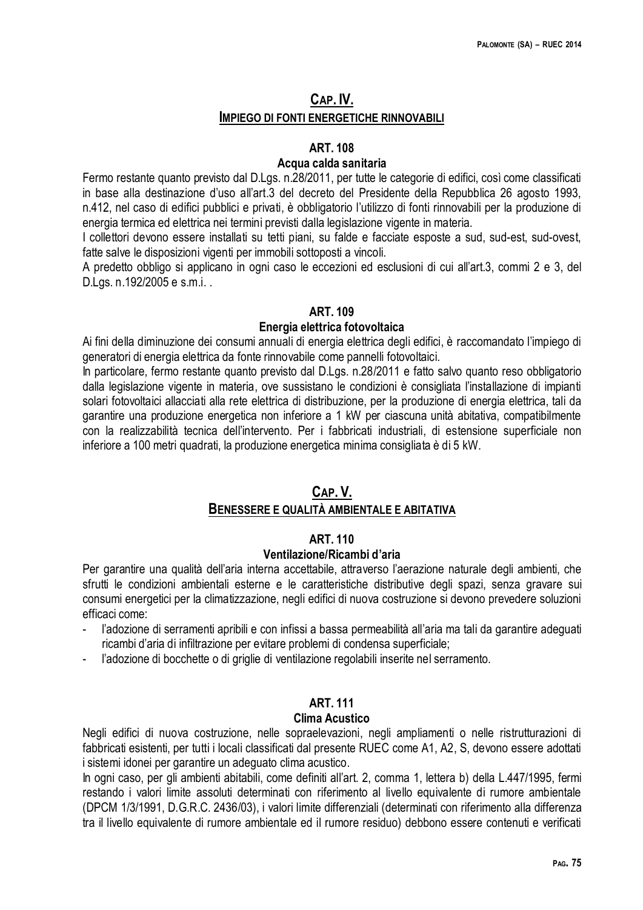## CAP. IV.

### IMPIEGO DI FONTI ENERGETICHE RINNOVABILI

#### ART. 108

#### Acqua calda sanitaria

Fermo restante quanto previsto dal D.Lgs. n.28/2011, per tutte le categorie di edifici, così come classificati in base alla destinazione d'uso all'art.3 del decreto del Presidente della Repubblica 26 agosto 1993, n.412, nel caso di edifici pubblici e privati, è obbligatorio l'utilizzo di fonti rinnovabili per la produzione di energia termica ed elettrica nei termini previsti dalla legislazione vigente in materia.

I collettori devono essere installati su tetti piani, su falde e facciate esposte a sud, sud-est, sud-ovest, fatte salve le disposizioni vigenti per immobili sottoposti a vincoli.

A predetto obbligo si applicano in ogni caso le eccezioni ed esclusioni di cui all'art.3, commi 2 e 3, del D.Lgs. n.192/2005 e s.m.i. .

#### ART. 109

#### Energia elettrica fotovoltaica

Ai fini della diminuzione dei consumi annuali di energia elettrica degli edifici, è raccomandato l'impiego di generatori di energia elettrica da fonte rinnovabile come pannelli fotovoltaici.

In particolare, fermo restante quanto previsto dal D.Lgs. n.28/2011 e fatto salvo quanto reso obbligatorio dalla legislazione vigente in materia, ove sussistano le condizioni è consigliata l'installazione di impianti solari fotovoltaici allacciati alla rete elettrica di distribuzione, per la produzione di energia elettrica, tali da garantire una produzione energetica non inferiore a 1 kW per ciascuna unità abitativa, compatibilmente con la realizzabilità tecnica dell'intervento. Per i fabbricati industriali, di estensione superficiale non inferiore a 100 metri quadrati, la produzione energetica minima consigliata è di 5 kW.

## CAP. V.

### BENESSERE E QUALITÀ AMBIENTALE E ABITATIVA

#### ART. 110

#### Ventilazione/Ricambi d'aria

Per garantire una qualità dell'aria interna accettabile, attraverso l'aerazione naturale degli ambienti, che sfrutti le condizioni ambientali esterne e le caratteristiche distributive degli spazi, senza gravare sui consumi energetici per la climatizzazione, negli edifici di nuova costruzione si devono prevedere soluzioni efficaci come:

- l'adozione di serramenti apribili e con infissi a bassa permeabilità all'aria ma tali da garantire adeguati ricambi d'aria di infiltrazione per evitare problemi di condensa superficiale;
- l'adozione di bocchette o di griglie di ventilazione regolabili inserite nel serramento.

#### ART. 111

#### Clima Acustico

Negli edifici di nuova costruzione, nelle sopraelevazioni, negli ampliamenti o nelle ristrutturazioni di fabbricati esistenti, per tutti i locali classificati dal presente RUEC come A1, A2, S, devono essere adottati i sistemi idonei per garantire un adeguato clima acustico.

In ogni caso, per gli ambienti abitabili, come definiti all'art. 2, comma 1, lettera b) della L.447/1995, fermi restando i valori limite assoluti determinati con riferimento al livello equivalente di rumore ambientale (DPCM 1/3/1991, D.G.R.C. 2436/03), i valori limite differenziali (determinati con riferimento alla differenza tra il livello equivalente di rumore ambientale ed il rumore residuo) debbono essere contenuti e verificati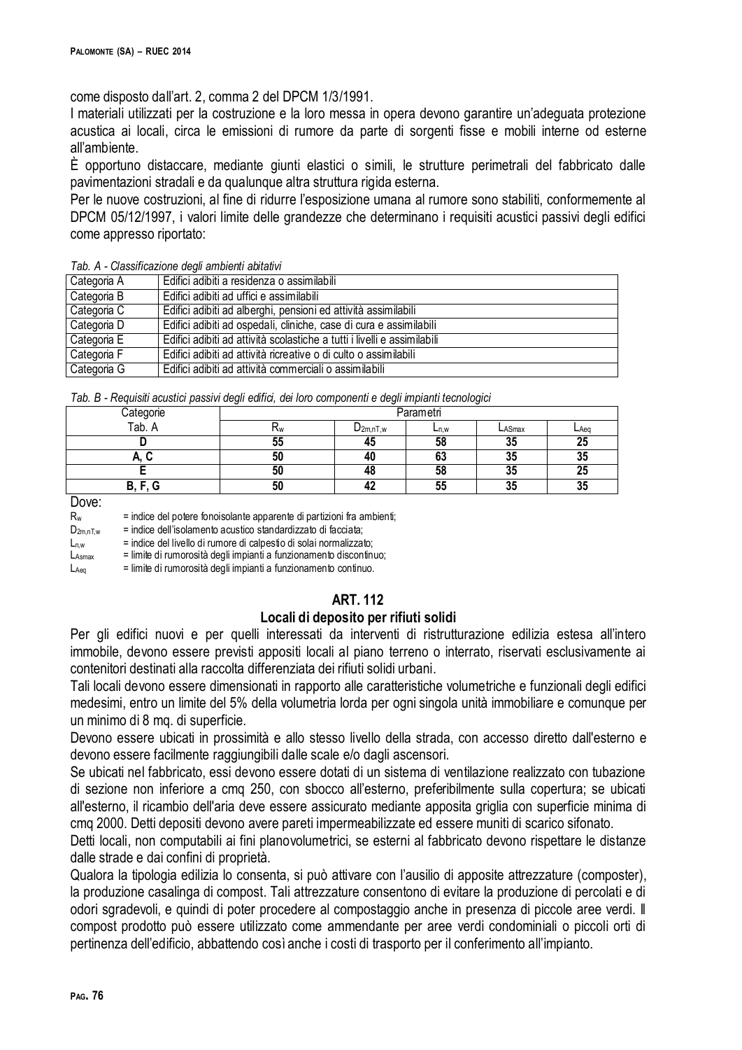come disposto dall'art. 2, comma 2 del DPCM 1/3/1991.

I materiali utilizzati per la costruzione e la loro messa in opera devono garantire un'adeguata protezione acustica ai locali, circa le emissioni di rumore da parte di sorgenti fisse e mobili interne od esterne all'ambiente.

È opportuno distaccare, mediante giunti elastici o simili, le strutture perimetrali del fabbricato dalle pavimentazioni stradali e da qualunque altra struttura rigida esterna.

Per le nuove costruzioni, al fine di ridurre l'esposizione umana al rumore sono stabiliti, conformemente al DPCM 05/12/1997, i valori limite delle grandezze che determinano i requisiti acustici passivi degli edifici come appresso riportato:

*Tab. A - Classificazione degli ambienti abitativi*

| | |
|---|---|
| Categoria A | Edifici adibiti a residenza o assimilabili |
| Categoria B | Edifici adibiti ad uffici e assimilabili |
| Categoria C | Edifici adibiti ad alberghi, pensioni ed attività assimilabili |
| Categoria D | Edifici adibiti ad ospedali, cliniche, case di cura e assimilabili |
| Categoria E | Edifici adibiti ad attività scolastiche a tutti i livelli e assimilabili |
| Categoria F | Edifici adibiti ad attività ricreative o di culto o assimilabili |
| Categoria G | Edifici adibiti ad attività commerciali o assimilabili |

*Tab. B - Requisiti acustici passivi degli edifici, dei loro componenti e degli impianti tecnologici*

| Categorie | Parametri | | | | |
|---|---|---|---|---|---|
| Tab. A | $R_w$ | $D_{2m,nT,w}$ | $L_{n,w}$ | $L_{ASmax}$ | $L_{Aeq}$ |
| **D** | **55** | **45** | **58** | **35** | **25** |
| **A, C** | **50** | **40** | **63** | **35** | **35** |
| **E** | **50** | **48** | **58** | **35** | **25** |
| **B, F, G** | **50** | **42** | **55** | **35** | **35** |

Dove:

$R_w$ = indice del potere fonoisolante apparente di partizioni fra ambienti;

$D_{2m,nT,w}$ = indice dell'isolamento acustico standardizzato di facciata;

$L_{n,w}$ = indice del livello di rumore di calpestio di solai normalizzato;

$L_{ASmax}$ = limite di rumorosità degli impianti a funzionamento discontinuo;

$L_{Aeq}$ = limite di rumorosità degli impianti a funzionamento continuo.

## ART. 112
### Locali di deposito per rifiuti solidi

Per gli edifici nuovi e per quelli interessati da interventi di ristrutturazione edilizia estesa all'intero immobile, devono essere previsti appositi locali al piano terreno o interrato, riservati esclusivamente ai contenitori destinati alla raccolta differenziata dei rifiuti solidi urbani.

Tali locali devono essere dimensionati in rapporto alle caratteristiche volumetriche e funzionali degli edifici medesimi, entro un limite del 5% della volumetria lorda per ogni singola unità immobiliare e comunque per un minimo di 8 mq. di superficie.

Devono essere ubicati in prossimità e allo stesso livello della strada, con accesso diretto dall'esterno e devono essere facilmente raggiungibili dalle scale e/o dagli ascensori.

Se ubicati nel fabbricato, essi devono essere dotati di un sistema di ventilazione realizzato con tubazione di sezione non inferiore a cmq 250, con sbocco all'esterno, preferibilmente sulla copertura; se ubicati all'esterno, il ricambio dell'aria deve essere assicurato mediante apposita griglia con superficie minima di cmq 2000. Detti depositi devono avere pareti impermeabilizzate ed essere muniti di scarico sifonato.

Detti locali, non computabili ai fini planovolumetrici, se esterni al fabbricato devono rispettare le distanze dalle strade e dai confini di proprietà.

Qualora la tipologia edilizia lo consenta, si può attivare con l'ausilio di apposite attrezzature (composter), la produzione casalinga di compost. Tali attrezzature consentono di evitare la produzione di percolati e di odori sgradevoli, e quindi di poter procedere al compostaggio anche in presenza di piccole aree verdi. Il compost prodotto può essere utilizzato come ammendante per aree verdi condominiali o piccoli orti di pertinenza dell'edificio, abbattendo così anche i costi di trasporto per il conferimento all'impianto.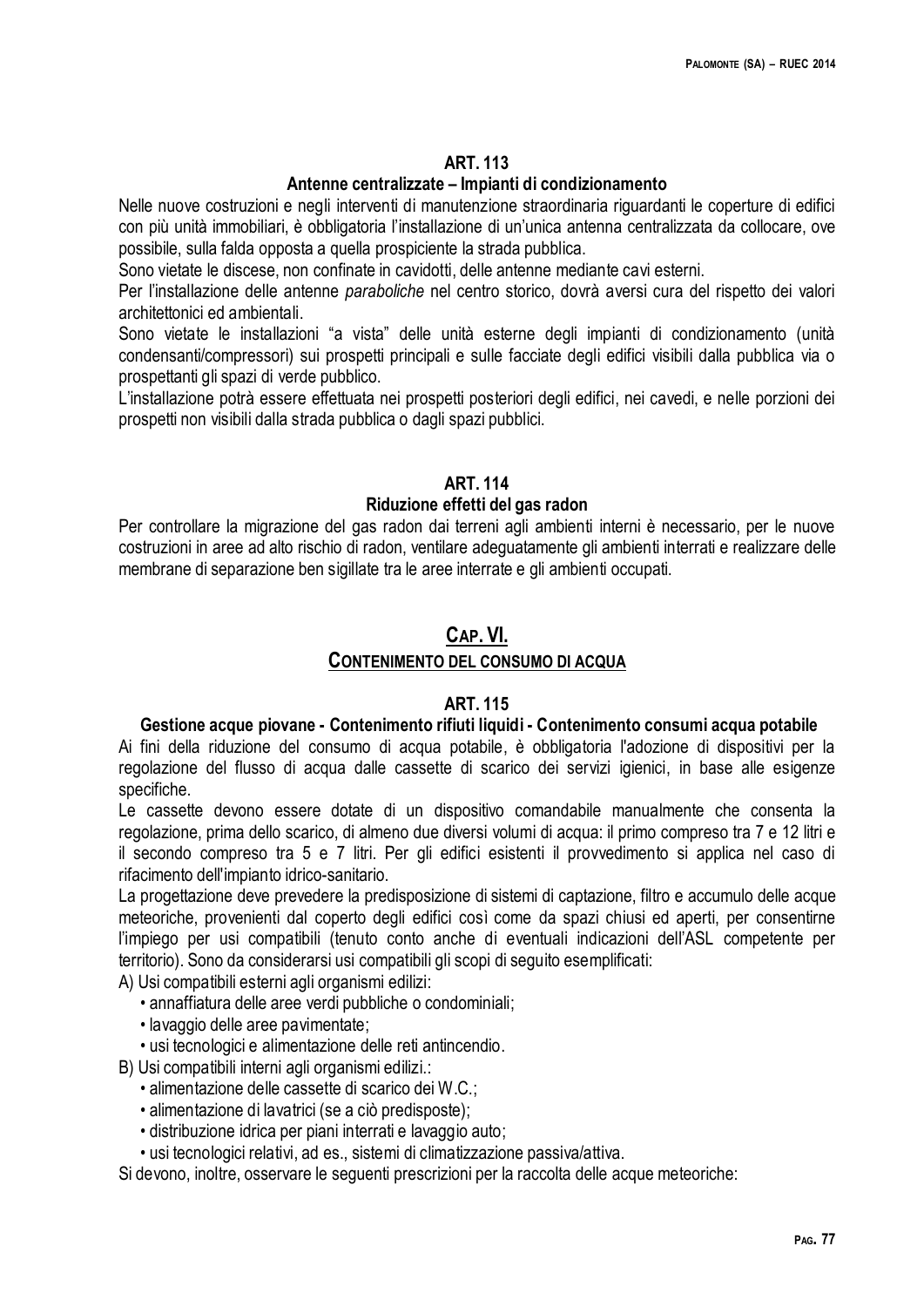## ART. 113

### Antenne centralizzate – Impianti di condizionamento

Nelle nuove costruzioni e negli interventi di manutenzione straordinaria riguardanti le coperture di edifici con più unità immobiliari, è obbligatoria l'installazione di un'unica antenna centralizzata da collocare, ove possibile, sulla falda opposta a quella prospiciente la strada pubblica.

Sono vietate le discese, non confinate in cavidotti, delle antenne mediante cavi esterni.

Per l'installazione delle antenne *paraboliche* nel centro storico, dovrà aversi cura del rispetto dei valori architettonici ed ambientali.

Sono vietate le installazioni "a vista" delle unità esterne degli impianti di condizionamento (unità condensanti/compressori) sui prospetti principali e sulle facciate degli edifici visibili dalla pubblica via o prospettanti gli spazi di verde pubblico.

L'installazione potrà essere effettuata nei prospetti posteriori degli edifici, nei cavedi, e nelle porzioni dei prospetti non visibili dalla strada pubblica o dagli spazi pubblici.

## ART. 114

### Riduzione effetti del gas radon

Per controllare la migrazione del gas radon dai terreni agli ambienti interni è necessario, per le nuove costruzioni in aree ad alto rischio di radon, ventilare adeguatamente gli ambienti interrati e realizzare delle membrane di separazione ben sigillate tra le aree interrate e gli ambienti occupati.

# CAP. VI.

# CONTENIMENTO DEL CONSUMO DI ACQUA

## ART. 115

### Gestione acque piovane - Contenimento rifiuti liquidi - Contenimento consumi acqua potabile

Ai fini della riduzione del consumo di acqua potabile, è obbligatoria l'adozione di dispositivi per la regolazione del flusso di acqua dalle cassette di scarico dei servizi igienici, in base alle esigenze specifiche.

Le cassette devono essere dotate di un dispositivo comandabile manualmente che consenta la regolazione, prima dello scarico, di almeno due diversi volumi di acqua: il primo compreso tra 7 e 12 litri e il secondo compreso tra 5 e 7 litri. Per gli edifici esistenti il provvedimento si applica nel caso di rifacimento dell'impianto idrico-sanitario.

La progettazione deve prevedere la predisposizione di sistemi di captazione, filtro e accumulo delle acque meteoriche, provenienti dal coperto degli edifici così come da spazi chiusi ed aperti, per consentirne l'impiego per usi compatibili (tenuto conto anche di eventuali indicazioni dell'ASL competente per territorio). Sono da considerarsi usi compatibili gli scopi di seguito esemplificati:

A) Usi compatibili esterni agli organismi edilizi:
- annaffiatura delle aree verdi pubbliche o condominiali;
- lavaggio delle aree pavimentate;
- usi tecnologici e alimentazione delle reti antincendio.

B) Usi compatibili interni agli organismi edilizi.:
- alimentazione delle cassette di scarico dei W.C.;
- alimentazione di lavatrici (se a ciò predisposte);
- distribuzione idrica per piani interrati e lavaggio auto;
- usi tecnologici relativi, ad es., sistemi di climatizzazione passiva/attiva.

Si devono, inoltre, osservare le seguenti prescrizioni per la raccolta delle acque meteoriche: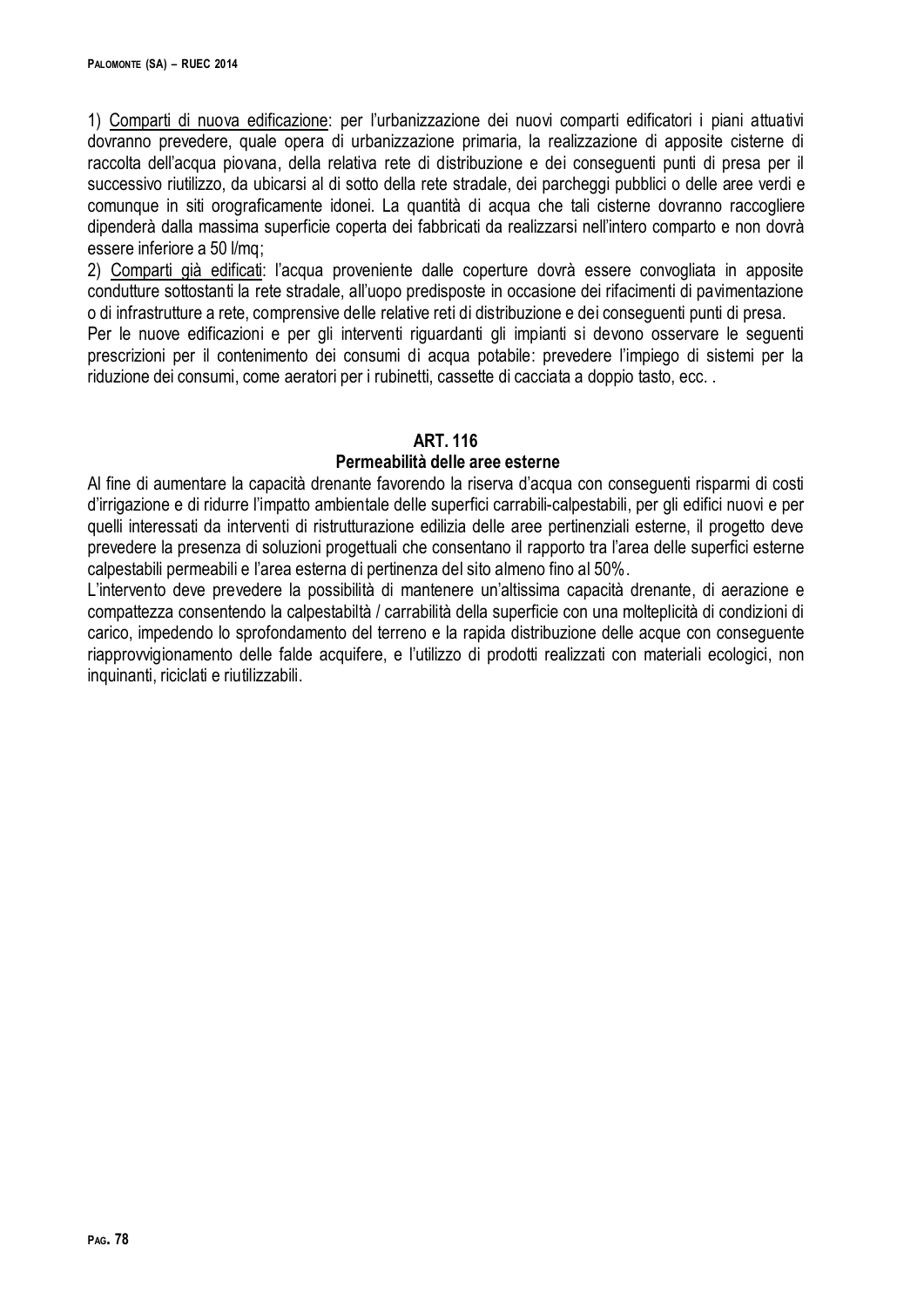1) Comparti di nuova edificazione: per l'urbanizzazione dei nuovi comparti edificatori i piani attuativi dovranno prevedere, quale opera di urbanizzazione primaria, la realizzazione di apposite cisterne di raccolta dell'acqua piovana, della relativa rete di distribuzione e dei conseguenti punti di presa per il successivo riutilizzo, da ubicarsi al di sotto della rete stradale, dei parcheggi pubblici o delle aree verdi e comunque in siti orograficamente idonei. La quantità di acqua che tali cisterne dovranno raccogliere dipenderà dalla massima superficie coperta dei fabbricati da realizzarsi nell'intero comparto e non dovrà essere inferiore a 50 l/mq;

2) Comparti già edificati: l'acqua proveniente dalle coperture dovrà essere convogliata in apposite condutture sottostanti la rete stradale, all'uopo predisposte in occasione dei rifacimenti di pavimentazione o di infrastrutture a rete, comprensive delle relative reti di distribuzione e dei conseguenti punti di presa.

Per le nuove edificazioni e per gli interventi riguardanti gli impianti si devono osservare le seguenti prescrizioni per il contenimento dei consumi di acqua potabile: prevedere l'impiego di sistemi per la riduzione dei consumi, come aeratori per i rubinetti, cassette di cacciata a doppio tasto, ecc. .

## ART. 116
### Permeabilità delle aree esterne

Al fine di aumentare la capacità drenante favorendo la riserva d'acqua con conseguenti risparmi di costi d'irrigazione e di ridurre l'impatto ambientale delle superfici carrabili-calpestabili, per gli edifici nuovi e per quelli interessati da interventi di ristrutturazione edilizia delle aree pertinenziali esterne, il progetto deve prevedere la presenza di soluzioni progettuali che consentano il rapporto tra l'area delle superfici esterne calpestabili permeabili e l'area esterna di pertinenza del sito almeno fino al 50%.

L'intervento deve prevedere la possibilità di mantenere un'altissima capacità drenante, di aerazione e compattezza consentendo la calpestabiltà / carrabilità della superficie con una molteplicità di condizioni di carico, impedendo lo sprofondamento del terreno e la rapida distribuzione delle acque con conseguente riapprovvigionamento delle falde acquifere, e l'utilizzo di prodotti realizzati con materiali ecologici, non inquinanti, riciclati e riutilizzabili.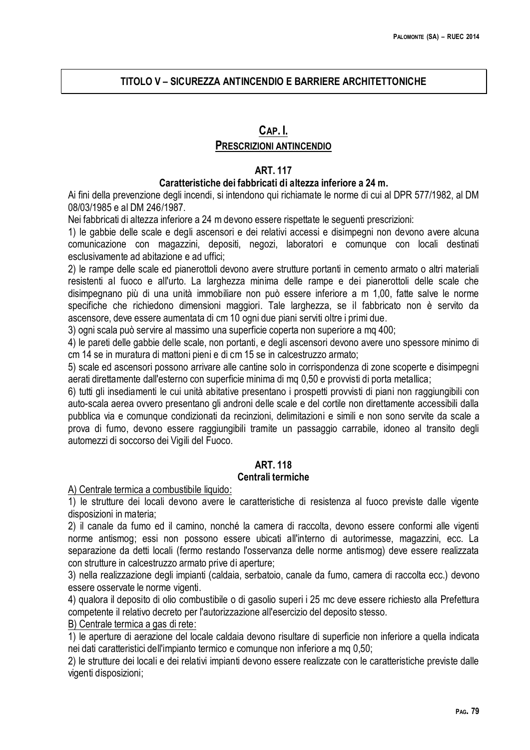## TITOLO V – SICUREZZA ANTINCENDIO E BARRIERE ARCHITETTONICHE

### CAP. I.
### PRESCRIZIONI ANTINCENDIO

#### ART. 117
#### Caratteristiche dei fabbricati di altezza inferiore a 24 m.

Ai fini della prevenzione degli incendi, si intendono qui richiamate le norme di cui al DPR 577/1982, al DM 08/03/1985 e al DM 246/1987.

Nei fabbricati di altezza inferiore a 24 m devono essere rispettate le seguenti prescrizioni:

1) le gabbie delle scale e degli ascensori e dei relativi accessi e disimpegni non devono avere alcuna comunicazione con magazzini, depositi, negozi, laboratori e comunque con locali destinati esclusivamente ad abitazione e ad uffici;

2) le rampe delle scale ed pianerottoli devono avere strutture portanti in cemento armato o altri materiali resistenti al fuoco e all'urto. La larghezza minima delle rampe e dei pianerottoli delle scale che disimpegnano più di una unità immobiliare non può essere inferiore a m 1,00, fatte salve le norme specifiche che richiedono dimensioni maggiori. Tale larghezza, se il fabbricato non è servito da ascensore, deve essere aumentata di cm 10 ogni due piani serviti oltre i primi due.

3) ogni scala può servire al massimo una superficie coperta non superiore a mq 400;

4) le pareti delle gabbie delle scale, non portanti, e degli ascensori devono avere uno spessore minimo di cm 14 se in muratura di mattoni pieni e di cm 15 se in calcestruzzo armato;

5) scale ed ascensori possono arrivare alle cantine solo in corrispondenza di zone scoperte e disimpegni aerati direttamente dall'esterno con superficie minima di mq 0,50 e provvisti di porta metallica;

6) tutti gli insediamenti le cui unità abitative presentano i prospetti provvisti di piani non raggiungibili con auto-scala aerea ovvero presentano gli androni delle scale e del cortile non direttamente accessibili dalla pubblica via e comunque condizionati da recinzioni, delimitazioni e simili e non sono servite da scale a prova di fumo, devono essere raggiungibili tramite un passaggio carrabile, idoneo al transito degli automezzi di soccorso dei Vigili del Fuoco.

#### ART. 118
#### Centrali termiche

A) Centrale termica a combustibile liquido:

1) le strutture dei locali devono avere le caratteristiche di resistenza al fuoco previste dalle vigente disposizioni in materia;

2) il canale da fumo ed il camino, nonché la camera di raccolta, devono essere conformi alle vigenti norme antismog; essi non possono essere ubicati all'interno di autorimesse, magazzini, ecc. La separazione da detti locali (fermo restando l'osservanza delle norme antismog) deve essere realizzata con strutture in calcestruzzo armato prive di aperture;

3) nella realizzazione degli impianti (caldaia, serbatoio, canale da fumo, camera di raccolta ecc.) devono essere osservate le norme vigenti.

4) qualora il deposito di olio combustibile o di gasolio superi i 25 mc deve essere richiesto alla Prefettura competente il relativo decreto per l'autorizzazione all'esercizio del deposito stesso.

B) Centrale termica a gas di rete:

1) le aperture di aerazione del locale caldaia devono risultare di superficie non inferiore a quella indicata nei dati caratteristici dell'impianto termico e comunque non inferiore a mq 0,50;

2) le strutture dei locali e dei relativi impianti devono essere realizzate con le caratteristiche previste dalle vigenti disposizioni;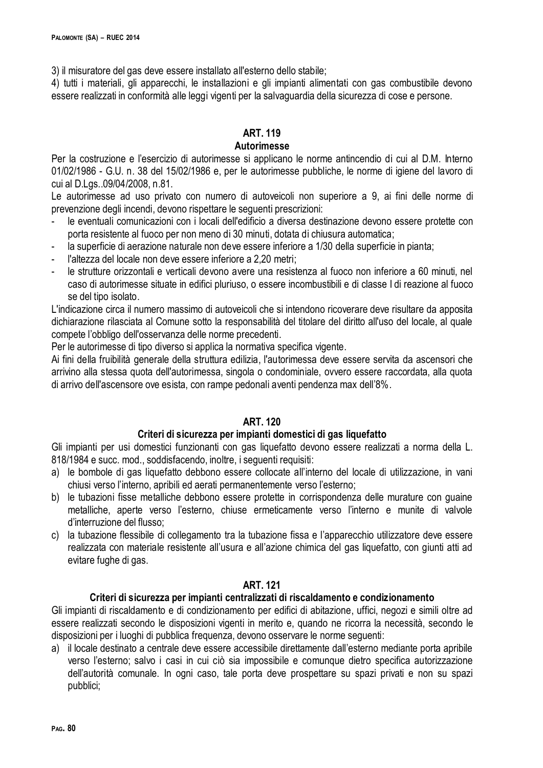3) il misuratore del gas deve essere installato all'esterno dello stabile;

4) tutti i materiali, gli apparecchi, le installazioni e gli impianti alimentati con gas combustibile devono essere realizzati in conformità alle leggi vigenti per la salvaguardia della sicurezza di cose e persone.

## ART. 119
### Autorimesse

Per la costruzione e l'esercizio di autorimesse si applicano le norme antincendio di cui al D.M. Interno 01/02/1986 - G.U. n. 38 del 15/02/1986 e, per le autorimesse pubbliche, le norme di igiene del lavoro di cui al D.Lgs..09/04/2008, n.81.

Le autorimesse ad uso privato con numero di autoveicoli non superiore a 9, ai fini delle norme di prevenzione degli incendi, devono rispettare le seguenti prescrizioni:

- le eventuali comunicazioni con i locali dell'edificio a diversa destinazione devono essere protette con porta resistente al fuoco per non meno di 30 minuti, dotata di chiusura automatica;
- la superficie di aerazione naturale non deve essere inferiore a 1/30 della superficie in pianta;
- l'altezza del locale non deve essere inferiore a 2,20 metri;
- le strutture orizzontali e verticali devono avere una resistenza al fuoco non inferiore a 60 minuti, nel caso di autorimesse situate in edifici pluriuso, o essere incombustibili e di classe I di reazione al fuoco se del tipo isolato.

L'indicazione circa il numero massimo di autoveicoli che si intendono ricoverare deve risultare da apposita dichiarazione rilasciata al Comune sotto la responsabilità del titolare del diritto all'uso del locale, al quale compete l'obbligo dell'osservanza delle norme precedenti.

Per le autorimesse di tipo diverso si applica la normativa specifica vigente.

Ai fini della fruibilità generale della struttura edilizia, l'autorimessa deve essere servita da ascensori che arrivino alla stessa quota dell'autorimessa, singola o condominiale, ovvero essere raccordata, alla quota di arrivo dell'ascensore ove esista, con rampe pedonali aventi pendenza max dell'8%.

## ART. 120
### Criteri di sicurezza per impianti domestici di gas liquefatto

Gli impianti per usi domestici funzionanti con gas liquefatto devono essere realizzati a norma della L. 818/1984 e succ. mod., soddisfacendo, inoltre, i seguenti requisiti:

a) le bombole di gas liquefatto debbono essere collocate all'interno del locale di utilizzazione, in vani chiusi verso l'interno, apribili ed aerati permanentemente verso l'esterno;

b) le tubazioni fisse metalliche debbono essere protette in corrispondenza delle murature con guaine metalliche, aperte verso l'esterno, chiuse ermeticamente verso l'interno e munite di valvole d'interruzione del flusso;

c) la tubazione flessibile di collegamento tra la tubazione fissa e l'apparecchio utilizzatore deve essere realizzata con materiale resistente all'usura e all'azione chimica del gas liquefatto, con giunti atti ad evitare fughe di gas.

## ART. 121
### Criteri di sicurezza per impianti centralizzati di riscaldamento e condizionamento

Gli impianti di riscaldamento e di condizionamento per edifici di abitazione, uffici, negozi e simili oltre ad essere realizzati secondo le disposizioni vigenti in merito e, quando ne ricorra la necessità, secondo le disposizioni per i luoghi di pubblica frequenza, devono osservare le norme seguenti:

a) il locale destinato a centrale deve essere accessibile direttamente dall'esterno mediante porta apribile verso l'esterno; salvo i casi in cui ciò sia impossibile e comunque dietro specifica autorizzazione dell'autorità comunale. In ogni caso, tale porta deve prospettare su spazi privati e non su spazi pubblici;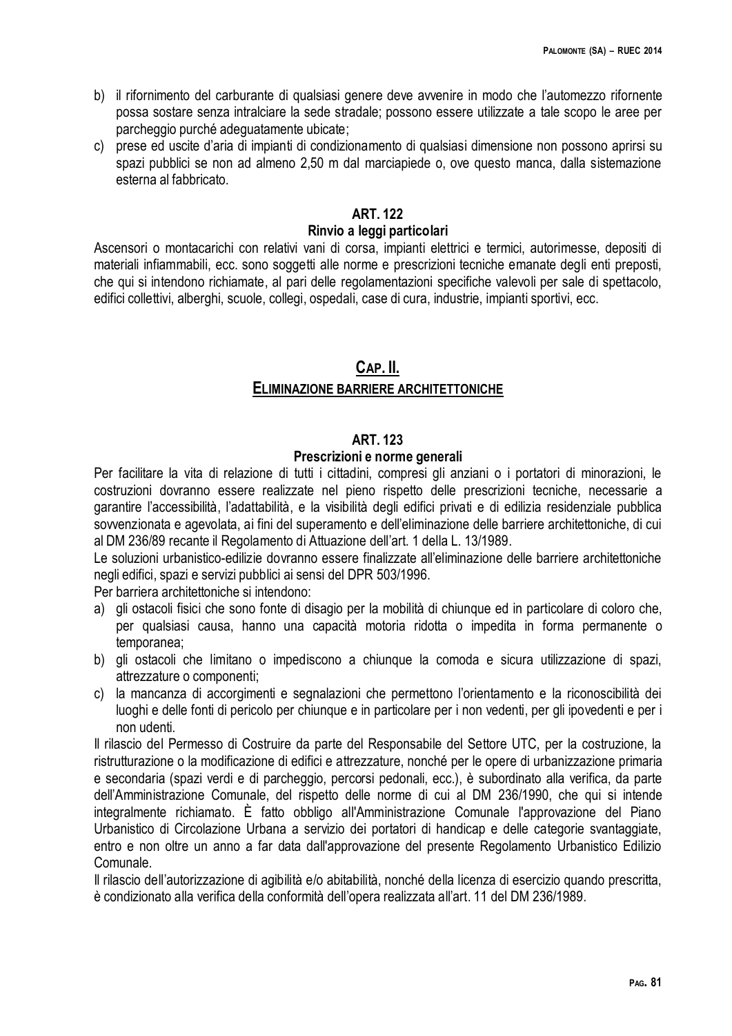b) il rifornimento del carburante di qualsiasi genere deve avvenire in modo che l'automezzo rifornente possa sostare senza intralciare la sede stradale; possono essere utilizzate a tale scopo le aree per parcheggio purché adeguatamente ubicate;
c) prese ed uscite d'aria di impianti di condizionamento di qualsiasi dimensione non possono aprirsi su spazi pubblici se non ad almeno 2,50 m dal marciapiede o, ove questo manca, dalla sistemazione esterna al fabbricato.

### ART. 122
### Rinvio a leggi particolari

Ascensori o montacarichi con relativi vani di corsa, impianti elettrici e termici, autorimesse, depositi di materiali infiammabili, ecc. sono soggetti alle norme e prescrizioni tecniche emanate degli enti preposti, che qui si intendono richiamate, al pari delle regolamentazioni specifiche valevoli per sale di spettacolo, edifici collettivi, alberghi, scuole, collegi, ospedali, case di cura, industrie, impianti sportivi, ecc.

## CAP. II.
## ELIMINAZIONE BARRIERE ARCHITETTONICHE

### ART. 123
### Prescrizioni e norme generali

Per facilitare la vita di relazione di tutti i cittadini, compresi gli anziani o i portatori di minorazioni, le costruzioni dovranno essere realizzate nel pieno rispetto delle prescrizioni tecniche, necessarie a garantire l'accessibilità, l'adattabilità, e la visibilità degli edifici privati e di edilizia residenziale pubblica sovvenzionata e agevolata, ai fini del superamento e dell'eliminazione delle barriere architettoniche, di cui al DM 236/89 recante il Regolamento di Attuazione dell'art. 1 della L. 13/1989.

Le soluzioni urbanistico-edilizie dovranno essere finalizzate all'eliminazione delle barriere architettoniche negli edifici, spazi e servizi pubblici ai sensi del DPR 503/1996.

Per barriera architettoniche si intendono:

a) gli ostacoli fisici che sono fonte di disagio per la mobilità di chiunque ed in particolare di coloro che, per qualsiasi causa, hanno una capacità motoria ridotta o impedita in forma permanente o temporanea;
b) gli ostacoli che limitano o impediscono a chiunque la comoda e sicura utilizzazione di spazi, attrezzature o componenti;
c) la mancanza di accorgimenti e segnalazioni che permettono l'orientamento e la riconoscibilità dei luoghi e delle fonti di pericolo per chiunque e in particolare per i non vedenti, per gli ipovedenti e per i non udenti.

Il rilascio del Permesso di Costruire da parte del Responsabile del Settore UTC, per la costruzione, la ristrutturazione o la modificazione di edifici e attrezzature, nonché per le opere di urbanizzazione primaria e secondaria (spazi verdi e di parcheggio, percorsi pedonali, ecc.), è subordinato alla verifica, da parte dell'Amministrazione Comunale, del rispetto delle norme di cui al DM 236/1990, che qui si intende integralmente richiamato. È fatto obbligo all'Amministrazione Comunale l'approvazione del Piano Urbanistico di Circolazione Urbana a servizio dei portatori di handicap e delle categorie svantaggiate, entro e non oltre un anno a far data dall'approvazione del presente Regolamento Urbanistico Edilizio Comunale.

Il rilascio dell'autorizzazione di agibilità e/o abitabilità, nonché della licenza di esercizio quando prescritta, è condizionato alla verifica della conformità dell'opera realizzata all'art. 11 del DM 236/1989.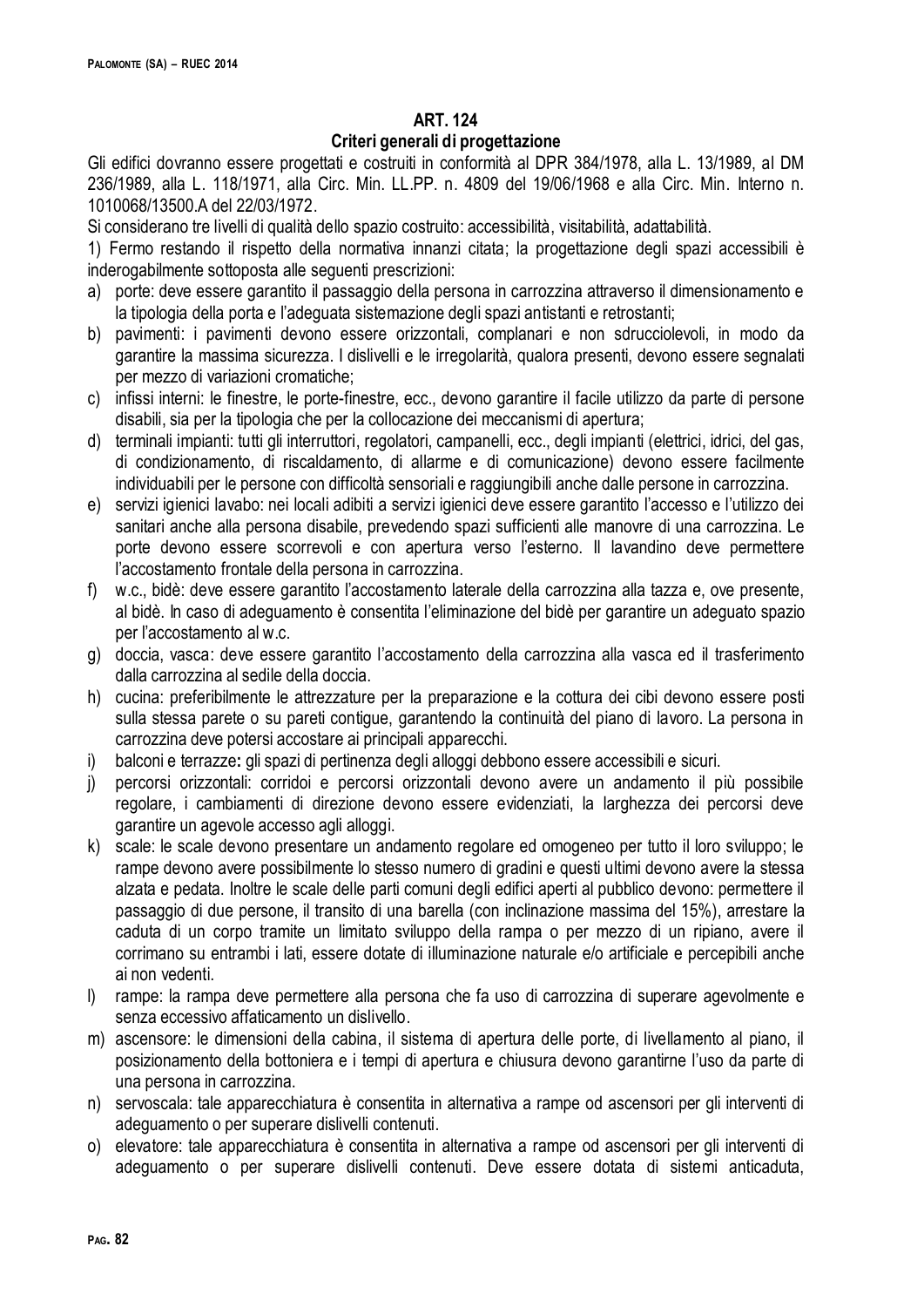## ART. 124

### Criteri generali di progettazione

Gli edifici dovranno essere progettati e costruiti in conformità al DPR 384/1978, alla L. 13/1989, al DM 236/1989, alla L. 118/1971, alla Circ. Min. LL.PP. n. 4809 del 19/06/1968 e alla Circ. Min. Interno n. 1010068/13500.A del 22/03/1972.

Si considerano tre livelli di qualità dello spazio costruito: accessibilità, visitabilità, adattabilità.

1) Fermo restando il rispetto della normativa innanzi citata; la progettazione degli spazi accessibili è inderogabilmente sottoposta alle seguenti prescrizioni:

a) porte: deve essere garantito il passaggio della persona in carrozzina attraverso il dimensionamento e la tipologia della porta e l'adeguata sistemazione degli spazi antistanti e retrostanti;
b) pavimenti: i pavimenti devono essere orizzontali, complanari e non sdrucciolevoli, in modo da garantire la massima sicurezza. I dislivelli e le irregolarità, qualora presenti, devono essere segnalati per mezzo di variazioni cromatiche;
c) infissi interni: le finestre, le porte-finestre, ecc., devono garantire il facile utilizzo da parte di persone disabili, sia per la tipologia che per la collocazione dei meccanismi di apertura;
d) terminali impianti: tutti gli interruttori, regolatori, campanelli, ecc., degli impianti (elettrici, idrici, del gas, di condizionamento, di riscaldamento, di allarme e di comunicazione) devono essere facilmente individuabili per le persone con difficoltà sensoriali e raggiungibili anche dalle persone in carrozzina.
e) servizi igienici lavabo: nei locali adibiti a servizi igienici deve essere garantito l'accesso e l'utilizzo dei sanitari anche alla persona disabile, prevedendo spazi sufficienti alle manovre di una carrozzina. Le porte devono essere scorrevoli e con apertura verso l'esterno. Il lavandino deve permettere l'accostamento frontale della persona in carrozzina.
f) w.c., bidè: deve essere garantito l'accostamento laterale della carrozzina alla tazza e, ove presente, al bidè. In caso di adeguamento è consentita l'eliminazione del bidè per garantire un adeguato spazio per l'accostamento al w.c.
g) doccia, vasca: deve essere garantito l'accostamento della carrozzina alla vasca ed il trasferimento dalla carrozzina al sedile della doccia.
h) cucina: preferibilmente le attrezzature per la preparazione e la cottura dei cibi devono essere posti sulla stessa parete o su pareti contigue, garantendo la continuità del piano di lavoro. La persona in carrozzina deve potersi accostare ai principali apparecchi.
i) balconi e terrazze**:** gli spazi di pertinenza degli alloggi debbono essere accessibili e sicuri.
j) percorsi orizzontali: corridoi e percorsi orizzontali devono avere un andamento il più possibile regolare, i cambiamenti di direzione devono essere evidenziati, la larghezza dei percorsi deve garantire un agevole accesso agli alloggi.
k) scale: le scale devono presentare un andamento regolare ed omogeneo per tutto il loro sviluppo; le rampe devono avere possibilmente lo stesso numero di gradini e questi ultimi devono avere la stessa alzata e pedata. Inoltre le scale delle parti comuni degli edifici aperti al pubblico devono: permettere il passaggio di due persone, il transito di una barella (con inclinazione massima del 15%), arrestare la caduta di un corpo tramite un limitato sviluppo della rampa o per mezzo di un ripiano, avere il corrimano su entrambi i lati, essere dotate di illuminazione naturale e/o artificiale e percepibili anche ai non vedenti.
l) rampe: la rampa deve permettere alla persona che fa uso di carrozzina di superare agevolmente e senza eccessivo affaticamento un dislivello.
m) ascensore: le dimensioni della cabina, il sistema di apertura delle porte, di livellamento al piano, il posizionamento della bottoniera e i tempi di apertura e chiusura devono garantirne l'uso da parte di una persona in carrozzina.
n) servoscala: tale apparecchiatura è consentita in alternativa a rampe od ascensori per gli interventi di adeguamento o per superare dislivelli contenuti.
o) elevatore: tale apparecchiatura è consentita in alternativa a rampe od ascensori per gli interventi di adeguamento o per superare dislivelli contenuti. Deve essere dotata di sistemi anticaduta,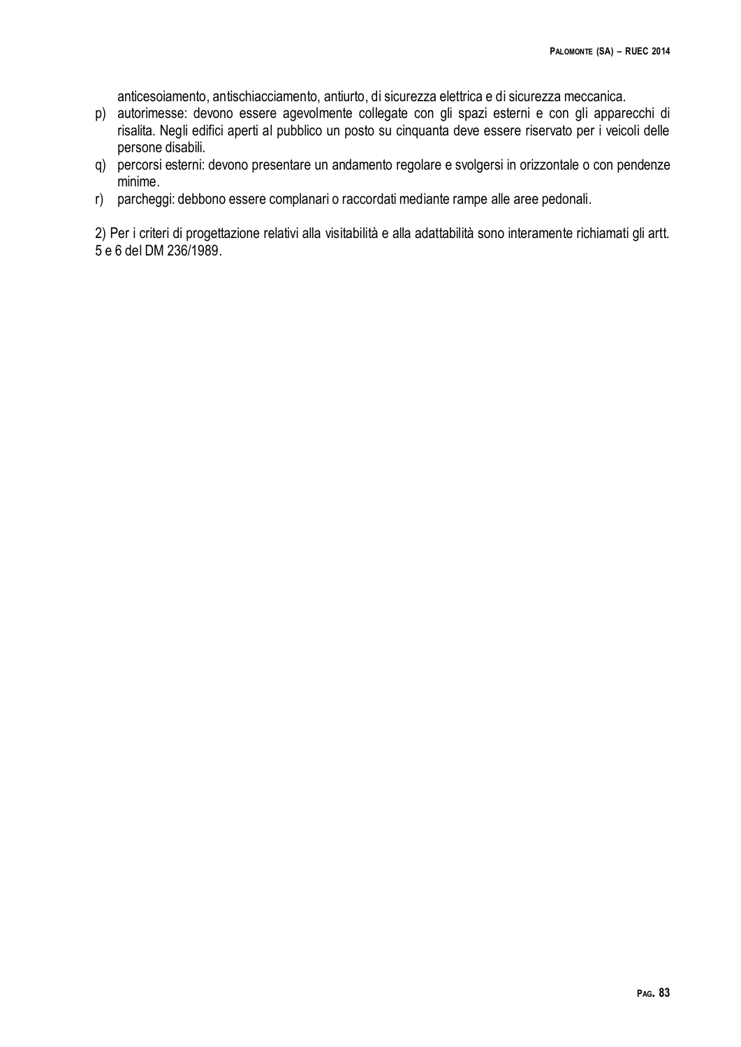anticesoiamento, antischiacciamento, antiurto, di sicurezza elettrica e di sicurezza meccanica.

p) autorimesse: devono essere agevolmente collegate con gli spazi esterni e con gli apparecchi di risalita. Negli edifici aperti al pubblico un posto su cinquanta deve essere riservato per i veicoli delle persone disabili.
q) percorsi esterni: devono presentare un andamento regolare e svolgersi in orizzontale o con pendenze minime.
r) parcheggi: debbono essere complanari o raccordati mediante rampe alle aree pedonali.

2) Per i criteri di progettazione relativi alla visitabilità e alla adattabilità sono interamente richiamati gli artt. 5 e 6 del DM 236/1989.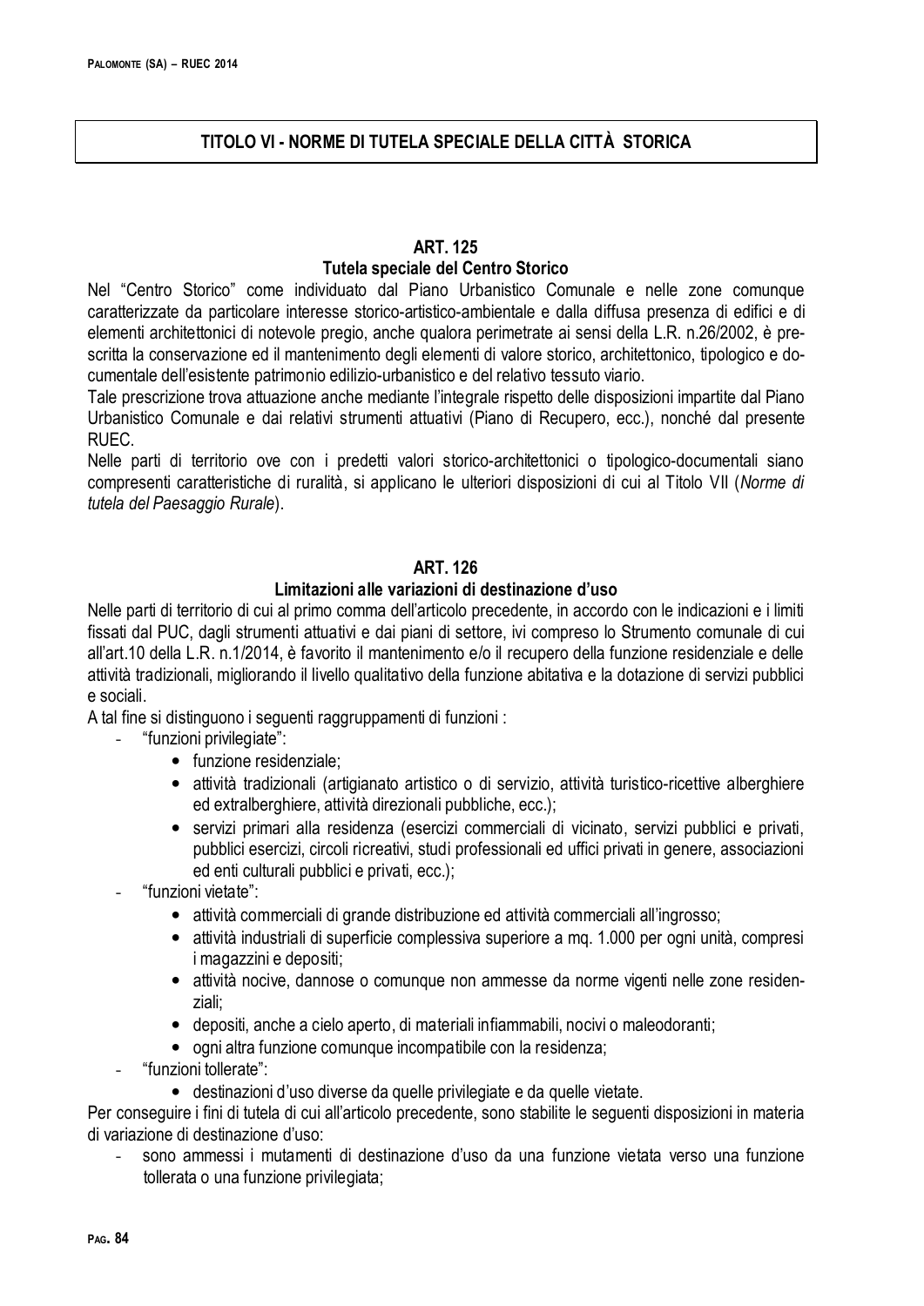# TITOLO VI - NORME DI TUTELA SPECIALE DELLA CITTÀ STORICA

## ART. 125
## Tutela speciale del Centro Storico

Nel "Centro Storico" come individuato dal Piano Urbanistico Comunale e nelle zone comunque caratterizzate da particolare interesse storico-artistico-ambientale e dalla diffusa presenza di edifici e di elementi architettonici di notevole pregio, anche qualora perimetrate ai sensi della L.R. n.26/2002, è prescritta la conservazione ed il mantenimento degli elementi di valore storico, architettonico, tipologico e documentale dell'esistente patrimonio edilizio-urbanistico e del relativo tessuto viario.

Tale prescrizione trova attuazione anche mediante l'integrale rispetto delle disposizioni impartite dal Piano Urbanistico Comunale e dai relativi strumenti attuativi (Piano di Recupero, ecc.), nonché dal presente RUEC.

Nelle parti di territorio ove con i predetti valori storico-architettonici o tipologico-documentali siano compresenti caratteristiche di ruralità, si applicano le ulteriori disposizioni di cui al Titolo VII (*Norme di tutela del Paesaggio Rurale*).

## ART. 126
## Limitazioni alle variazioni di destinazione d'uso

Nelle parti di territorio di cui al primo comma dell'articolo precedente, in accordo con le indicazioni e i limiti fissati dal PUC, dagli strumenti attuativi e dai piani di settore, ivi compreso lo Strumento comunale di cui all'art.10 della L.R. n.1/2014, è favorito il mantenimento e/o il recupero della funzione residenziale e delle attività tradizionali, migliorando il livello qualitativo della funzione abitativa e la dotazione di servizi pubblici e sociali.

A tal fine si distinguono i seguenti raggruppamenti di funzioni :

- "funzioni privilegiate":
  - funzione residenziale;
  - attività tradizionali (artigianato artistico o di servizio, attività turistico-ricettive alberghiere ed extralberghiere, attività direzionali pubbliche, ecc.);
  - servizi primari alla residenza (esercizi commerciali di vicinato, servizi pubblici e privati, pubblici esercizi, circoli ricreativi, studi professionali ed uffici privati in genere, associazioni ed enti culturali pubblici e privati, ecc.);
- "funzioni vietate":
  - attività commerciali di grande distribuzione ed attività commerciali all'ingrosso;
  - attività industriali di superficie complessiva superiore a mq. 1.000 per ogni unità, compresi i magazzini e depositi;
  - attività nocive, dannose o comunque non ammesse da norme vigenti nelle zone residenziali;
  - depositi, anche a cielo aperto, di materiali infiammabili, nocivi o maleodoranti;
  - ogni altra funzione comunque incompatibile con la residenza;
- "funzioni tollerate":
  - destinazioni d'uso diverse da quelle privilegiate e da quelle vietate.

Per conseguire i fini di tutela di cui all'articolo precedente, sono stabilite le seguenti disposizioni in materia di variazione di destinazione d'uso:

- sono ammessi i mutamenti di destinazione d'uso da una funzione vietata verso una funzione tollerata o una funzione privilegiata;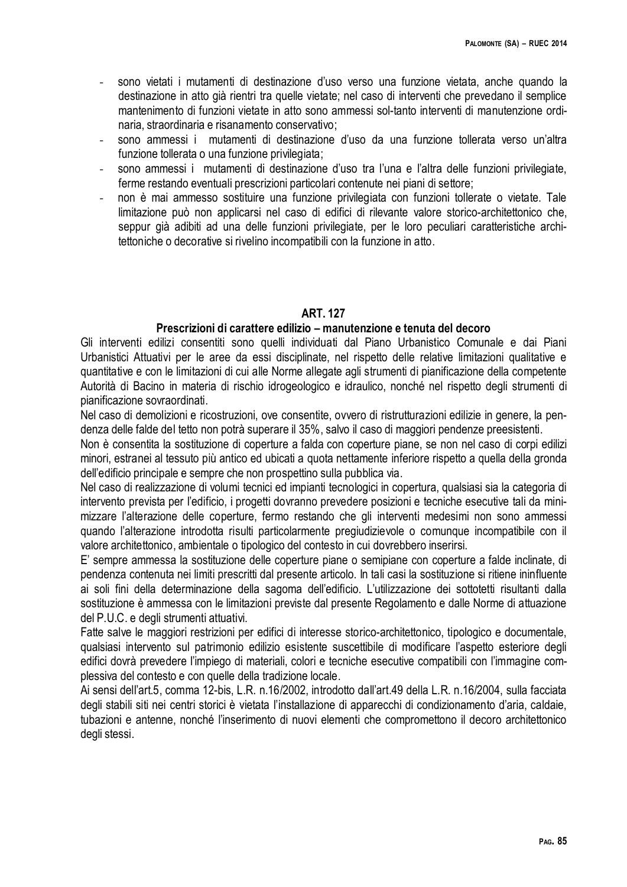- sono vietati i mutamenti di destinazione d'uso verso una funzione vietata, anche quando la destinazione in atto già rientri tra quelle vietate; nel caso di interventi che prevedano il semplice mantenimento di funzioni vietate in atto sono ammessi sol-tanto interventi di manutenzione ordinaria, straordinaria e risanamento conservativo;
- sono ammessi i mutamenti di destinazione d'uso da una funzione tollerata verso un'altra funzione tollerata o una funzione privilegiata;
- sono ammessi i mutamenti di destinazione d'uso tra l'una e l'altra delle funzioni privilegiate, ferme restando eventuali prescrizioni particolari contenute nei piani di settore;
- non è mai ammesso sostituire una funzione privilegiata con funzioni tollerate o vietate. Tale limitazione può non applicarsi nel caso di edifici di rilevante valore storico-architettonico che, seppur già adibiti ad una delle funzioni privilegiate, per le loro peculiari caratteristiche architettoniche o decorative si rivelino incompatibili con la funzione in atto.

## ART. 127

### Prescrizioni di carattere edilizio – manutenzione e tenuta del decoro

Gli interventi edilizi consentiti sono quelli individuati dal Piano Urbanistico Comunale e dai Piani Urbanistici Attuativi per le aree da essi disciplinate, nel rispetto delle relative limitazioni qualitative e quantitative e con le limitazioni di cui alle Norme allegate agli strumenti di pianificazione della competente Autorità di Bacino in materia di rischio idrogeologico e idraulico, nonché nel rispetto degli strumenti di pianificazione sovraordinati.

Nel caso di demolizioni e ricostruzioni, ove consentite, ovvero di ristrutturazioni edilizie in genere, la pendenza delle falde del tetto non potrà superare il 35%, salvo il caso di maggiori pendenze preesistenti.

Non è consentita la sostituzione di coperture a falda con coperture piane, se non nel caso di corpi edilizi minori, estranei al tessuto più antico ed ubicati a quota nettamente inferiore rispetto a quella della gronda dell'edificio principale e sempre che non prospettino sulla pubblica via.

Nel caso di realizzazione di volumi tecnici ed impianti tecnologici in copertura, qualsiasi sia la categoria di intervento prevista per l'edificio, i progetti dovranno prevedere posizioni e tecniche esecutive tali da minimizzare l'alterazione delle coperture, fermo restando che gli interventi medesimi non sono ammessi quando l'alterazione introdotta risulti particolarmente pregiudizievole o comunque incompatibile con il valore architettonico, ambientale o tipologico del contesto in cui dovrebbero inserirsi.

E' sempre ammessa la sostituzione delle coperture piane o semipiane con coperture a falde inclinate, di pendenza contenuta nei limiti prescritti dal presente articolo. In tali casi la sostituzione si ritiene ininfluente ai soli fini della determinazione della sagoma dell'edificio. L'utilizzazione dei sottotetti risultanti dalla sostituzione è ammessa con le limitazioni previste dal presente Regolamento e dalle Norme di attuazione del P.U.C. e degli strumenti attuativi.

Fatte salve le maggiori restrizioni per edifici di interesse storico-architettonico, tipologico e documentale, qualsiasi intervento sul patrimonio edilizio esistente suscettibile di modificare l'aspetto esteriore degli edifici dovrà prevedere l'impiego di materiali, colori e tecniche esecutive compatibili con l'immagine complessiva del contesto e con quelle della tradizione locale.

Ai sensi dell'art.5, comma 12-bis, L.R. n.16/2002, introdotto dall'art.49 della L.R. n.16/2004, sulla facciata degli stabili siti nei centri storici è vietata l'installazione di apparecchi di condizionamento d'aria, caldaie, tubazioni e antenne, nonché l'inserimento di nuovi elementi che compromettono il decoro architettonico degli stessi.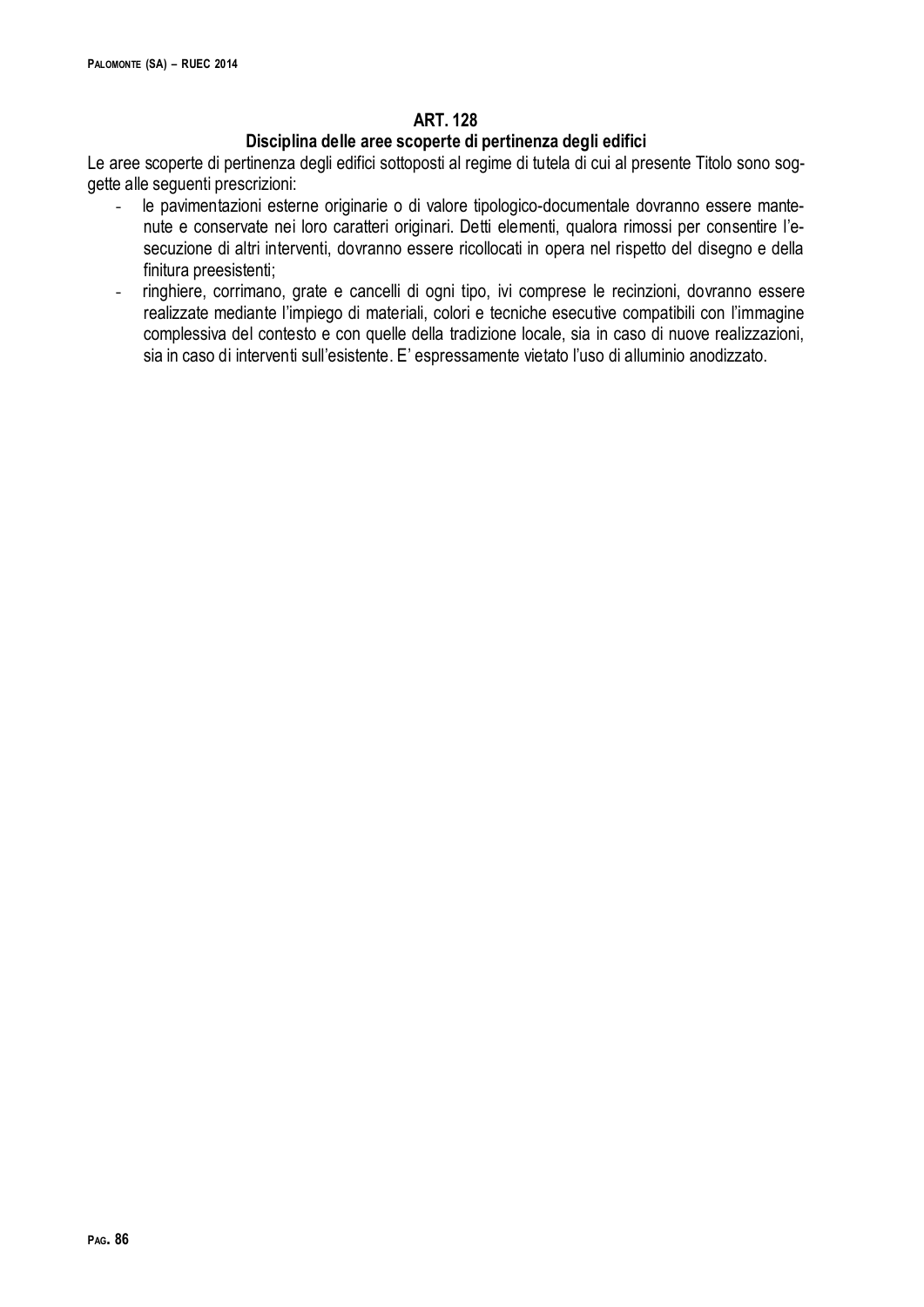## ART. 128

### Disciplina delle aree scoperte di pertinenza degli edifici

Le aree scoperte di pertinenza degli edifici sottoposti al regime di tutela di cui al presente Titolo sono soggette alle seguenti prescrizioni:

- le pavimentazioni esterne originarie o di valore tipologico-documentale dovranno essere mantenute e conservate nei loro caratteri originari. Detti elementi, qualora rimossi per consentire l'esecuzione di altri interventi, dovranno essere ricollocati in opera nel rispetto del disegno e della finitura preesistenti;
- ringhiere, corrimano, grate e cancelli di ogni tipo, ivi comprese le recinzioni, dovranno essere realizzate mediante l'impiego di materiali, colori e tecniche esecutive compatibili con l'immagine complessiva del contesto e con quelle della tradizione locale, sia in caso di nuove realizzazioni, sia in caso di interventi sull'esistente. E' espressamente vietato l'uso di alluminio anodizzato.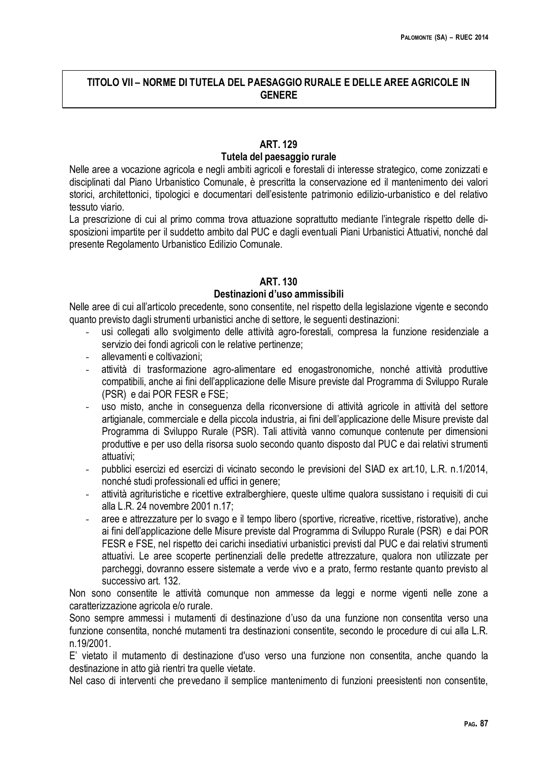# TITOLO VII – NORME DI TUTELA DEL PAESAGGIO RURALE E DELLE AREE AGRICOLE IN GENERE

## ART. 129
### Tutela del paesaggio rurale

Nelle aree a vocazione agricola e negli ambiti agricoli e forestali di interesse strategico, come zonizzati e disciplinati dal Piano Urbanistico Comunale, è prescritta la conservazione ed il mantenimento dei valori storici, architettonici, tipologici e documentari dell'esistente patrimonio edilizio-urbanistico e del relativo tessuto viario.

La prescrizione di cui al primo comma trova attuazione soprattutto mediante l'integrale rispetto delle disposizioni impartite per il suddetto ambito dal PUC e dagli eventuali Piani Urbanistici Attuativi, nonché dal presente Regolamento Urbanistico Edilizio Comunale.

## ART. 130
### Destinazioni d'uso ammissibili

Nelle aree di cui all'articolo precedente, sono consentite, nel rispetto della legislazione vigente e secondo quanto previsto dagli strumenti urbanistici anche di settore, le seguenti destinazioni:

- usi collegati allo svolgimento delle attività agro-forestali, compresa la funzione residenziale a servizio dei fondi agricoli con le relative pertinenze;
- allevamenti e coltivazioni;
- attività di trasformazione agro-alimentare ed enogastronomiche, nonché attività produttive compatibili, anche ai fini dell'applicazione delle Misure previste dal Programma di Sviluppo Rurale (PSR) e dai POR FESR e FSE;
- uso misto, anche in conseguenza della riconversione di attività agricole in attività del settore artigianale, commerciale e della piccola industria, ai fini dell'applicazione delle Misure previste dal Programma di Sviluppo Rurale (PSR). Tali attività vanno comunque contenute per dimensioni produttive e per uso della risorsa suolo secondo quanto disposto dal PUC e dai relativi strumenti attuativi;
- pubblici esercizi ed esercizi di vicinato secondo le previsioni del SIAD ex art.10, L.R. n.1/2014, nonché studi professionali ed uffici in genere;
- attività agrituristiche e ricettive extralberghiere, queste ultime qualora sussistano i requisiti di cui alla L.R. 24 novembre 2001 n.17;
- aree e attrezzature per lo svago e il tempo libero (sportive, ricreative, ricettive, ristorative), anche ai fini dell'applicazione delle Misure previste dal Programma di Sviluppo Rurale (PSR) e dai POR FESR e FSE, nel rispetto dei carichi insediativi urbanistici previsti dal PUC e dai relativi strumenti attuativi. Le aree scoperte pertinenziali delle predette attrezzature, qualora non utilizzate per parcheggi, dovranno essere sistemate a verde vivo e a prato, fermo restante quanto previsto al successivo art. 132.

Non sono consentite le attività comunque non ammesse da leggi e norme vigenti nelle zone a caratterizzazione agricola e/o rurale.

Sono sempre ammessi i mutamenti di destinazione d'uso da una funzione non consentita verso una funzione consentita, nonché mutamenti tra destinazioni consentite, secondo le procedure di cui alla L.R. n.19/2001.

E' vietato il mutamento di destinazione d'uso verso una funzione non consentita, anche quando la destinazione in atto già rientri tra quelle vietate.

Nel caso di interventi che prevedano il semplice mantenimento di funzioni preesistenti non consentite,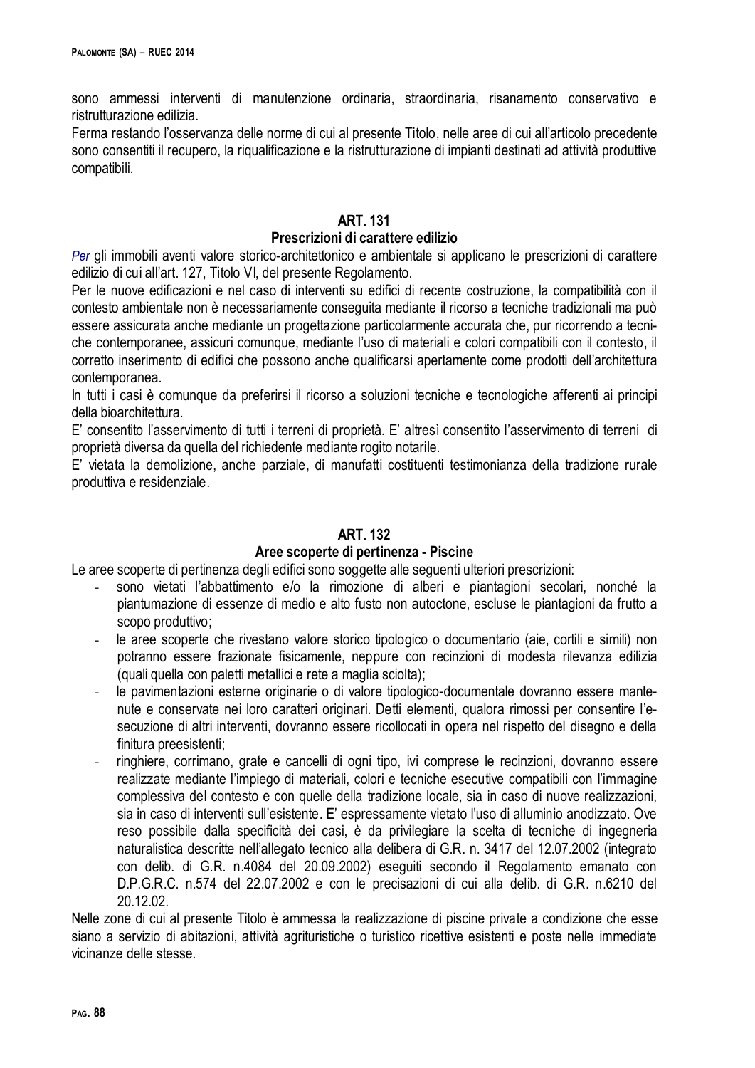sono ammessi interventi di manutenzione ordinaria, straordinaria, risanamento conservativo e ristrutturazione edilizia.
Ferma restando l'osservanza delle norme di cui al presente Titolo, nelle aree di cui all'articolo precedente sono consentiti il recupero, la riqualificazione e la ristrutturazione di impianti destinati ad attività produttive compatibili.

## ART. 131
## Prescrizioni di carattere edilizio

*Per* gli immobili aventi valore storico-architettonico e ambientale si applicano le prescrizioni di carattere edilizio di cui all'art. 127, Titolo VI, del presente Regolamento.
Per le nuove edificazioni e nel caso di interventi su edifici di recente costruzione, la compatibilità con il contesto ambientale non è necessariamente conseguita mediante il ricorso a tecniche tradizionali ma può essere assicurata anche mediante un progettazione particolarmente accurata che, pur ricorrendo a tecniche contemporanee, assicuri comunque, mediante l'uso di materiali e colori compatibili con il contesto, il corretto inserimento di edifici che possono anche qualificarsi apertamente come prodotti dell'architettura contemporanea.
In tutti i casi è comunque da preferirsi il ricorso a soluzioni tecniche e tecnologiche afferenti ai principi della bioarchitettura.
E' consentito l'asservimento di tutti i terreni di proprietà. E' altresì consentito l'asservimento di terreni di proprietà diversa da quella del richiedente mediante rogito notarile.
E' vietata la demolizione, anche parziale, di manufatti costituenti testimonianza della tradizione rurale produttiva e residenziale.

## ART. 132
## Aree scoperte di pertinenza - Piscine

Le aree scoperte di pertinenza degli edifici sono soggette alle seguenti ulteriori prescrizioni:

- sono vietati l'abbattimento e/o la rimozione di alberi e piantagioni secolari, nonché la piantumazione di essenze di medio e alto fusto non autoctone, escluse le piantagioni da frutto a scopo produttivo;
- le aree scoperte che rivestano valore storico tipologico o documentario (aie, cortili e simili) non potranno essere frazionate fisicamente, neppure con recinzioni di modesta rilevanza edilizia (quali quella con paletti metallici e rete a maglia sciolta);
- le pavimentazioni esterne originarie o di valore tipologico-documentale dovranno essere mantenute e conservate nei loro caratteri originari. Detti elementi, qualora rimossi per consentire l'esecuzione di altri interventi, dovranno essere ricollocati in opera nel rispetto del disegno e della finitura preesistenti;
- ringhiere, corrimano, grate e cancelli di ogni tipo, ivi comprese le recinzioni, dovranno essere realizzate mediante l'impiego di materiali, colori e tecniche esecutive compatibili con l'immagine complessiva del contesto e con quelle della tradizione locale, sia in caso di nuove realizzazioni, sia in caso di interventi sull'esistente. E' espressamente vietato l'uso di alluminio anodizzato. Ove reso possibile dalla specificità dei casi, è da privilegiare la scelta di tecniche di ingegneria naturalistica descritte nell'allegato tecnico alla delibera di G.R. n. 3417 del 12.07.2002 (integrato con delib. di G.R. n.4084 del 20.09.2002) eseguiti secondo il Regolamento emanato con D.P.G.R.C. n.574 del 22.07.2002 e con le precisazioni di cui alla delib. di G.R. n.6210 del 20.12.02.

Nelle zone di cui al presente Titolo è ammessa la realizzazione di piscine private a condizione che esse siano a servizio di abitazioni, attività agrituristiche o turistico ricettive esistenti e poste nelle immediate vicinanze delle stesse.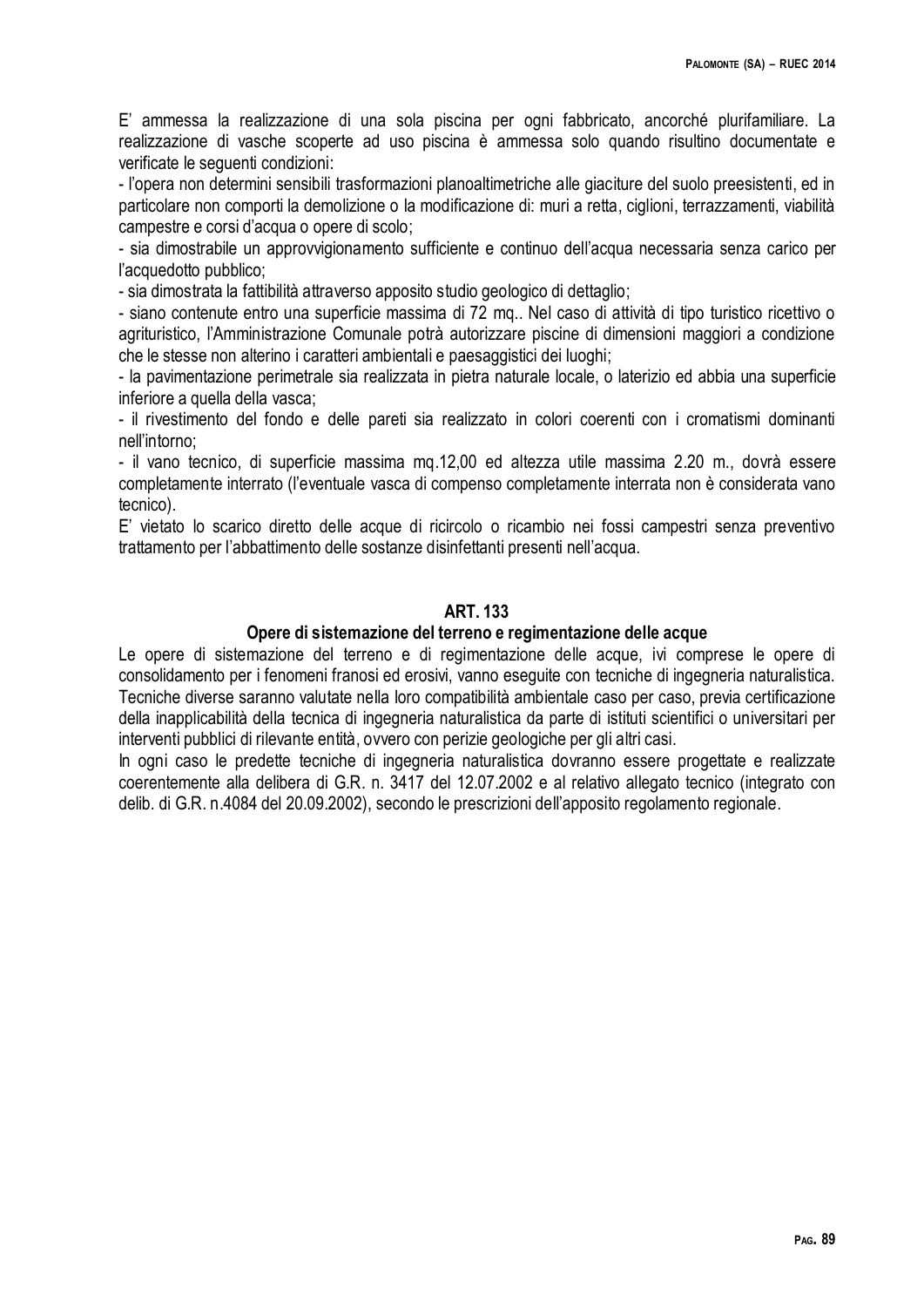E' ammessa la realizzazione di una sola piscina per ogni fabbricato, ancorché plurifamiliare. La realizzazione di vasche scoperte ad uso piscina è ammessa solo quando risultino documentate e verificate le seguenti condizioni:

- l'opera non determini sensibili trasformazioni planoaltimetriche alle giaciture del suolo preesistenti, ed in particolare non comporti la demolizione o la modificazione di: muri a retta, ciglioni, terrazzamenti, viabilità campestre e corsi d'acqua o opere di scolo;
- sia dimostrabile un approvvigionamento sufficiente e continuo dell'acqua necessaria senza carico per l'acquedotto pubblico;
- sia dimostrata la fattibilità attraverso apposito studio geologico di dettaglio;
- siano contenute entro una superficie massima di 72 mq.. Nel caso di attività di tipo turistico ricettivo o agrituristico, l'Amministrazione Comunale potrà autorizzare piscine di dimensioni maggiori a condizione che le stesse non alterino i caratteri ambientali e paesaggistici dei luoghi;
- la pavimentazione perimetrale sia realizzata in pietra naturale locale, o laterizio ed abbia una superficie inferiore a quella della vasca;
- il rivestimento del fondo e delle pareti sia realizzato in colori coerenti con i cromatismi dominanti nell'intorno;
- il vano tecnico, di superficie massima mq.12,00 ed altezza utile massima 2.20 m., dovrà essere completamente interrato (l'eventuale vasca di compenso completamente interrata non è considerata vano tecnico).

E' vietato lo scarico diretto delle acque di ricircolo o ricambio nei fossi campestri senza preventivo trattamento per l'abbattimento delle sostanze disinfettanti presenti nell'acqua.

## ART. 133

### Opere di sistemazione del terreno e regimentazione delle acque

Le opere di sistemazione del terreno e di regimentazione delle acque, ivi comprese le opere di consolidamento per i fenomeni franosi ed erosivi, vanno eseguite con tecniche di ingegneria naturalistica. Tecniche diverse saranno valutate nella loro compatibilità ambientale caso per caso, previa certificazione della inapplicabilità della tecnica di ingegneria naturalistica da parte di istituti scientifici o universitari per interventi pubblici di rilevante entità, ovvero con perizie geologiche per gli altri casi.

In ogni caso le predette tecniche di ingegneria naturalistica dovranno essere progettate e realizzate coerentemente alla delibera di G.R. n. 3417 del 12.07.2002 e al relativo allegato tecnico (integrato con delib. di G.R. n.4084 del 20.09.2002), secondo le prescrizioni dell'apposito regolamento regionale.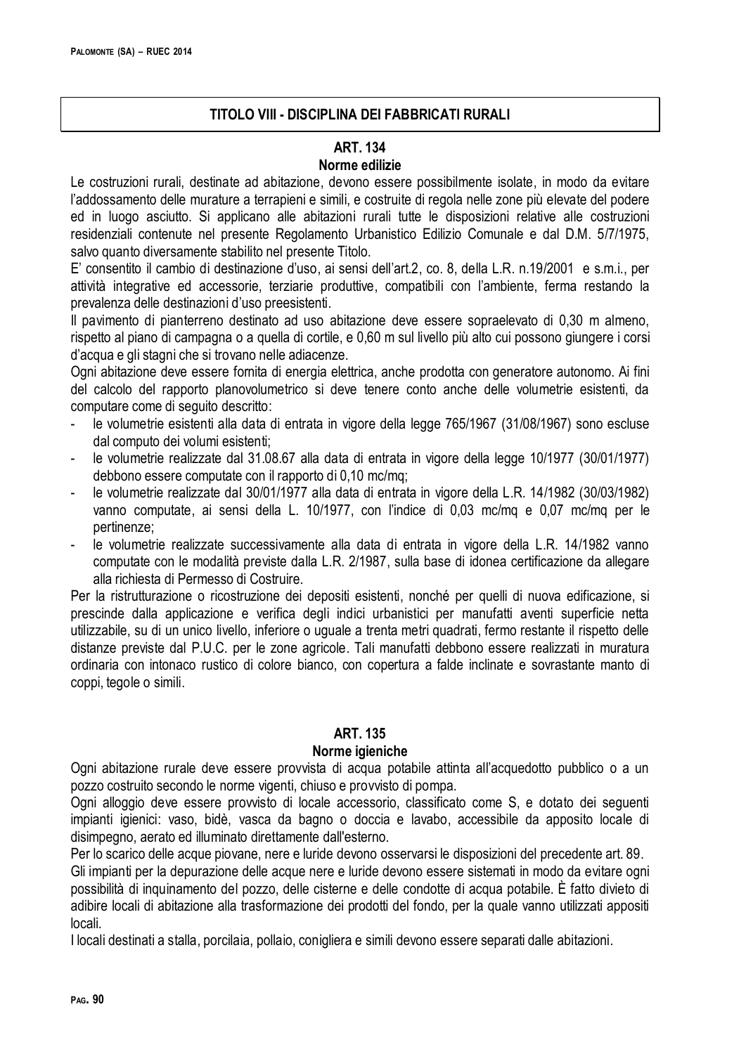# TITOLO VIII - DISCIPLINA DEI FABBRICATI RURALI

## ART. 134
### Norme edilizie

Le costruzioni rurali, destinate ad abitazione, devono essere possibilmente isolate, in modo da evitare l'addossamento delle murature a terrapieni e simili, e costruite di regola nelle zone più elevate del podere ed in luogo asciutto. Si applicano alle abitazioni rurali tutte le disposizioni relative alle costruzioni residenziali contenute nel presente Regolamento Urbanistico Edilizio Comunale e dal D.M. 5/7/1975, salvo quanto diversamente stabilito nel presente Titolo.

E' consentito il cambio di destinazione d'uso, ai sensi dell'art.2, co. 8, della L.R. n.19/2001 e s.m.i., per attività integrative ed accessorie, terziarie produttive, compatibili con l'ambiente, ferma restando la prevalenza delle destinazioni d'uso preesistenti.

Il pavimento di pianterreno destinato ad uso abitazione deve essere sopraelevato di 0,30 m almeno, rispetto al piano di campagna o a quella di cortile, e 0,60 m sul livello più alto cui possono giungere i corsi d'acqua e gli stagni che si trovano nelle adiacenze.

Ogni abitazione deve essere fornita di energia elettrica, anche prodotta con generatore autonomo. Ai fini del calcolo del rapporto planovolumetrico si deve tenere conto anche delle volumetrie esistenti, da computare come di seguito descritto:

- le volumetrie esistenti alla data di entrata in vigore della legge 765/1967 (31/08/1967) sono escluse dal computo dei volumi esistenti;
- le volumetrie realizzate dal 31.08.67 alla data di entrata in vigore della legge 10/1977 (30/01/1977) debbono essere computate con il rapporto di 0,10 mc/mq;
- le volumetrie realizzate dal 30/01/1977 alla data di entrata in vigore della L.R. 14/1982 (30/03/1982) vanno computate, ai sensi della L. 10/1977, con l'indice di 0,03 mc/mq e 0,07 mc/mq per le pertinenze;
- le volumetrie realizzate successivamente alla data di entrata in vigore della L.R. 14/1982 vanno computate con le modalità previste dalla L.R. 2/1987, sulla base di idonea certificazione da allegare alla richiesta di Permesso di Costruire.

Per la ristrutturazione o ricostruzione dei depositi esistenti, nonché per quelli di nuova edificazione, si prescinde dalla applicazione e verifica degli indici urbanistici per manufatti aventi superficie netta utilizzabile, su di un unico livello, inferiore o uguale a trenta metri quadrati, fermo restante il rispetto delle distanze previste dal P.U.C. per le zone agricole. Tali manufatti debbono essere realizzati in muratura ordinaria con intonaco rustico di colore bianco, con copertura a falde inclinate e sovrastante manto di coppi, tegole o simili.

## ART. 135
### Norme igieniche

Ogni abitazione rurale deve essere provvista di acqua potabile attinta all'acquedotto pubblico o a un pozzo costruito secondo le norme vigenti, chiuso e provvisto di pompa.

Ogni alloggio deve essere provvisto di locale accessorio, classificato come S, e dotato dei seguenti impianti igienici: vaso, bidè, vasca da bagno o doccia e lavabo, accessibile da apposito locale di disimpegno, aerato ed illuminato direttamente dall'esterno.

Per lo scarico delle acque piovane, nere e luride devono osservarsi le disposizioni del precedente art. 89.

Gli impianti per la depurazione delle acque nere e luride devono essere sistemati in modo da evitare ogni possibilità di inquinamento del pozzo, delle cisterne e delle condotte di acqua potabile. È fatto divieto di adibire locali di abitazione alla trasformazione dei prodotti del fondo, per la quale vanno utilizzati appositi locali.

I locali destinati a stalla, porcilaia, pollaio, conigliera e simili devono essere separati dalle abitazioni.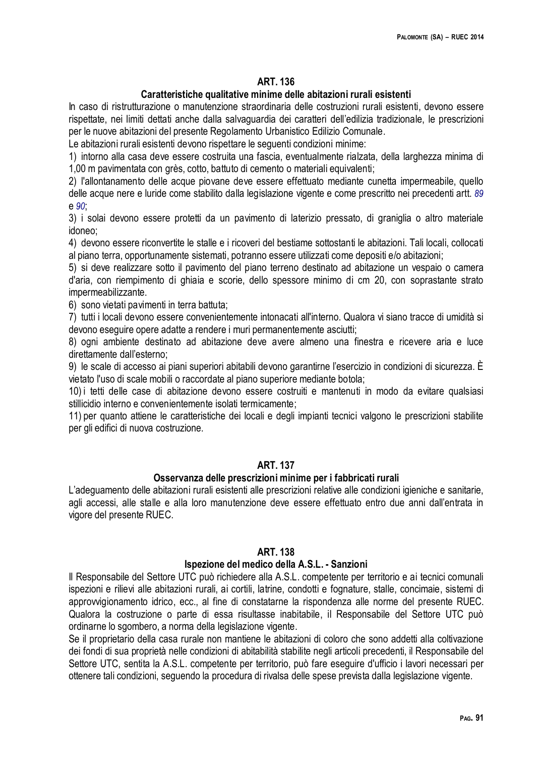## ART. 136

### Caratteristiche qualitative minime delle abitazioni rurali esistenti

In caso di ristrutturazione o manutenzione straordinaria delle costruzioni rurali esistenti, devono essere rispettate, nei limiti dettati anche dalla salvaguardia dei caratteri dell'edilizia tradizionale, le prescrizioni per le nuove abitazioni del presente Regolamento Urbanistico Edilizio Comunale.

Le abitazioni rurali esistenti devono rispettare le seguenti condizioni minime:

1) intorno alla casa deve essere costruita una fascia, eventualmente rialzata, della larghezza minima di 1,00 m pavimentata con grès, cotto, battuto di cemento o materiali equivalenti;

2) l'allontanamento delle acque piovane deve essere effettuato mediante cunetta impermeabile, quello delle acque nere e luride come stabilito dalla legislazione vigente e come prescritto nei precedenti artt. *89* e *90*;

3) i solai devono essere protetti da un pavimento di laterizio pressato, di graniglia o altro materiale idoneo;

4) devono essere riconvertite le stalle e i ricoveri del bestiame sottostanti le abitazioni. Tali locali, collocati al piano terra, opportunamente sistemati, potranno essere utilizzati come depositi e/o abitazioni;

5) si deve realizzare sotto il pavimento del piano terreno destinato ad abitazione un vespaio o camera d'aria, con riempimento di ghiaia e scorie, dello spessore minimo di cm 20, con soprastante strato impermeabilizzante.

6) sono vietati pavimenti in terra battuta;

7) tutti i locali devono essere convenientemente intonacati all'interno. Qualora vi siano tracce di umidità si devono eseguire opere adatte a rendere i muri permanentemente asciutti;

8) ogni ambiente destinato ad abitazione deve avere almeno una finestra e ricevere aria e luce direttamente dall'esterno;

9) le scale di accesso ai piani superiori abitabili devono garantirne l'esercizio in condizioni di sicurezza. È vietato l'uso di scale mobili o raccordate al piano superiore mediante botola;

10) i tetti delle case di abitazione devono essere costruiti e mantenuti in modo da evitare qualsiasi stillicidio interno e convenientemente isolati termicamente;

11) per quanto attiene le caratteristiche dei locali e degli impianti tecnici valgono le prescrizioni stabilite per gli edifici di nuova costruzione.

## ART. 137

### Osservanza delle prescrizioni minime per i fabbricati rurali

L'adeguamento delle abitazioni rurali esistenti alle prescrizioni relative alle condizioni igieniche e sanitarie, agli accessi, alle stalle e alla loro manutenzione deve essere effettuato entro due anni dall'entrata in vigore del presente RUEC.

## ART. 138

### Ispezione del medico della A.S.L. - Sanzioni

Il Responsabile del Settore UTC può richiedere alla A.S.L. competente per territorio e ai tecnici comunali ispezioni e rilievi alle abitazioni rurali, ai cortili, latrine, condotti e fognature, stalle, concimaie, sistemi di approvvigionamento idrico, ecc., al fine di constatarne la rispondenza alle norme del presente RUEC. Qualora la costruzione o parte di essa risultasse inabitabile, il Responsabile del Settore UTC può ordinarne lo sgombero, a norma della legislazione vigente.

Se il proprietario della casa rurale non mantiene le abitazioni di coloro che sono addetti alla coltivazione dei fondi di sua proprietà nelle condizioni di abitabilità stabilite negli articoli precedenti, il Responsabile del Settore UTC, sentita la A.S.L. competente per territorio, può fare eseguire d'ufficio i lavori necessari per ottenere tali condizioni, seguendo la procedura di rivalsa delle spese prevista dalla legislazione vigente.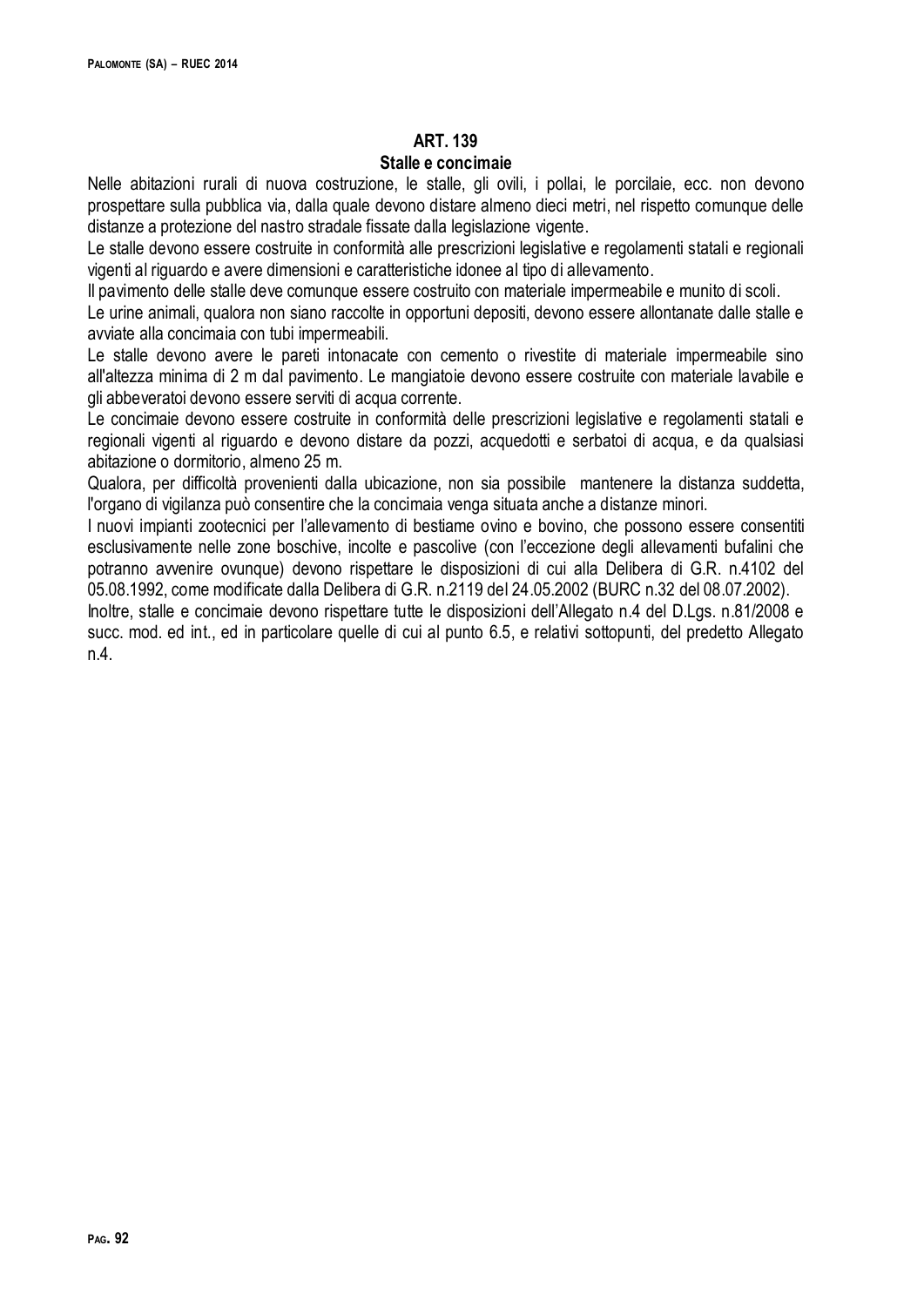## ART. 139

### Stalle e concimaie

Nelle abitazioni rurali di nuova costruzione, le stalle, gli ovili, i pollai, le porcilaie, ecc. non devono prospettare sulla pubblica via, dalla quale devono distare almeno dieci metri, nel rispetto comunque delle distanze a protezione del nastro stradale fissate dalla legislazione vigente.

Le stalle devono essere costruite in conformità alle prescrizioni legislative e regolamenti statali e regionali vigenti al riguardo e avere dimensioni e caratteristiche idonee al tipo di allevamento.

Il pavimento delle stalle deve comunque essere costruito con materiale impermeabile e munito di scoli.

Le urine animali, qualora non siano raccolte in opportuni depositi, devono essere allontanate dalle stalle e avviate alla concimaia con tubi impermeabili.

Le stalle devono avere le pareti intonacate con cemento o rivestite di materiale impermeabile sino all'altezza minima di 2 m dal pavimento. Le mangiatoie devono essere costruite con materiale lavabile e gli abbeveratoi devono essere serviti di acqua corrente.

Le concimaie devono essere costruite in conformità delle prescrizioni legislative e regolamenti statali e regionali vigenti al riguardo e devono distare da pozzi, acquedotti e serbatoi di acqua, e da qualsiasi abitazione o dormitorio, almeno 25 m.

Qualora, per difficoltà provenienti dalla ubicazione, non sia possibile mantenere la distanza suddetta, l'organo di vigilanza può consentire che la concimaia venga situata anche a distanze minori.

I nuovi impianti zootecnici per l'allevamento di bestiame ovino e bovino, che possono essere consentiti esclusivamente nelle zone boschive, incolte e pascolive (con l'eccezione degli allevamenti bufalini che potranno avvenire ovunque) devono rispettare le disposizioni di cui alla Delibera di G.R. n.4102 del 05.08.1992, come modificate dalla Delibera di G.R. n.2119 del 24.05.2002 (BURC n.32 del 08.07.2002).

Inoltre, stalle e concimaie devono rispettare tutte le disposizioni dell'Allegato n.4 del D.Lgs. n.81/2008 e succ. mod. ed int., ed in particolare quelle di cui al punto 6.5, e relativi sottopunti, del predetto Allegato n.4.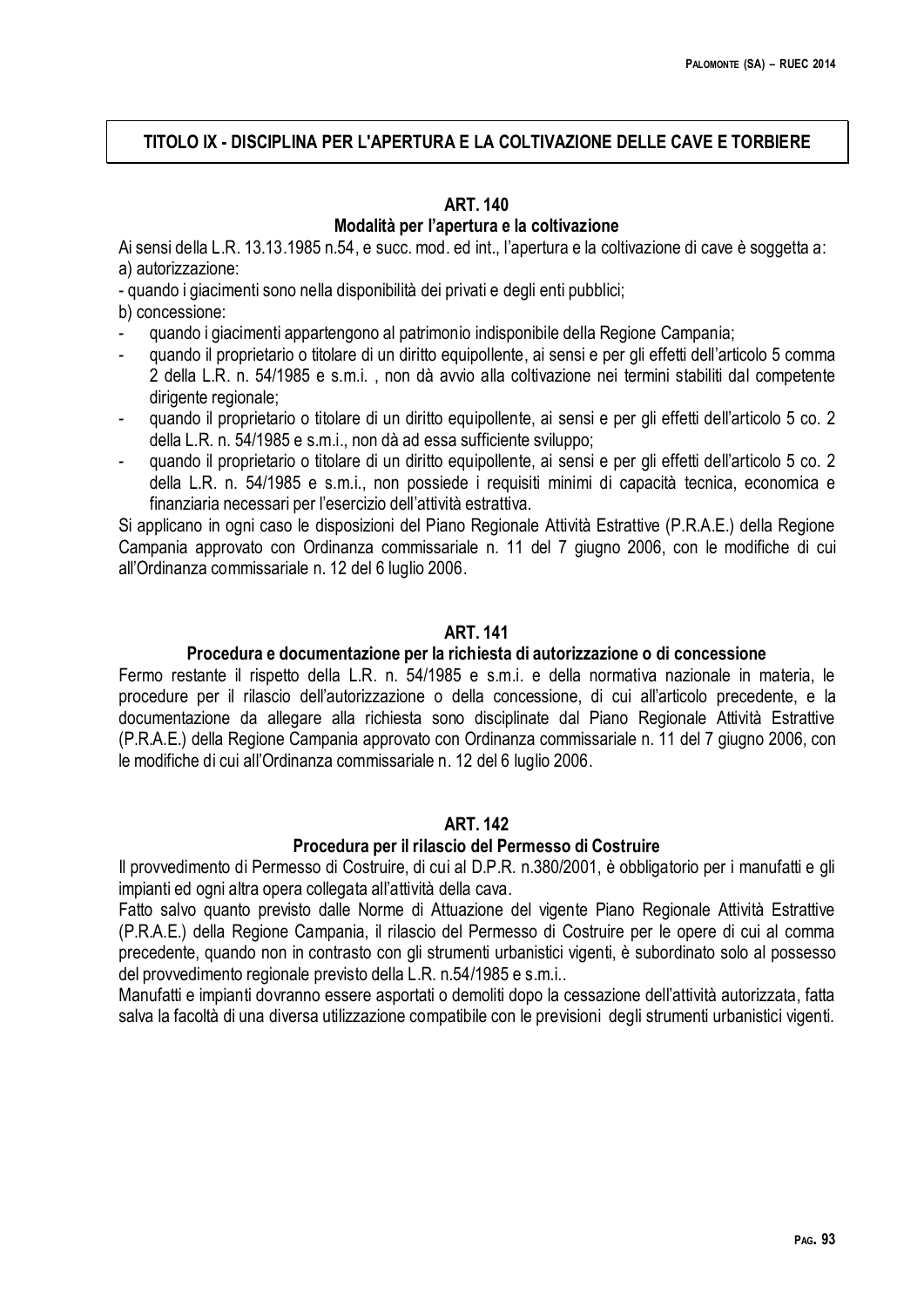## TITOLO IX - DISCIPLINA PER L'APERTURA E LA COLTIVAZIONE DELLE CAVE E TORBIERE

### ART. 140

#### Modalità per l'apertura e la coltivazione

Ai sensi della L.R. 13.13.1985 n.54, e succ. mod. ed int., l'apertura e la coltivazione di cave è soggetta a:

a) autorizzazione:

- quando i giacimenti sono nella disponibilità dei privati e degli enti pubblici;

b) concessione:

- quando i giacimenti appartengono al patrimonio indisponibile della Regione Campania;
- quando il proprietario o titolare di un diritto equipollente, ai sensi e per gli effetti dell'articolo 5 comma 2 della L.R. n. 54/1985 e s.m.i. , non dà avvio alla coltivazione nei termini stabiliti dal competente dirigente regionale;
- quando il proprietario o titolare di un diritto equipollente, ai sensi e per gli effetti dell'articolo 5 co. 2 della L.R. n. 54/1985 e s.m.i., non dà ad essa sufficiente sviluppo;
- quando il proprietario o titolare di un diritto equipollente, ai sensi e per gli effetti dell'articolo 5 co. 2 della L.R. n. 54/1985 e s.m.i., non possiede i requisiti minimi di capacità tecnica, economica e finanziaria necessari per l'esercizio dell'attività estrattiva.

Si applicano in ogni caso le disposizioni del Piano Regionale Attività Estrattive (P.R.A.E.) della Regione Campania approvato con Ordinanza commissariale n. 11 del 7 giugno 2006, con le modifiche di cui all'Ordinanza commissariale n. 12 del 6 luglio 2006.

### ART. 141

#### Procedura e documentazione per la richiesta di autorizzazione o di concessione

Fermo restante il rispetto della L.R. n. 54/1985 e s.m.i. e della normativa nazionale in materia, le procedure per il rilascio dell'autorizzazione o della concessione, di cui all'articolo precedente, e la documentazione da allegare alla richiesta sono disciplinate dal Piano Regionale Attività Estrattive (P.R.A.E.) della Regione Campania approvato con Ordinanza commissariale n. 11 del 7 giugno 2006, con le modifiche di cui all'Ordinanza commissariale n. 12 del 6 luglio 2006.

### ART. 142

#### Procedura per il rilascio del Permesso di Costruire

Il provvedimento di Permesso di Costruire, di cui al D.P.R. n.380/2001, è obbligatorio per i manufatti e gli impianti ed ogni altra opera collegata all'attività della cava.

Fatto salvo quanto previsto dalle Norme di Attuazione del vigente Piano Regionale Attività Estrattive (P.R.A.E.) della Regione Campania, il rilascio del Permesso di Costruire per le opere di cui al comma precedente, quando non in contrasto con gli strumenti urbanistici vigenti, è subordinato solo al possesso del provvedimento regionale previsto della L.R. n.54/1985 e s.m.i..

Manufatti e impianti dovranno essere asportati o demoliti dopo la cessazione dell'attività autorizzata, fatta salva la facoltà di una diversa utilizzazione compatibile con le previsioni degli strumenti urbanistici vigenti.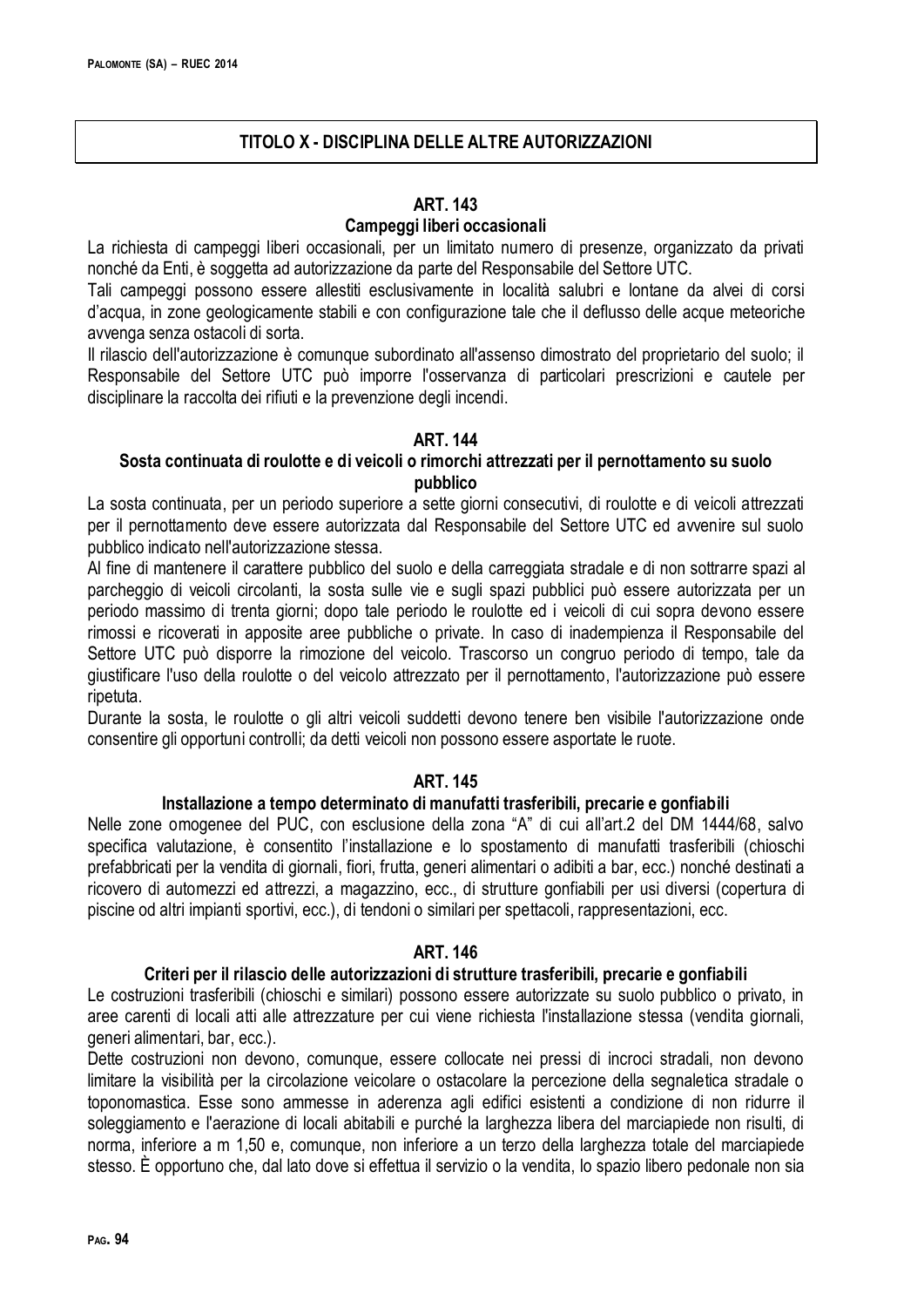## TITOLO X - DISCIPLINA DELLE ALTRE AUTORIZZAZIONI

### ART. 143
### Campeggi liberi occasionali

La richiesta di campeggi liberi occasionali, per un limitato numero di presenze, organizzato da privati nonché da Enti, è soggetta ad autorizzazione da parte del Responsabile del Settore UTC.

Tali campeggi possono essere allestiti esclusivamente in località salubri e lontane da alvei di corsi d'acqua, in zone geologicamente stabili e con configurazione tale che il deflusso delle acque meteoriche avvenga senza ostacoli di sorta.

Il rilascio dell'autorizzazione è comunque subordinato all'assenso dimostrato del proprietario del suolo; il Responsabile del Settore UTC può imporre l'osservanza di particolari prescrizioni e cautele per disciplinare la raccolta dei rifiuti e la prevenzione degli incendi.

### ART. 144
### Sosta continuata di roulotte e di veicoli o rimorchi attrezzati per il pernottamento su suolo pubblico

La sosta continuata, per un periodo superiore a sette giorni consecutivi, di roulotte e di veicoli attrezzati per il pernottamento deve essere autorizzata dal Responsabile del Settore UTC ed avvenire sul suolo pubblico indicato nell'autorizzazione stessa.

Al fine di mantenere il carattere pubblico del suolo e della carreggiata stradale e di non sottrarre spazi al parcheggio di veicoli circolanti, la sosta sulle vie e sugli spazi pubblici può essere autorizzata per un periodo massimo di trenta giorni; dopo tale periodo le roulotte ed i veicoli di cui sopra devono essere rimossi e ricoverati in apposite aree pubbliche o private. In caso di inadempienza il Responsabile del Settore UTC può disporre la rimozione del veicolo. Trascorso un congruo periodo di tempo, tale da giustificare l'uso della roulotte o del veicolo attrezzato per il pernottamento, l'autorizzazione può essere ripetuta.

Durante la sosta, le roulotte o gli altri veicoli suddetti devono tenere ben visibile l'autorizzazione onde consentire gli opportuni controlli; da detti veicoli non possono essere asportate le ruote.

### ART. 145
### Installazione a tempo determinato di manufatti trasferibili, precarie e gonfiabili

Nelle zone omogenee del PUC, con esclusione della zona "A" di cui all'art.2 del DM 1444/68, salvo specifica valutazione, è consentito l'installazione e lo spostamento di manufatti trasferibili (chioschi prefabbricati per la vendita di giornali, fiori, frutta, generi alimentari o adibiti a bar, ecc.) nonché destinati a ricovero di automezzi ed attrezzi, a magazzino, ecc., di strutture gonfiabili per usi diversi (copertura di piscine od altri impianti sportivi, ecc.), di tendoni o similari per spettacoli, rappresentazioni, ecc.

### ART. 146
### Criteri per il rilascio delle autorizzazioni di strutture trasferibili, precarie e gonfiabili

Le costruzioni trasferibili (chioschi e similari) possono essere autorizzate su suolo pubblico o privato, in aree carenti di locali atti alle attrezzature per cui viene richiesta l'installazione stessa (vendita giornali, generi alimentari, bar, ecc.).

Dette costruzioni non devono, comunque, essere collocate nei pressi di incroci stradali, non devono limitare la visibilità per la circolazione veicolare o ostacolare la percezione della segnaletica stradale o toponomastica. Esse sono ammesse in aderenza agli edifici esistenti a condizione di non ridurre il soleggiamento e l'aerazione di locali abitabili e purché la larghezza libera del marciapiede non risulti, di norma, inferiore a m 1,50 e, comunque, non inferiore a un terzo della larghezza totale del marciapiede stesso. È opportuno che, dal lato dove si effettua il servizio o la vendita, lo spazio libero pedonale non sia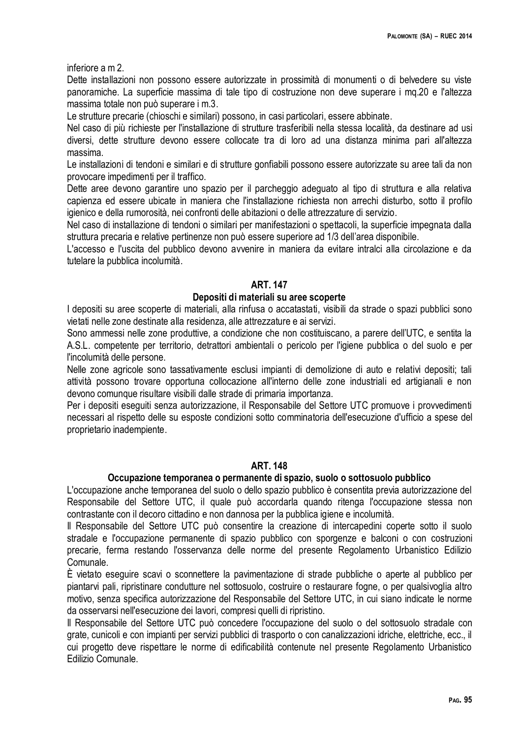inferiore a m 2.

Dette installazioni non possono essere autorizzate in prossimità di monumenti o di belvedere su viste panoramiche. La superficie massima di tale tipo di costruzione non deve superare i mq.20 e l'altezza massima totale non può superare i m.3.

Le strutture precarie (chioschi e similari) possono, in casi particolari, essere abbinate.

Nel caso di più richieste per l'installazione di strutture trasferibili nella stessa località, da destinare ad usi diversi, dette strutture devono essere collocate tra di loro ad una distanza minima pari all'altezza massima.

Le installazioni di tendoni e similari e di strutture gonfiabili possono essere autorizzate su aree tali da non provocare impedimenti per il traffico.

Dette aree devono garantire uno spazio per il parcheggio adeguato al tipo di struttura e alla relativa capienza ed essere ubicate in maniera che l'installazione richiesta non arrechi disturbo, sotto il profilo igienico e della rumorosità, nei confronti delle abitazioni o delle attrezzature di servizio.

Nel caso di installazione di tendoni o similari per manifestazioni o spettacoli, la superficie impegnata dalla struttura precaria e relative pertinenze non può essere superiore ad 1/3 dell'area disponibile.

L'accesso e l'uscita del pubblico devono avvenire in maniera da evitare intralci alla circolazione e da tutelare la pubblica incolumità.

## ART. 147

### Depositi di materiali su aree scoperte

I depositi su aree scoperte di materiali, alla rinfusa o accatastati, visibili da strade o spazi pubblici sono vietati nelle zone destinate alla residenza, alle attrezzature e ai servizi.

Sono ammessi nelle zone produttive, a condizione che non costituiscano, a parere dell'UTC, e sentita la A.S.L. competente per territorio, detrattori ambientali o pericolo per l'igiene pubblica o del suolo e per l'incolumità delle persone.

Nelle zone agricole sono tassativamente esclusi impianti di demolizione di auto e relativi depositi; tali attività possono trovare opportuna collocazione all'interno delle zone industriali ed artigianali e non devono comunque risultare visibili dalle strade di primaria importanza.

Per i depositi eseguiti senza autorizzazione, il Responsabile del Settore UTC promuove i provvedimenti necessari al rispetto delle su esposte condizioni sotto comminatoria dell'esecuzione d'ufficio a spese del proprietario inadempiente.

## ART. 148

### Occupazione temporanea o permanente di spazio, suolo o sottosuolo pubblico

L'occupazione anche temporanea del suolo o dello spazio pubblico è consentita previa autorizzazione del Responsabile del Settore UTC, il quale può accordarla quando ritenga l'occupazione stessa non contrastante con il decoro cittadino e non dannosa per la pubblica igiene e incolumità.

Il Responsabile del Settore UTC può consentire la creazione di intercapedini coperte sotto il suolo stradale e l'occupazione permanente di spazio pubblico con sporgenze e balconi o con costruzioni precarie, ferma restando l'osservanza delle norme del presente Regolamento Urbanistico Edilizio Comunale.

È vietato eseguire scavi o sconnettere la pavimentazione di strade pubbliche o aperte al pubblico per piantarvi pali, ripristinare condutture nel sottosuolo, costruire o restaurare fogne, o per qualsivoglia altro motivo, senza specifica autorizzazione del Responsabile del Settore UTC, in cui siano indicate le norme da osservarsi nell'esecuzione dei lavori, compresi quelli di ripristino.

Il Responsabile del Settore UTC può concedere l'occupazione del suolo o del sottosuolo stradale con grate, cunicoli e con impianti per servizi pubblici di trasporto o con canalizzazioni idriche, elettriche, ecc., il cui progetto deve rispettare le norme di edificabilità contenute nel presente Regolamento Urbanistico Edilizio Comunale.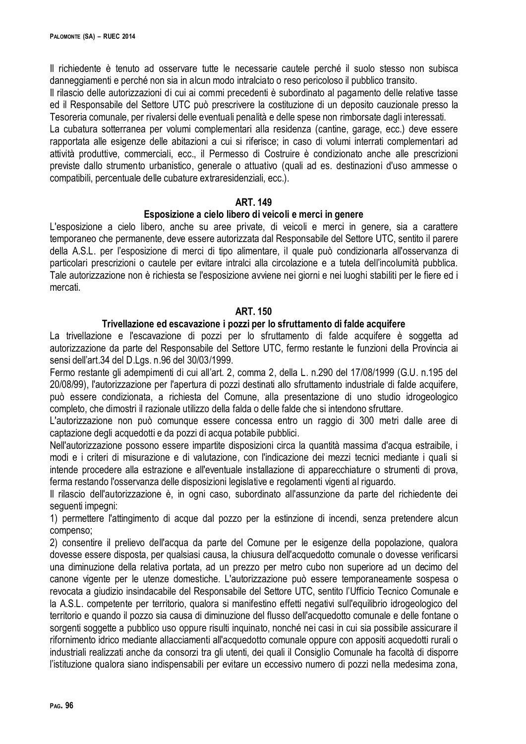Il richiedente è tenuto ad osservare tutte le necessarie cautele perché il suolo stesso non subisca danneggiamenti e perché non sia in alcun modo intralciato o reso pericoloso il pubblico transito.

Il rilascio delle autorizzazioni di cui ai commi precedenti è subordinato al pagamento delle relative tasse ed il Responsabile del Settore UTC può prescrivere la costituzione di un deposito cauzionale presso la Tesoreria comunale, per rivalersi delle eventuali penalità e delle spese non rimborsate dagli interessati.

La cubatura sotterranea per volumi complementari alla residenza (cantine, garage, ecc.) deve essere rapportata alle esigenze delle abitazioni a cui si riferisce; in caso di volumi interrati complementari ad attività produttive, commerciali, ecc., il Permesso di Costruire è condizionato anche alle prescrizioni previste dallo strumento urbanistico, generale o attuativo (quali ad es. destinazioni d'uso ammesse o compatibili, percentuale delle cubature extraresidenziali, ecc.).

**ART. 149**

**Esposizione a cielo libero di veicoli e merci in genere**

L'esposizione a cielo libero, anche su aree private, di veicoli e merci in genere, sia a carattere temporaneo che permanente, deve essere autorizzata dal Responsabile del Settore UTC, sentito il parere della A.S.L. per l'esposizione di merci di tipo alimentare, il quale può condizionarla all'osservanza di particolari prescrizioni o cautele per evitare intralci alla circolazione e a tutela dell'incolumità pubblica. Tale autorizzazione non è richiesta se l'esposizione avviene nei giorni e nei luoghi stabiliti per le fiere ed i mercati.

**ART. 150**

**Trivellazione ed escavazione i pozzi per lo sfruttamento di falde acquifere**

La trivellazione e l'escavazione di pozzi per lo sfruttamento di falde acquifere è soggetta ad autorizzazione da parte del Responsabile del Settore UTC, fermo restante le funzioni della Provincia ai sensi dell'art.34 del D.Lgs. n.96 del 30/03/1999.

Fermo restante gli adempimenti di cui all'art. 2, comma 2, della L. n.290 del 17/08/1999 (G.U. n.195 del 20/08/99), l'autorizzazione per l'apertura di pozzi destinati allo sfruttamento industriale di falde acquifere, può essere condizionata, a richiesta del Comune, alla presentazione di uno studio idrogeologico completo, che dimostri il razionale utilizzo della falda o delle falde che si intendono sfruttare.

L'autorizzazione non può comunque essere concessa entro un raggio di 300 metri dalle aree di captazione degli acquedotti e da pozzi di acqua potabile pubblici.

Nell'autorizzazione possono essere impartite disposizioni circa la quantità massima d'acqua estraibile, i modi e i criteri di misurazione e di valutazione, con l'indicazione dei mezzi tecnici mediante i quali si intende procedere alla estrazione e all'eventuale installazione di apparecchiature o strumenti di prova, ferma restando l'osservanza delle disposizioni legislative e regolamenti vigenti al riguardo.

Il rilascio dell'autorizzazione è, in ogni caso, subordinato all'assunzione da parte del richiedente dei seguenti impegni:

1) permettere l'attingimento di acque dal pozzo per la estinzione di incendi, senza pretendere alcun compenso;

2) consentire il prelievo dell'acqua da parte del Comune per le esigenze della popolazione, qualora dovesse essere disposta, per qualsiasi causa, la chiusura dell'acquedotto comunale o dovesse verificarsi una diminuzione della relativa portata, ad un prezzo per metro cubo non superiore ad un decimo del canone vigente per le utenze domestiche. L'autorizzazione può essere temporaneamente sospesa o revocata a giudizio insindacabile del Responsabile del Settore UTC, sentito l'Ufficio Tecnico Comunale e la A.S.L. competente per territorio, qualora si manifestino effetti negativi sull'equilibrio idrogeologico del territorio e quando il pozzo sia causa di diminuzione del flusso dell'acquedotto comunale e delle fontane o sorgenti soggette a pubblico uso oppure risulti inquinato, nonché nei casi in cui sia possibile assicurare il rifornimento idrico mediante allacciamenti all'acquedotto comunale oppure con appositi acquedotti rurali o industriali realizzati anche da consorzi tra gli utenti, dei quali il Consiglio Comunale ha facoltà di disporre l'istituzione qualora siano indispensabili per evitare un eccessivo numero di pozzi nella medesima zona,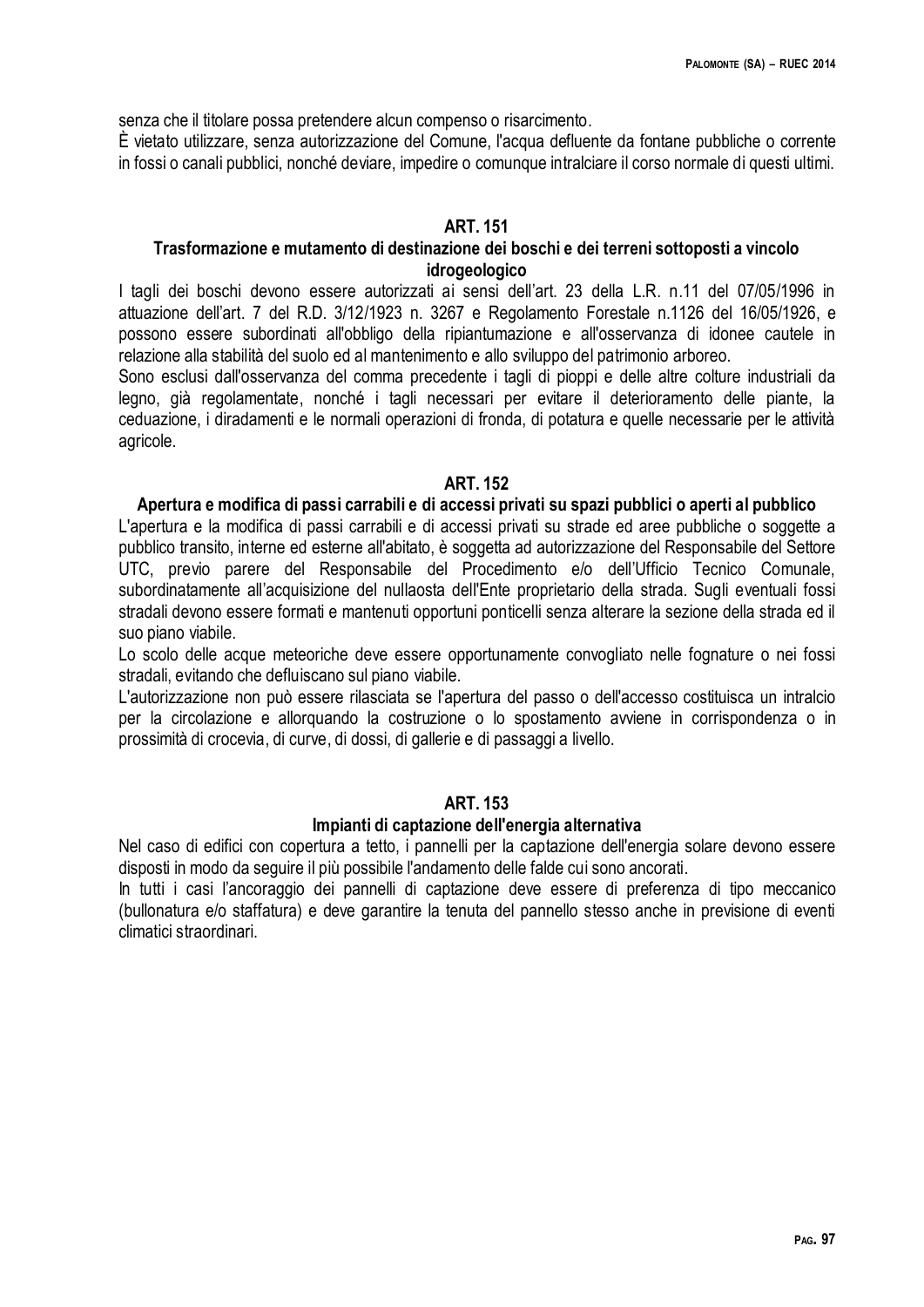senza che il titolare possa pretendere alcun compenso o risarcimento.
È vietato utilizzare, senza autorizzazione del Comune, l'acqua defluente da fontane pubbliche o corrente in fossi o canali pubblici, nonché deviare, impedire o comunque intralciare il corso normale di questi ultimi.

### ART. 151
### Trasformazione e mutamento di destinazione dei boschi e dei terreni sottoposti a vincolo idrogeologico

I tagli dei boschi devono essere autorizzati ai sensi dell'art. 23 della L.R. n.11 del 07/05/1996 in attuazione dell'art. 7 del R.D. 3/12/1923 n. 3267 e Regolamento Forestale n.1126 del 16/05/1926, e possono essere subordinati all'obbligo della ripiantumazione e all'osservanza di idonee cautele in relazione alla stabilità del suolo ed al mantenimento e allo sviluppo del patrimonio arboreo.
Sono esclusi dall'osservanza del comma precedente i tagli di pioppi e delle altre colture industriali da legno, già regolamentate, nonché i tagli necessari per evitare il deterioramento delle piante, la ceduazione, i diradamenti e le normali operazioni di fronda, di potatura e quelle necessarie per le attività agricole.

### ART. 152
### Apertura e modifica di passi carrabili e di accessi privati su spazi pubblici o aperti al pubblico

L'apertura e la modifica di passi carrabili e di accessi privati su strade ed aree pubbliche o soggette a pubblico transito, interne ed esterne all'abitato, è soggetta ad autorizzazione del Responsabile del Settore UTC, previo parere del Responsabile del Procedimento e/o dell'Ufficio Tecnico Comunale, subordinatamente all'acquisizione del nullaosta dell'Ente proprietario della strada. Sugli eventuali fossi stradali devono essere formati e mantenuti opportuni ponticelli senza alterare la sezione della strada ed il suo piano viabile.
Lo scolo delle acque meteoriche deve essere opportunamente convogliato nelle fognature o nei fossi stradali, evitando che defluiscano sul piano viabile.
L'autorizzazione non può essere rilasciata se l'apertura del passo o dell'accesso costituisca un intralcio per la circolazione e allorquando la costruzione o lo spostamento avviene in corrispondenza o in prossimità di crocevia, di curve, di dossi, di gallerie e di passaggi a livello.

### ART. 153
### Impianti di captazione dell'energia alternativa

Nel caso di edifici con copertura a tetto, i pannelli per la captazione dell'energia solare devono essere disposti in modo da seguire il più possibile l'andamento delle falde cui sono ancorati.
In tutti i casi l'ancoraggio dei pannelli di captazione deve essere di preferenza di tipo meccanico (bullonatura e/o staffatura) e deve garantire la tenuta del pannello stesso anche in previsione di eventi climatici straordinari.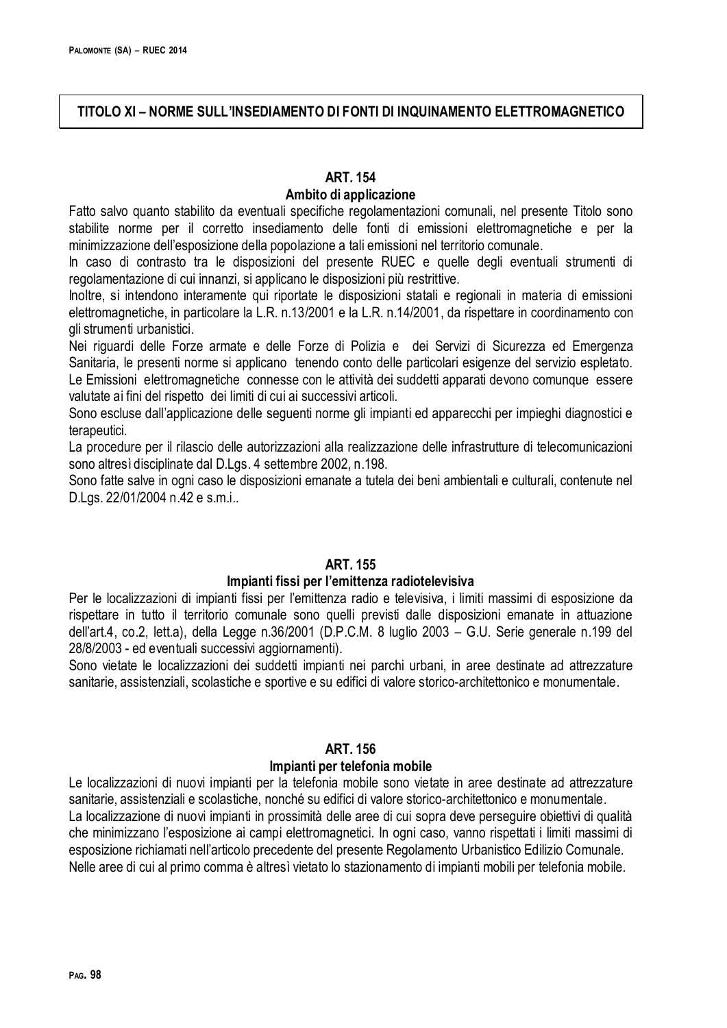# TITOLO XI – NORME SULL'INSEDIAMENTO DI FONTI DI INQUINAMENTO ELETTROMAGNETICO

## ART. 154
### Ambito di applicazione

Fatto salvo quanto stabilito da eventuali specifiche regolamentazioni comunali, nel presente Titolo sono stabilite norme per il corretto insediamento delle fonti di emissioni elettromagnetiche e per la minimizzazione dell'esposizione della popolazione a tali emissioni nel territorio comunale.

In caso di contrasto tra le disposizioni del presente RUEC e quelle degli eventuali strumenti di regolamentazione di cui innanzi, si applicano le disposizioni più restrittive.

Inoltre, si intendono interamente qui riportate le disposizioni statali e regionali in materia di emissioni elettromagnetiche, in particolare la L.R. n.13/2001 e la L.R. n.14/2001, da rispettare in coordinamento con gli strumenti urbanistici.

Nei riguardi delle Forze armate e delle Forze di Polizia e dei Servizi di Sicurezza ed Emergenza Sanitaria, le presenti norme si applicano tenendo conto delle particolari esigenze del servizio espletato.

Le Emissioni elettromagnetiche connesse con le attività dei suddetti apparati devono comunque essere valutate ai fini del rispetto dei limiti di cui ai successivi articoli.

Sono escluse dall'applicazione delle seguenti norme gli impianti ed apparecchi per impieghi diagnostici e terapeutici.

La procedure per il rilascio delle autorizzazioni alla realizzazione delle infrastrutture di telecomunicazioni sono altresì disciplinate dal D.Lgs. 4 settembre 2002, n.198.

Sono fatte salve in ogni caso le disposizioni emanate a tutela dei beni ambientali e culturali, contenute nel D.Lgs. 22/01/2004 n.42 e s.m.i..

## ART. 155
### Impianti fissi per l'emittenza radiotelevisiva

Per le localizzazioni di impianti fissi per l'emittenza radio e televisiva, i limiti massimi di esposizione da rispettare in tutto il territorio comunale sono quelli previsti dalle disposizioni emanate in attuazione dell'art.4, co.2, lett.a), della Legge n.36/2001 (D.P.C.M. 8 luglio 2003 – G.U. Serie generale n.199 del 28/8/2003 - ed eventuali successivi aggiornamenti).

Sono vietate le localizzazioni dei suddetti impianti nei parchi urbani, in aree destinate ad attrezzature sanitarie, assistenziali, scolastiche e sportive e su edifici di valore storico-architettonico e monumentale.

## ART. 156
### Impianti per telefonia mobile

Le localizzazioni di nuovi impianti per la telefonia mobile sono vietate in aree destinate ad attrezzature sanitarie, assistenziali e scolastiche, nonché su edifici di valore storico-architettonico e monumentale.

La localizzazione di nuovi impianti in prossimità delle aree di cui sopra deve perseguire obiettivi di qualità che minimizzano l'esposizione ai campi elettromagnetici. In ogni caso, vanno rispettati i limiti massimi di esposizione richiamati nell'articolo precedente del presente Regolamento Urbanistico Edilizio Comunale.

Nelle aree di cui al primo comma è altresì vietato lo stazionamento di impianti mobili per telefonia mobile.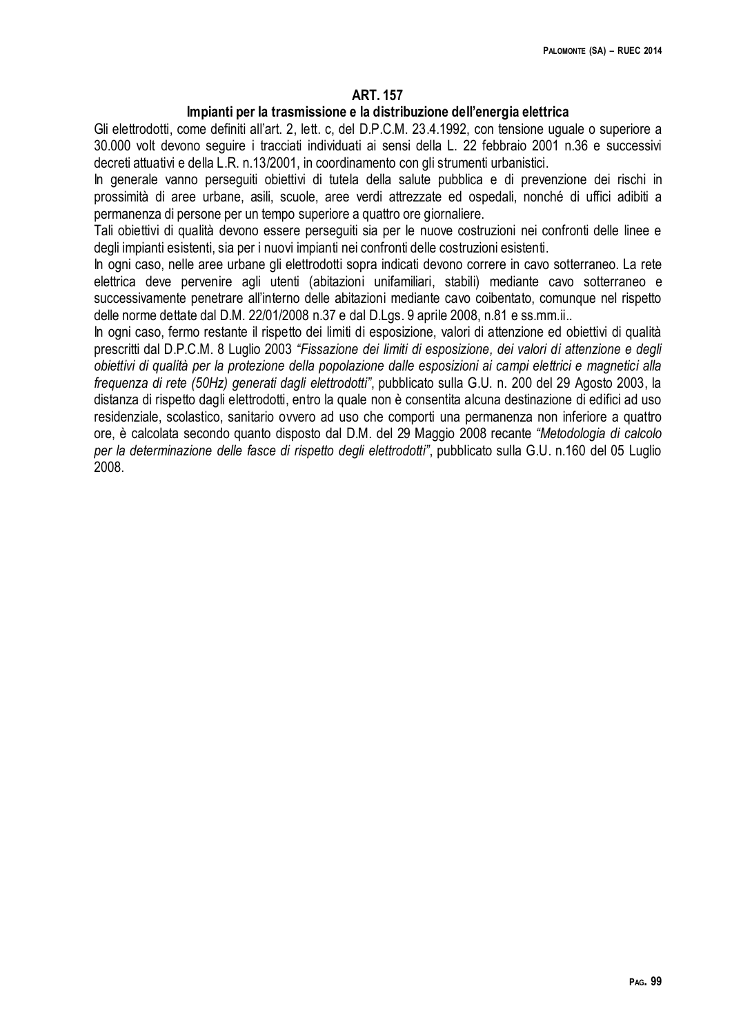## ART. 157

### Impianti per la trasmissione e la distribuzione dell'energia elettrica

Gli elettrodotti, come definiti all'art. 2, lett. c, del D.P.C.M. 23.4.1992, con tensione uguale o superiore a 30.000 volt devono seguire i tracciati individuati ai sensi della L. 22 febbraio 2001 n.36 e successivi decreti attuativi e della L.R. n.13/2001, in coordinamento con gli strumenti urbanistici.

In generale vanno perseguiti obiettivi di tutela della salute pubblica e di prevenzione dei rischi in prossimità di aree urbane, asili, scuole, aree verdi attrezzate ed ospedali, nonché di uffici adibiti a permanenza di persone per un tempo superiore a quattro ore giornaliere.

Tali obiettivi di qualità devono essere perseguiti sia per le nuove costruzioni nei confronti delle linee e degli impianti esistenti, sia per i nuovi impianti nei confronti delle costruzioni esistenti.

In ogni caso, nelle aree urbane gli elettrodotti sopra indicati devono correre in cavo sotterraneo. La rete elettrica deve pervenire agli utenti (abitazioni unifamiliari, stabili) mediante cavo sotterraneo e successivamente penetrare all'interno delle abitazioni mediante cavo coibentato, comunque nel rispetto delle norme dettate dal D.M. 22/01/2008 n.37 e dal D.Lgs. 9 aprile 2008, n.81 e ss.mm.ii..

In ogni caso, fermo restante il rispetto dei limiti di esposizione, valori di attenzione ed obiettivi di qualità prescritti dal D.P.C.M. 8 Luglio 2003 *"Fissazione dei limiti di esposizione, dei valori di attenzione e degli obiettivi di qualità per la protezione della popolazione dalle esposizioni ai campi elettrici e magnetici alla frequenza di rete (50Hz) generati dagli elettrodotti"*, pubblicato sulla G.U. n. 200 del 29 Agosto 2003, la distanza di rispetto dagli elettrodotti, entro la quale non è consentita alcuna destinazione di edifici ad uso residenziale, scolastico, sanitario ovvero ad uso che comporti una permanenza non inferiore a quattro ore, è calcolata secondo quanto disposto dal D.M. del 29 Maggio 2008 recante *"Metodologia di calcolo per la determinazione delle fasce di rispetto degli elettrodotti"*, pubblicato sulla G.U. n.160 del 05 Luglio 2008.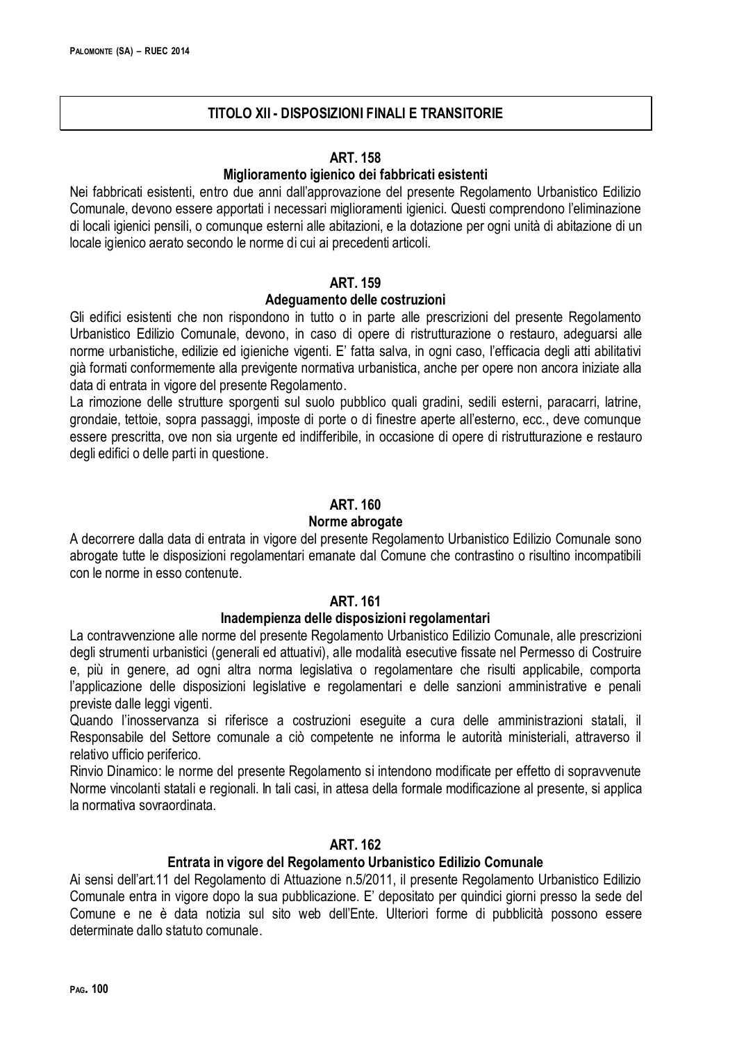## TITOLO XII - DISPOSIZIONI FINALI E TRANSITORIE

### ART. 158
### Miglioramento igienico dei fabbricati esistenti

Nei fabbricati esistenti, entro due anni dall'approvazione del presente Regolamento Urbanistico Edilizio Comunale, devono essere apportati i necessari miglioramenti igienici. Questi comprendono l'eliminazione di locali igienici pensili, o comunque esterni alle abitazioni, e la dotazione per ogni unità di abitazione di un locale igienico aerato secondo le norme di cui ai precedenti articoli.

### ART. 159
### Adeguamento delle costruzioni

Gli edifici esistenti che non rispondono in tutto o in parte alle prescrizioni del presente Regolamento Urbanistico Edilizio Comunale, devono, in caso di opere di ristrutturazione o restauro, adeguarsi alle norme urbanistiche, edilizie ed igieniche vigenti. E' fatta salva, in ogni caso, l'efficacia degli atti abilitativi già formati conformemente alla previgente normativa urbanistica, anche per opere non ancora iniziate alla data di entrata in vigore del presente Regolamento.

La rimozione delle strutture sporgenti sul suolo pubblico quali gradini, sedili esterni, paracarri, latrine, grondaie, tettoie, sopra passaggi, imposte di porte o di finestre aperte all'esterno, ecc., deve comunque essere prescritta, ove non sia urgente ed indifferibile, in occasione di opere di ristrutturazione e restauro degli edifici o delle parti in questione.

### ART. 160
### Norme abrogate

A decorrere dalla data di entrata in vigore del presente Regolamento Urbanistico Edilizio Comunale sono abrogate tutte le disposizioni regolamentari emanate dal Comune che contrastino o risultino incompatibili con le norme in esso contenute.

### ART. 161
### Inadempienza delle disposizioni regolamentari

La contravvenzione alle norme del presente Regolamento Urbanistico Edilizio Comunale, alle prescrizioni degli strumenti urbanistici (generali ed attuativi), alle modalità esecutive fissate nel Permesso di Costruire e, più in genere, ad ogni altra norma legislativa o regolamentare che risulti applicabile, comporta l'applicazione delle disposizioni legislative e regolamentari e delle sanzioni amministrative e penali previste dalle leggi vigenti.

Quando l'inosservanza si riferisce a costruzioni eseguite a cura delle amministrazioni statali, il Responsabile del Settore comunale a ciò competente ne informa le autorità ministeriali, attraverso il relativo ufficio periferico.

Rinvio Dinamico: le norme del presente Regolamento si intendono modificate per effetto di sopravvenute Norme vincolanti statali e regionali. In tali casi, in attesa della formale modificazione al presente, si applica la normativa sovraordinata.

### ART. 162
### Entrata in vigore del Regolamento Urbanistico Edilizio Comunale

Ai sensi dell'art.11 del Regolamento di Attuazione n.5/2011, il presente Regolamento Urbanistico Edilizio Comunale entra in vigore dopo la sua pubblicazione. E' depositato per quindici giorni presso la sede del Comune e ne è data notizia sul sito web dell'Ente. Ulteriori forme di pubblicità possono essere determinate dallo statuto comunale.